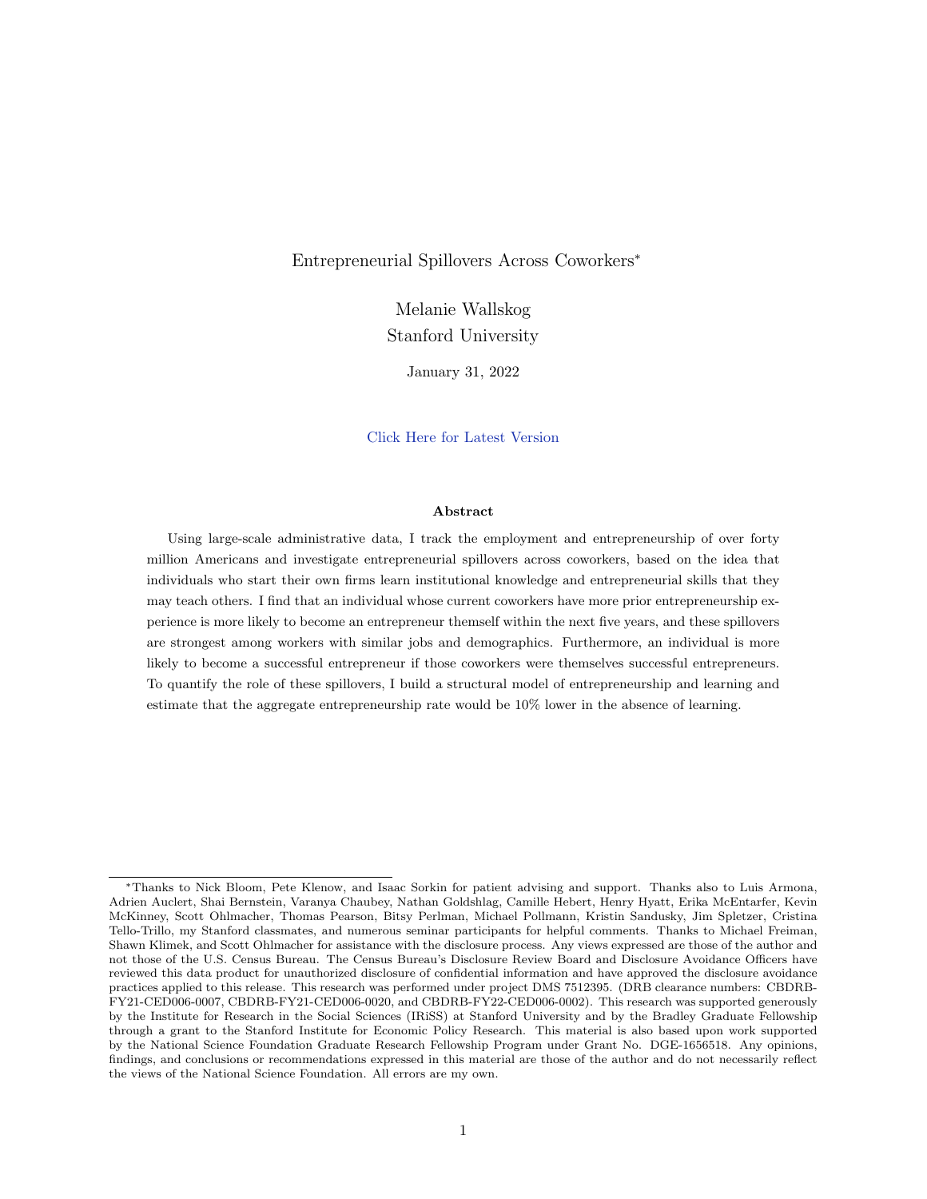# Entrepreneurial Spillovers Across Coworkers*

Melanie Wallskog
Stanford University

January 31, 2022

Click Here for Latest Version

### Abstract

Using large-scale administrative data, I track the employment and entrepreneurship of over forty million Americans and investigate entrepreneurial spillovers across coworkers, based on the idea that individuals who start their own firms learn institutional knowledge and entrepreneurial skills that they may teach others. I find that an individual whose current coworkers have more prior entrepreneurship experience is more likely to become an entrepreneur themself within the next five years, and these spillovers are strongest among workers with similar jobs and demographics. Furthermore, an individual is more likely to become a successful entrepreneur if those coworkers were themselves successful entrepreneurs. To quantify the role of these spillovers, I build a structural model of entrepreneurship and learning and estimate that the aggregate entrepreneurship rate would be 10% lower in the absence of learning.

---

*Thanks to Nick Bloom, Pete Klenow, and Isaac Sorkin for patient advising and support. Thanks also to Luis Armona, Adrien Auclert, Shai Bernstein, Varanya Chaubey, Nathan Goldshlag, Camille Hebert, Henry Hyatt, Erika McEntarfer, Kevin McKinney, Scott Ohlmacher, Thomas Pearson, Bitsy Perlman, Michael Pollmann, Kristin Sandusky, Jim Spletzer, Cristina Tello-Trillo, my Stanford classmates, and numerous seminar participants for helpful comments. Thanks to Michael Freiman, Shawn Klimek, and Scott Ohlmacher for assistance with the disclosure process. Any views expressed are those of the author and not those of the U.S. Census Bureau. The Census Bureau's Disclosure Review Board and Disclosure Avoidance Officers have reviewed this data product for unauthorized disclosure of confidential information and have approved the disclosure avoidance practices applied to this release. This research was performed under project DMS 7512395. (DRB clearance numbers: CBDRB-FY21-CED006-0007, CBDRB-FY21-CED006-0020, and CBDRB-FY22-CED006-0002). This research was supported generously by the Institute for Research in the Social Sciences (IRiSS) at Stanford University and by the Bradley Graduate Fellowship through a grant to the Stanford Institute for Economic Policy Research. This material is also based upon work supported by the National Science Foundation Graduate Research Fellowship Program under Grant No. DGE-1656518. Any opinions, findings, and conclusions or recommendations expressed in this material are those of the author and do not necessarily reflect the views of the National Science Foundation. All errors are my own.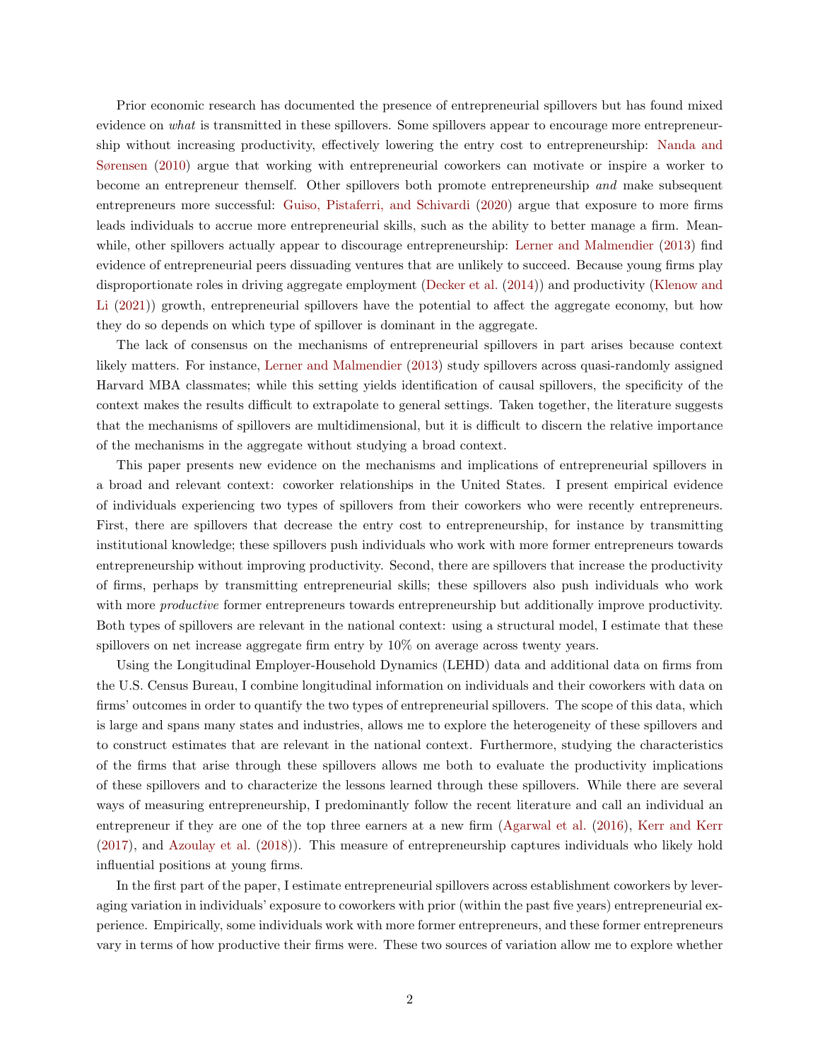Prior economic research has documented the presence of entrepreneurial spillovers but has found mixed evidence on *what* is transmitted in these spillovers. Some spillovers appear to encourage more entrepreneurship without increasing productivity, effectively lowering the entry cost to entrepreneurship: Nanda and Sørensen (2010) argue that working with entrepreneurial coworkers can motivate or inspire a worker to become an entrepreneur themself. Other spillovers both promote entrepreneurship *and* make subsequent entrepreneurs more successful: Guiso, Pistaferri, and Schivardi (2020) argue that exposure to more firms leads individuals to accrue more entrepreneurial skills, such as the ability to better manage a firm. Meanwhile, other spillovers actually appear to discourage entrepreneurship: Lerner and Malmendier (2013) find evidence of entrepreneurial peers dissuading ventures that are unlikely to succeed. Because young firms play disproportionate roles in driving aggregate employment (Decker et al. (2014)) and productivity (Klenow and Li (2021)) growth, entrepreneurial spillovers have the potential to affect the aggregate economy, but how they do so depends on which type of spillover is dominant in the aggregate.

The lack of consensus on the mechanisms of entrepreneurial spillovers in part arises because context likely matters. For instance, Lerner and Malmendier (2013) study spillovers across quasi-randomly assigned Harvard MBA classmates; while this setting yields identification of causal spillovers, the specificity of the context makes the results difficult to extrapolate to general settings. Taken together, the literature suggests that the mechanisms of spillovers are multidimensional, but it is difficult to discern the relative importance of the mechanisms in the aggregate without studying a broad context.

This paper presents new evidence on the mechanisms and implications of entrepreneurial spillovers in a broad and relevant context: coworker relationships in the United States. I present empirical evidence of individuals experiencing two types of spillovers from their coworkers who were recently entrepreneurs. First, there are spillovers that decrease the entry cost to entrepreneurship, for instance by transmitting institutional knowledge; these spillovers push individuals who work with more former entrepreneurs towards entrepreneurship without improving productivity. Second, there are spillovers that increase the productivity of firms, perhaps by transmitting entrepreneurial skills; these spillovers also push individuals who work with more *productive* former entrepreneurs towards entrepreneurship but additionally improve productivity. Both types of spillovers are relevant in the national context: using a structural model, I estimate that these spillovers on net increase aggregate firm entry by 10% on average across twenty years.

Using the Longitudinal Employer-Household Dynamics (LEHD) data and additional data on firms from the U.S. Census Bureau, I combine longitudinal information on individuals and their coworkers with data on firms' outcomes in order to quantify the two types of entrepreneurial spillovers. The scope of this data, which is large and spans many states and industries, allows me to explore the heterogeneity of these spillovers and to construct estimates that are relevant in the national context. Furthermore, studying the characteristics of the firms that arise through these spillovers allows me both to evaluate the productivity implications of these spillovers and to characterize the lessons learned through these spillovers. While there are several ways of measuring entrepreneurship, I predominantly follow the recent literature and call an individual an entrepreneur if they are one of the top three earners at a new firm (Agarwal et al. (2016), Kerr and Kerr (2017), and Azoulay et al. (2018)). This measure of entrepreneurship captures individuals who likely hold influential positions at young firms.

In the first part of the paper, I estimate entrepreneurial spillovers across establishment coworkers by leveraging variation in individuals' exposure to coworkers with prior (within the past five years) entrepreneurial experience. Empirically, some individuals work with more former entrepreneurs, and these former entrepreneurs vary in terms of how productive their firms were. These two sources of variation allow me to explore whether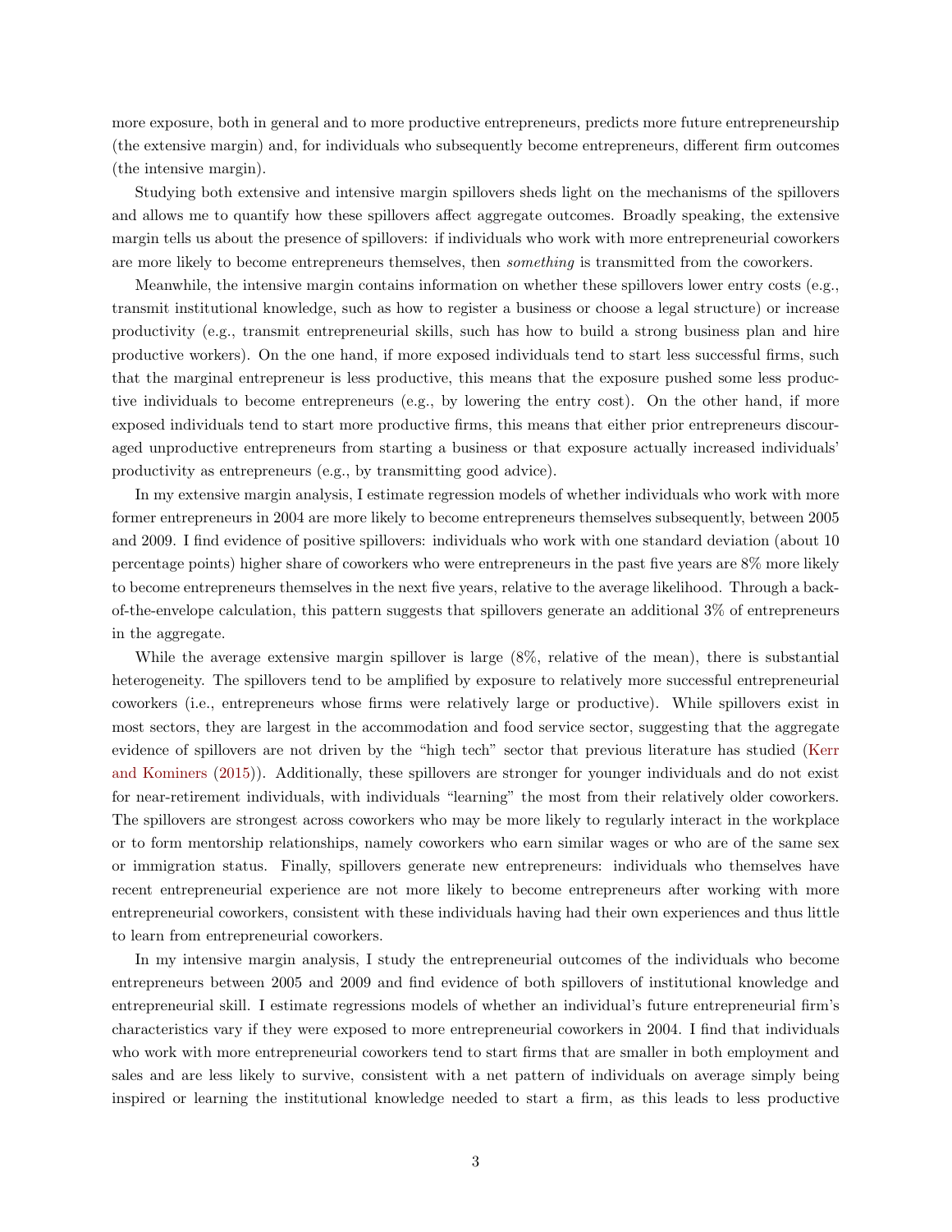more exposure, both in general and to more productive entrepreneurs, predicts more future entrepreneurship (the extensive margin) and, for individuals who subsequently become entrepreneurs, different firm outcomes (the intensive margin).

Studying both extensive and intensive margin spillovers sheds light on the mechanisms of the spillovers and allows me to quantify how these spillovers affect aggregate outcomes. Broadly speaking, the extensive margin tells us about the presence of spillovers: if individuals who work with more entrepreneurial coworkers are more likely to become entrepreneurs themselves, then *something* is transmitted from the coworkers.

Meanwhile, the intensive margin contains information on whether these spillovers lower entry costs (e.g., transmit institutional knowledge, such as how to register a business or choose a legal structure) or increase productivity (e.g., transmit entrepreneurial skills, such has how to build a strong business plan and hire productive workers). On the one hand, if more exposed individuals tend to start less successful firms, such that the marginal entrepreneur is less productive, this means that the exposure pushed some less productive individuals to become entrepreneurs (e.g., by lowering the entry cost). On the other hand, if more exposed individuals tend to start more productive firms, this means that either prior entrepreneurs discouraged unproductive entrepreneurs from starting a business or that exposure actually increased individuals' productivity as entrepreneurs (e.g., by transmitting good advice).

In my extensive margin analysis, I estimate regression models of whether individuals who work with more former entrepreneurs in 2004 are more likely to become entrepreneurs themselves subsequently, between 2005 and 2009. I find evidence of positive spillovers: individuals who work with one standard deviation (about 10 percentage points) higher share of coworkers who were entrepreneurs in the past five years are 8% more likely to become entrepreneurs themselves in the next five years, relative to the average likelihood. Through a back-of-the-envelope calculation, this pattern suggests that spillovers generate an additional 3% of entrepreneurs in the aggregate.

While the average extensive margin spillover is large (8%, relative of the mean), there is substantial heterogeneity. The spillovers tend to be amplified by exposure to relatively more successful entrepreneurial coworkers (i.e., entrepreneurs whose firms were relatively large or productive). While spillovers exist in most sectors, they are largest in the accommodation and food service sector, suggesting that the aggregate evidence of spillovers are not driven by the "high tech" sector that previous literature has studied (Kerr and Kominers (2015)). Additionally, these spillovers are stronger for younger individuals and do not exist for near-retirement individuals, with individuals "learning" the most from their relatively older coworkers. The spillovers are strongest across coworkers who may be more likely to regularly interact in the workplace or to form mentorship relationships, namely coworkers who earn similar wages or who are of the same sex or immigration status. Finally, spillovers generate new entrepreneurs: individuals who themselves have recent entrepreneurial experience are not more likely to become entrepreneurs after working with more entrepreneurial coworkers, consistent with these individuals having had their own experiences and thus little to learn from entrepreneurial coworkers.

In my intensive margin analysis, I study the entrepreneurial outcomes of the individuals who become entrepreneurs between 2005 and 2009 and find evidence of both spillovers of institutional knowledge and entrepreneurial skill. I estimate regressions models of whether an individual's future entrepreneurial firm's characteristics vary if they were exposed to more entrepreneurial coworkers in 2004. I find that individuals who work with more entrepreneurial coworkers tend to start firms that are smaller in both employment and sales and are less likely to survive, consistent with a net pattern of individuals on average simply being inspired or learning the institutional knowledge needed to start a firm, as this leads to less productive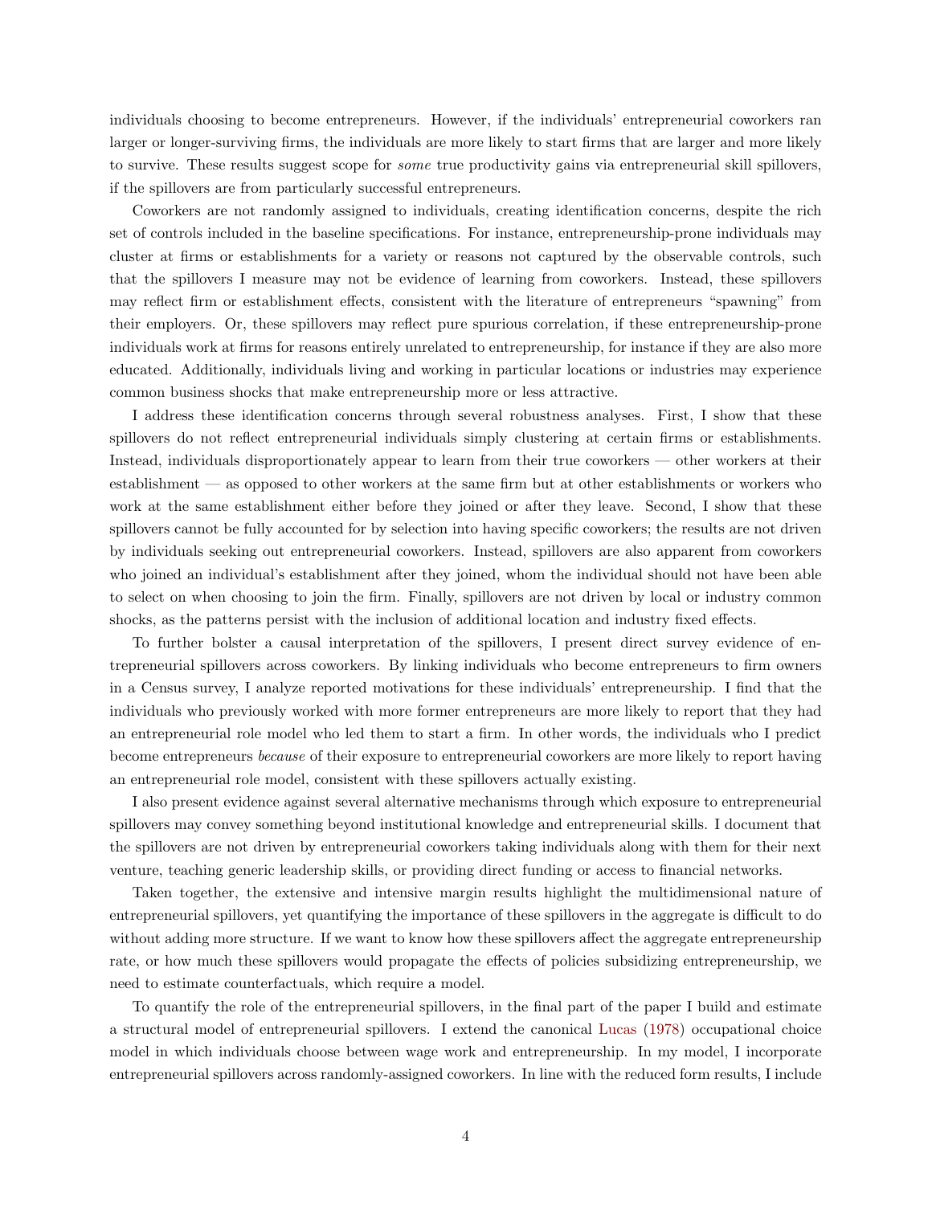individuals choosing to become entrepreneurs. However, if the individuals' entrepreneurial coworkers ran larger or longer-surviving firms, the individuals are more likely to start firms that are larger and more likely to survive. These results suggest scope for *some* true productivity gains via entrepreneurial skill spillovers, if the spillovers are from particularly successful entrepreneurs.

Coworkers are not randomly assigned to individuals, creating identification concerns, despite the rich set of controls included in the baseline specifications. For instance, entrepreneurship-prone individuals may cluster at firms or establishments for a variety or reasons not captured by the observable controls, such that the spillovers I measure may not be evidence of learning from coworkers. Instead, these spillovers may reflect firm or establishment effects, consistent with the literature of entrepreneurs "spawning" from their employers. Or, these spillovers may reflect pure spurious correlation, if these entrepreneurship-prone individuals work at firms for reasons entirely unrelated to entrepreneurship, for instance if they are also more educated. Additionally, individuals living and working in particular locations or industries may experience common business shocks that make entrepreneurship more or less attractive.

I address these identification concerns through several robustness analyses. First, I show that these spillovers do not reflect entrepreneurial individuals simply clustering at certain firms or establishments. Instead, individuals disproportionately appear to learn from their true coworkers — other workers at their establishment — as opposed to other workers at the same firm but at other establishments or workers who work at the same establishment either before they joined or after they leave. Second, I show that these spillovers cannot be fully accounted for by selection into having specific coworkers; the results are not driven by individuals seeking out entrepreneurial coworkers. Instead, spillovers are also apparent from coworkers who joined an individual's establishment after they joined, whom the individual should not have been able to select on when choosing to join the firm. Finally, spillovers are not driven by local or industry common shocks, as the patterns persist with the inclusion of additional location and industry fixed effects.

To further bolster a causal interpretation of the spillovers, I present direct survey evidence of entrepreneurial spillovers across coworkers. By linking individuals who become entrepreneurs to firm owners in a Census survey, I analyze reported motivations for these individuals' entrepreneurship. I find that the individuals who previously worked with more former entrepreneurs are more likely to report that they had an entrepreneurial role model who led them to start a firm. In other words, the individuals who I predict become entrepreneurs *because* of their exposure to entrepreneurial coworkers are more likely to report having an entrepreneurial role model, consistent with these spillovers actually existing.

I also present evidence against several alternative mechanisms through which exposure to entrepreneurial spillovers may convey something beyond institutional knowledge and entrepreneurial skills. I document that the spillovers are not driven by entrepreneurial coworkers taking individuals along with them for their next venture, teaching generic leadership skills, or providing direct funding or access to financial networks.

Taken together, the extensive and intensive margin results highlight the multidimensional nature of entrepreneurial spillovers, yet quantifying the importance of these spillovers in the aggregate is difficult to do without adding more structure. If we want to know how these spillovers affect the aggregate entrepreneurship rate, or how much these spillovers would propagate the effects of policies subsidizing entrepreneurship, we need to estimate counterfactuals, which require a model.

To quantify the role of the entrepreneurial spillovers, in the final part of the paper I build and estimate a structural model of entrepreneurial spillovers. I extend the canonical Lucas (1978) occupational choice model in which individuals choose between wage work and entrepreneurship. In my model, I incorporate entrepreneurial spillovers across randomly-assigned coworkers. In line with the reduced form results, I include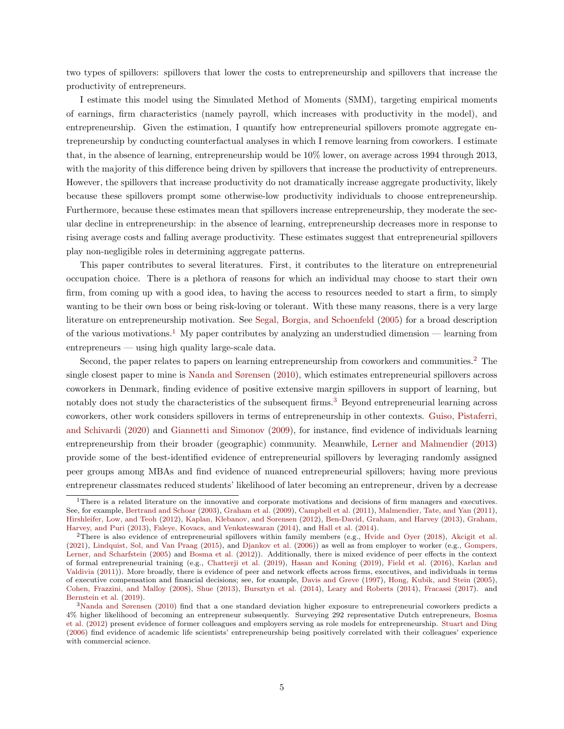two types of spillovers: spillovers that lower the costs to entrepreneurship and spillovers that increase the productivity of entrepreneurs.

I estimate this model using the Simulated Method of Moments (SMM), targeting empirical moments of earnings, firm characteristics (namely payroll, which increases with productivity in the model), and entrepreneurship. Given the estimation, I quantify how entrepreneurial spillovers promote aggregate entrepreneurship by conducting counterfactual analyses in which I remove learning from coworkers. I estimate that, in the absence of learning, entrepreneurship would be 10% lower, on average across 1994 through 2013, with the majority of this difference being driven by spillovers that increase the productivity of entrepreneurs. However, the spillovers that increase productivity do not dramatically increase aggregate productivity, likely because these spillovers prompt some otherwise-low productivity individuals to choose entrepreneurship. Furthermore, because these estimates mean that spillovers increase entrepreneurship, they moderate the secular decline in entrepreneurship: in the absence of learning, entrepreneurship decreases more in response to rising average costs and falling average productivity. These estimates suggest that entrepreneurial spillovers play non-negligible roles in determining aggregate patterns.

This paper contributes to several literatures. First, it contributes to the literature on entrepreneurial occupation choice. There is a plethora of reasons for which an individual may choose to start their own firm, from coming up with a good idea, to having the access to resources needed to start a firm, to simply wanting to be their own boss or being risk-loving or tolerant. With these many reasons, there is a very large literature on entrepreneurship motivation. See Segal, Borgia, and Schoenfeld (2005) for a broad description of the various motivations.[1] My paper contributes by analyzing an understudied dimension — learning from entrepreneurs — using high quality large-scale data.

Second, the paper relates to papers on learning entrepreneurship from coworkers and communities.[2] The single closest paper to mine is Nanda and Sørensen (2010), which estimates entrepreneurial spillovers across coworkers in Denmark, finding evidence of positive extensive margin spillovers in support of learning, but notably does not study the characteristics of the subsequent firms.[3] Beyond entrepreneurial learning across coworkers, other work considers spillovers in terms of entrepreneurship in other contexts. Guiso, Pistaferri, and Schivardi (2020) and Giannetti and Simonov (2009), for instance, find evidence of individuals learning entrepreneurship from their broader (geographic) community. Meanwhile, Lerner and Malmendier (2013) provide some of the best-identified evidence of entrepreneurial spillovers by leveraging randomly assigned peer groups among MBAs and find evidence of nuanced entrepreneurial spillovers; having more previous entrepreneur classmates reduced students' likelihood of later becoming an entrepreneur, driven by a decrease

[1] There is a related literature on the innovative and corporate motivations and decisions of firm managers and executives. See, for example, Bertrand and Schoar (2003), Graham et al. (2009), Campbell et al. (2011), Malmendier, Tate, and Yan (2011), Hirshleifer, Low, and Teoh (2012), Kaplan, Klebanov, and Sorensen (2012), Ben-David, Graham, and Harvey (2013), Graham, Harvey, and Puri (2013), Faleye, Kovacs, and Venkateswaran (2014), and Hall et al. (2014).

[2] There is also evidence of entrepreneurial spillovers within family members (e.g., Hvide and Oyer (2018), Akcigit et al. (2021), Lindquist, Sol, and Van Praag (2015), and Djankov et al. (2006)) as well as from employer to worker (e.g., Gompers, Lerner, and Scharfstein (2005) and Bosma et al. (2012)). Additionally, there is mixed evidence of peer effects in the context of formal entrepreneurial training (e.g., Chatterji et al. (2019), Hasan and Koning (2019), Field et al. (2016), Karlan and Valdivia (2011)). More broadly, there is evidence of peer and network effects across firms, executives, and individuals in terms of executive compensation and financial decisions; see, for example, Davis and Greve (1997), Hong, Kubik, and Stein (2005), Cohen, Frazzini, and Malloy (2008), Shue (2013), Bursztyn et al. (2014), Leary and Roberts (2014), Fracassi (2017). and Bernstein et al. (2019).

[3] Nanda and Sørensen (2010) find that a one standard deviation higher exposure to entrepreneurial coworkers predicts a 4% higher likelihood of becoming an entrepreneur subsequently. Surveying 292 representative Dutch entrepreneurs, Bosma et al. (2012) present evidence of former colleagues and employers serving as role models for entrepreneurship. Stuart and Ding (2006) find evidence of academic life scientists' entrepreneurship being positively correlated with their colleagues' experience with commercial science.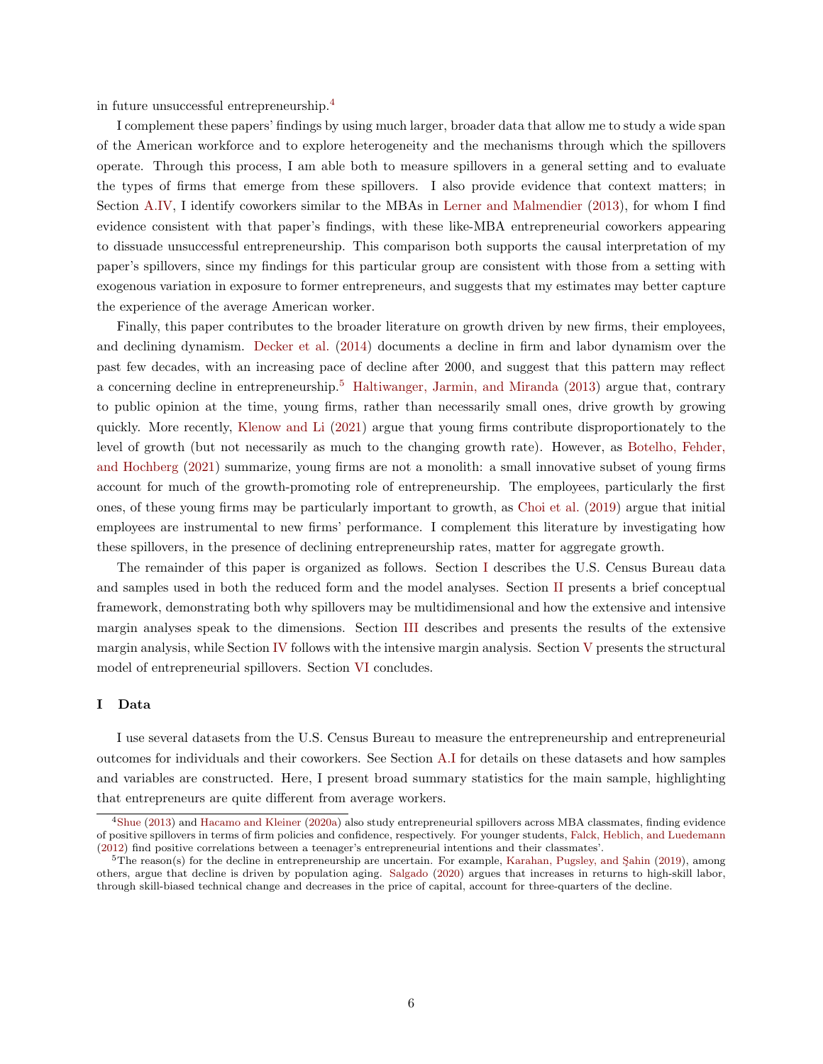in future unsuccessful entrepreneurship.[4]

I complement these papers' findings by using much larger, broader data that allow me to study a wide span of the American workforce and to explore heterogeneity and the mechanisms through which the spillovers operate. Through this process, I am able both to measure spillovers in a general setting and to evaluate the types of firms that emerge from these spillovers. I also provide evidence that context matters; in Section A.IV, I identify coworkers similar to the MBAs in Lerner and Malmendier (2013), for whom I find evidence consistent with that paper's findings, with these like-MBA entrepreneurial coworkers appearing to dissuade unsuccessful entrepreneurship. This comparison both supports the causal interpretation of my paper's spillovers, since my findings for this particular group are consistent with those from a setting with exogenous variation in exposure to former entrepreneurs, and suggests that my estimates may better capture the experience of the average American worker.

Finally, this paper contributes to the broader literature on growth driven by new firms, their employees, and declining dynamism. Decker et al. (2014) documents a decline in firm and labor dynamism over the past few decades, with an increasing pace of decline after 2000, and suggest that this pattern may reflect a concerning decline in entrepreneurship.[5] Haltiwanger, Jarmin, and Miranda (2013) argue that, contrary to public opinion at the time, young firms, rather than necessarily small ones, drive growth by growing quickly. More recently, Klenow and Li (2021) argue that young firms contribute disproportionately to the level of growth (but not necessarily as much to the changing growth rate). However, as Botelho, Fehder, and Hochberg (2021) summarize, young firms are not a monolith: a small innovative subset of young firms account for much of the growth-promoting role of entrepreneurship. The employees, particularly the first ones, of these young firms may be particularly important to growth, as Choi et al. (2019) argue that initial employees are instrumental to new firms' performance. I complement this literature by investigating how these spillovers, in the presence of declining entrepreneurship rates, matter for aggregate growth.

The remainder of this paper is organized as follows. Section I describes the U.S. Census Bureau data and samples used in both the reduced form and the model analyses. Section II presents a brief conceptual framework, demonstrating both why spillovers may be multidimensional and how the extensive and intensive margin analyses speak to the dimensions. Section III describes and presents the results of the extensive margin analysis, while Section IV follows with the intensive margin analysis. Section V presents the structural model of entrepreneurial spillovers. Section VI concludes.

## I Data

I use several datasets from the U.S. Census Bureau to measure the entrepreneurship and entrepreneurial outcomes for individuals and their coworkers. See Section A.I for details on these datasets and how samples and variables are constructed. Here, I present broad summary statistics for the main sample, highlighting that entrepreneurs are quite different from average workers.

---

[4] Shue (2013) and Hacamo and Kleiner (2020a) also study entrepreneurial spillovers across MBA classmates, finding evidence of positive spillovers in terms of firm policies and confidence, respectively. For younger students, Falck, Heblich, and Luedemann (2012) find positive correlations between a teenager's entrepreneurial intentions and their classmates'.

[5] The reason(s) for the decline in entrepreneurship are uncertain. For example, Karahan, Pugsley, and Şahin (2019), among others, argue that decline is driven by population aging. Salgado (2020) argues that increases in returns to high-skill labor, through skill-biased technical change and decreases in the price of capital, account for three-quarters of the decline.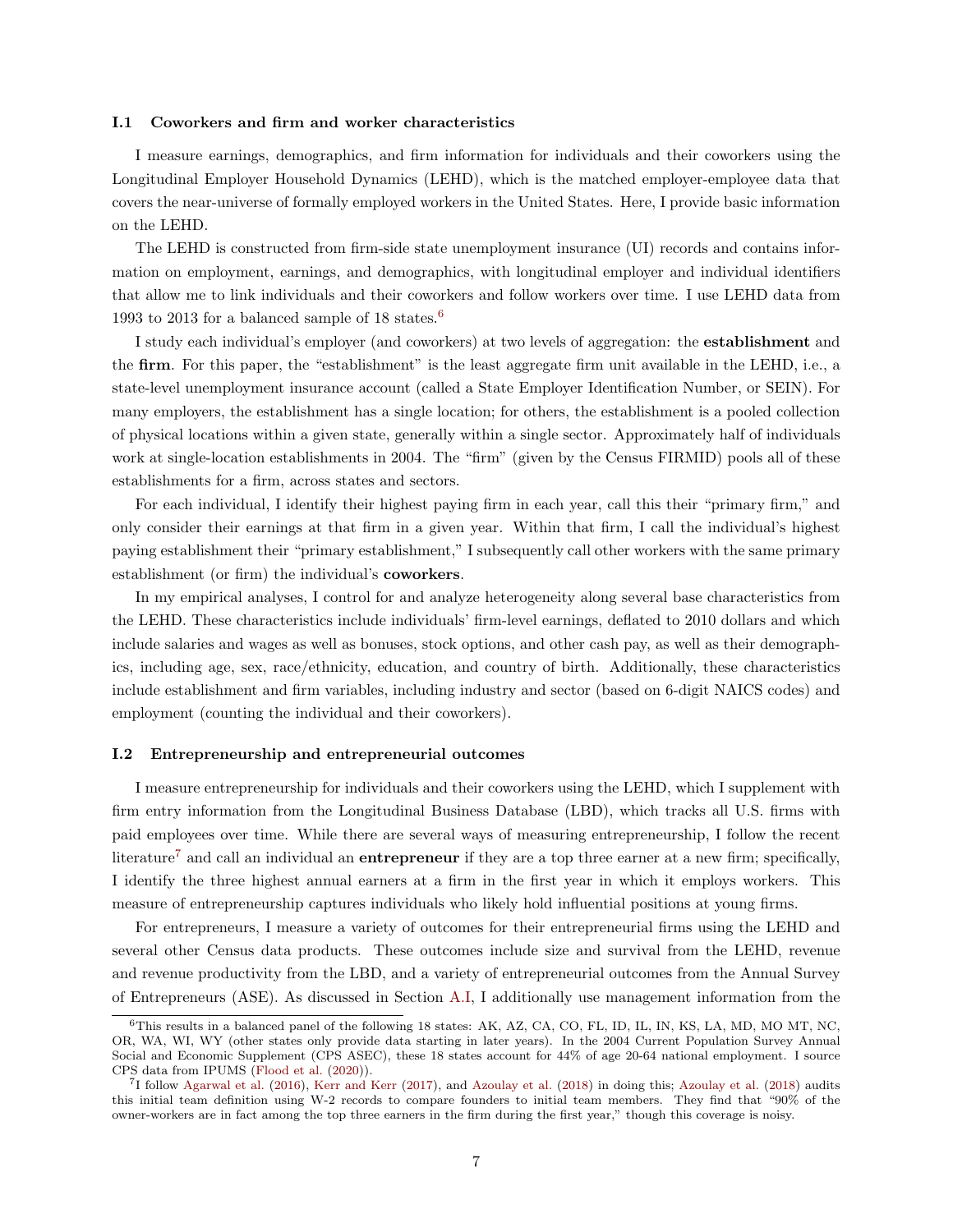### I.1 Coworkers and firm and worker characteristics

I measure earnings, demographics, and firm information for individuals and their coworkers using the Longitudinal Employer Household Dynamics (LEHD), which is the matched employer-employee data that covers the near-universe of formally employed workers in the United States. Here, I provide basic information on the LEHD.

The LEHD is constructed from firm-side state unemployment insurance (UI) records and contains information on employment, earnings, and demographics, with longitudinal employer and individual identifiers that allow me to link individuals and their coworkers and follow workers over time. I use LEHD data from 1993 to 2013 for a balanced sample of 18 states.[6]

I study each individual's employer (and coworkers) at two levels of aggregation: the **establishment** and the **firm**. For this paper, the "establishment" is the least aggregate firm unit available in the LEHD, i.e., a state-level unemployment insurance account (called a State Employer Identification Number, or SEIN). For many employers, the establishment has a single location; for others, the establishment is a pooled collection of physical locations within a given state, generally within a single sector. Approximately half of individuals work at single-location establishments in 2004. The "firm" (given by the Census FIRMID) pools all of these establishments for a firm, across states and sectors.

For each individual, I identify their highest paying firm in each year, call this their "primary firm," and only consider their earnings at that firm in a given year. Within that firm, I call the individual's highest paying establishment their "primary establishment," I subsequently call other workers with the same primary establishment (or firm) the individual's **coworkers**.

In my empirical analyses, I control for and analyze heterogeneity along several base characteristics from the LEHD. These characteristics include individuals' firm-level earnings, deflated to 2010 dollars and which include salaries and wages as well as bonuses, stock options, and other cash pay, as well as their demographics, including age, sex, race/ethnicity, education, and country of birth. Additionally, these characteristics include establishment and firm variables, including industry and sector (based on 6-digit NAICS codes) and employment (counting the individual and their coworkers).

### I.2 Entrepreneurship and entrepreneurial outcomes

I measure entrepreneurship for individuals and their coworkers using the LEHD, which I supplement with firm entry information from the Longitudinal Business Database (LBD), which tracks all U.S. firms with paid employees over time. While there are several ways of measuring entrepreneurship, I follow the recent literature[7] and call an individual an **entrepreneur** if they are a top three earner at a new firm; specifically, I identify the three highest annual earners at a firm in the first year in which it employs workers. This measure of entrepreneurship captures individuals who likely hold influential positions at young firms.

For entrepreneurs, I measure a variety of outcomes for their entrepreneurial firms using the LEHD and several other Census data products. These outcomes include size and survival from the LEHD, revenue and revenue productivity from the LBD, and a variety of entrepreneurial outcomes from the Annual Survey of Entrepreneurs (ASE). As discussed in Section A.I, I additionally use management information from the

---

[6] This results in a balanced panel of the following 18 states: AK, AZ, CA, CO, FL, ID, IL, IN, KS, LA, MD, MO MT, NC, OR, WA, WI, WY (other states only provide data starting in later years). In the 2004 Current Population Survey Annual Social and Economic Supplement (CPS ASEC), these 18 states account for 44% of age 20-64 national employment. I source CPS data from IPUMS (Flood et al. (2020)).

[7] I follow Agarwal et al. (2016), Kerr and Kerr (2017), and Azoulay et al. (2018) in doing this; Azoulay et al. (2018) audits this initial team definition using W-2 records to compare founders to initial team members. They find that "90% of the owner-workers are in fact among the top three earners in the firm during the first year," though this coverage is noisy.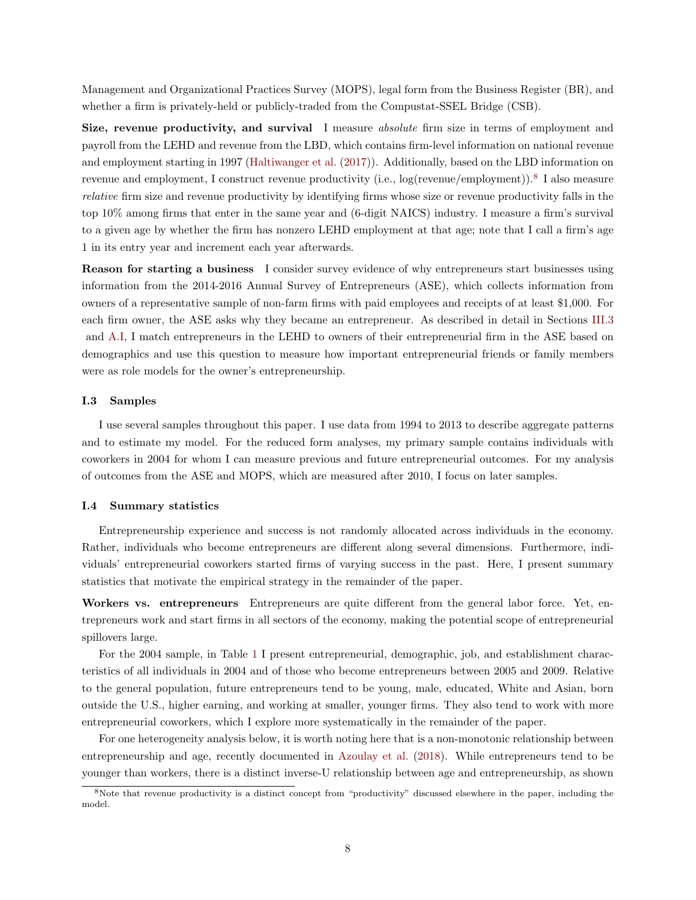Management and Organizational Practices Survey (MOPS), legal form from the Business Register (BR), and whether a firm is privately-held or publicly-traded from the Compustat-SSEL Bridge (CSB).

**Size, revenue productivity, and survival** I measure *absolute* firm size in terms of employment and payroll from the LEHD and revenue from the LBD, which contains firm-level information on national revenue and employment starting in 1997 (Haltiwanger et al. (2017)). Additionally, based on the LBD information on revenue and employment, I construct revenue productivity (i.e., log(revenue/employment)).[8] I also measure *relative* firm size and revenue productivity by identifying firms whose size or revenue productivity falls in the top 10% among firms that enter in the same year and (6-digit NAICS) industry. I measure a firm's survival to a given age by whether the firm has nonzero LEHD employment at that age; note that I call a firm's age 1 in its entry year and increment each year afterwards.

**Reason for starting a business** I consider survey evidence of why entrepreneurs start businesses using information from the 2014-2016 Annual Survey of Entrepreneurs (ASE), which collects information from owners of a representative sample of non-farm firms with paid employees and receipts of at least $1,000. For each firm owner, the ASE asks why they became an entrepreneur. As described in detail in Sections III.3 and A.I, I match entrepreneurs in the LEHD to owners of their entrepreneurial firm in the ASE based on demographics and use this question to measure how important entrepreneurial friends or family members were as role models for the owner's entrepreneurship.

### I.3 Samples

I use several samples throughout this paper. I use data from 1994 to 2013 to describe aggregate patterns and to estimate my model. For the reduced form analyses, my primary sample contains individuals with coworkers in 2004 for whom I can measure previous and future entrepreneurial outcomes. For my analysis of outcomes from the ASE and MOPS, which are measured after 2010, I focus on later samples.

### I.4 Summary statistics

Entrepreneurship experience and success is not randomly allocated across individuals in the economy. Rather, individuals who become entrepreneurs are different along several dimensions. Furthermore, individuals' entrepreneurial coworkers started firms of varying success in the past. Here, I present summary statistics that motivate the empirical strategy in the remainder of the paper.

**Workers vs. entrepreneurs** Entrepreneurs are quite different from the general labor force. Yet, entrepreneurs work and start firms in all sectors of the economy, making the potential scope of entrepreneurial spillovers large.

For the 2004 sample, in Table 1 I present entrepreneurial, demographic, job, and establishment characteristics of all individuals in 2004 and of those who become entrepreneurs between 2005 and 2009. Relative to the general population, future entrepreneurs tend to be young, male, educated, White and Asian, born outside the U.S., higher earning, and working at smaller, younger firms. They also tend to work with more entrepreneurial coworkers, which I explore more systematically in the remainder of the paper.

For one heterogeneity analysis below, it is worth noting here that is a non-monotonic relationship between entrepreneurship and age, recently documented in Azoulay et al. (2018). While entrepreneurs tend to be younger than workers, there is a distinct inverse-U relationship between age and entrepreneurship, as shown

[8] Note that revenue productivity is a distinct concept from "productivity" discussed elsewhere in the paper, including the model.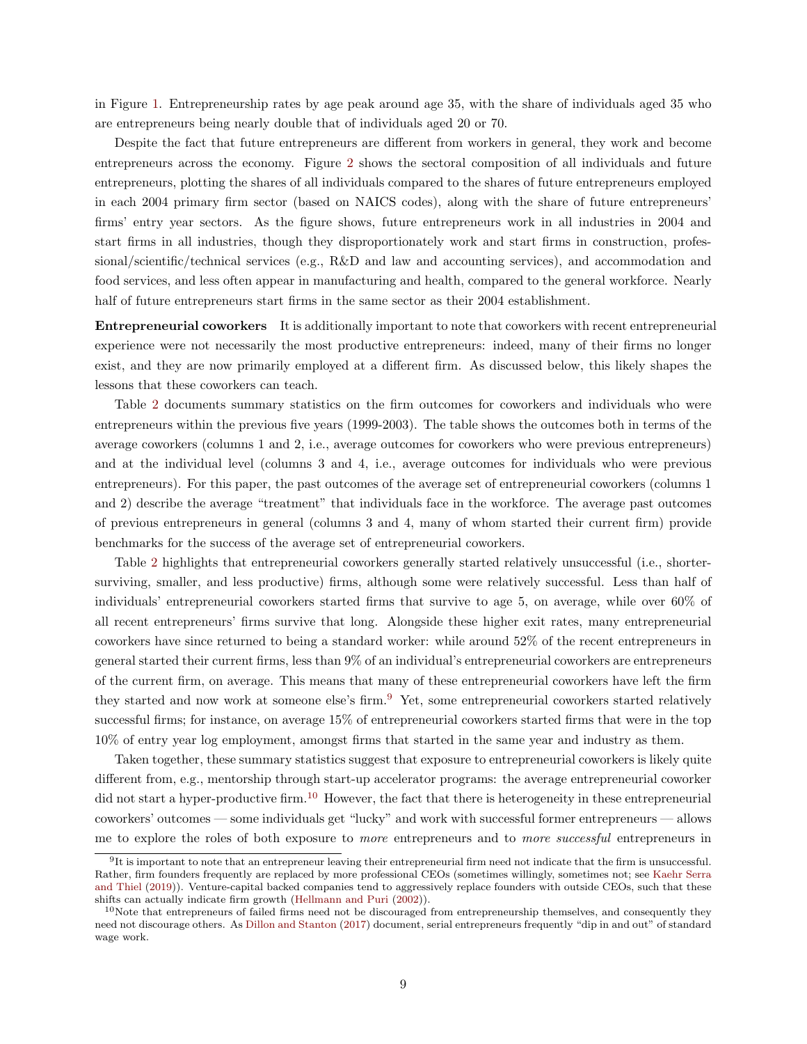in Figure 1. Entrepreneurship rates by age peak around age 35, with the share of individuals aged 35 who are entrepreneurs being nearly double that of individuals aged 20 or 70.

Despite the fact that future entrepreneurs are different from workers in general, they work and become entrepreneurs across the economy. Figure 2 shows the sectoral composition of all individuals and future entrepreneurs, plotting the shares of all individuals compared to the shares of future entrepreneurs employed in each 2004 primary firm sector (based on NAICS codes), along with the share of future entrepreneurs' firms' entry year sectors. As the figure shows, future entrepreneurs work in all industries in 2004 and start firms in all industries, though they disproportionately work and start firms in construction, professional/scientific/technical services (e.g., R&D and law and accounting services), and accommodation and food services, and less often appear in manufacturing and health, compared to the general workforce. Nearly half of future entrepreneurs start firms in the same sector as their 2004 establishment.

**Entrepreneurial coworkers** It is additionally important to note that coworkers with recent entrepreneurial experience were not necessarily the most productive entrepreneurs: indeed, many of their firms no longer exist, and they are now primarily employed at a different firm. As discussed below, this likely shapes the lessons that these coworkers can teach.

Table 2 documents summary statistics on the firm outcomes for coworkers and individuals who were entrepreneurs within the previous five years (1999-2003). The table shows the outcomes both in terms of the average coworkers (columns 1 and 2, i.e., average outcomes for coworkers who were previous entrepreneurs) and at the individual level (columns 3 and 4, i.e., average outcomes for individuals who were previous entrepreneurs). For this paper, the past outcomes of the average set of entrepreneurial coworkers (columns 1 and 2) describe the average "treatment" that individuals face in the workforce. The average past outcomes of previous entrepreneurs in general (columns 3 and 4, many of whom started their current firm) provide benchmarks for the success of the average set of entrepreneurial coworkers.

Table 2 highlights that entrepreneurial coworkers generally started relatively unsuccessful (i.e., shorter-surviving, smaller, and less productive) firms, although some were relatively successful. Less than half of individuals' entrepreneurial coworkers started firms that survive to age 5, on average, while over 60% of all recent entrepreneurs' firms survive that long. Alongside these higher exit rates, many entrepreneurial coworkers have since returned to being a standard worker: while around 52% of the recent entrepreneurs in general started their current firms, less than 9% of an individual's entrepreneurial coworkers are entrepreneurs of the current firm, on average. This means that many of these entrepreneurial coworkers have left the firm they started and now work at someone else's firm.[9] Yet, some entrepreneurial coworkers started relatively successful firms; for instance, on average 15% of entrepreneurial coworkers started firms that were in the top 10% of entry year log employment, amongst firms that started in the same year and industry as them.

Taken together, these summary statistics suggest that exposure to entrepreneurial coworkers is likely quite different from, e.g., mentorship through start-up accelerator programs: the average entrepreneurial coworker did not start a hyper-productive firm.[10] However, the fact that there is heterogeneity in these entrepreneurial coworkers' outcomes — some individuals get "lucky" and work with successful former entrepreneurs — allows me to explore the roles of both exposure to *more* entrepreneurs and to *more successful* entrepreneurs in

---

[9] It is important to note that an entrepreneur leaving their entrepreneurial firm need not indicate that the firm is unsuccessful. Rather, firm founders frequently are replaced by more professional CEOs (sometimes willingly, sometimes not; see Kaehr Serra and Thiel (2019)). Venture-capital backed companies tend to aggressively replace founders with outside CEOs, such that these shifts can actually indicate firm growth (Hellmann and Puri (2002)).

[10] Note that entrepreneurs of failed firms need not be discouraged from entrepreneurship themselves, and consequently they need not discourage others. As Dillon and Stanton (2017) document, serial entrepreneurs frequently "dip in and out" of standard wage work.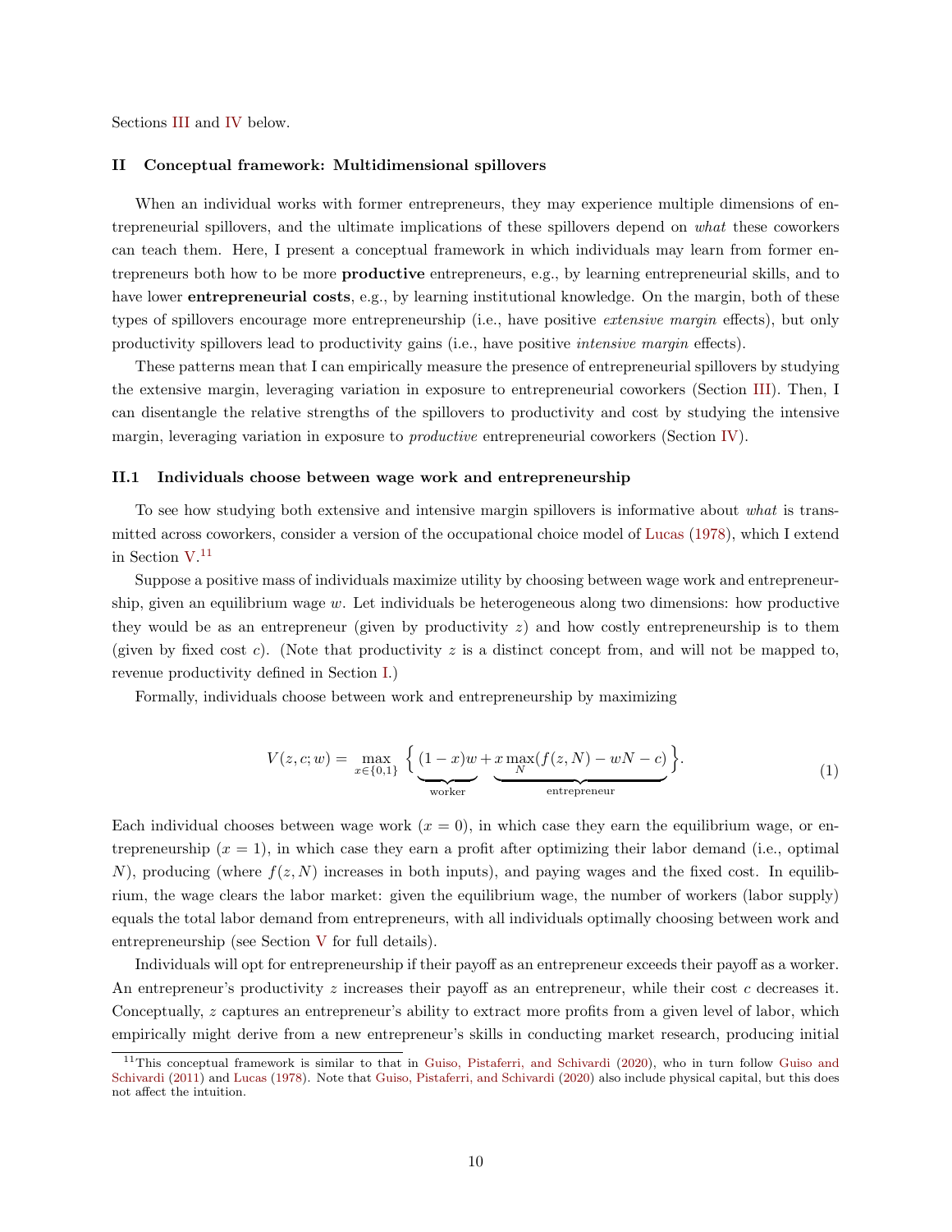Sections III and IV below.

## II Conceptual framework: Multidimensional spillovers

When an individual works with former entrepreneurs, they may experience multiple dimensions of entrepreneurial spillovers, and the ultimate implications of these spillovers depend on *what* these coworkers can teach them. Here, I present a conceptual framework in which individuals may learn from former entrepreneurs both how to be more **productive** entrepreneurs, e.g., by learning entrepreneurial skills, and to have lower **entrepreneurial costs**, e.g., by learning institutional knowledge. On the margin, both of these types of spillovers encourage more entrepreneurship (i.e., have positive *extensive margin* effects), but only productivity spillovers lead to productivity gains (i.e., have positive *intensive margin* effects).

These patterns mean that I can empirically measure the presence of entrepreneurial spillovers by studying the extensive margin, leveraging variation in exposure to entrepreneurial coworkers (Section III). Then, I can disentangle the relative strengths of the spillovers to productivity and cost by studying the intensive margin, leveraging variation in exposure to *productive* entrepreneurial coworkers (Section IV).

### II.1 Individuals choose between wage work and entrepreneurship

To see how studying both extensive and intensive margin spillovers is informative about *what* is transmitted across coworkers, consider a version of the occupational choice model of Lucas (1978), which I extend in Section V.[11]

Suppose a positive mass of individuals maximize utility by choosing between wage work and entrepreneurship, given an equilibrium wage $w$. Let individuals be heterogeneous along two dimensions: how productive they would be as an entrepreneur (given by productivity $z$) and how costly entrepreneurship is to them (given by fixed cost $c$). (Note that productivity $z$ is a distinct concept from, and will not be mapped to, revenue productivity defined in Section I.)

Formally, individuals choose between work and entrepreneurship by maximizing

$$V(z, c; w) = \max_{x \in \{0,1\}} \Big\{ \underbrace{(1-x)w}_{\text{worker}} + \underbrace{x \max_{N}(f(z, N) - wN - c)}_{\text{entrepreneur}} \Big\}. \tag{1}$$

Each individual chooses between wage work ($x = 0$), in which case they earn the equilibrium wage, or entrepreneurship ($x = 1$), in which case they earn a profit after optimizing their labor demand (i.e., optimal $N$), producing (where $f(z, N)$ increases in both inputs), and paying wages and the fixed cost. In equilibrium, the wage clears the labor market: given the equilibrium wage, the number of workers (labor supply) equals the total labor demand from entrepreneurs, with all individuals optimally choosing between work and entrepreneurship (see Section V for full details).

Individuals will opt for entrepreneurship if their payoff as an entrepreneur exceeds their payoff as a worker. An entrepreneur's productivity $z$ increases their payoff as an entrepreneur, while their cost $c$ decreases it. Conceptually, $z$ captures an entrepreneur's ability to extract more profits from a given level of labor, which empirically might derive from a new entrepreneur's skills in conducting market research, producing initial

[11] This conceptual framework is similar to that in Guiso, Pistaferri, and Schivardi (2020), who in turn follow Guiso and Schivardi (2011) and Lucas (1978). Note that Guiso, Pistaferri, and Schivardi (2020) also include physical capital, but this does not affect the intuition.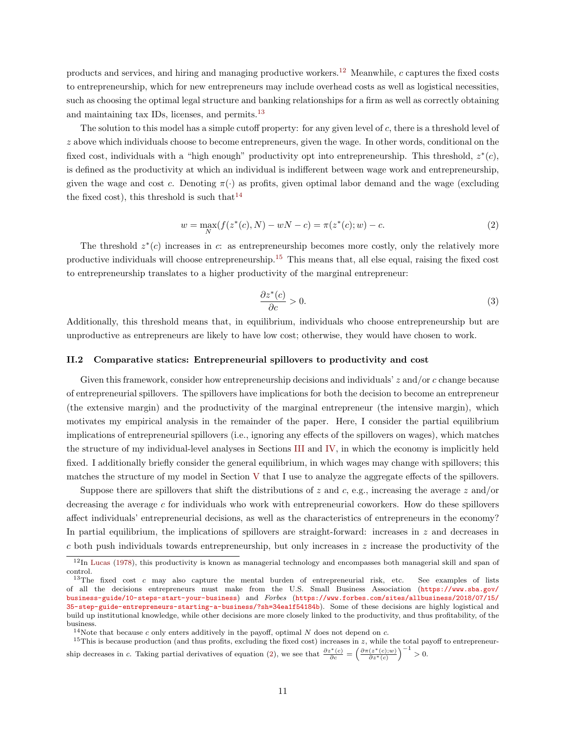products and services, and hiring and managing productive workers.[12] Meanwhile, $c$ captures the fixed costs to entrepreneurship, which for new entrepreneurs may include overhead costs as well as logistical necessities, such as choosing the optimal legal structure and banking relationships for a firm as well as correctly obtaining and maintaining tax IDs, licenses, and permits.[13]

The solution to this model has a simple cutoff property: for any given level of $c$, there is a threshold level of $z$ above which individuals choose to become entrepreneurs, given the wage. In other words, conditional on the fixed cost, individuals with a "high enough" productivity opt into entrepreneurship. This threshold, $z^*(c)$, is defined as the productivity at which an individual is indifferent between wage work and entrepreneurship, given the wage and cost $c$. Denoting $\pi(\cdot)$ as profits, given optimal labor demand and the wage (excluding the fixed cost), this threshold is such that[14]

$$w = \max_N (f(z^*(c), N) - wN - c) = \pi(z^*(c); w) - c. \tag{2}$$

The threshold $z^*(c)$ increases in $c$: as entrepreneurship becomes more costly, only the relatively more productive individuals will choose entrepreneurship.[15] This means that, all else equal, raising the fixed cost to entrepreneurship translates to a higher productivity of the marginal entrepreneur:

$$\frac{\partial z^*(c)}{\partial c} > 0. \tag{3}$$

Additionally, this threshold means that, in equilibrium, individuals who choose entrepreneurship but are unproductive as entrepreneurs are likely to have low cost; otherwise, they would have chosen to work.

### II.2 Comparative statics: Entrepreneurial spillovers to productivity and cost

Given this framework, consider how entrepreneurship decisions and individuals' $z$ and/or $c$ change because of entrepreneurial spillovers. The spillovers have implications for both the decision to become an entrepreneur (the extensive margin) and the productivity of the marginal entrepreneur (the intensive margin), which motivates my empirical analysis in the remainder of the paper. Here, I consider the partial equilibrium implications of entrepreneurial spillovers (i.e., ignoring any effects of the spillovers on wages), which matches the structure of my individual-level analyses in Sections III and IV, in which the economy is implicitly held fixed. I additionally briefly consider the general equilibrium, in which wages may change with spillovers; this matches the structure of my model in Section V that I use to analyze the aggregate effects of the spillovers.

Suppose there are spillovers that shift the distributions of $z$ and $c$, e.g., increasing the average $z$ and/or decreasing the average $c$ for individuals who work with entrepreneurial coworkers. How do these spillovers affect individuals' entrepreneurial decisions, as well as the characteristics of entrepreneurs in the economy? In partial equilibrium, the implications of spillovers are straight-forward: increases in $z$ and decreases in $c$ both push individuals towards entrepreneurship, but only increases in $z$ increase the productivity of the

---

[12] In Lucas (1978), this productivity is known as managerial technology and encompasses both managerial skill and span of control.

[13] The fixed cost $c$ may also capture the mental burden of entrepreneurial risk, etc. See examples of lists of all the decisions entrepreneurs must make from the U.S. Small Business Association (https://www.sba.gov/business-guide/10-steps-start-your-business) and *Forbes* (https://www.forbes.com/sites/allbusiness/2018/07/15/35-step-guide-entrepreneurs-starting-a-business/?sh=34ea1f54184b). Some of these decisions are highly logistical and build up institutional knowledge, while other decisions are more closely linked to the productivity, and thus profitability, of the business.

[14] Note that because $c$ only enters additively in the payoff, optimal $N$ does not depend on $c$.

[15] This is because production (and thus profits, excluding the fixed cost) increases in $z$, while the total payoff to entrepreneurship decreases in $c$. Taking partial derivatives of equation (2), we see that $\frac{\partial z^*(c)}{\partial c} = \left(\frac{\partial \pi(z^*(c);w)}{\partial z^*(c)}\right)^{-1} > 0$.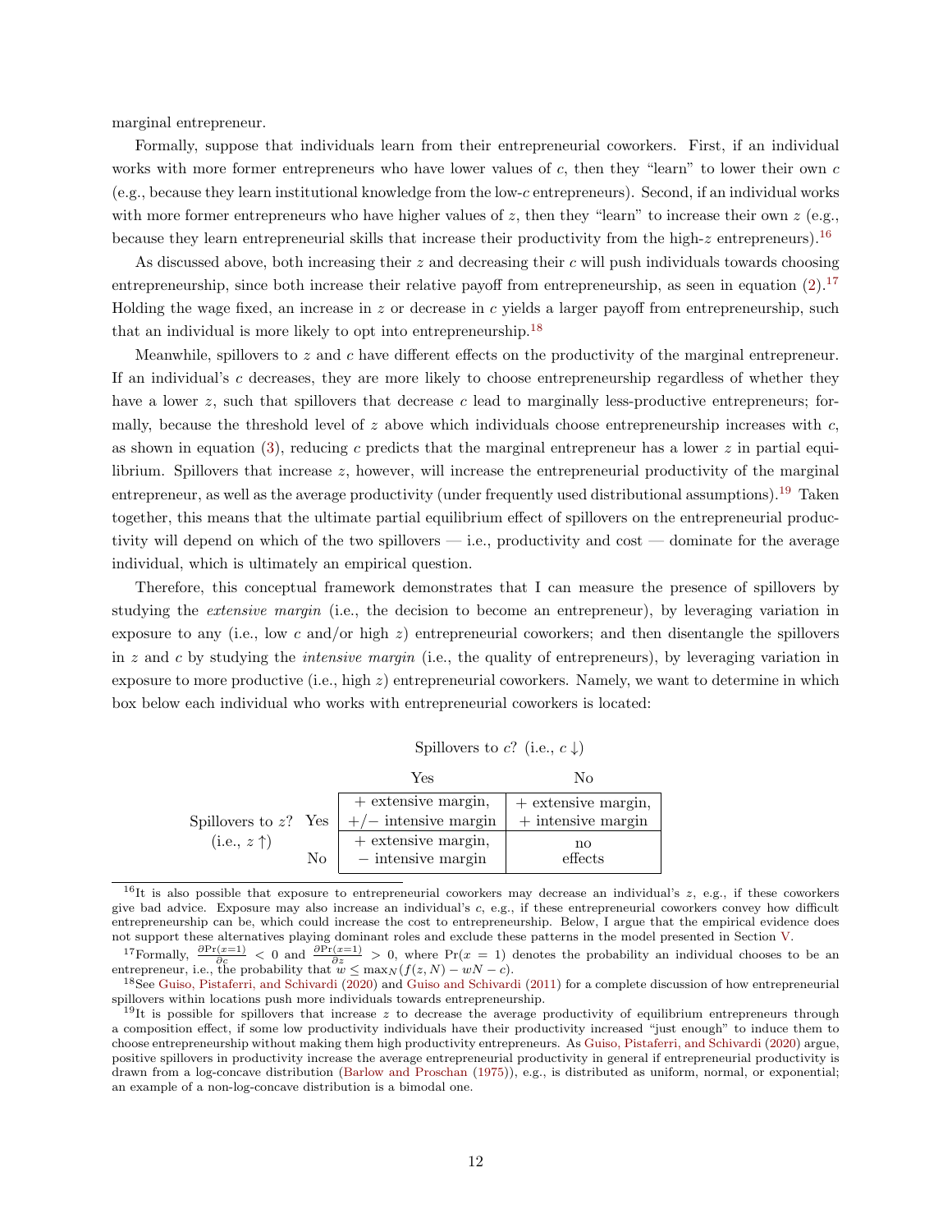marginal entrepreneur.

Formally, suppose that individuals learn from their entrepreneurial coworkers. First, if an individual works with more former entrepreneurs who have lower values of $c$, then they "learn" to lower their own $c$ (e.g., because they learn institutional knowledge from the low-$c$ entrepreneurs). Second, if an individual works with more former entrepreneurs who have higher values of $z$, then they "learn" to increase their own $z$ (e.g., because they learn entrepreneurial skills that increase their productivity from the high-$z$ entrepreneurs).[16]

As discussed above, both increasing their $z$ and decreasing their $c$ will push individuals towards choosing entrepreneurship, since both increase their relative payoff from entrepreneurship, as seen in equation (2).[17] Holding the wage fixed, an increase in $z$ or decrease in $c$ yields a larger payoff from entrepreneurship, such that an individual is more likely to opt into entrepreneurship.[18]

Meanwhile, spillovers to $z$ and $c$ have different effects on the productivity of the marginal entrepreneur. If an individual's $c$ decreases, they are more likely to choose entrepreneurship regardless of whether they have a lower $z$, such that spillovers that decrease $c$ lead to marginally less-productive entrepreneurs; formally, because the threshold level of $z$ above which individuals choose entrepreneurship increases with $c$, as shown in equation (3), reducing $c$ predicts that the marginal entrepreneur has a lower $z$ in partial equilibrium. Spillovers that increase $z$, however, will increase the entrepreneurial productivity of the marginal entrepreneur, as well as the average productivity (under frequently used distributional assumptions).[19] Taken together, this means that the ultimate partial equilibrium effect of spillovers on the entrepreneurial productivity will depend on which of the two spillovers — i.e., productivity and cost — dominate for the average individual, which is ultimately an empirical question.

Therefore, this conceptual framework demonstrates that I can measure the presence of spillovers by studying the *extensive margin* (i.e., the decision to become an entrepreneur), by leveraging variation in exposure to any (i.e., low $c$ and/or high $z$) entrepreneurial coworkers; and then disentangle the spillovers in $z$ and $c$ by studying the *intensive margin* (i.e., the quality of entrepreneurs), by leveraging variation in exposure to more productive (i.e., high $z$) entrepreneurial coworkers. Namely, we want to determine in which box below each individual who works with entrepreneurial coworkers is located:

| | | Spillovers to $c$? (i.e., $c \downarrow$) Yes | Spillovers to $c$? (i.e., $c \downarrow$) No |
|---|---|---|---|
| Spillovers to $z$? (i.e., $z \uparrow$) | Yes | + extensive margin, +/− intensive margin | + extensive margin, + intensive margin |
| | No | + extensive margin, − intensive margin | no effects |

[16] It is also possible that exposure to entrepreneurial coworkers may decrease an individual's $z$, e.g., if these coworkers give bad advice. Exposure may also increase an individual's $c$, e.g., if these entrepreneurial coworkers convey how difficult entrepreneurship can be, which could increase the cost to entrepreneurship. Below, I argue that the empirical evidence does not support these alternatives playing dominant roles and exclude these patterns in the model presented in Section V.

[17] Formally, $\frac{\partial \Pr(x=1)}{\partial c} < 0$ and $\frac{\partial \Pr(x=1)}{\partial z} > 0$, where $\Pr(x = 1)$ denotes the probability an individual chooses to be an entrepreneur, i.e., the probability that $w \leq \max_N (f(z, N) - wN - c)$.

[18] See Guiso, Pistaferri, and Schivardi (2020) and Guiso and Schivardi (2011) for a complete discussion of how entrepreneurial spillovers within locations push more individuals towards entrepreneurship.

[19] It is possible for spillovers that increase $z$ to decrease the average productivity of equilibrium entrepreneurs through a composition effect, if some low productivity individuals have their productivity increased "just enough" to induce them to choose entrepreneurship without making them high productivity entrepreneurs. As Guiso, Pistaferri, and Schivardi (2020) argue, positive spillovers in productivity increase the average entrepreneurial productivity in general if entrepreneurial productivity is drawn from a log-concave distribution (Barlow and Proschan (1975)), e.g., is distributed as uniform, normal, or exponential; an example of a non-log-concave distribution is a bimodal one.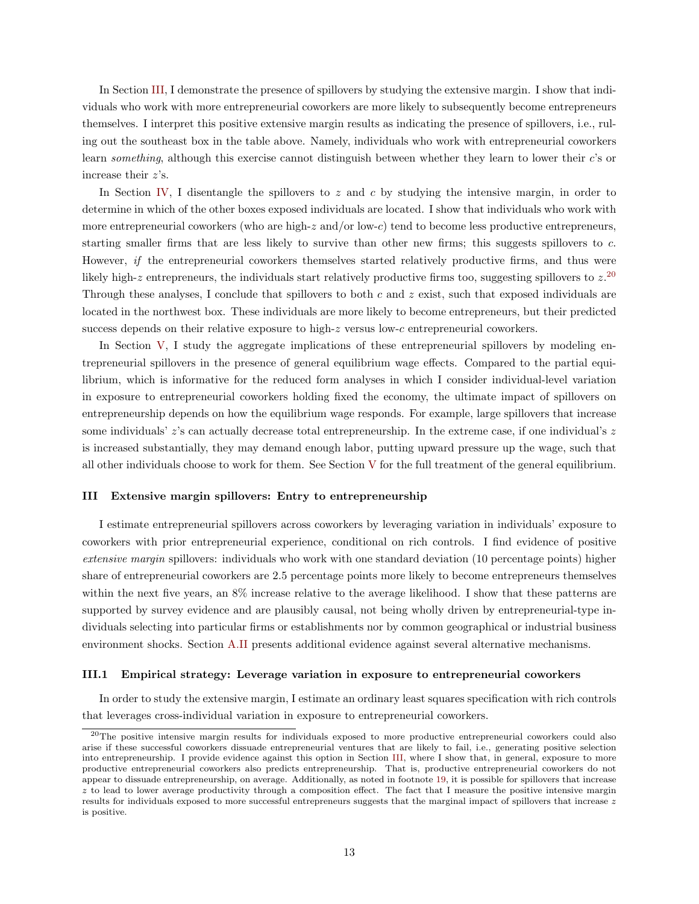In Section III, I demonstrate the presence of spillovers by studying the extensive margin. I show that individuals who work with more entrepreneurial coworkers are more likely to subsequently become entrepreneurs themselves. I interpret this positive extensive margin results as indicating the presence of spillovers, i.e., ruling out the southeast box in the table above. Namely, individuals who work with entrepreneurial coworkers learn *something*, although this exercise cannot distinguish between whether they learn to lower their $c$'s or increase their $z$'s.

In Section IV, I disentangle the spillovers to $z$ and $c$ by studying the intensive margin, in order to determine in which of the other boxes exposed individuals are located. I show that individuals who work with more entrepreneurial coworkers (who are high-$z$ and/or low-$c$) tend to become less productive entrepreneurs, starting smaller firms that are less likely to survive than other new firms; this suggests spillovers to $c$. However, *if* the entrepreneurial coworkers themselves started relatively productive firms, and thus were likely high-$z$ entrepreneurs, the individuals start relatively productive firms too, suggesting spillovers to $z$.[20] Through these analyses, I conclude that spillovers to both $c$ and $z$ exist, such that exposed individuals are located in the northwest box. These individuals are more likely to become entrepreneurs, but their predicted success depends on their relative exposure to high-$z$ versus low-$c$ entrepreneurial coworkers.

In Section V, I study the aggregate implications of these entrepreneurial spillovers by modeling entrepreneurial spillovers in the presence of general equilibrium wage effects. Compared to the partial equilibrium, which is informative for the reduced form analyses in which I consider individual-level variation in exposure to entrepreneurial coworkers holding fixed the economy, the ultimate impact of spillovers on entrepreneurship depends on how the equilibrium wage responds. For example, large spillovers that increase some individuals' $z$'s can actually decrease total entrepreneurship. In the extreme case, if one individual's $z$ is increased substantially, they may demand enough labor, putting upward pressure up the wage, such that all other individuals choose to work for them. See Section V for the full treatment of the general equilibrium.

## III Extensive margin spillovers: Entry to entrepreneurship

I estimate entrepreneurial spillovers across coworkers by leveraging variation in individuals' exposure to coworkers with prior entrepreneurial experience, conditional on rich controls. I find evidence of positive *extensive margin* spillovers: individuals who work with one standard deviation (10 percentage points) higher share of entrepreneurial coworkers are 2.5 percentage points more likely to become entrepreneurs themselves within the next five years, an 8% increase relative to the average likelihood. I show that these patterns are supported by survey evidence and are plausibly causal, not being wholly driven by entrepreneurial-type individuals selecting into particular firms or establishments nor by common geographical or industrial business environment shocks. Section A.II presents additional evidence against several alternative mechanisms.

### III.1 Empirical strategy: Leverage variation in exposure to entrepreneurial coworkers

In order to study the extensive margin, I estimate an ordinary least squares specification with rich controls that leverages cross-individual variation in exposure to entrepreneurial coworkers.

[20] The positive intensive margin results for individuals exposed to more productive entrepreneurial coworkers could also arise if these successful coworkers dissuade entrepreneurial ventures that are likely to fail, i.e., generating positive selection into entrepreneurship. I provide evidence against this option in Section III, where I show that, in general, exposure to more productive entrepreneurial coworkers also predicts entrepreneurship. That is, productive entrepreneurial coworkers do not appear to dissuade entrepreneurship, on average. Additionally, as noted in footnote 19, it is possible for spillovers that increase $z$ to lead to lower average productivity through a composition effect. The fact that I measure the positive intensive margin results for individuals exposed to more successful entrepreneurs suggests that the marginal impact of spillovers that increase $z$ is positive.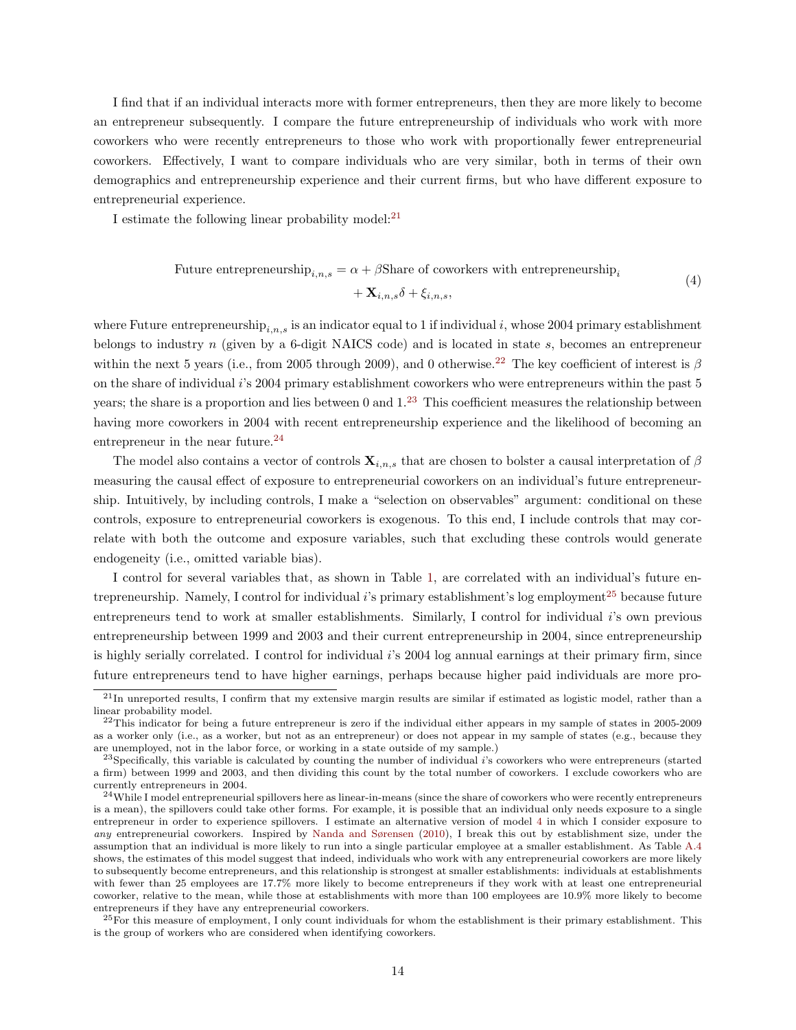I find that if an individual interacts more with former entrepreneurs, then they are more likely to become an entrepreneur subsequently. I compare the future entrepreneurship of individuals who work with more coworkers who were recently entrepreneurs to those who work with proportionally fewer entrepreneurial coworkers. Effectively, I want to compare individuals who are very similar, both in terms of their own demographics and entrepreneurship experience and their current firms, but who have different exposure to entrepreneurial experience.

I estimate the following linear probability model:[21]

$$\text{Future entrepreneurship}_{i,n,s} = \alpha + \beta \text{Share of coworkers with entrepreneurship}_i + \mathbf{X}_{i,n,s}\delta + \xi_{i,n,s}, \tag{4}$$

where $\text{Future entrepreneurship}_{i,n,s}$ is an indicator equal to 1 if individual $i$, whose 2004 primary establishment belongs to industry $n$ (given by a 6-digit NAICS code) and is located in state $s$, becomes an entrepreneur within the next 5 years (i.e., from 2005 through 2009), and 0 otherwise.[22] The key coefficient of interest is $\beta$ on the share of individual $i$'s 2004 primary establishment coworkers who were entrepreneurs within the past 5 years; the share is a proportion and lies between 0 and 1.[23] This coefficient measures the relationship between having more coworkers in 2004 with recent entrepreneurship experience and the likelihood of becoming an entrepreneur in the near future.[24]

The model also contains a vector of controls $\mathbf{X}_{i,n,s}$ that are chosen to bolster a causal interpretation of $\beta$ measuring the causal effect of exposure to entrepreneurial coworkers on an individual's future entrepreneurship. Intuitively, by including controls, I make a "selection on observables" argument: conditional on these controls, exposure to entrepreneurial coworkers is exogenous. To this end, I include controls that may correlate with both the outcome and exposure variables, such that excluding these controls would generate endogeneity (i.e., omitted variable bias).

I control for several variables that, as shown in Table 1, are correlated with an individual's future entrepreneurship. Namely, I control for individual $i$'s primary establishment's log employment[25] because future entrepreneurs tend to work at smaller establishments. Similarly, I control for individual $i$'s own previous entrepreneurship between 1999 and 2003 and their current entrepreneurship in 2004, since entrepreneurship is highly serially correlated. I control for individual $i$'s 2004 log annual earnings at their primary firm, since future entrepreneurs tend to have higher earnings, perhaps because higher paid individuals are more pro-

[21] In unreported results, I confirm that my extensive margin results are similar if estimated as logistic model, rather than a linear probability model.

[22] This indicator for being a future entrepreneur is zero if the individual either appears in my sample of states in 2005-2009 as a worker only (i.e., as a worker, but not as an entrepreneur) or does not appear in my sample of states (e.g., because they are unemployed, not in the labor force, or working in a state outside of my sample.)

[23] Specifically, this variable is calculated by counting the number of individual $i$'s coworkers who were entrepreneurs (started a firm) between 1999 and 2003, and then dividing this count by the total number of coworkers. I exclude coworkers who are currently entrepreneurs in 2004.

[24] While I model entrepreneurial spillovers here as linear-in-means (since the share of coworkers who were recently entrepreneurs is a mean), the spillovers could take other forms. For example, it is possible that an individual only needs exposure to a single entrepreneur in order to experience spillovers. I estimate an alternative version of model 4 in which I consider exposure to *any* entrepreneurial coworkers. Inspired by Nanda and Sørensen (2010), I break this out by establishment size, under the assumption that an individual is more likely to run into a single particular employee at a smaller establishment. As Table A.4 shows, the estimates of this model suggest that indeed, individuals who work with any entrepreneurial coworkers are more likely to subsequently become entrepreneurs, and this relationship is strongest at smaller establishments: individuals at establishments with fewer than 25 employees are 17.7% more likely to become entrepreneurs if they work with at least one entrepreneurial coworker, relative to the mean, while those at establishments with more than 100 employees are 10.9% more likely to become entrepreneurs if they have any entrepreneurial coworkers.

[25] For this measure of employment, I only count individuals for whom the establishment is their primary establishment. This is the group of workers who are considered when identifying coworkers.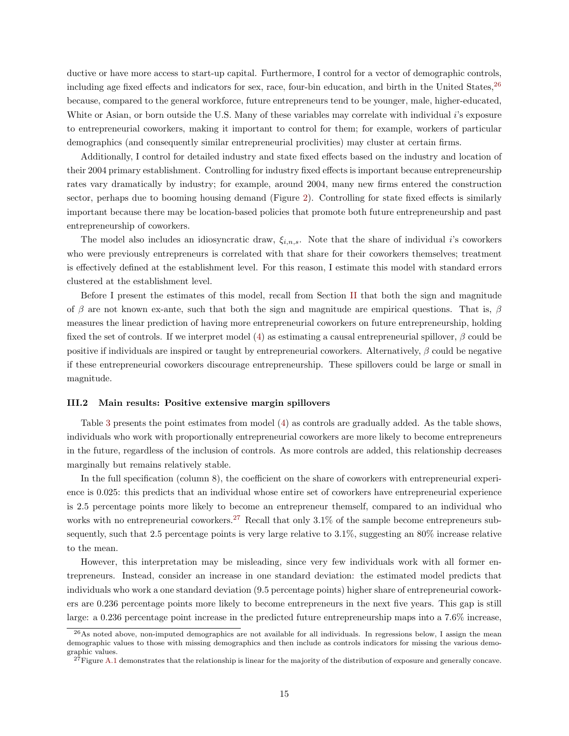ductive or have more access to start-up capital. Furthermore, I control for a vector of demographic controls, including age fixed effects and indicators for sex, race, four-bin education, and birth in the United States,[26] because, compared to the general workforce, future entrepreneurs tend to be younger, male, higher-educated, White or Asian, or born outside the U.S. Many of these variables may correlate with individual $i$'s exposure to entrepreneurial coworkers, making it important to control for them; for example, workers of particular demographics (and consequently similar entrepreneurial proclivities) may cluster at certain firms.

Additionally, I control for detailed industry and state fixed effects based on the industry and location of their 2004 primary establishment. Controlling for industry fixed effects is important because entrepreneurship rates vary dramatically by industry; for example, around 2004, many new firms entered the construction sector, perhaps due to booming housing demand (Figure 2). Controlling for state fixed effects is similarly important because there may be location-based policies that promote both future entrepreneurship and past entrepreneurship of coworkers.

The model also includes an idiosyncratic draw, $\xi_{i,n,s}$. Note that the share of individual $i$'s coworkers who were previously entrepreneurs is correlated with that share for their coworkers themselves; treatment is effectively defined at the establishment level. For this reason, I estimate this model with standard errors clustered at the establishment level.

Before I present the estimates of this model, recall from Section II that both the sign and magnitude of $\beta$ are not known ex-ante, such that both the sign and magnitude are empirical questions. That is, $\beta$ measures the linear prediction of having more entrepreneurial coworkers on future entrepreneurship, holding fixed the set of controls. If we interpret model (4) as estimating a causal entrepreneurial spillover, $\beta$ could be positive if individuals are inspired or taught by entrepreneurial coworkers. Alternatively, $\beta$ could be negative if these entrepreneurial coworkers discourage entrepreneurship. These spillovers could be large or small in magnitude.

### III.2 Main results: Positive extensive margin spillovers

Table 3 presents the point estimates from model (4) as controls are gradually added. As the table shows, individuals who work with proportionally entrepreneurial coworkers are more likely to become entrepreneurs in the future, regardless of the inclusion of controls. As more controls are added, this relationship decreases marginally but remains relatively stable.

In the full specification (column 8), the coefficient on the share of coworkers with entrepreneurial experience is 0.025: this predicts that an individual whose entire set of coworkers have entrepreneurial experience is 2.5 percentage points more likely to become an entrepreneur themself, compared to an individual who works with no entrepreneurial coworkers.[27] Recall that only 3.1% of the sample become entrepreneurs subsequently, such that 2.5 percentage points is very large relative to 3.1%, suggesting an 80% increase relative to the mean.

However, this interpretation may be misleading, since very few individuals work with all former entrepreneurs. Instead, consider an increase in one standard deviation: the estimated model predicts that individuals who work a one standard deviation (9.5 percentage points) higher share of entrepreneurial coworkers are 0.236 percentage points more likely to become entrepreneurs in the next five years. This gap is still large: a 0.236 percentage point increase in the predicted future entrepreneurship maps into a 7.6% increase,

[26] As noted above, non-imputed demographics are not available for all individuals. In regressions below, I assign the mean demographic values to those with missing demographics and then include as controls indicators for missing the various demographic values.

[27] Figure A.1 demonstrates that the relationship is linear for the majority of the distribution of exposure and generally concave.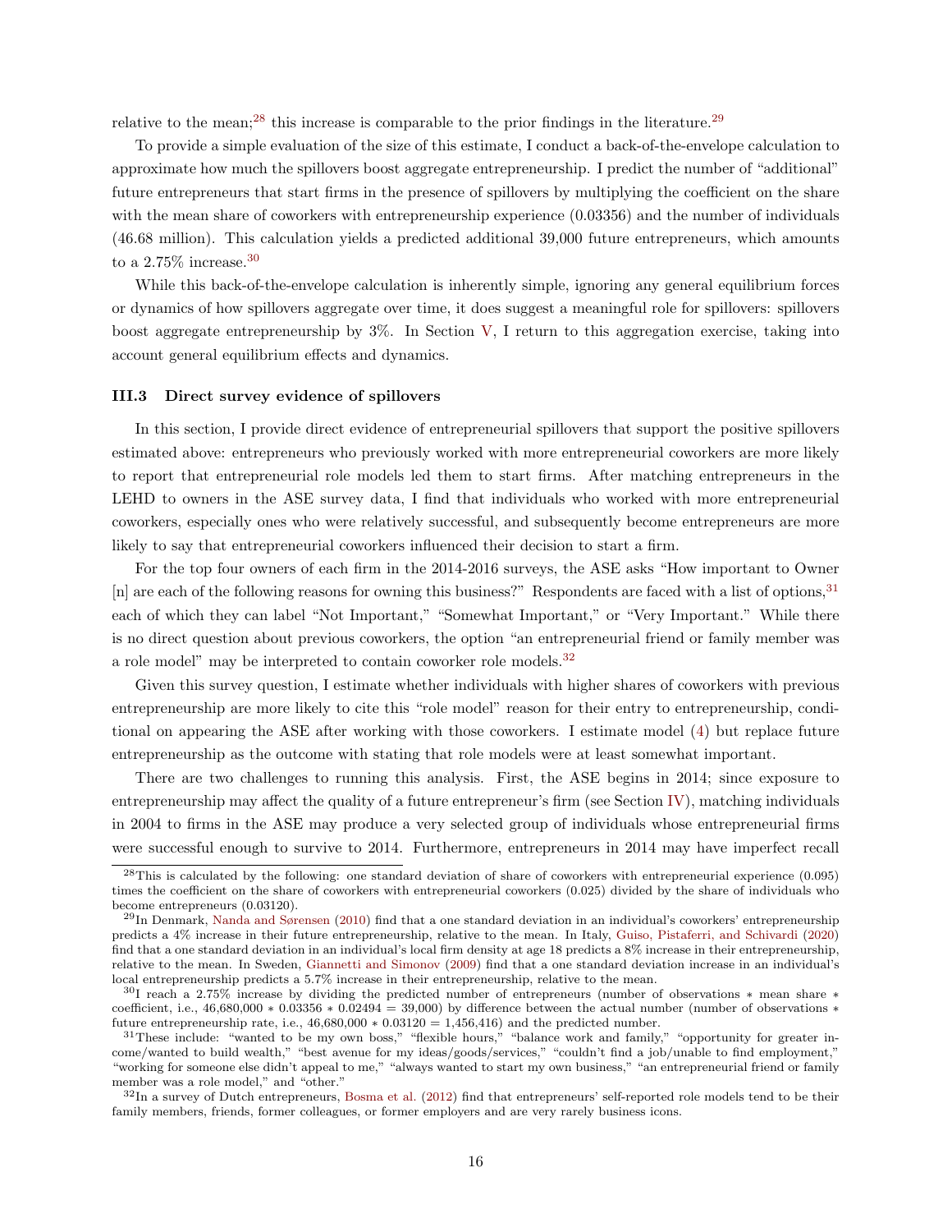relative to the mean;[28] this increase is comparable to the prior findings in the literature.[29]

To provide a simple evaluation of the size of this estimate, I conduct a back-of-the-envelope calculation to approximate how much the spillovers boost aggregate entrepreneurship. I predict the number of "additional" future entrepreneurs that start firms in the presence of spillovers by multiplying the coefficient on the share with the mean share of coworkers with entrepreneurship experience (0.03356) and the number of individuals (46.68 million). This calculation yields a predicted additional 39,000 future entrepreneurs, which amounts to a 2.75% increase.[30]

While this back-of-the-envelope calculation is inherently simple, ignoring any general equilibrium forces or dynamics of how spillovers aggregate over time, it does suggest a meaningful role for spillovers: spillovers boost aggregate entrepreneurship by 3%. In Section V, I return to this aggregation exercise, taking into account general equilibrium effects and dynamics.

### III.3 Direct survey evidence of spillovers

In this section, I provide direct evidence of entrepreneurial spillovers that support the positive spillovers estimated above: entrepreneurs who previously worked with more entrepreneurial coworkers are more likely to report that entrepreneurial role models led them to start firms. After matching entrepreneurs in the LEHD to owners in the ASE survey data, I find that individuals who worked with more entrepreneurial coworkers, especially ones who were relatively successful, and subsequently become entrepreneurs are more likely to say that entrepreneurial coworkers influenced their decision to start a firm.

For the top four owners of each firm in the 2014-2016 surveys, the ASE asks "How important to Owner [n] are each of the following reasons for owning this business?" Respondents are faced with a list of options,[31] each of which they can label "Not Important," "Somewhat Important," or "Very Important." While there is no direct question about previous coworkers, the option "an entrepreneurial friend or family member was a role model" may be interpreted to contain coworker role models.[32]

Given this survey question, I estimate whether individuals with higher shares of coworkers with previous entrepreneurship are more likely to cite this "role model" reason for their entry to entrepreneurship, conditional on appearing the ASE after working with those coworkers. I estimate model (4) but replace future entrepreneurship as the outcome with stating that role models were at least somewhat important.

There are two challenges to running this analysis. First, the ASE begins in 2014; since exposure to entrepreneurship may affect the quality of a future entrepreneur's firm (see Section IV), matching individuals in 2004 to firms in the ASE may produce a very selected group of individuals whose entrepreneurial firms were successful enough to survive to 2014. Furthermore, entrepreneurs in 2014 may have imperfect recall

---

[28] This is calculated by the following: one standard deviation of share of coworkers with entrepreneurial experience (0.095) times the coefficient on the share of coworkers with entrepreneurial coworkers (0.025) divided by the share of individuals who become entrepreneurs (0.03120).

[29] In Denmark, Nanda and Sørensen (2010) find that a one standard deviation in an individual's coworkers' entrepreneurship predicts a 4% increase in their future entrepreneurship, relative to the mean. In Italy, Guiso, Pistaferri, and Schivardi (2020) find that a one standard deviation in an individual's local firm density at age 18 predicts a 8% increase in their entrepreneurship, relative to the mean. In Sweden, Giannetti and Simonov (2009) find that a one standard deviation increase in an individual's local entrepreneurship predicts a 5.7% increase in their entrepreneurship, relative to the mean.

[30] I reach a 2.75% increase by dividing the predicted number of entrepreneurs (number of observations * mean share * coefficient, i.e., 46,680,000 * 0.03356 * 0.02494 = 39,000) by difference between the actual number (number of observations * future entrepreneurship rate, i.e., 46,680,000 * 0.03120 = 1,456,416) and the predicted number.

[31] These include: "wanted to be my own boss," "flexible hours," "balance work and family," "opportunity for greater income/wanted to build wealth," "best avenue for my ideas/goods/services," "couldn't find a job/unable to find employment," "working for someone else didn't appeal to me," "always wanted to start my own business," "an entrepreneurial friend or family member was a role model," and "other."

[32] In a survey of Dutch entrepreneurs, Bosma et al. (2012) find that entrepreneurs' self-reported role models tend to be their family members, friends, former colleagues, or former employers and are very rarely business icons.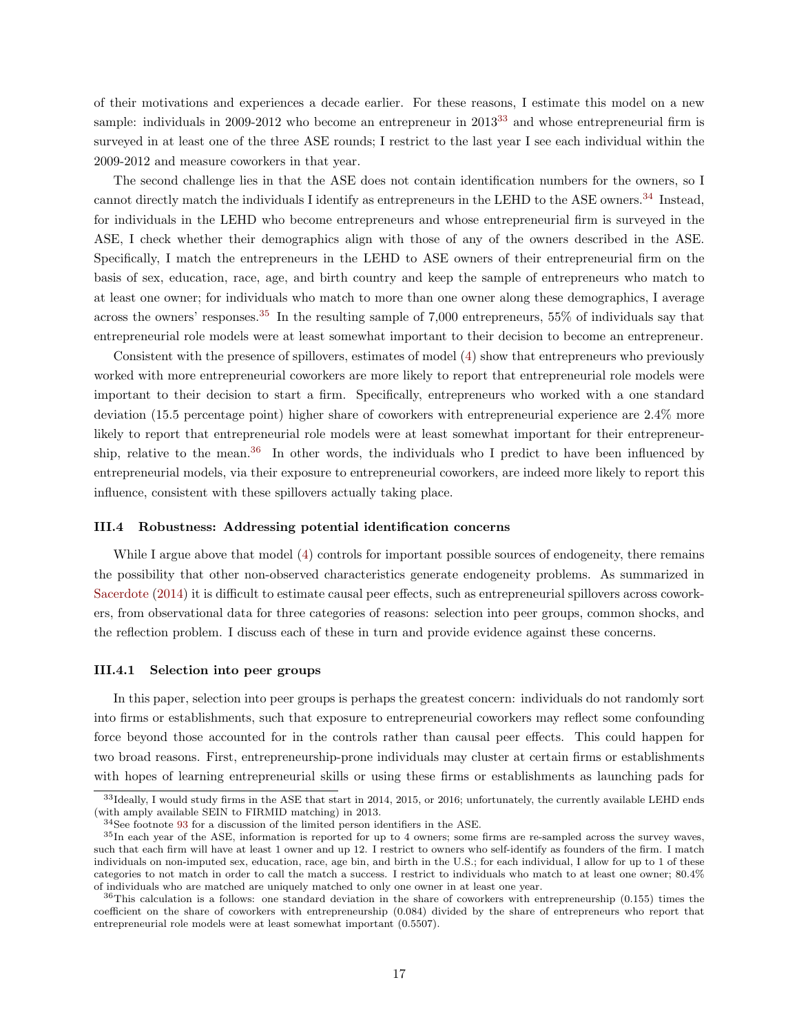of their motivations and experiences a decade earlier. For these reasons, I estimate this model on a new sample: individuals in 2009-2012 who become an entrepreneur in 2013[33] and whose entrepreneurial firm is surveyed in at least one of the three ASE rounds; I restrict to the last year I see each individual within the 2009-2012 and measure coworkers in that year.

The second challenge lies in that the ASE does not contain identification numbers for the owners, so I cannot directly match the individuals I identify as entrepreneurs in the LEHD to the ASE owners.[34] Instead, for individuals in the LEHD who become entrepreneurs and whose entrepreneurial firm is surveyed in the ASE, I check whether their demographics align with those of any of the owners described in the ASE. Specifically, I match the entrepreneurs in the LEHD to ASE owners of their entrepreneurial firm on the basis of sex, education, race, age, and birth country and keep the sample of entrepreneurs who match to at least one owner; for individuals who match to more than one owner along these demographics, I average across the owners' responses.[35] In the resulting sample of 7,000 entrepreneurs, 55% of individuals say that entrepreneurial role models were at least somewhat important to their decision to become an entrepreneur.

Consistent with the presence of spillovers, estimates of model (4) show that entrepreneurs who previously worked with more entrepreneurial coworkers are more likely to report that entrepreneurial role models were important to their decision to start a firm. Specifically, entrepreneurs who worked with a one standard deviation (15.5 percentage point) higher share of coworkers with entrepreneurial experience are 2.4% more likely to report that entrepreneurial role models were at least somewhat important for their entrepreneurship, relative to the mean.[36] In other words, the individuals who I predict to have been influenced by entrepreneurial models, via their exposure to entrepreneurial coworkers, are indeed more likely to report this influence, consistent with these spillovers actually taking place.

### III.4 Robustness: Addressing potential identification concerns

While I argue above that model (4) controls for important possible sources of endogeneity, there remains the possibility that other non-observed characteristics generate endogeneity problems. As summarized in Sacerdote (2014) it is difficult to estimate causal peer effects, such as entrepreneurial spillovers across coworkers, from observational data for three categories of reasons: selection into peer groups, common shocks, and the reflection problem. I discuss each of these in turn and provide evidence against these concerns.

#### III.4.1 Selection into peer groups

In this paper, selection into peer groups is perhaps the greatest concern: individuals do not randomly sort into firms or establishments, such that exposure to entrepreneurial coworkers may reflect some confounding force beyond those accounted for in the controls rather than causal peer effects. This could happen for two broad reasons. First, entrepreneurship-prone individuals may cluster at certain firms or establishments with hopes of learning entrepreneurial skills or using these firms or establishments as launching pads for

---

[33] Ideally, I would study firms in the ASE that start in 2014, 2015, or 2016; unfortunately, the currently available LEHD ends (with amply available SEIN to FIRMID matching) in 2013.

[34] See footnote 93 for a discussion of the limited person identifiers in the ASE.

[35] In each year of the ASE, information is reported for up to 4 owners; some firms are re-sampled across the survey waves, such that each firm will have at least 1 owner and up 12. I restrict to owners who self-identify as founders of the firm. I match individuals on non-imputed sex, education, race, age bin, and birth in the U.S.; for each individual, I allow for up to 1 of these categories to not match in order to call the match a success. I restrict to individuals who match to at least one owner; 80.4% of individuals who are matched are uniquely matched to only one owner in at least one year.

[36] This calculation is a follows: one standard deviation in the share of coworkers with entrepreneurship (0.155) times the coefficient on the share of coworkers with entrepreneurship (0.084) divided by the share of entrepreneurs who report that entrepreneurial role models were at least somewhat important (0.5507).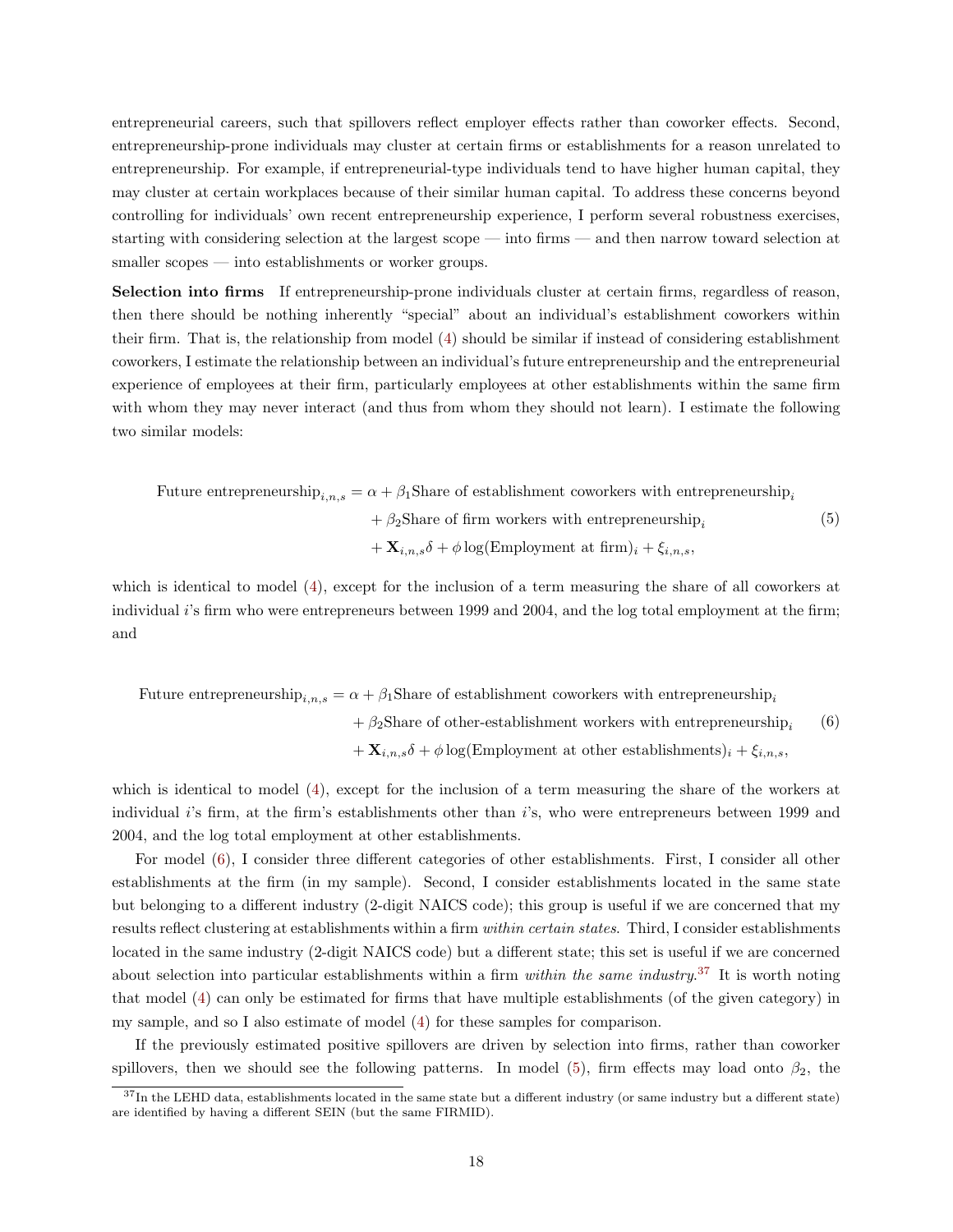entrepreneurial careers, such that spillovers reflect employer effects rather than coworker effects. Second, entrepreneurship-prone individuals may cluster at certain firms or establishments for a reason unrelated to entrepreneurship. For example, if entrepreneurial-type individuals tend to have higher human capital, they may cluster at certain workplaces because of their similar human capital. To address these concerns beyond controlling for individuals' own recent entrepreneurship experience, I perform several robustness exercises, starting with considering selection at the largest scope — into firms — and then narrow toward selection at smaller scopes — into establishments or worker groups.

**Selection into firms** If entrepreneurship-prone individuals cluster at certain firms, regardless of reason, then there should be nothing inherently "special" about an individual's establishment coworkers within their firm. That is, the relationship from model (4) should be similar if instead of considering establishment coworkers, I estimate the relationship between an individual's future entrepreneurship and the entrepreneurial experience of employees at their firm, particularly employees at other establishments within the same firm with whom they may never interact (and thus from whom they should not learn). I estimate the following two similar models:

$$\begin{aligned}\text{Future entrepreneurship}_{i,n,s} = \alpha &+ \beta_1 \text{Share of establishment coworkers with entrepreneurship}_i \\ &+ \beta_2 \text{Share of firm workers with entrepreneurship}_i \\ &+ \mathbf{X}_{i,n,s}\delta + \phi \log(\text{Employment at firm})_i + \xi_{i,n,s},\end{aligned} \tag{5}$$

which is identical to model (4), except for the inclusion of a term measuring the share of all coworkers at individual $i$'s firm who were entrepreneurs between 1999 and 2004, and the log total employment at the firm; and

$$\begin{aligned}\text{Future entrepreneurship}_{i,n,s} = \alpha &+ \beta_1 \text{Share of establishment coworkers with entrepreneurship}_i \\ &+ \beta_2 \text{Share of other-establishment workers with entrepreneurship}_i \\ &+ \mathbf{X}_{i,n,s}\delta + \phi \log(\text{Employment at other establishments})_i + \xi_{i,n,s},\end{aligned} \tag{6}$$

which is identical to model (4), except for the inclusion of a term measuring the share of the workers at individual $i$'s firm, at the firm's establishments other than $i$'s, who were entrepreneurs between 1999 and 2004, and the log total employment at other establishments.

For model (6), I consider three different categories of other establishments. First, I consider all other establishments at the firm (in my sample). Second, I consider establishments located in the same state but belonging to a different industry (2-digit NAICS code); this group is useful if we are concerned that my results reflect clustering at establishments within a firm *within certain states*. Third, I consider establishments located in the same industry (2-digit NAICS code) but a different state; this set is useful if we are concerned about selection into particular establishments within a firm *within the same industry*.[37] It is worth noting that model (4) can only be estimated for firms that have multiple establishments (of the given category) in my sample, and so I also estimate of model (4) for these samples for comparison.

If the previously estimated positive spillovers are driven by selection into firms, rather than coworker spillovers, then we should see the following patterns. In model (5), firm effects may load onto $\beta_2$, the

[37] In the LEHD data, establishments located in the same state but a different industry (or same industry but a different state) are identified by having a different SEIN (but the same FIRMID).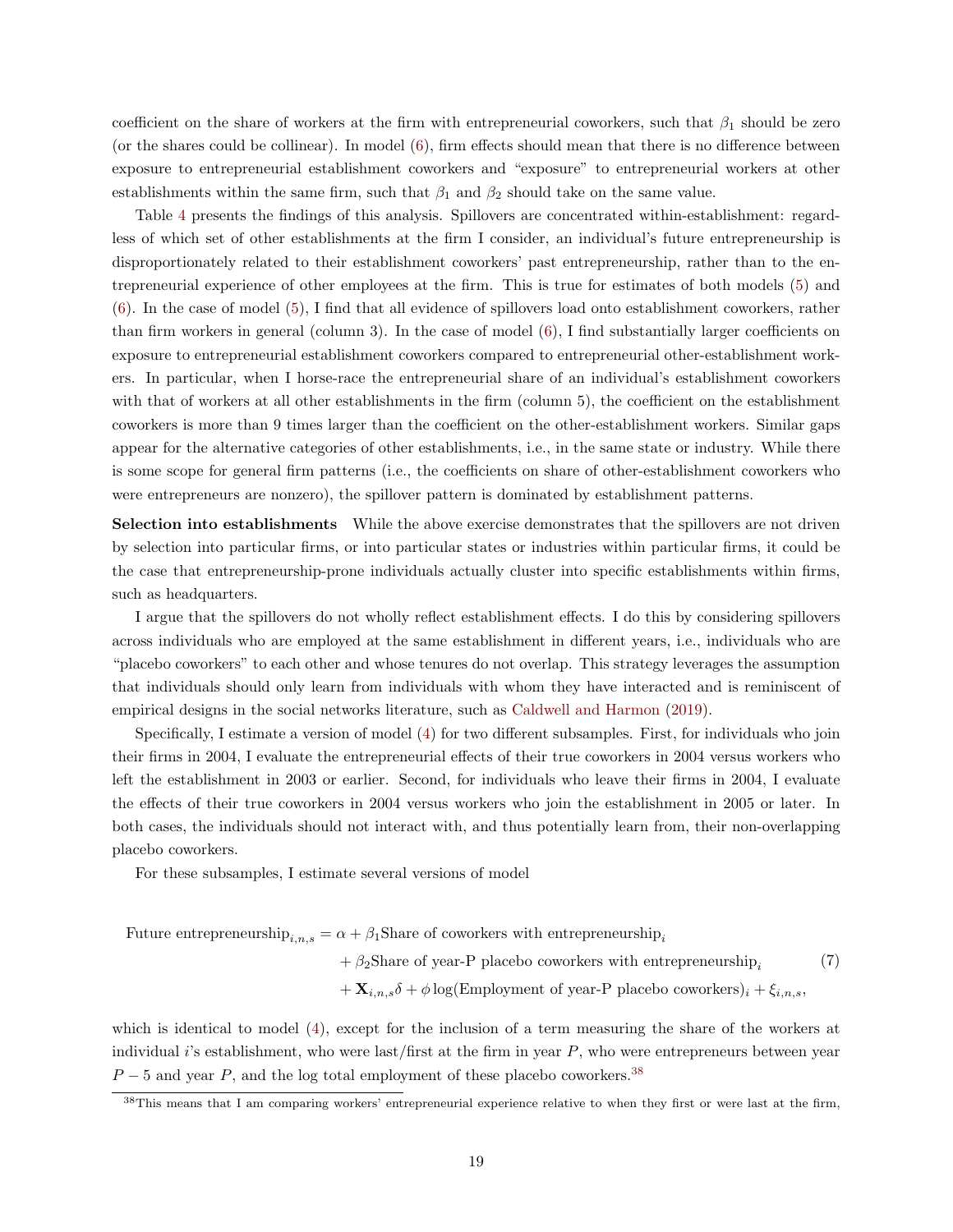coefficient on the share of workers at the firm with entrepreneurial coworkers, such that $\beta_1$ should be zero (or the shares could be collinear). In model (6), firm effects should mean that there is no difference between exposure to entrepreneurial establishment coworkers and "exposure" to entrepreneurial workers at other establishments within the same firm, such that $\beta_1$ and $\beta_2$ should take on the same value.

Table 4 presents the findings of this analysis. Spillovers are concentrated within-establishment: regardless of which set of other establishments at the firm I consider, an individual's future entrepreneurship is disproportionately related to their establishment coworkers' past entrepreneurship, rather than to the entrepreneurial experience of other employees at the firm. This is true for estimates of both models (5) and (6). In the case of model (5), I find that all evidence of spillovers load onto establishment coworkers, rather than firm workers in general (column 3). In the case of model (6), I find substantially larger coefficients on exposure to entrepreneurial establishment coworkers compared to entrepreneurial other-establishment workers. In particular, when I horse-race the entrepreneurial share of an individual's establishment coworkers with that of workers at all other establishments in the firm (column 5), the coefficient on the establishment coworkers is more than 9 times larger than the coefficient on the other-establishment workers. Similar gaps appear for the alternative categories of other establishments, i.e., in the same state or industry. While there is some scope for general firm patterns (i.e., the coefficients on share of other-establishment coworkers who were entrepreneurs are nonzero), the spillover pattern is dominated by establishment patterns.

**Selection into establishments** While the above exercise demonstrates that the spillovers are not driven by selection into particular firms, or into particular states or industries within particular firms, it could be the case that entrepreneurship-prone individuals actually cluster into specific establishments within firms, such as headquarters.

I argue that the spillovers do not wholly reflect establishment effects. I do this by considering spillovers across individuals who are employed at the same establishment in different years, i.e., individuals who are "placebo coworkers" to each other and whose tenures do not overlap. This strategy leverages the assumption that individuals should only learn from individuals with whom they have interacted and is reminiscent of empirical designs in the social networks literature, such as Caldwell and Harmon (2019).

Specifically, I estimate a version of model (4) for two different subsamples. First, for individuals who join their firms in 2004, I evaluate the entrepreneurial effects of their true coworkers in 2004 versus workers who left the establishment in 2003 or earlier. Second, for individuals who leave their firms in 2004, I evaluate the effects of their true coworkers in 2004 versus workers who join the establishment in 2005 or later. In both cases, the individuals should not interact with, and thus potentially learn from, their non-overlapping placebo coworkers.

For these subsamples, I estimate several versions of model

$$
\begin{aligned}
\text{Future entrepreneurship}_{i,n,s} = \alpha &+ \beta_1 \text{Share of coworkers with entrepreneurship}_i \\
&+ \beta_2 \text{Share of year-P placebo coworkers with entrepreneurship}_i \\
&+ \mathbf{X}_{i,n,s}\delta + \phi \log(\text{Employment of year-P placebo coworkers})_i + \xi_{i,n,s},
\end{aligned} \tag{7}
$$

which is identical to model (4), except for the inclusion of a term measuring the share of the workers at individual $i$'s establishment, who were last/first at the firm in year $P$, who were entrepreneurs between year $P-5$ and year $P$, and the log total employment of these placebo coworkers.[38]

[38] This means that I am comparing workers' entrepreneurial experience relative to when they first or were last at the firm,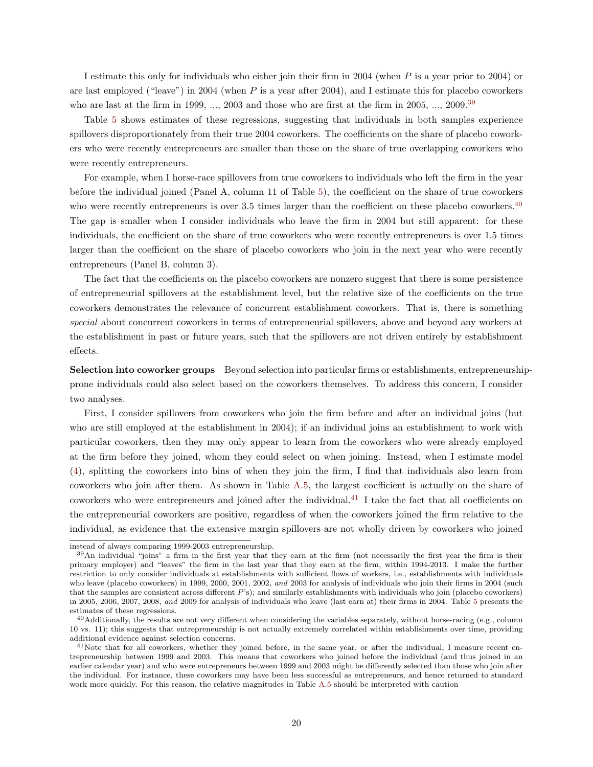I estimate this only for individuals who either join their firm in 2004 (when $P$ is a year prior to 2004) or are last employed ("leave") in 2004 (when $P$ is a year after 2004), and I estimate this for placebo coworkers who are last at the firm in 1999, ..., 2003 and those who are first at the firm in 2005, ..., 2009.[39]

Table 5 shows estimates of these regressions, suggesting that individuals in both samples experience spillovers disproportionately from their true 2004 coworkers. The coefficients on the share of placebo coworkers who were recently entrepreneurs are smaller than those on the share of true overlapping coworkers who were recently entrepreneurs.

For example, when I horse-race spillovers from true coworkers to individuals who left the firm in the year before the individual joined (Panel A, column 11 of Table 5), the coefficient on the share of true coworkers who were recently entrepreneurs is over 3.5 times larger than the coefficient on these placebo coworkers.[40] The gap is smaller when I consider individuals who leave the firm in 2004 but still apparent: for these individuals, the coefficient on the share of true coworkers who were recently entrepreneurs is over 1.5 times larger than the coefficient on the share of placebo coworkers who join in the next year who were recently entrepreneurs (Panel B, column 3).

The fact that the coefficients on the placebo coworkers are nonzero suggest that there is some persistence of entrepreneurial spillovers at the establishment level, but the relative size of the coefficients on the true coworkers demonstrates the relevance of concurrent establishment coworkers. That is, there is something *special* about concurrent coworkers in terms of entrepreneurial spillovers, above and beyond any workers at the establishment in past or future years, such that the spillovers are not driven entirely by establishment effects.

**Selection into coworker groups** Beyond selection into particular firms or establishments, entrepreneurship-prone individuals could also select based on the coworkers themselves. To address this concern, I consider two analyses.

First, I consider spillovers from coworkers who join the firm before and after an individual joins (but who are still employed at the establishment in 2004); if an individual joins an establishment to work with particular coworkers, then they may only appear to learn from the coworkers who were already employed at the firm before they joined, whom they could select on when joining. Instead, when I estimate model (4), splitting the coworkers into bins of when they join the firm, I find that individuals also learn from coworkers who join after them. As shown in Table A.5, the largest coefficient is actually on the share of coworkers who were entrepreneurs and joined after the individual.[41] I take the fact that all coefficients on the entrepreneurial coworkers are positive, regardless of when the coworkers joined the firm relative to the individual, as evidence that the extensive margin spillovers are not wholly driven by coworkers who joined

---

instead of always comparing 1999-2003 entrepreneurship.

[39] An individual "joins" a firm in the first year that they earn at the firm (not necessarily the first year the firm is their primary employer) and "leaves" the firm in the last year that they earn at the firm, within 1994-2013. I make the further restriction to only consider individuals at establishments with sufficient flows of workers, i.e., establishments with individuals who leave (placebo coworkers) in 1999, 2000, 2001, 2002, *and* 2003 for analysis of individuals who join their firms in 2004 (such that the samples are consistent across different $P$'s); and similarly establishments with individuals who join (placebo coworkers) in 2005, 2006, 2007, 2008, *and* 2009 for analysis of individuals who leave (last earn at) their firms in 2004. Table 5 presents the estimates of these regressions.

[40] Additionally, the results are not very different when considering the variables separately, without horse-racing (e.g., column 10 vs. 11); this suggests that entrepreneurship is not actually extremely correlated within establishments over time, providing additional evidence against selection concerns.

[41] Note that for all coworkers, whether they joined before, in the same year, or after the individual, I measure recent entrepreneurship between 1999 and 2003. This means that coworkers who joined before the individual (and thus joined in an earlier calendar year) and who were entrepreneurs between 1999 and 2003 might be differently selected than those who join after the individual. For instance, these coworkers may have been less successful as entrepreneurs, and hence returned to standard work more quickly. For this reason, the relative magnitudes in Table A.5 should be interpreted with caution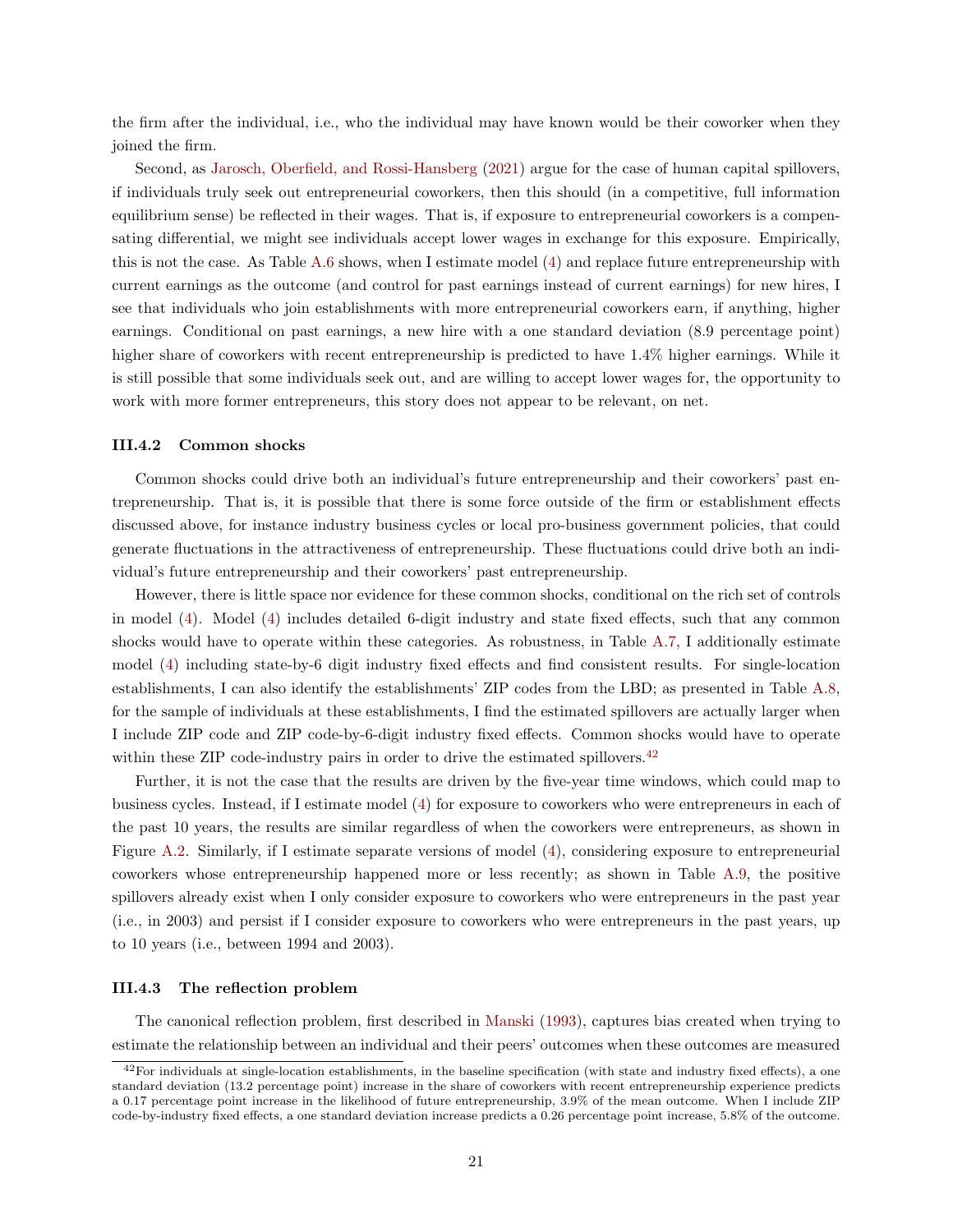the firm after the individual, i.e., who the individual may have known would be their coworker when they joined the firm.

Second, as Jarosch, Oberfield, and Rossi-Hansberg (2021) argue for the case of human capital spillovers, if individuals truly seek out entrepreneurial coworkers, then this should (in a competitive, full information equilibrium sense) be reflected in their wages. That is, if exposure to entrepreneurial coworkers is a compensating differential, we might see individuals accept lower wages in exchange for this exposure. Empirically, this is not the case. As Table A.6 shows, when I estimate model (4) and replace future entrepreneurship with current earnings as the outcome (and control for past earnings instead of current earnings) for new hires, I see that individuals who join establishments with more entrepreneurial coworkers earn, if anything, higher earnings. Conditional on past earnings, a new hire with a one standard deviation (8.9 percentage point) higher share of coworkers with recent entrepreneurship is predicted to have 1.4% higher earnings. While it is still possible that some individuals seek out, and are willing to accept lower wages for, the opportunity to work with more former entrepreneurs, this story does not appear to be relevant, on net.

### III.4.2 Common shocks

Common shocks could drive both an individual's future entrepreneurship and their coworkers' past entrepreneurship. That is, it is possible that there is some force outside of the firm or establishment effects discussed above, for instance industry business cycles or local pro-business government policies, that could generate fluctuations in the attractiveness of entrepreneurship. These fluctuations could drive both an individual's future entrepreneurship and their coworkers' past entrepreneurship.

However, there is little space nor evidence for these common shocks, conditional on the rich set of controls in model (4). Model (4) includes detailed 6-digit industry and state fixed effects, such that any common shocks would have to operate within these categories. As robustness, in Table A.7, I additionally estimate model (4) including state-by-6 digit industry fixed effects and find consistent results. For single-location establishments, I can also identify the establishments' ZIP codes from the LBD; as presented in Table A.8, for the sample of individuals at these establishments, I find the estimated spillovers are actually larger when I include ZIP code and ZIP code-by-6-digit industry fixed effects. Common shocks would have to operate within these ZIP code-industry pairs in order to drive the estimated spillovers.[42]

Further, it is not the case that the results are driven by the five-year time windows, which could map to business cycles. Instead, if I estimate model (4) for exposure to coworkers who were entrepreneurs in each of the past 10 years, the results are similar regardless of when the coworkers were entrepreneurs, as shown in Figure A.2. Similarly, if I estimate separate versions of model (4), considering exposure to entrepreneurial coworkers whose entrepreneurship happened more or less recently; as shown in Table A.9, the positive spillovers already exist when I only consider exposure to coworkers who were entrepreneurs in the past year (i.e., in 2003) and persist if I consider exposure to coworkers who were entrepreneurs in the past years, up to 10 years (i.e., between 1994 and 2003).

### III.4.3 The reflection problem

The canonical reflection problem, first described in Manski (1993), captures bias created when trying to estimate the relationship between an individual and their peers' outcomes when these outcomes are measured

[42] For individuals at single-location establishments, in the baseline specification (with state and industry fixed effects), a one standard deviation (13.2 percentage point) increase in the share of coworkers with recent entrepreneurship experience predicts a 0.17 percentage point increase in the likelihood of future entrepreneurship, 3.9% of the mean outcome. When I include ZIP code-by-industry fixed effects, a one standard deviation increase predicts a 0.26 percentage point increase, 5.8% of the outcome.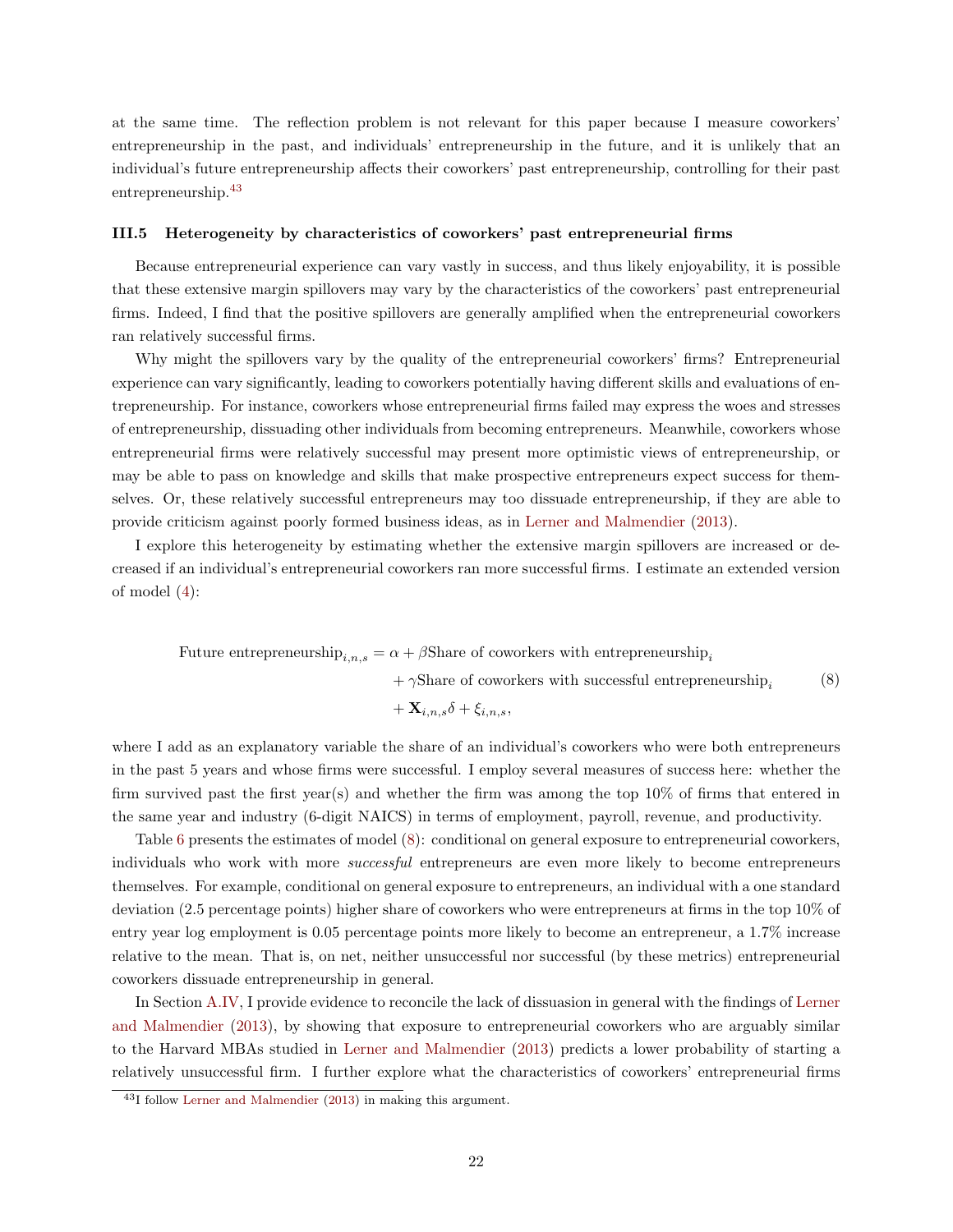at the same time. The reflection problem is not relevant for this paper because I measure coworkers' entrepreneurship in the past, and individuals' entrepreneurship in the future, and it is unlikely that an individual's future entrepreneurship affects their coworkers' past entrepreneurship, controlling for their past entrepreneurship.[43]

### III.5 Heterogeneity by characteristics of coworkers' past entrepreneurial firms

Because entrepreneurial experience can vary vastly in success, and thus likely enjoyability, it is possible that these extensive margin spillovers may vary by the characteristics of the coworkers' past entrepreneurial firms. Indeed, I find that the positive spillovers are generally amplified when the entrepreneurial coworkers ran relatively successful firms.

Why might the spillovers vary by the quality of the entrepreneurial coworkers' firms? Entrepreneurial experience can vary significantly, leading to coworkers potentially having different skills and evaluations of entrepreneurship. For instance, coworkers whose entrepreneurial firms failed may express the woes and stresses of entrepreneurship, dissuading other individuals from becoming entrepreneurs. Meanwhile, coworkers whose entrepreneurial firms were relatively successful may present more optimistic views of entrepreneurship, or may be able to pass on knowledge and skills that make prospective entrepreneurs expect success for themselves. Or, these relatively successful entrepreneurs may too dissuade entrepreneurship, if they are able to provide criticism against poorly formed business ideas, as in Lerner and Malmendier (2013).

I explore this heterogeneity by estimating whether the extensive margin spillovers are increased or decreased if an individual's entrepreneurial coworkers ran more successful firms. I estimate an extended version of model (4):

$$
\begin{aligned}
\text{Future entrepreneurship}_{i,n,s} = \alpha &+ \beta \text{Share of coworkers with entrepreneurship}_i \\
&+ \gamma \text{Share of coworkers with successful entrepreneurship}_i \\
&+ \mathbf{X}_{i,n,s}\delta + \xi_{i,n,s},
\end{aligned} \tag{8}
$$

where I add as an explanatory variable the share of an individual's coworkers who were both entrepreneurs in the past 5 years and whose firms were successful. I employ several measures of success here: whether the firm survived past the first year(s) and whether the firm was among the top 10% of firms that entered in the same year and industry (6-digit NAICS) in terms of employment, payroll, revenue, and productivity.

Table 6 presents the estimates of model (8): conditional on general exposure to entrepreneurial coworkers, individuals who work with more *successful* entrepreneurs are even more likely to become entrepreneurs themselves. For example, conditional on general exposure to entrepreneurs, an individual with a one standard deviation (2.5 percentage points) higher share of coworkers who were entrepreneurs at firms in the top 10% of entry year log employment is 0.05 percentage points more likely to become an entrepreneur, a 1.7% increase relative to the mean. That is, on net, neither unsuccessful nor successful (by these metrics) entrepreneurial coworkers dissuade entrepreneurship in general.

In Section A.IV, I provide evidence to reconcile the lack of dissuasion in general with the findings of Lerner and Malmendier (2013), by showing that exposure to entrepreneurial coworkers who are arguably similar to the Harvard MBAs studied in Lerner and Malmendier (2013) predicts a lower probability of starting a relatively unsuccessful firm. I further explore what the characteristics of coworkers' entrepreneurial firms

[43] I follow Lerner and Malmendier (2013) in making this argument.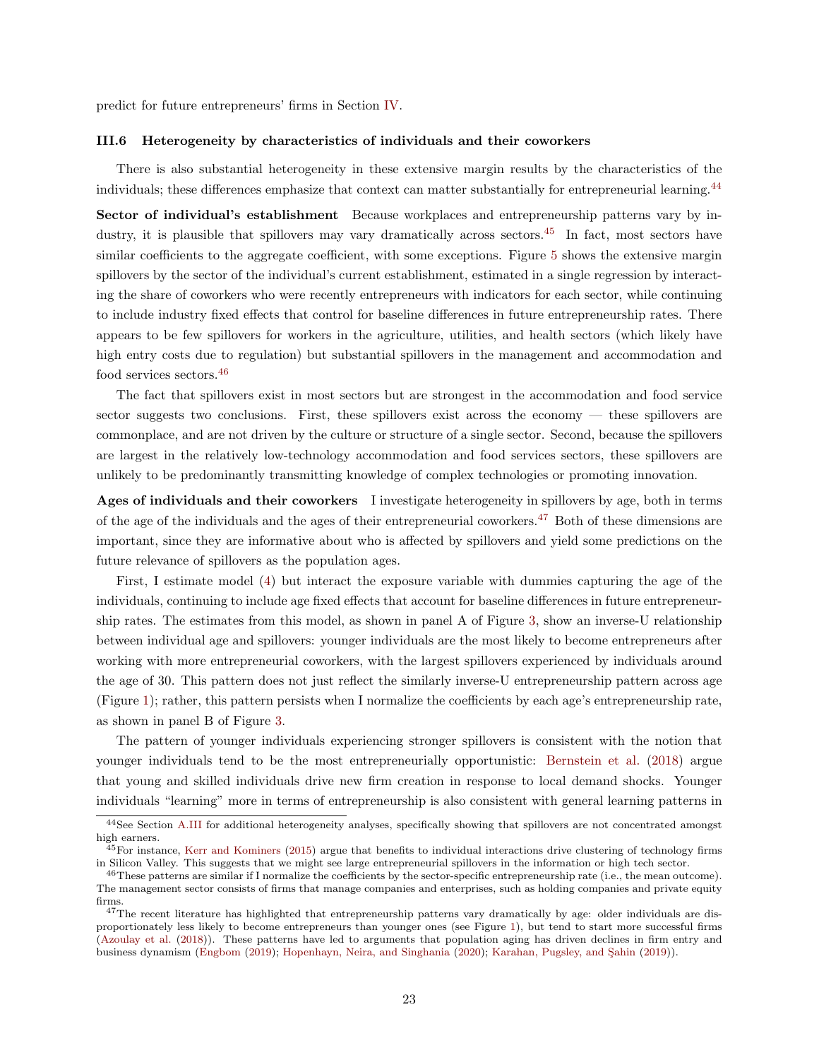predict for future entrepreneurs' firms in Section IV.

### III.6 Heterogeneity by characteristics of individuals and their coworkers

There is also substantial heterogeneity in these extensive margin results by the characteristics of the individuals; these differences emphasize that context can matter substantially for entrepreneurial learning.[44]

**Sector of individual's establishment** Because workplaces and entrepreneurship patterns vary by industry, it is plausible that spillovers may vary dramatically across sectors.[45] In fact, most sectors have similar coefficients to the aggregate coefficient, with some exceptions. Figure 5 shows the extensive margin spillovers by the sector of the individual's current establishment, estimated in a single regression by interacting the share of coworkers who were recently entrepreneurs with indicators for each sector, while continuing to include industry fixed effects that control for baseline differences in future entrepreneurship rates. There appears to be few spillovers for workers in the agriculture, utilities, and health sectors (which likely have high entry costs due to regulation) but substantial spillovers in the management and accommodation and food services sectors.[46]

The fact that spillovers exist in most sectors but are strongest in the accommodation and food service sector suggests two conclusions. First, these spillovers exist across the economy — these spillovers are commonplace, and are not driven by the culture or structure of a single sector. Second, because the spillovers are largest in the relatively low-technology accommodation and food services sectors, these spillovers are unlikely to be predominantly transmitting knowledge of complex technologies or promoting innovation.

**Ages of individuals and their coworkers** I investigate heterogeneity in spillovers by age, both in terms of the age of the individuals and the ages of their entrepreneurial coworkers.[47] Both of these dimensions are important, since they are informative about who is affected by spillovers and yield some predictions on the future relevance of spillovers as the population ages.

First, I estimate model (4) but interact the exposure variable with dummies capturing the age of the individuals, continuing to include age fixed effects that account for baseline differences in future entrepreneurship rates. The estimates from this model, as shown in panel A of Figure 3, show an inverse-U relationship between individual age and spillovers: younger individuals are the most likely to become entrepreneurs after working with more entrepreneurial coworkers, with the largest spillovers experienced by individuals around the age of 30. This pattern does not just reflect the similarly inverse-U entrepreneurship pattern across age (Figure 1); rather, this pattern persists when I normalize the coefficients by each age's entrepreneurship rate, as shown in panel B of Figure 3.

The pattern of younger individuals experiencing stronger spillovers is consistent with the notion that younger individuals tend to be the most entrepreneurially opportunistic: Bernstein et al. (2018) argue that young and skilled individuals drive new firm creation in response to local demand shocks. Younger individuals "learning" more in terms of entrepreneurship is also consistent with general learning patterns in

[44] See Section A.III for additional heterogeneity analyses, specifically showing that spillovers are not concentrated amongst high earners.

[45] For instance, Kerr and Kominers (2015) argue that benefits to individual interactions drive clustering of technology firms in Silicon Valley. This suggests that we might see large entrepreneurial spillovers in the information or high tech sector.

[46] These patterns are similar if I normalize the coefficients by the sector-specific entrepreneurship rate (i.e., the mean outcome). The management sector consists of firms that manage companies and enterprises, such as holding companies and private equity firms.

[47] The recent literature has highlighted that entrepreneurship patterns vary dramatically by age: older individuals are disproportionately less likely to become entrepreneurs than younger ones (see Figure 1), but tend to start more successful firms (Azoulay et al. (2018)). These patterns have led to arguments that population aging has driven declines in firm entry and business dynamism (Engbom (2019); Hopenhayn, Neira, and Singhania (2020); Karahan, Pugsley, and Şahin (2019)).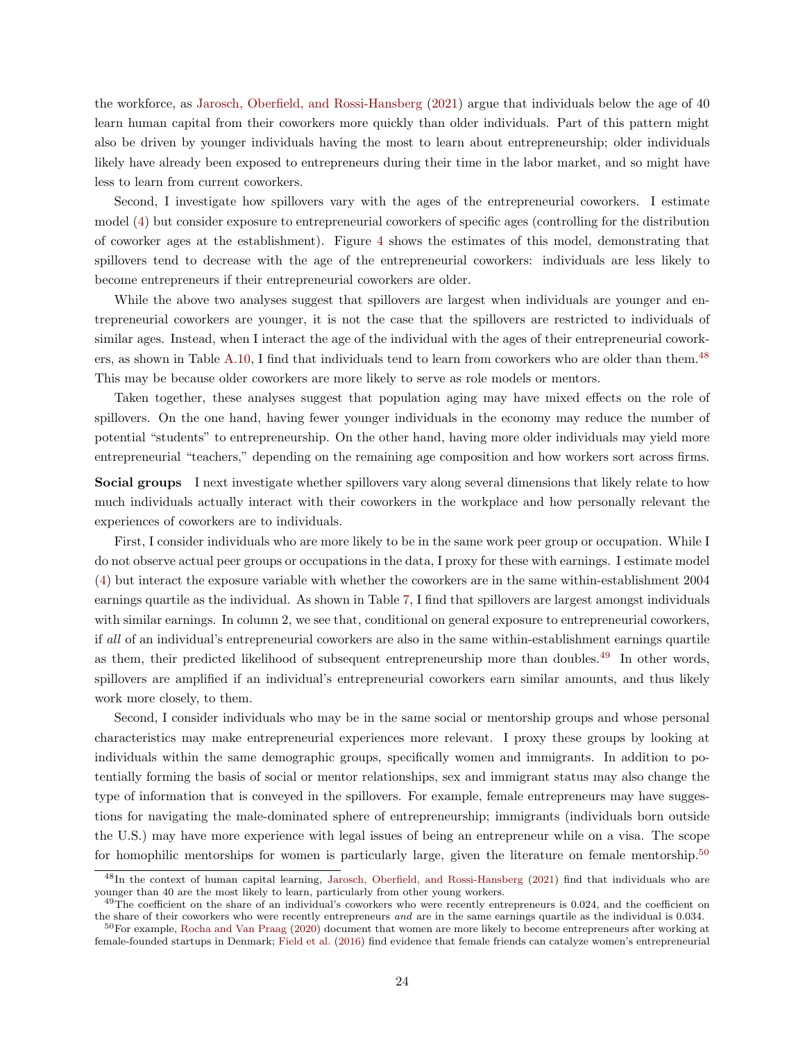the workforce, as Jarosch, Oberfield, and Rossi-Hansberg (2021) argue that individuals below the age of 40 learn human capital from their coworkers more quickly than older individuals. Part of this pattern might also be driven by younger individuals having the most to learn about entrepreneurship; older individuals likely have already been exposed to entrepreneurs during their time in the labor market, and so might have less to learn from current coworkers.

Second, I investigate how spillovers vary with the ages of the entrepreneurial coworkers. I estimate model (4) but consider exposure to entrepreneurial coworkers of specific ages (controlling for the distribution of coworker ages at the establishment). Figure 4 shows the estimates of this model, demonstrating that spillovers tend to decrease with the age of the entrepreneurial coworkers: individuals are less likely to become entrepreneurs if their entrepreneurial coworkers are older.

While the above two analyses suggest that spillovers are largest when individuals are younger and entrepreneurial coworkers are younger, it is not the case that the spillovers are restricted to individuals of similar ages. Instead, when I interact the age of the individual with the ages of their entrepreneurial coworkers, as shown in Table A.10, I find that individuals tend to learn from coworkers who are older than them.[48] This may be because older coworkers are more likely to serve as role models or mentors.

Taken together, these analyses suggest that population aging may have mixed effects on the role of spillovers. On the one hand, having fewer younger individuals in the economy may reduce the number of potential "students" to entrepreneurship. On the other hand, having more older individuals may yield more entrepreneurial "teachers," depending on the remaining age composition and how workers sort across firms.

**Social groups** I next investigate whether spillovers vary along several dimensions that likely relate to how much individuals actually interact with their coworkers in the workplace and how personally relevant the experiences of coworkers are to individuals.

First, I consider individuals who are more likely to be in the same work peer group or occupation. While I do not observe actual peer groups or occupations in the data, I proxy for these with earnings. I estimate model (4) but interact the exposure variable with whether the coworkers are in the same within-establishment 2004 earnings quartile as the individual. As shown in Table 7, I find that spillovers are largest amongst individuals with similar earnings. In column 2, we see that, conditional on general exposure to entrepreneurial coworkers, if *all* of an individual's entrepreneurial coworkers are also in the same within-establishment earnings quartile as them, their predicted likelihood of subsequent entrepreneurship more than doubles.[49] In other words, spillovers are amplified if an individual's entrepreneurial coworkers earn similar amounts, and thus likely work more closely, to them.

Second, I consider individuals who may be in the same social or mentorship groups and whose personal characteristics may make entrepreneurial experiences more relevant. I proxy these groups by looking at individuals within the same demographic groups, specifically women and immigrants. In addition to potentially forming the basis of social or mentor relationships, sex and immigrant status may also change the type of information that is conveyed in the spillovers. For example, female entrepreneurs may have suggestions for navigating the male-dominated sphere of entrepreneurship; immigrants (individuals born outside the U.S.) may have more experience with legal issues of being an entrepreneur while on a visa. The scope for homophilic mentorships for women is particularly large, given the literature on female mentorship.[50]

---

[48] In the context of human capital learning, Jarosch, Oberfield, and Rossi-Hansberg (2021) find that individuals who are younger than 40 are the most likely to learn, particularly from other young workers.

[49] The coefficient on the share of an individual's coworkers who were recently entrepreneurs is 0.024, and the coefficient on the share of their coworkers who were recently entrepreneurs *and* are in the same earnings quartile as the individual is 0.034.

[50] For example, Rocha and Van Praag (2020) document that women are more likely to become entrepreneurs after working at female-founded startups in Denmark; Field et al. (2016) find evidence that female friends can catalyze women's entrepreneurial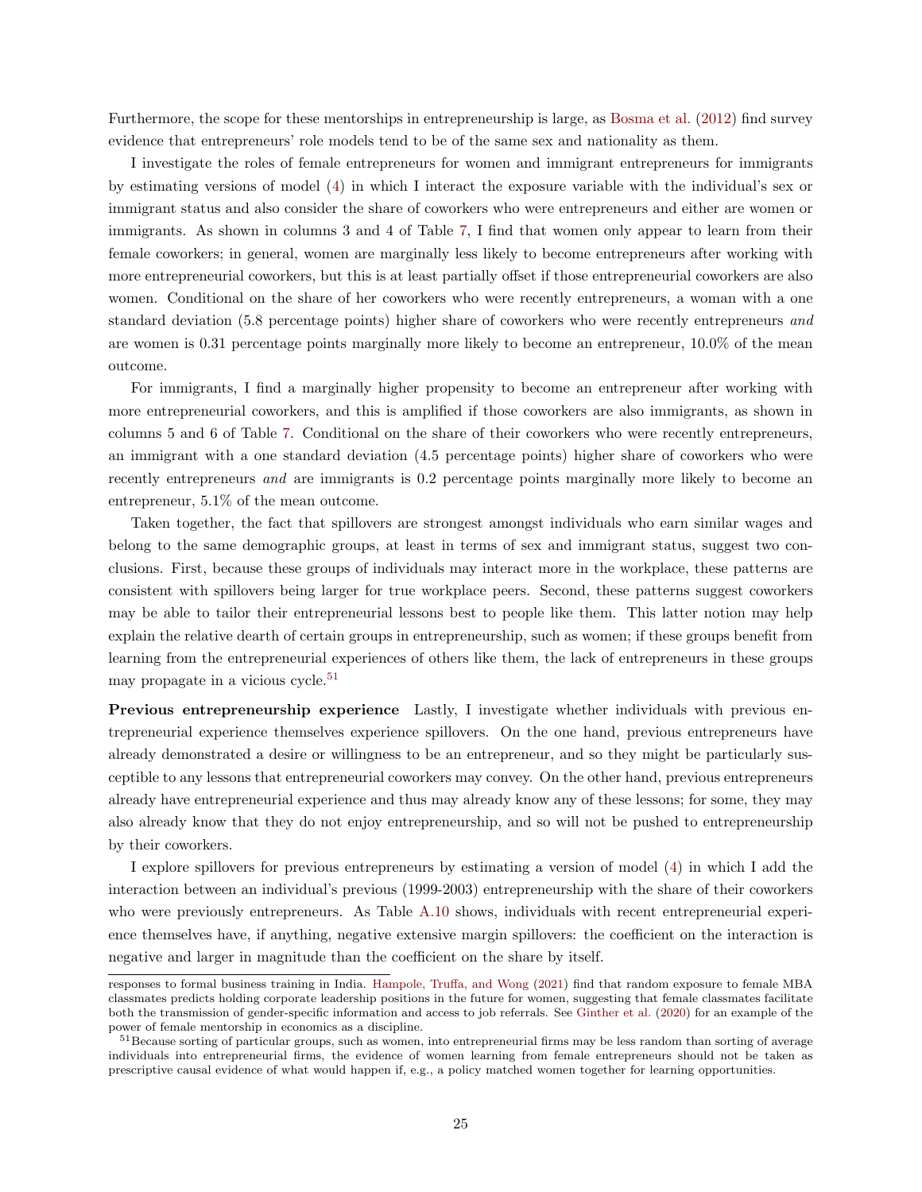Furthermore, the scope for these mentorships in entrepreneurship is large, as Bosma et al. (2012) find survey evidence that entrepreneurs' role models tend to be of the same sex and nationality as them.

I investigate the roles of female entrepreneurs for women and immigrant entrepreneurs for immigrants by estimating versions of model (4) in which I interact the exposure variable with the individual's sex or immigrant status and also consider the share of coworkers who were entrepreneurs and either are women or immigrants. As shown in columns 3 and 4 of Table 7, I find that women only appear to learn from their female coworkers; in general, women are marginally less likely to become entrepreneurs after working with more entrepreneurial coworkers, but this is at least partially offset if those entrepreneurial coworkers are also women. Conditional on the share of her coworkers who were recently entrepreneurs, a woman with a one standard deviation (5.8 percentage points) higher share of coworkers who were recently entrepreneurs *and* are women is 0.31 percentage points marginally more likely to become an entrepreneur, 10.0% of the mean outcome.

For immigrants, I find a marginally higher propensity to become an entrepreneur after working with more entrepreneurial coworkers, and this is amplified if those coworkers are also immigrants, as shown in columns 5 and 6 of Table 7. Conditional on the share of their coworkers who were recently entrepreneurs, an immigrant with a one standard deviation (4.5 percentage points) higher share of coworkers who were recently entrepreneurs *and* are immigrants is 0.2 percentage points marginally more likely to become an entrepreneur, 5.1% of the mean outcome.

Taken together, the fact that spillovers are strongest amongst individuals who earn similar wages and belong to the same demographic groups, at least in terms of sex and immigrant status, suggest two conclusions. First, because these groups of individuals may interact more in the workplace, these patterns are consistent with spillovers being larger for true workplace peers. Second, these patterns suggest coworkers may be able to tailor their entrepreneurial lessons best to people like them. This latter notion may help explain the relative dearth of certain groups in entrepreneurship, such as women; if these groups benefit from learning from the entrepreneurial experiences of others like them, the lack of entrepreneurs in these groups may propagate in a vicious cycle.[51]

**Previous entrepreneurship experience** Lastly, I investigate whether individuals with previous entrepreneurial experience themselves experience spillovers. On the one hand, previous entrepreneurs have already demonstrated a desire or willingness to be an entrepreneur, and so they might be particularly susceptible to any lessons that entrepreneurial coworkers may convey. On the other hand, previous entrepreneurs already have entrepreneurial experience and thus may already know any of these lessons; for some, they may also already know that they do not enjoy entrepreneurship, and so will not be pushed to entrepreneurship by their coworkers.

I explore spillovers for previous entrepreneurs by estimating a version of model (4) in which I add the interaction between an individual's previous (1999-2003) entrepreneurship with the share of their coworkers who were previously entrepreneurs. As Table A.10 shows, individuals with recent entrepreneurial experience themselves have, if anything, negative extensive margin spillovers: the coefficient on the interaction is negative and larger in magnitude than the coefficient on the share by itself.

---

responses to formal business training in India. Hampole, Truffa, and Wong (2021) find that random exposure to female MBA classmates predicts holding corporate leadership positions in the future for women, suggesting that female classmates facilitate both the transmission of gender-specific information and access to job referrals. See Ginther et al. (2020) for an example of the power of female mentorship in economics as a discipline.

[51] Because sorting of particular groups, such as women, into entrepreneurial firms may be less random than sorting of average individuals into entrepreneurial firms, the evidence of women learning from female entrepreneurs should not be taken as prescriptive causal evidence of what would happen if, e.g., a policy matched women together for learning opportunities.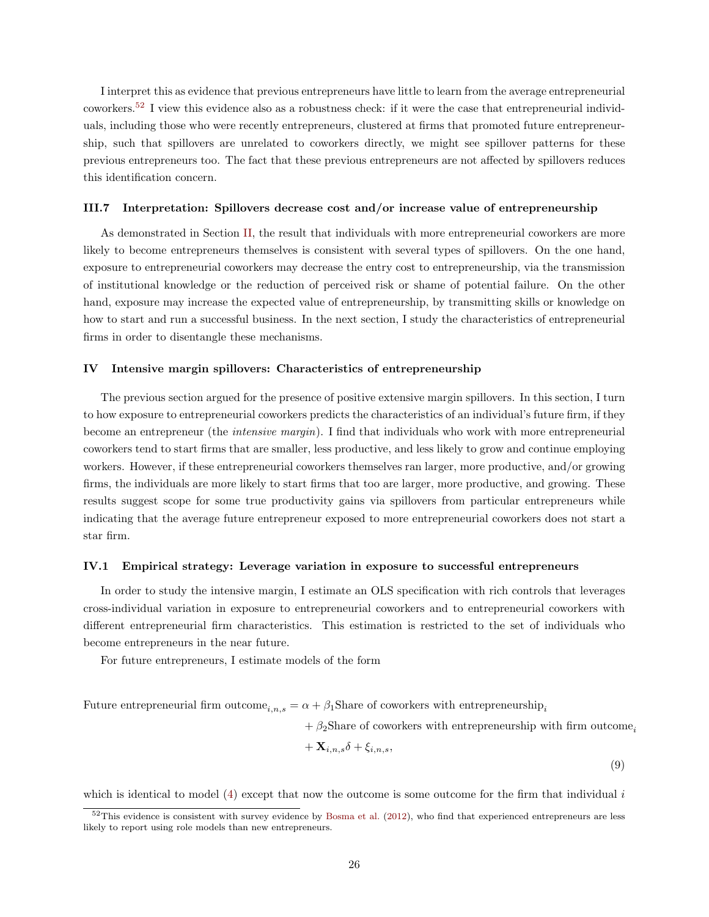I interpret this as evidence that previous entrepreneurs have little to learn from the average entrepreneurial coworkers.[52] I view this evidence also as a robustness check: if it were the case that entrepreneurial individuals, including those who were recently entrepreneurs, clustered at firms that promoted future entrepreneurship, such that spillovers are unrelated to coworkers directly, we might see spillover patterns for these previous entrepreneurs too. The fact that these previous entrepreneurs are not affected by spillovers reduces this identification concern.

### III.7 Interpretation: Spillovers decrease cost and/or increase value of entrepreneurship

As demonstrated in Section II, the result that individuals with more entrepreneurial coworkers are more likely to become entrepreneurs themselves is consistent with several types of spillovers. On the one hand, exposure to entrepreneurial coworkers may decrease the entry cost to entrepreneurship, via the transmission of institutional knowledge or the reduction of perceived risk or shame of potential failure. On the other hand, exposure may increase the expected value of entrepreneurship, by transmitting skills or knowledge on how to start and run a successful business. In the next section, I study the characteristics of entrepreneurial firms in order to disentangle these mechanisms.

## IV Intensive margin spillovers: Characteristics of entrepreneurship

The previous section argued for the presence of positive extensive margin spillovers. In this section, I turn to how exposure to entrepreneurial coworkers predicts the characteristics of an individual's future firm, if they become an entrepreneur (the *intensive margin*). I find that individuals who work with more entrepreneurial coworkers tend to start firms that are smaller, less productive, and less likely to grow and continue employing workers. However, if these entrepreneurial coworkers themselves ran larger, more productive, and/or growing firms, the individuals are more likely to start firms that too are larger, more productive, and growing. These results suggest scope for some true productivity gains via spillovers from particular entrepreneurs while indicating that the average future entrepreneur exposed to more entrepreneurial coworkers does not start a star firm.

### IV.1 Empirical strategy: Leverage variation in exposure to successful entrepreneurs

In order to study the intensive margin, I estimate an OLS specification with rich controls that leverages cross-individual variation in exposure to entrepreneurial coworkers and to entrepreneurial coworkers with different entrepreneurial firm characteristics. This estimation is restricted to the set of individuals who become entrepreneurs in the near future.

For future entrepreneurs, I estimate models of the form

$$
\begin{aligned}
\text{Future entrepreneurial firm outcome}_{i,n,s} = \alpha &+ \beta_1 \text{Share of coworkers with entrepreneurship}_i \\
&+ \beta_2 \text{Share of coworkers with entrepreneurship with firm outcome}_i \\
&+ \mathbf{X}_{i,n,s}\delta + \xi_{i,n,s},
\end{aligned}
\tag{9}
$$

which is identical to model (4) except that now the outcome is some outcome for the firm that individual $i$

[52] This evidence is consistent with survey evidence by Bosma et al. (2012), who find that experienced entrepreneurs are less likely to report using role models than new entrepreneurs.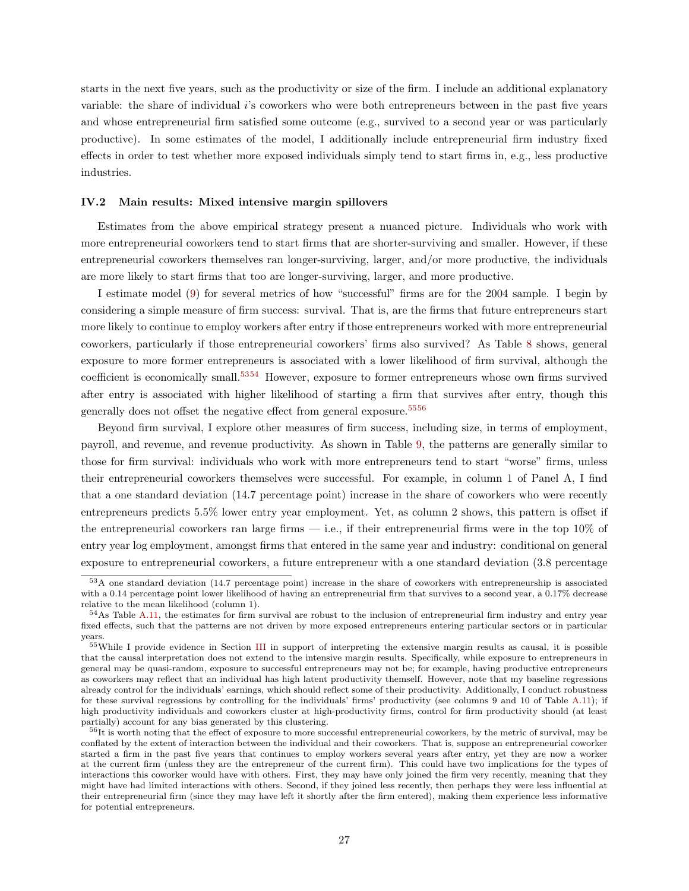starts in the next five years, such as the productivity or size of the firm. I include an additional explanatory variable: the share of individual $i$'s coworkers who were both entrepreneurs between in the past five years and whose entrepreneurial firm satisfied some outcome (e.g., survived to a second year or was particularly productive). In some estimates of the model, I additionally include entrepreneurial firm industry fixed effects in order to test whether more exposed individuals simply tend to start firms in, e.g., less productive industries.

### IV.2 Main results: Mixed intensive margin spillovers

Estimates from the above empirical strategy present a nuanced picture. Individuals who work with more entrepreneurial coworkers tend to start firms that are shorter-surviving and smaller. However, if these entrepreneurial coworkers themselves ran longer-surviving, larger, and/or more productive, the individuals are more likely to start firms that too are longer-surviving, larger, and more productive.

I estimate model (9) for several metrics of how "successful" firms are for the 2004 sample. I begin by considering a simple measure of firm success: survival. That is, are the firms that future entrepreneurs start more likely to continue to employ workers after entry if those entrepreneurs worked with more entrepreneurial coworkers, particularly if those entrepreneurial coworkers' firms also survived? As Table 8 shows, general exposure to more former entrepreneurs is associated with a lower likelihood of firm survival, although the coefficient is economically small.[53][54] However, exposure to former entrepreneurs whose own firms survived after entry is associated with higher likelihood of starting a firm that survives after entry, though this generally does not offset the negative effect from general exposure.[55][56]

Beyond firm survival, I explore other measures of firm success, including size, in terms of employment, payroll, and revenue, and revenue productivity. As shown in Table 9, the patterns are generally similar to those for firm survival: individuals who work with more entrepreneurs tend to start "worse" firms, unless their entrepreneurial coworkers themselves were successful. For example, in column 1 of Panel A, I find that a one standard deviation (14.7 percentage point) increase in the share of coworkers who were recently entrepreneurs predicts 5.5% lower entry year employment. Yet, as column 2 shows, this pattern is offset if the entrepreneurial coworkers ran large firms — i.e., if their entrepreneurial firms were in the top 10% of entry year log employment, amongst firms that entered in the same year and industry: conditional on general exposure to entrepreneurial coworkers, a future entrepreneur with a one standard deviation (3.8 percentage

---

[53] A one standard deviation (14.7 percentage point) increase in the share of coworkers with entrepreneurship is associated with a 0.14 percentage point lower likelihood of having an entrepreneurial firm that survives to a second year, a 0.17% decrease relative to the mean likelihood (column 1).

[54] As Table A.11, the estimates for firm survival are robust to the inclusion of entrepreneurial firm industry and entry year fixed effects, such that the patterns are not driven by more exposed entrepreneurs entering particular sectors or in particular years.

[55] While I provide evidence in Section III in support of interpreting the extensive margin results as causal, it is possible that the causal interpretation does not extend to the intensive margin results. Specifically, while exposure to entrepreneurs in general may be quasi-random, exposure to successful entrepreneurs may not be; for example, having productive entrepreneurs as coworkers may reflect that an individual has high latent productivity themself. However, note that my baseline regressions already control for the individuals' earnings, which should reflect some of their productivity. Additionally, I conduct robustness for these survival regressions by controlling for the individuals' firms' productivity (see columns 9 and 10 of Table A.11); if high productivity individuals and coworkers cluster at high-productivity firms, control for firm productivity should (at least partially) account for any bias generated by this clustering.

[56] It is worth noting that the effect of exposure to more successful entrepreneurial coworkers, by the metric of survival, may be conflated by the extent of interaction between the individual and their coworkers. That is, suppose an entrepreneurial coworker started a firm in the past five years that continues to employ workers several years after entry, yet they are now a worker at the current firm (unless they are the entrepreneur of the current firm). This could have two implications for the types of interactions this coworker would have with others. First, they may have only joined the firm very recently, meaning that they might have had limited interactions with others. Second, if they joined less recently, then perhaps they were less influential at their entrepreneurial firm (since they may have left it shortly after the firm entered), making them experience less informative for potential entrepreneurs.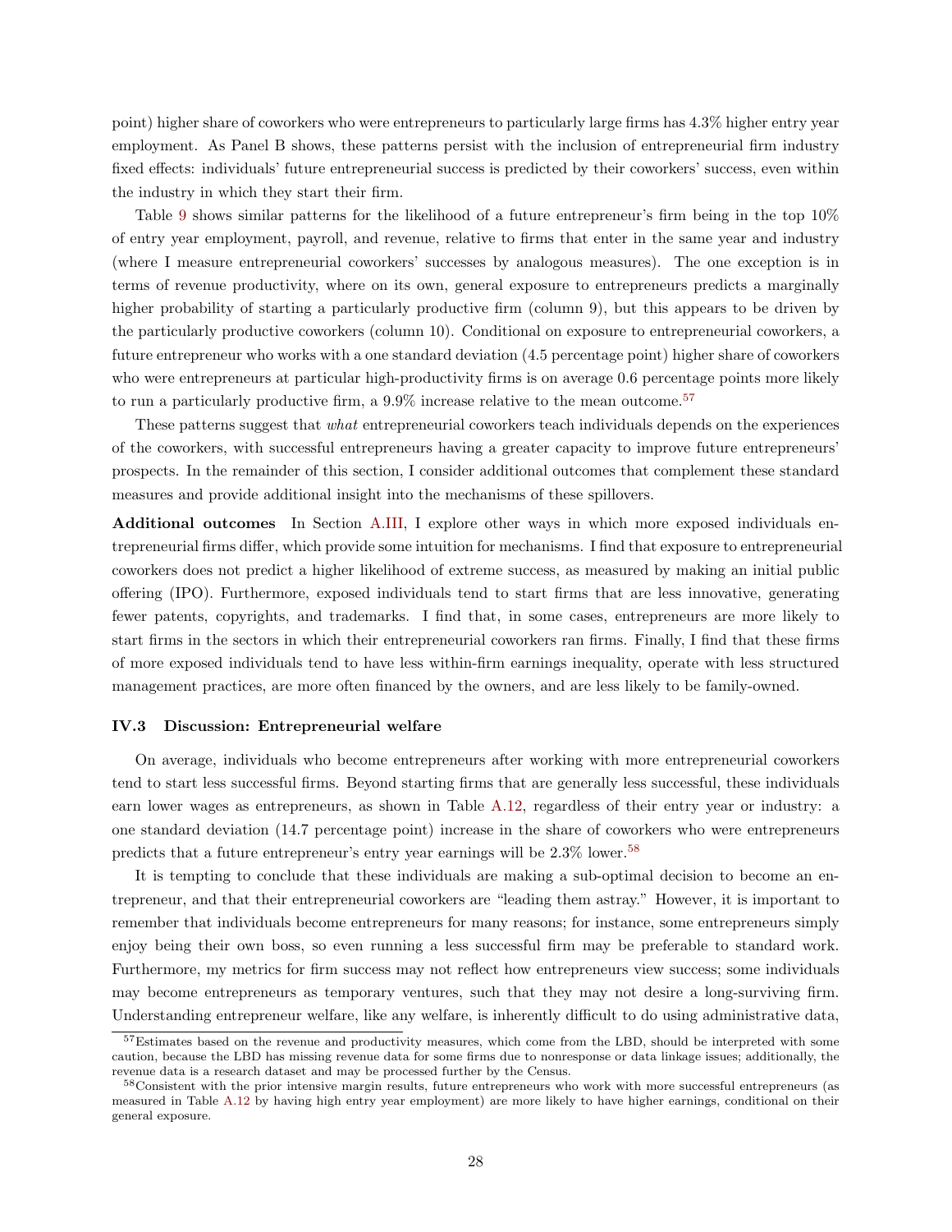point) higher share of coworkers who were entrepreneurs to particularly large firms has 4.3% higher entry year employment. As Panel B shows, these patterns persist with the inclusion of entrepreneurial firm industry fixed effects: individuals' future entrepreneurial success is predicted by their coworkers' success, even within the industry in which they start their firm.

Table 9 shows similar patterns for the likelihood of a future entrepreneur's firm being in the top 10% of entry year employment, payroll, and revenue, relative to firms that enter in the same year and industry (where I measure entrepreneurial coworkers' successes by analogous measures). The one exception is in terms of revenue productivity, where on its own, general exposure to entrepreneurs predicts a marginally higher probability of starting a particularly productive firm (column 9), but this appears to be driven by the particularly productive coworkers (column 10). Conditional on exposure to entrepreneurial coworkers, a future entrepreneur who works with a one standard deviation (4.5 percentage point) higher share of coworkers who were entrepreneurs at particular high-productivity firms is on average 0.6 percentage points more likely to run a particularly productive firm, a 9.9% increase relative to the mean outcome.[57]

These patterns suggest that *what* entrepreneurial coworkers teach individuals depends on the experiences of the coworkers, with successful entrepreneurs having a greater capacity to improve future entrepreneurs' prospects. In the remainder of this section, I consider additional outcomes that complement these standard measures and provide additional insight into the mechanisms of these spillovers.

**Additional outcomes** In Section A.III, I explore other ways in which more exposed individuals entrepreneurial firms differ, which provide some intuition for mechanisms. I find that exposure to entrepreneurial coworkers does not predict a higher likelihood of extreme success, as measured by making an initial public offering (IPO). Furthermore, exposed individuals tend to start firms that are less innovative, generating fewer patents, copyrights, and trademarks. I find that, in some cases, entrepreneurs are more likely to start firms in the sectors in which their entrepreneurial coworkers ran firms. Finally, I find that these firms of more exposed individuals tend to have less within-firm earnings inequality, operate with less structured management practices, are more often financed by the owners, and are less likely to be family-owned.

### IV.3 Discussion: Entrepreneurial welfare

On average, individuals who become entrepreneurs after working with more entrepreneurial coworkers tend to start less successful firms. Beyond starting firms that are generally less successful, these individuals earn lower wages as entrepreneurs, as shown in Table A.12, regardless of their entry year or industry: a one standard deviation (14.7 percentage point) increase in the share of coworkers who were entrepreneurs predicts that a future entrepreneur's entry year earnings will be 2.3% lower.[58]

It is tempting to conclude that these individuals are making a sub-optimal decision to become an entrepreneur, and that their entrepreneurial coworkers are "leading them astray." However, it is important to remember that individuals become entrepreneurs for many reasons; for instance, some entrepreneurs simply enjoy being their own boss, so even running a less successful firm may be preferable to standard work. Furthermore, my metrics for firm success may not reflect how entrepreneurs view success; some individuals may become entrepreneurs as temporary ventures, such that they may not desire a long-surviving firm. Understanding entrepreneur welfare, like any welfare, is inherently difficult to do using administrative data,

[57] Estimates based on the revenue and productivity measures, which come from the LBD, should be interpreted with some caution, because the LBD has missing revenue data for some firms due to nonresponse or data linkage issues; additionally, the revenue data is a research dataset and may be processed further by the Census.

[58] Consistent with the prior intensive margin results, future entrepreneurs who work with more successful entrepreneurs (as measured in Table A.12 by having high entry year employment) are more likely to have higher earnings, conditional on their general exposure.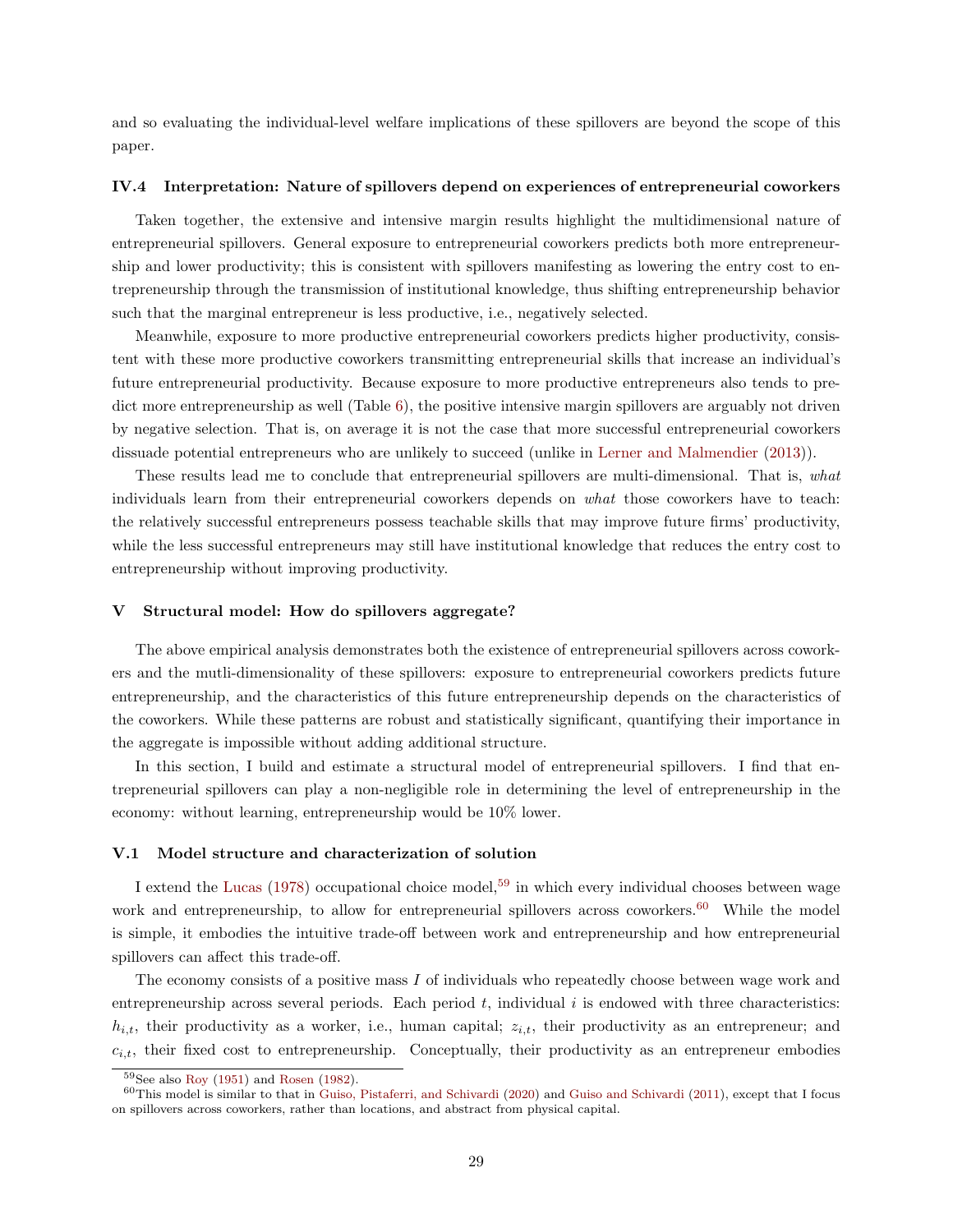and so evaluating the individual-level welfare implications of these spillovers are beyond the scope of this paper.

### IV.4 Interpretation: Nature of spillovers depend on experiences of entrepreneurial coworkers

Taken together, the extensive and intensive margin results highlight the multidimensional nature of entrepreneurial spillovers. General exposure to entrepreneurial coworkers predicts both more entrepreneurship and lower productivity; this is consistent with spillovers manifesting as lowering the entry cost to entrepreneurship through the transmission of institutional knowledge, thus shifting entrepreneurship behavior such that the marginal entrepreneur is less productive, i.e., negatively selected.

Meanwhile, exposure to more productive entrepreneurial coworkers predicts higher productivity, consistent with these more productive coworkers transmitting entrepreneurial skills that increase an individual's future entrepreneurial productivity. Because exposure to more productive entrepreneurs also tends to predict more entrepreneurship as well (Table 6), the positive intensive margin spillovers are arguably not driven by negative selection. That is, on average it is not the case that more successful entrepreneurial coworkers dissuade potential entrepreneurs who are unlikely to succeed (unlike in Lerner and Malmendier (2013)).

These results lead me to conclude that entrepreneurial spillovers are multi-dimensional. That is, *what* individuals learn from their entrepreneurial coworkers depends on *what* those coworkers have to teach: the relatively successful entrepreneurs possess teachable skills that may improve future firms' productivity, while the less successful entrepreneurs may still have institutional knowledge that reduces the entry cost to entrepreneurship without improving productivity.

## V Structural model: How do spillovers aggregate?

The above empirical analysis demonstrates both the existence of entrepreneurial spillovers across coworkers and the mutli-dimensionality of these spillovers: exposure to entrepreneurial coworkers predicts future entrepreneurship, and the characteristics of this future entrepreneurship depends on the characteristics of the coworkers. While these patterns are robust and statistically significant, quantifying their importance in the aggregate is impossible without adding additional structure.

In this section, I build and estimate a structural model of entrepreneurial spillovers. I find that entrepreneurial spillovers can play a non-negligible role in determining the level of entrepreneurship in the economy: without learning, entrepreneurship would be 10% lower.

### V.1 Model structure and characterization of solution

I extend the Lucas (1978) occupational choice model,[59] in which every individual chooses between wage work and entrepreneurship, to allow for entrepreneurial spillovers across coworkers.[60] While the model is simple, it embodies the intuitive trade-off between work and entrepreneurship and how entrepreneurial spillovers can affect this trade-off.

The economy consists of a positive mass $I$ of individuals who repeatedly choose between wage work and entrepreneurship across several periods. Each period $t$, individual $i$ is endowed with three characteristics: $h_{i,t}$, their productivity as a worker, i.e., human capital; $z_{i,t}$, their productivity as an entrepreneur; and $c_{i,t}$, their fixed cost to entrepreneurship. Conceptually, their productivity as an entrepreneur embodies

[59] See also Roy (1951) and Rosen (1982).

[60] This model is similar to that in Guiso, Pistaferri, and Schivardi (2020) and Guiso and Schivardi (2011), except that I focus on spillovers across coworkers, rather than locations, and abstract from physical capital.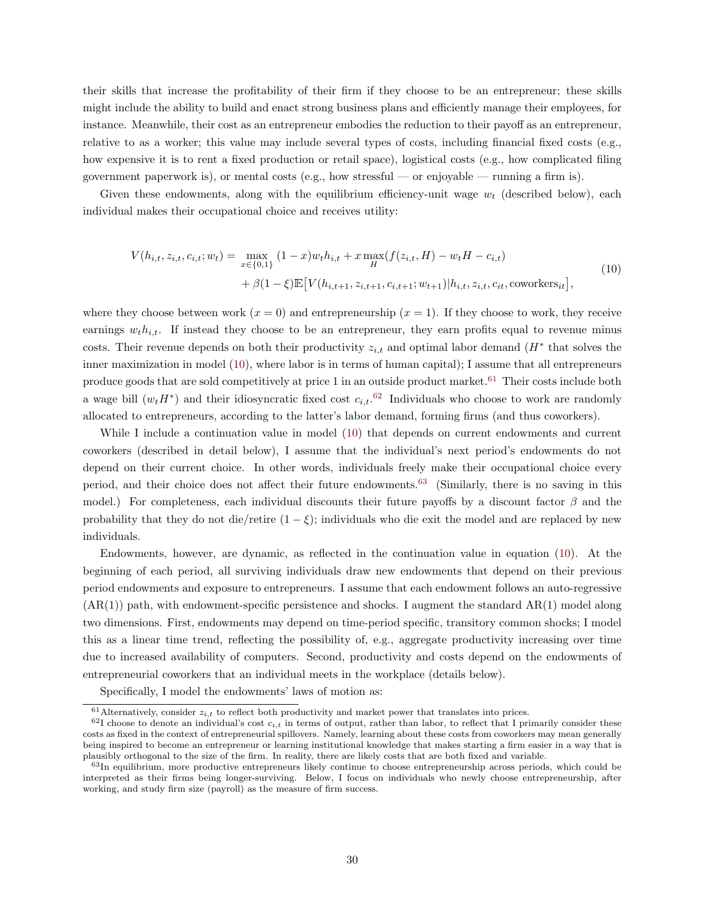their skills that increase the profitability of their firm if they choose to be an entrepreneur; these skills might include the ability to build and enact strong business plans and efficiently manage their employees, for instance. Meanwhile, their cost as an entrepreneur embodies the reduction to their payoff as an entrepreneur, relative to as a worker; this value may include several types of costs, including financial fixed costs (e.g., how expensive it is to rent a fixed production or retail space), logistical costs (e.g., how complicated filing government paperwork is), or mental costs (e.g., how stressful — or enjoyable — running a firm is).

Given these endowments, along with the equilibrium efficiency-unit wage $w_t$ (described below), each individual makes their occupational choice and receives utility:

$$
\begin{aligned}
V(h_{i,t}, z_{i,t}, c_{i,t}; w_t) = \max_{x \in \{0,1\}} \; & (1-x) w_t h_{i,t} + x \max_{H} (f(z_{i,t}, H) - w_t H - c_{i,t}) \\
& + \beta(1-\xi) \mathbb{E}\big[V(h_{i,t+1}, z_{i,t+1}, c_{i,t+1}; w_{t+1}) | h_{i,t}, z_{i,t}, c_{it}, \text{coworkers}_{it}\big],
\end{aligned}
\tag{10}
$$

where they choose between work ($x = 0$) and entrepreneurship ($x = 1$). If they choose to work, they receive earnings $w_t h_{i,t}$. If instead they choose to be an entrepreneur, they earn profits equal to revenue minus costs. Their revenue depends on both their productivity $z_{i,t}$ and optimal labor demand ($H^*$ that solves the inner maximization in model (10), where labor is in terms of human capital); I assume that all entrepreneurs produce goods that are sold competitively at price 1 in an outside product market.[61] Their costs include both a wage bill ($w_t H^*$) and their idiosyncratic fixed cost $c_{i,t}$.[62] Individuals who choose to work are randomly allocated to entrepreneurs, according to the latter's labor demand, forming firms (and thus coworkers).

While I include a continuation value in model (10) that depends on current endowments and current coworkers (described in detail below), I assume that the individual's next period's endowments do not depend on their current choice. In other words, individuals freely make their occupational choice every period, and their choice does not affect their future endowments.[63] (Similarly, there is no saving in this model.) For completeness, each individual discounts their future payoffs by a discount factor $\beta$ and the probability that they do not die/retire $(1 - \xi)$; individuals who die exit the model and are replaced by new individuals.

Endowments, however, are dynamic, as reflected in the continuation value in equation (10). At the beginning of each period, all surviving individuals draw new endowments that depend on their previous period endowments and exposure to entrepreneurs. I assume that each endowment follows an auto-regressive (AR(1)) path, with endowment-specific persistence and shocks. I augment the standard AR(1) model along two dimensions. First, endowments may depend on time-period specific, transitory common shocks; I model this as a linear time trend, reflecting the possibility of, e.g., aggregate productivity increasing over time due to increased availability of computers. Second, productivity and costs depend on the endowments of entrepreneurial coworkers that an individual meets in the workplace (details below).

Specifically, I model the endowments' laws of motion as:

[61] Alternatively, consider $z_{i,t}$ to reflect both productivity and market power that translates into prices.

[62] I choose to denote an individual's cost $c_{i,t}$ in terms of output, rather than labor, to reflect that I primarily consider these costs as fixed in the context of entrepreneurial spillovers. Namely, learning about these costs from coworkers may mean generally being inspired to become an entrepreneur or learning institutional knowledge that makes starting a firm easier in a way that is plausibly orthogonal to the size of the firm. In reality, there are likely costs that are both fixed and variable.

[63] In equilibrium, more productive entrepreneurs likely continue to choose entrepreneurship across periods, which could be interpreted as their firms being longer-surviving. Below, I focus on individuals who newly choose entrepreneurship, after working, and study firm size (payroll) as the measure of firm success.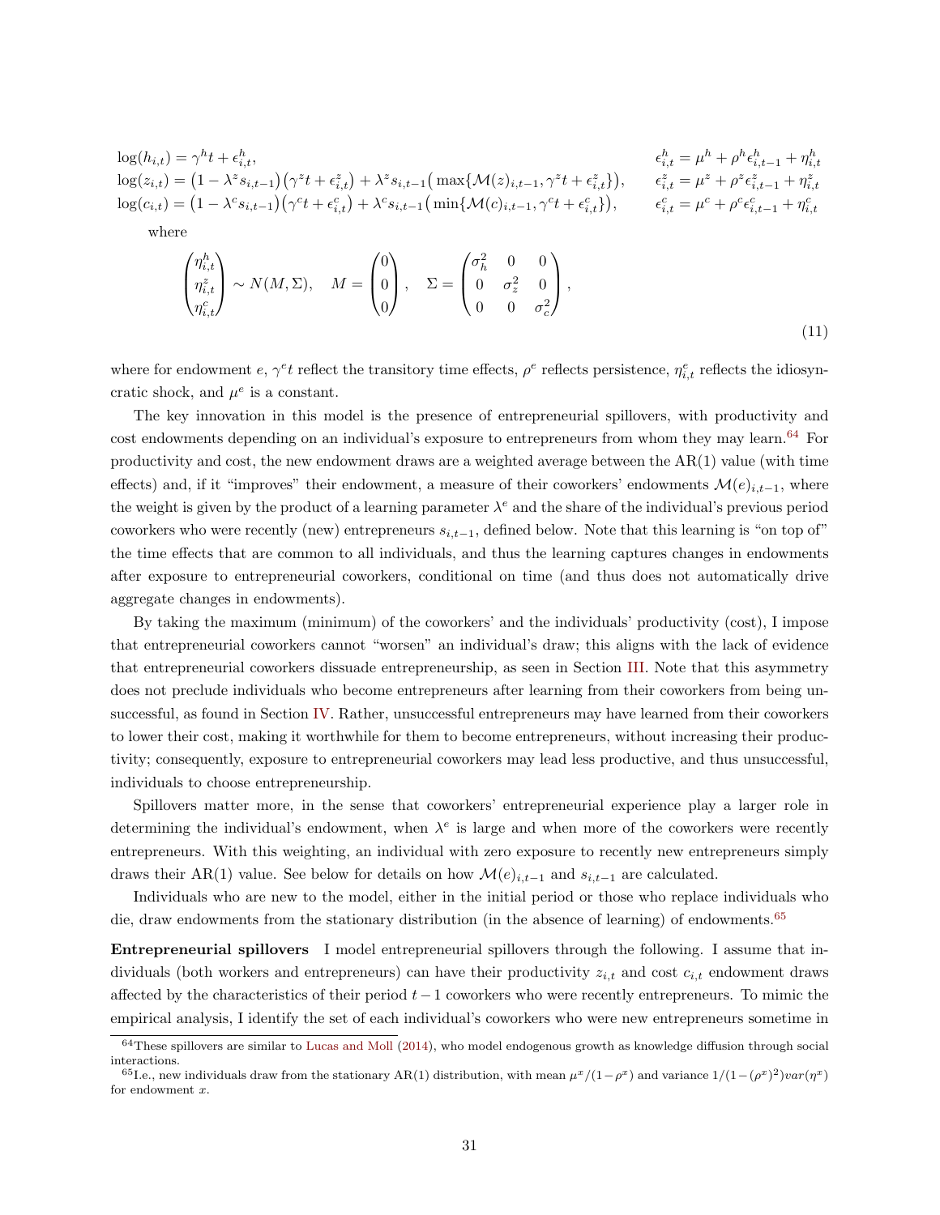$$
\begin{aligned}
\log(h_{i,t}) &= \gamma^h t + \epsilon^h_{i,t}, & \epsilon^h_{i,t} &= \mu^h + \rho^h \epsilon^h_{i,t-1} + \eta^h_{i,t} \\
\log(z_{i,t}) &= \left(1 - \lambda^z s_{i,t-1}\right)\left(\gamma^z t + \epsilon^z_{i,t}\right) + \lambda^z s_{i,t-1}\left(\max\{\mathcal{M}(z)_{i,t-1}, \gamma^z t + \epsilon^z_{i,t}\}\right), & \epsilon^z_{i,t} &= \mu^z + \rho^z \epsilon^z_{i,t-1} + \eta^z_{i,t} \\
\log(c_{i,t}) &= \left(1 - \lambda^c s_{i,t-1}\right)\left(\gamma^c t + \epsilon^c_{i,t}\right) + \lambda^c s_{i,t-1}\left(\min\{\mathcal{M}(c)_{i,t-1}, \gamma^c t + \epsilon^c_{i,t}\}\right), & \epsilon^c_{i,t} &= \mu^c + \rho^c \epsilon^c_{i,t-1} + \eta^c_{i,t}
\end{aligned}
$$

where

$$
\begin{pmatrix} \eta^h_{i,t} \\ \eta^z_{i,t} \\ \eta^c_{i,t} \end{pmatrix} \sim N(M, \Sigma), \quad M = \begin{pmatrix} 0 \\ 0 \\ 0 \end{pmatrix}, \quad \Sigma = \begin{pmatrix} \sigma^2_h & 0 & 0 \\ 0 & \sigma^2_z & 0 \\ 0 & 0 & \sigma^2_c \end{pmatrix}, \tag{11}
$$

where for endowment $e$, $\gamma^e t$ reflect the transitory time effects, $\rho^e$ reflects persistence, $\eta^e_{i,t}$ reflects the idiosyncratic shock, and $\mu^e$ is a constant.

The key innovation in this model is the presence of entrepreneurial spillovers, with productivity and cost endowments depending on an individual's exposure to entrepreneurs from whom they may learn.[64] For productivity and cost, the new endowment draws are a weighted average between the AR(1) value (with time effects) and, if it "improves" their endowment, a measure of their coworkers' endowments $\mathcal{M}(e)_{i,t-1}$, where the weight is given by the product of a learning parameter $\lambda^e$ and the share of the individual's previous period coworkers who were recently (new) entrepreneurs $s_{i,t-1}$, defined below. Note that this learning is "on top of" the time effects that are common to all individuals, and thus the learning captures changes in endowments after exposure to entrepreneurial coworkers, conditional on time (and thus does not automatically drive aggregate changes in endowments).

By taking the maximum (minimum) of the coworkers' and the individuals' productivity (cost), I impose that entrepreneurial coworkers cannot "worsen" an individual's draw; this aligns with the lack of evidence that entrepreneurial coworkers dissuade entrepreneurship, as seen in Section III. Note that this asymmetry does not preclude individuals who become entrepreneurs after learning from their coworkers from being unsuccessful, as found in Section IV. Rather, unsuccessful entrepreneurs may have learned from their coworkers to lower their cost, making it worthwhile for them to become entrepreneurs, without increasing their productivity; consequently, exposure to entrepreneurial coworkers may lead less productive, and thus unsuccessful, individuals to choose entrepreneurship.

Spillovers matter more, in the sense that coworkers' entrepreneurial experience play a larger role in determining the individual's endowment, when $\lambda^e$ is large and when more of the coworkers were recently entrepreneurs. With this weighting, an individual with zero exposure to recently new entrepreneurs simply draws their AR(1) value. See below for details on how $\mathcal{M}(e)_{i,t-1}$ and $s_{i,t-1}$ are calculated.

Individuals who are new to the model, either in the initial period or those who replace individuals who die, draw endowments from the stationary distribution (in the absence of learning) of endowments.[65]

**Entrepreneurial spillovers** I model entrepreneurial spillovers through the following. I assume that individuals (both workers and entrepreneurs) can have their productivity $z_{i,t}$ and cost $c_{i,t}$ endowment draws affected by the characteristics of their period $t-1$ coworkers who were recently entrepreneurs. To mimic the empirical analysis, I identify the set of each individual's coworkers who were new entrepreneurs sometime in

[64] These spillovers are similar to Lucas and Moll (2014), who model endogenous growth as knowledge diffusion through social interactions.

[65] I.e., new individuals draw from the stationary AR(1) distribution, with mean $\mu^x/(1-\rho^x)$ and variance $1/(1-(\rho^x)^2)var(\eta^x)$ for endowment $x$.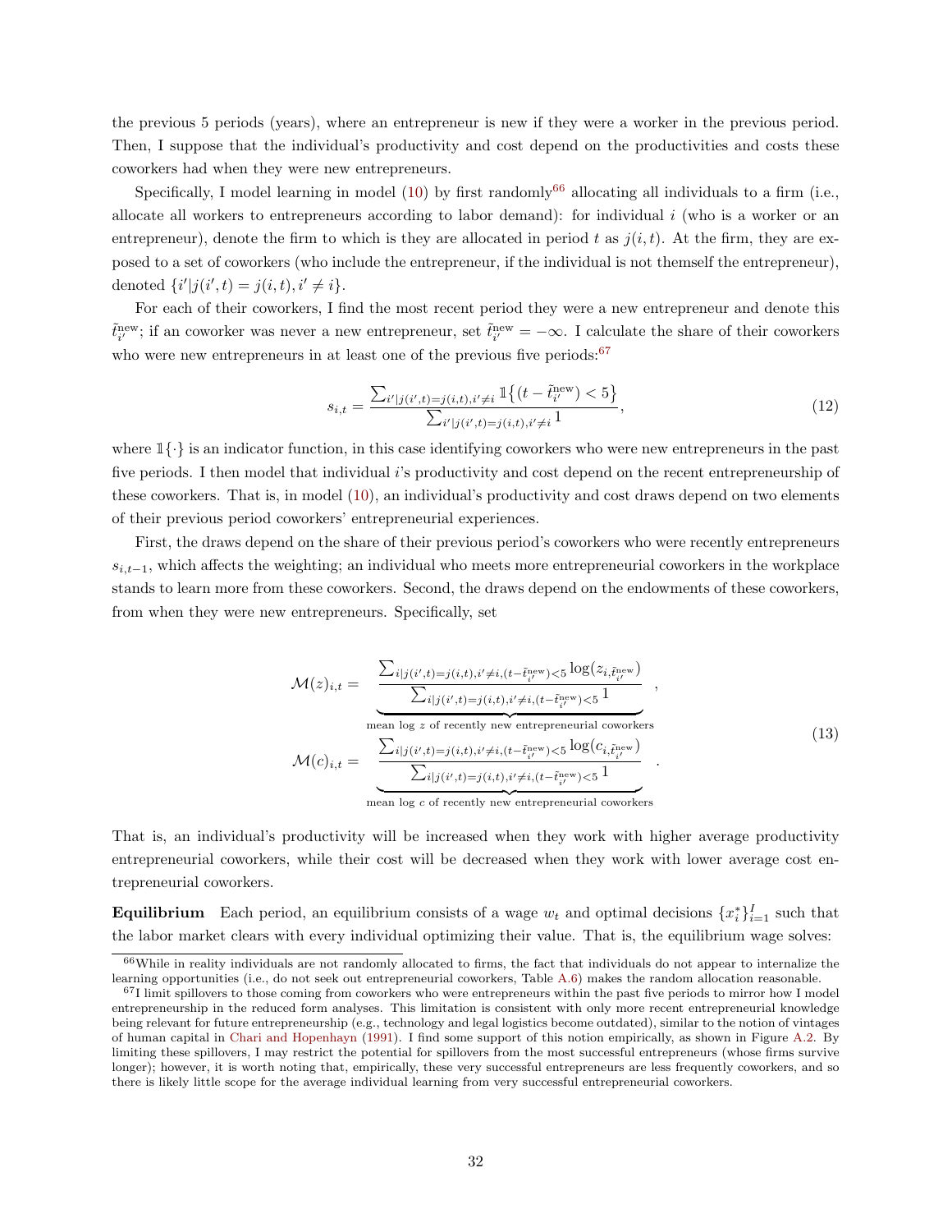the previous 5 periods (years), where an entrepreneur is new if they were a worker in the previous period. Then, I suppose that the individual's productivity and cost depend on the productivities and costs these coworkers had when they were new entrepreneurs.

Specifically, I model learning in model (10) by first randomly[66] allocating all individuals to a firm (i.e., allocate all workers to entrepreneurs according to labor demand): for individual $i$ (who is a worker or an entrepreneur), denote the firm to which is they are allocated in period $t$ as $j(i,t)$. At the firm, they are exposed to a set of coworkers (who include the entrepreneur, if the individual is not themself the entrepreneur), denoted $\{i'|j(i',t) = j(i,t), i' \neq i\}$.

For each of their coworkers, I find the most recent period they were a new entrepreneur and denote this $\tilde{t}^{\text{new}}_{i'}$; if an coworker was never a new entrepreneur, set $\tilde{t}^{\text{new}}_{i'} = -\infty$. I calculate the share of their coworkers who were new entrepreneurs in at least one of the previous five periods:[67]

$$
s_{i,t} = \frac{\sum_{i'|j(i',t)=j(i,t),i'\neq i} \mathbb{1}\{(t - \tilde{t}^{\text{new}}_{i'}) < 5\}}{\sum_{i'|j(i',t)=j(i,t),i'\neq i} 1}, \tag{12}
$$

where $\mathbb{1}\{\cdot\}$ is an indicator function, in this case identifying coworkers who were new entrepreneurs in the past five periods. I then model that individual $i$'s productivity and cost depend on the recent entrepreneurship of these coworkers. That is, in model (10), an individual's productivity and cost draws depend on two elements of their previous period coworkers' entrepreneurial experiences.

First, the draws depend on the share of their previous period's coworkers who were recently entrepreneurs $s_{i,t-1}$, which affects the weighting; an individual who meets more entrepreneurial coworkers in the workplace stands to learn more from these coworkers. Second, the draws depend on the endowments of these coworkers, from when they were new entrepreneurs. Specifically, set

$$
\begin{aligned}
\mathcal{M}(z)_{i,t} &= \underbrace{\frac{\sum_{i|j(i',t)=j(i,t),i'\neq i,(t-\tilde{t}^{\text{new}}_{i'})<5} \log(z_{i,\tilde{t}^{\text{new}}_{i'}})}{\sum_{i|j(i',t)=j(i,t),i'\neq i,(t-\tilde{t}^{\text{new}}_{i'})<5} 1}}_{\text{mean log } z \text{ of recently new entrepreneurial coworkers}}, \\
\mathcal{M}(c)_{i,t} &= \underbrace{\frac{\sum_{i|j(i',t)=j(i,t),i'\neq i,(t-\tilde{t}^{\text{new}}_{i'})<5} \log(c_{i,\tilde{t}^{\text{new}}_{i'}})}{\sum_{i|j(i',t)=j(i,t),i'\neq i,(t-\tilde{t}^{\text{new}}_{i'})<5} 1}}_{\text{mean log } c \text{ of recently new entrepreneurial coworkers}}.
\end{aligned} \tag{13}
$$

That is, an individual's productivity will be increased when they work with higher average productivity entrepreneurial coworkers, while their cost will be decreased when they work with lower average cost entrepreneurial coworkers.

**Equilibrium** Each period, an equilibrium consists of a wage $w_t$ and optimal decisions $\{x^*_i\}^I_{i=1}$ such that the labor market clears with every individual optimizing their value. That is, the equilibrium wage solves:

[66] While in reality individuals are not randomly allocated to firms, the fact that individuals do not appear to internalize the learning opportunities (i.e., do not seek out entrepreneurial coworkers, Table A.6) makes the random allocation reasonable.

[67] I limit spillovers to those coming from coworkers who were entrepreneurs within the past five periods to mirror how I model entrepreneurship in the reduced form analyses. This limitation is consistent with only more recent entrepreneurial knowledge being relevant for future entrepreneurship (e.g., technology and legal logistics become outdated), similar to the notion of vintages of human capital in Chari and Hopenhayn (1991). I find some support of this notion empirically, as shown in Figure A.2. By limiting these spillovers, I may restrict the potential for spillovers from the most successful entrepreneurs (whose firms survive longer); however, it is worth noting that, empirically, these very successful entrepreneurs are less frequently coworkers, and so there is likely little scope for the average individual learning from very successful entrepreneurial coworkers.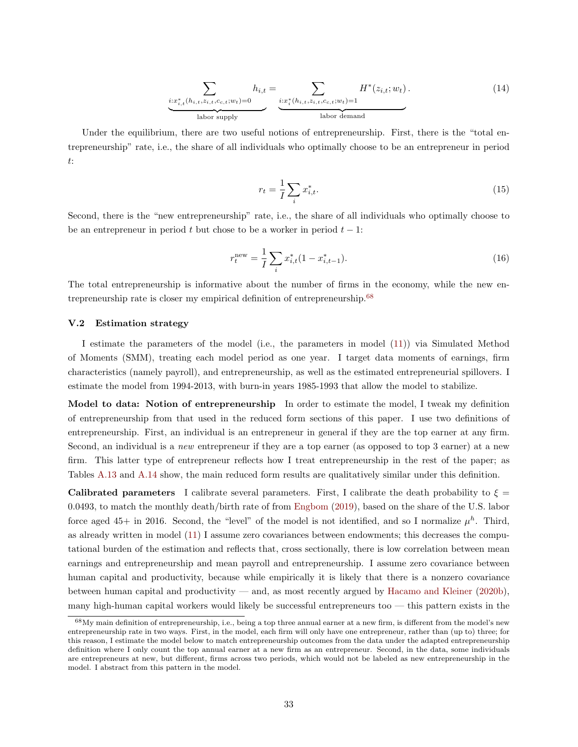$$\underbrace{\sum_{i:x^*_{i,t}(h_{i,t},z_{i,t},c_{c,t};w_t)=0} h_{i,t}}_{\text{labor supply}} = \underbrace{\sum_{i:x^*_i(h_{i,t},z_{i,t},c_{c,t};w_t)=1} H^*(z_{i,t};w_t)}_{\text{labor demand}}. \tag{14}$$

Under the equilibrium, there are two useful notions of entrepreneurship. First, there is the "total entrepreneurship" rate, i.e., the share of all individuals who optimally choose to be an entrepreneur in period $t$:

$$r_t = \frac{1}{I}\sum_i x^*_{i,t}. \tag{15}$$

Second, there is the "new entrepreneurship" rate, i.e., the share of all individuals who optimally choose to be an entrepreneur in period $t$ but chose to be a worker in period $t-1$:

$$r^{\text{new}}_t = \frac{1}{I}\sum_i x^*_{i,t}(1 - x^*_{i,t-1}). \tag{16}$$

The total entrepreneurship is informative about the number of firms in the economy, while the new entrepreneurship rate is closer my empirical definition of entrepreneurship.[68]

### V.2 Estimation strategy

I estimate the parameters of the model (i.e., the parameters in model (11)) via Simulated Method of Moments (SMM), treating each model period as one year. I target data moments of earnings, firm characteristics (namely payroll), and entrepreneurship, as well as the estimated entrepreneurial spillovers. I estimate the model from 1994-2013, with burn-in years 1985-1993 that allow the model to stabilize.

**Model to data: Notion of entrepreneurship** In order to estimate the model, I tweak my definition of entrepreneurship from that used in the reduced form sections of this paper. I use two definitions of entrepreneurship. First, an individual is an entrepreneur in general if they are the top earner at any firm. Second, an individual is a *new* entrepreneur if they are a top earner (as opposed to top 3 earner) at a new firm. This latter type of entrepreneur reflects how I treat entrepreneurship in the rest of the paper; as Tables A.13 and A.14 show, the main reduced form results are qualitatively similar under this definition.

**Calibrated parameters** I calibrate several parameters. First, I calibrate the death probability to $\xi = 0.0493$, to match the monthly death/birth rate of from Engbom (2019), based on the share of the U.S. labor force aged 45+ in 2016. Second, the "level" of the model is not identified, and so I normalize $\mu^h$. Third, as already written in model (11) I assume zero covariances between endowments; this decreases the computational burden of the estimation and reflects that, cross sectionally, there is low correlation between mean earnings and entrepreneurship and mean payroll and entrepreneurship. I assume zero covariance between human capital and productivity, because while empirically it is likely that there is a nonzero covariance between human capital and productivity — and, as most recently argued by Hacamo and Kleiner (2020b), many high-human capital workers would likely be successful entrepreneurs too — this pattern exists in the

[68] My main definition of entrepreneurship, i.e., being a top three annual earner at a new firm, is different from the model's new entrepreneurship rate in two ways. First, in the model, each firm will only have one entrepreneur, rather than (up to) three; for this reason, I estimate the model below to match entrepreneurship outcomes from the data under the adapted entrepreneurship definition where I only count the top annual earner at a new firm as an entrepreneur. Second, in the data, some individuals are entrepreneurs at new, but different, firms across two periods, which would not be labeled as new entrepreneurship in the model. I abstract from this pattern in the model.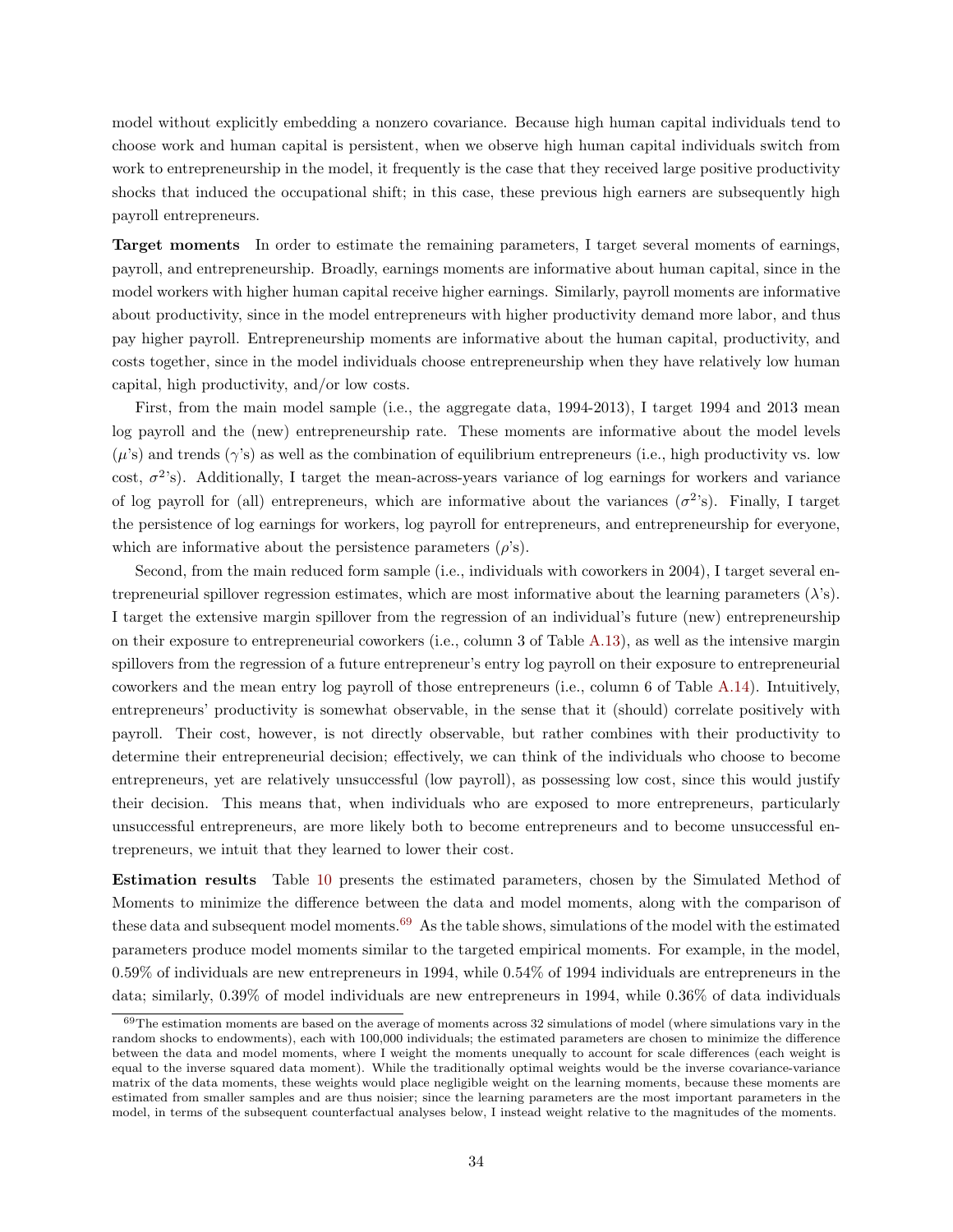model without explicitly embedding a nonzero covariance. Because high human capital individuals tend to choose work and human capital is persistent, when we observe high human capital individuals switch from work to entrepreneurship in the model, it frequently is the case that they received large positive productivity shocks that induced the occupational shift; in this case, these previous high earners are subsequently high payroll entrepreneurs.

**Target moments** In order to estimate the remaining parameters, I target several moments of earnings, payroll, and entrepreneurship. Broadly, earnings moments are informative about human capital, since in the model workers with higher human capital receive higher earnings. Similarly, payroll moments are informative about productivity, since in the model entrepreneurs with higher productivity demand more labor, and thus pay higher payroll. Entrepreneurship moments are informative about the human capital, productivity, and costs together, since in the model individuals choose entrepreneurship when they have relatively low human capital, high productivity, and/or low costs.

First, from the main model sample (i.e., the aggregate data, 1994-2013), I target 1994 and 2013 mean log payroll and the (new) entrepreneurship rate. These moments are informative about the model levels ($\mu$'s) and trends ($\gamma$'s) as well as the combination of equilibrium entrepreneurs (i.e., high productivity vs. low cost, $\sigma^2$'s). Additionally, I target the mean-across-years variance of log earnings for workers and variance of log payroll for (all) entrepreneurs, which are informative about the variances ($\sigma^2$'s). Finally, I target the persistence of log earnings for workers, log payroll for entrepreneurs, and entrepreneurship for everyone, which are informative about the persistence parameters ($\rho$'s).

Second, from the main reduced form sample (i.e., individuals with coworkers in 2004), I target several entrepreneurial spillover regression estimates, which are most informative about the learning parameters ($\lambda$'s). I target the extensive margin spillover from the regression of an individual's future (new) entrepreneurship on their exposure to entrepreneurial coworkers (i.e., column 3 of Table A.13), as well as the intensive margin spillovers from the regression of a future entrepreneur's entry log payroll on their exposure to entrepreneurial coworkers and the mean entry log payroll of those entrepreneurs (i.e., column 6 of Table A.14). Intuitively, entrepreneurs' productivity is somewhat observable, in the sense that it (should) correlate positively with payroll. Their cost, however, is not directly observable, but rather combines with their productivity to determine their entrepreneurial decision; effectively, we can think of the individuals who choose to become entrepreneurs, yet are relatively unsuccessful (low payroll), as possessing low cost, since this would justify their decision. This means that, when individuals who are exposed to more entrepreneurs, particularly unsuccessful entrepreneurs, are more likely both to become entrepreneurs and to become unsuccessful entrepreneurs, we intuit that they learned to lower their cost.

**Estimation results** Table 10 presents the estimated parameters, chosen by the Simulated Method of Moments to minimize the difference between the data and model moments, along with the comparison of these data and subsequent model moments.[69] As the table shows, simulations of the model with the estimated parameters produce model moments similar to the targeted empirical moments. For example, in the model, 0.59% of individuals are new entrepreneurs in 1994, while 0.54% of 1994 individuals are entrepreneurs in the data; similarly, 0.39% of model individuals are new entrepreneurs in 1994, while 0.36% of data individuals

[69] The estimation moments are based on the average of moments across 32 simulations of model (where simulations vary in the random shocks to endowments), each with 100,000 individuals; the estimated parameters are chosen to minimize the difference between the data and model moments, where I weight the moments unequally to account for scale differences (each weight is equal to the inverse squared data moment). While the traditionally optimal weights would be the inverse covariance-variance matrix of the data moments, these weights would place negligible weight on the learning moments, because these moments are estimated from smaller samples and are thus noisier; since the learning parameters are the most important parameters in the model, in terms of the subsequent counterfactual analyses below, I instead weight relative to the magnitudes of the moments.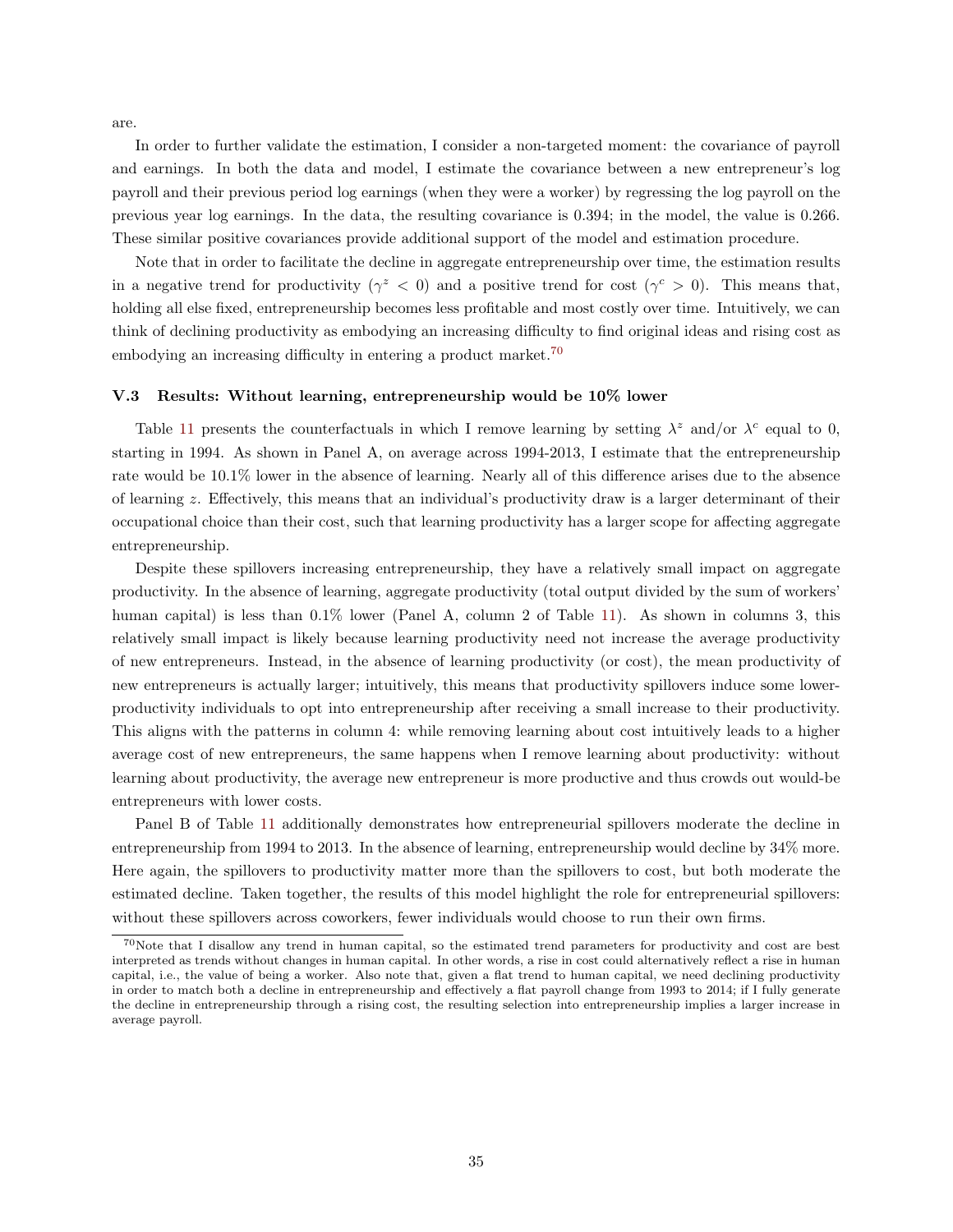are.

In order to further validate the estimation, I consider a non-targeted moment: the covariance of payroll and earnings. In both the data and model, I estimate the covariance between a new entrepreneur's log payroll and their previous period log earnings (when they were a worker) by regressing the log payroll on the previous year log earnings. In the data, the resulting covariance is 0.394; in the model, the value is 0.266. These similar positive covariances provide additional support of the model and estimation procedure.

Note that in order to facilitate the decline in aggregate entrepreneurship over time, the estimation results in a negative trend for productivity ($\gamma^z < 0$) and a positive trend for cost ($\gamma^c > 0$). This means that, holding all else fixed, entrepreneurship becomes less profitable and most costly over time. Intuitively, we can think of declining productivity as embodying an increasing difficulty to find original ideas and rising cost as embodying an increasing difficulty in entering a product market.[70]

### V.3 Results: Without learning, entrepreneurship would be 10% lower

Table 11 presents the counterfactuals in which I remove learning by setting $\lambda^z$ and/or $\lambda^c$ equal to 0, starting in 1994. As shown in Panel A, on average across 1994-2013, I estimate that the entrepreneurship rate would be 10.1% lower in the absence of learning. Nearly all of this difference arises due to the absence of learning $z$. Effectively, this means that an individual's productivity draw is a larger determinant of their occupational choice than their cost, such that learning productivity has a larger scope for affecting aggregate entrepreneurship.

Despite these spillovers increasing entrepreneurship, they have a relatively small impact on aggregate productivity. In the absence of learning, aggregate productivity (total output divided by the sum of workers' human capital) is less than 0.1% lower (Panel A, column 2 of Table 11). As shown in columns 3, this relatively small impact is likely because learning productivity need not increase the average productivity of new entrepreneurs. Instead, in the absence of learning productivity (or cost), the mean productivity of new entrepreneurs is actually larger; intuitively, this means that productivity spillovers induce some lower-productivity individuals to opt into entrepreneurship after receiving a small increase to their productivity. This aligns with the patterns in column 4: while removing learning about cost intuitively leads to a higher average cost of new entrepreneurs, the same happens when I remove learning about productivity: without learning about productivity, the average new entrepreneur is more productive and thus crowds out would-be entrepreneurs with lower costs.

Panel B of Table 11 additionally demonstrates how entrepreneurial spillovers moderate the decline in entrepreneurship from 1994 to 2013. In the absence of learning, entrepreneurship would decline by 34% more. Here again, the spillovers to productivity matter more than the spillovers to cost, but both moderate the estimated decline. Taken together, the results of this model highlight the role for entrepreneurial spillovers: without these spillovers across coworkers, fewer individuals would choose to run their own firms.

[70] Note that I disallow any trend in human capital, so the estimated trend parameters for productivity and cost are best interpreted as trends without changes in human capital. In other words, a rise in cost could alternatively reflect a rise in human capital, i.e., the value of being a worker. Also note that, given a flat trend to human capital, we need declining productivity in order to match both a decline in entrepreneurship and effectively a flat payroll change from 1993 to 2014; if I fully generate the decline in entrepreneurship through a rising cost, the resulting selection into entrepreneurship implies a larger increase in average payroll.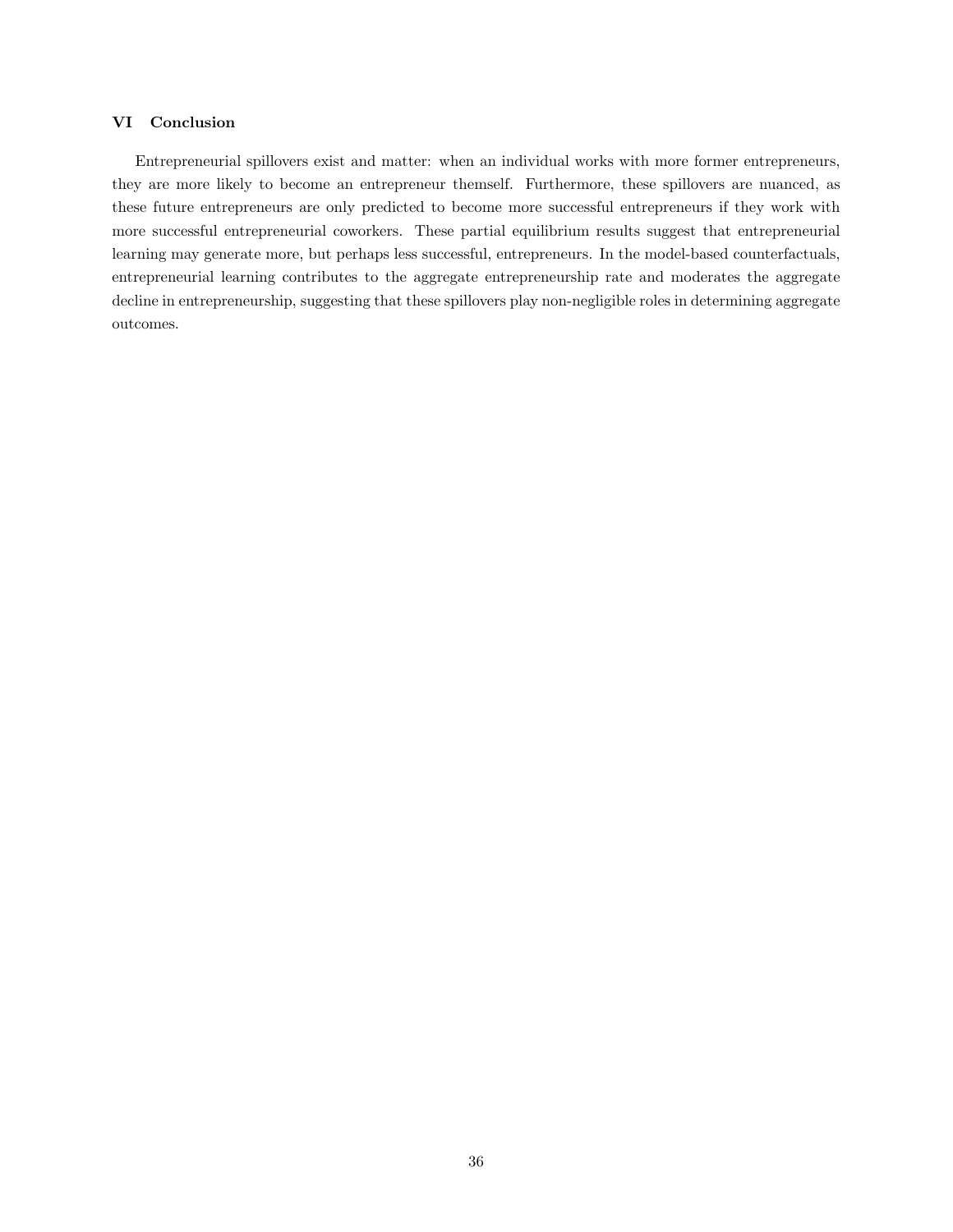## VI Conclusion

Entrepreneurial spillovers exist and matter: when an individual works with more former entrepreneurs, they are more likely to become an entrepreneur themself. Furthermore, these spillovers are nuanced, as these future entrepreneurs are only predicted to become more successful entrepreneurs if they work with more successful entrepreneurial coworkers. These partial equilibrium results suggest that entrepreneurial learning may generate more, but perhaps less successful, entrepreneurs. In the model-based counterfactuals, entrepreneurial learning contributes to the aggregate entrepreneurship rate and moderates the aggregate decline in entrepreneurship, suggesting that these spillovers play non-negligible roles in determining aggregate outcomes.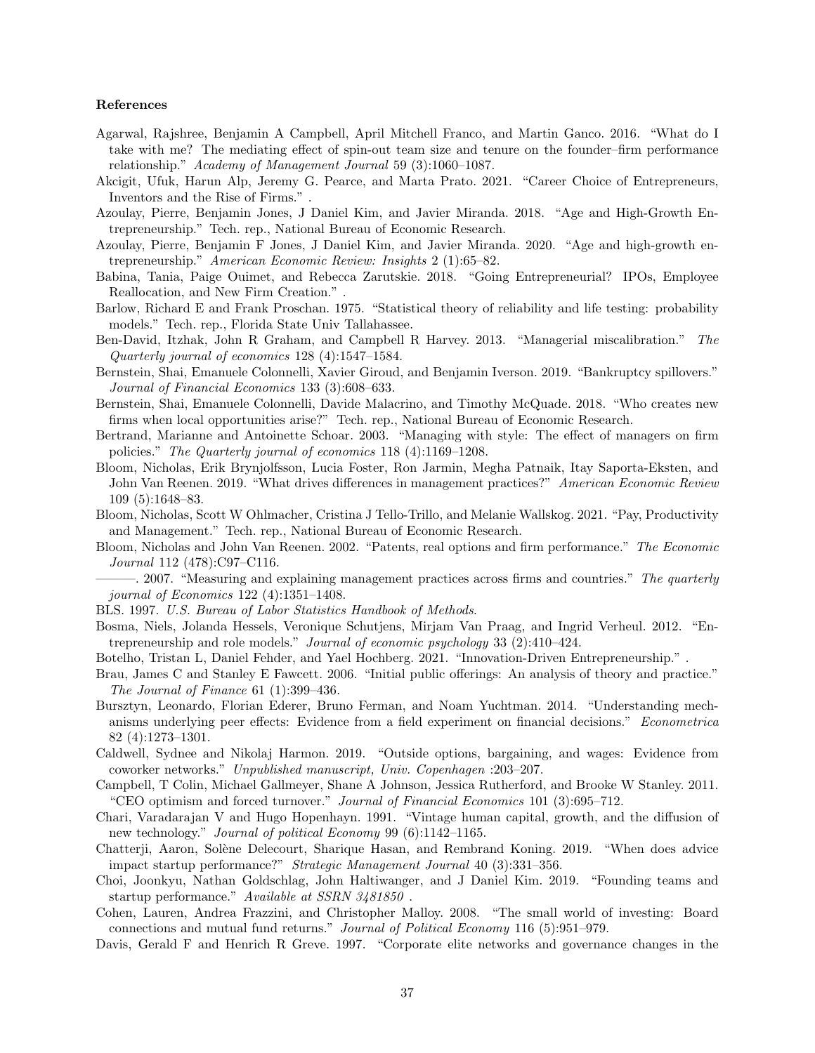**References**

Agarwal, Rajshree, Benjamin A Campbell, April Mitchell Franco, and Martin Ganco. 2016. "What do I take with me? The mediating effect of spin-out team size and tenure on the founder–firm performance relationship." *Academy of Management Journal* 59 (3):1060–1087.

Akcigit, Ufuk, Harun Alp, Jeremy G. Pearce, and Marta Prato. 2021. "Career Choice of Entrepreneurs, Inventors and the Rise of Firms." .

Azoulay, Pierre, Benjamin Jones, J Daniel Kim, and Javier Miranda. 2018. "Age and High-Growth Entrepreneurship." Tech. rep., National Bureau of Economic Research.

Azoulay, Pierre, Benjamin F Jones, J Daniel Kim, and Javier Miranda. 2020. "Age and high-growth entrepreneurship." *American Economic Review: Insights* 2 (1):65–82.

Babina, Tania, Paige Ouimet, and Rebecca Zarutskie. 2018. "Going Entrepreneurial? IPOs, Employee Reallocation, and New Firm Creation." .

Barlow, Richard E and Frank Proschan. 1975. "Statistical theory of reliability and life testing: probability models." Tech. rep., Florida State Univ Tallahassee.

Ben-David, Itzhak, John R Graham, and Campbell R Harvey. 2013. "Managerial miscalibration." *The Quarterly journal of economics* 128 (4):1547–1584.

Bernstein, Shai, Emanuele Colonnelli, Xavier Giroud, and Benjamin Iverson. 2019. "Bankruptcy spillovers." *Journal of Financial Economics* 133 (3):608–633.

Bernstein, Shai, Emanuele Colonnelli, Davide Malacrino, and Timothy McQuade. 2018. "Who creates new firms when local opportunities arise?" Tech. rep., National Bureau of Economic Research.

Bertrand, Marianne and Antoinette Schoar. 2003. "Managing with style: The effect of managers on firm policies." *The Quarterly journal of economics* 118 (4):1169–1208.

Bloom, Nicholas, Erik Brynjolfsson, Lucia Foster, Ron Jarmin, Megha Patnaik, Itay Saporta-Eksten, and John Van Reenen. 2019. "What drives differences in management practices?" *American Economic Review* 109 (5):1648–83.

Bloom, Nicholas, Scott W Ohlmacher, Cristina J Tello-Trillo, and Melanie Wallskog. 2021. "Pay, Productivity and Management." Tech. rep., National Bureau of Economic Research.

Bloom, Nicholas and John Van Reenen. 2002. "Patents, real options and firm performance." *The Economic Journal* 112 (478):C97–C116.

———. 2007. "Measuring and explaining management practices across firms and countries." *The quarterly journal of Economics* 122 (4):1351–1408.

BLS. 1997. *U.S. Bureau of Labor Statistics Handbook of Methods*.

Bosma, Niels, Jolanda Hessels, Veronique Schutjens, Mirjam Van Praag, and Ingrid Verheul. 2012. "Entrepreneurship and role models." *Journal of economic psychology* 33 (2):410–424.

Botelho, Tristan L, Daniel Fehder, and Yael Hochberg. 2021. "Innovation-Driven Entrepreneurship." .

Brau, James C and Stanley E Fawcett. 2006. "Initial public offerings: An analysis of theory and practice." *The Journal of Finance* 61 (1):399–436.

Bursztyn, Leonardo, Florian Ederer, Bruno Ferman, and Noam Yuchtman. 2014. "Understanding mechanisms underlying peer effects: Evidence from a field experiment on financial decisions." *Econometrica* 82 (4):1273–1301.

Caldwell, Sydnee and Nikolaj Harmon. 2019. "Outside options, bargaining, and wages: Evidence from coworker networks." *Unpublished manuscript, Univ. Copenhagen* :203–207.

Campbell, T Colin, Michael Gallmeyer, Shane A Johnson, Jessica Rutherford, and Brooke W Stanley. 2011. "CEO optimism and forced turnover." *Journal of Financial Economics* 101 (3):695–712.

Chari, Varadarajan V and Hugo Hopenhayn. 1991. "Vintage human capital, growth, and the diffusion of new technology." *Journal of political Economy* 99 (6):1142–1165.

Chatterji, Aaron, Solène Delecourt, Sharique Hasan, and Rembrand Koning. 2019. "When does advice impact startup performance?" *Strategic Management Journal* 40 (3):331–356.

Choi, Joonkyu, Nathan Goldschlag, John Haltiwanger, and J Daniel Kim. 2019. "Founding teams and startup performance." *Available at SSRN 3481850* .

Cohen, Lauren, Andrea Frazzini, and Christopher Malloy. 2008. "The small world of investing: Board connections and mutual fund returns." *Journal of Political Economy* 116 (5):951–979.

Davis, Gerald F and Henrich R Greve. 1997. "Corporate elite networks and governance changes in the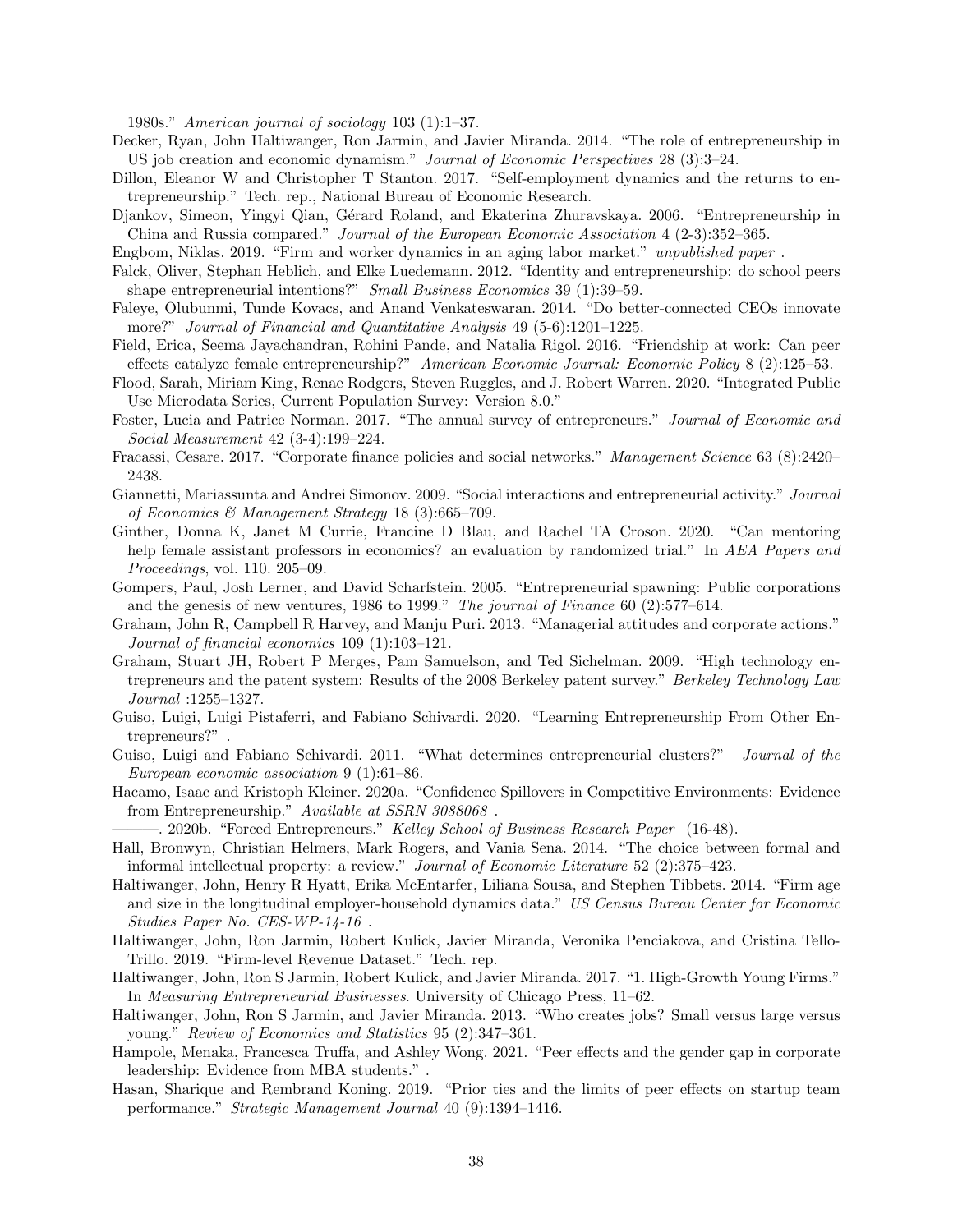1980s." *American journal of sociology* 103 (1):1–37.

Decker, Ryan, John Haltiwanger, Ron Jarmin, and Javier Miranda. 2014. "The role of entrepreneurship in US job creation and economic dynamism." *Journal of Economic Perspectives* 28 (3):3–24.

Dillon, Eleanor W and Christopher T Stanton. 2017. "Self-employment dynamics and the returns to entrepreneurship." Tech. rep., National Bureau of Economic Research.

Djankov, Simeon, Yingyi Qian, Gérard Roland, and Ekaterina Zhuravskaya. 2006. "Entrepreneurship in China and Russia compared." *Journal of the European Economic Association* 4 (2-3):352–365.

Engbom, Niklas. 2019. "Firm and worker dynamics in an aging labor market." *unpublished paper* .

Falck, Oliver, Stephan Heblich, and Elke Luedemann. 2012. "Identity and entrepreneurship: do school peers shape entrepreneurial intentions?" *Small Business Economics* 39 (1):39–59.

Faleye, Olubunmi, Tunde Kovacs, and Anand Venkateswaran. 2014. "Do better-connected CEOs innovate more?" *Journal of Financial and Quantitative Analysis* 49 (5-6):1201–1225.

Field, Erica, Seema Jayachandran, Rohini Pande, and Natalia Rigol. 2016. "Friendship at work: Can peer effects catalyze female entrepreneurship?" *American Economic Journal: Economic Policy* 8 (2):125–53.

Flood, Sarah, Miriam King, Renae Rodgers, Steven Ruggles, and J. Robert Warren. 2020. "Integrated Public Use Microdata Series, Current Population Survey: Version 8.0."

Foster, Lucia and Patrice Norman. 2017. "The annual survey of entrepreneurs." *Journal of Economic and Social Measurement* 42 (3-4):199–224.

Fracassi, Cesare. 2017. "Corporate finance policies and social networks." *Management Science* 63 (8):2420–2438.

Giannetti, Mariassunta and Andrei Simonov. 2009. "Social interactions and entrepreneurial activity." *Journal of Economics & Management Strategy* 18 (3):665–709.

Ginther, Donna K, Janet M Currie, Francine D Blau, and Rachel TA Croson. 2020. "Can mentoring help female assistant professors in economics? an evaluation by randomized trial." In *AEA Papers and Proceedings*, vol. 110. 205–09.

Gompers, Paul, Josh Lerner, and David Scharfstein. 2005. "Entrepreneurial spawning: Public corporations and the genesis of new ventures, 1986 to 1999." *The journal of Finance* 60 (2):577–614.

Graham, John R, Campbell R Harvey, and Manju Puri. 2013. "Managerial attitudes and corporate actions." *Journal of financial economics* 109 (1):103–121.

Graham, Stuart JH, Robert P Merges, Pam Samuelson, and Ted Sichelman. 2009. "High technology entrepreneurs and the patent system: Results of the 2008 Berkeley patent survey." *Berkeley Technology Law Journal* :1255–1327.

Guiso, Luigi, Luigi Pistaferri, and Fabiano Schivardi. 2020. "Learning Entrepreneurship From Other Entrepreneurs?" .

Guiso, Luigi and Fabiano Schivardi. 2011. "What determines entrepreneurial clusters?" *Journal of the European economic association* 9 (1):61–86.

Hacamo, Isaac and Kristoph Kleiner. 2020a. "Confidence Spillovers in Competitive Environments: Evidence from Entrepreneurship." *Available at SSRN 3088068* .

———. 2020b. "Forced Entrepreneurs." *Kelley School of Business Research Paper* (16-48).

Hall, Bronwyn, Christian Helmers, Mark Rogers, and Vania Sena. 2014. "The choice between formal and informal intellectual property: a review." *Journal of Economic Literature* 52 (2):375–423.

Haltiwanger, John, Henry R Hyatt, Erika McEntarfer, Liliana Sousa, and Stephen Tibbets. 2014. "Firm age and size in the longitudinal employer-household dynamics data." *US Census Bureau Center for Economic Studies Paper No. CES-WP-14-16* .

Haltiwanger, John, Ron Jarmin, Robert Kulick, Javier Miranda, Veronika Penciakova, and Cristina Tello-Trillo. 2019. "Firm-level Revenue Dataset." Tech. rep.

Haltiwanger, John, Ron S Jarmin, Robert Kulick, and Javier Miranda. 2017. "1. High-Growth Young Firms." In *Measuring Entrepreneurial Businesses*. University of Chicago Press, 11–62.

Haltiwanger, John, Ron S Jarmin, and Javier Miranda. 2013. "Who creates jobs? Small versus large versus young." *Review of Economics and Statistics* 95 (2):347–361.

Hampole, Menaka, Francesca Truffa, and Ashley Wong. 2021. "Peer effects and the gender gap in corporate leadership: Evidence from MBA students." .

Hasan, Sharique and Rembrand Koning. 2019. "Prior ties and the limits of peer effects on startup team performance." *Strategic Management Journal* 40 (9):1394–1416.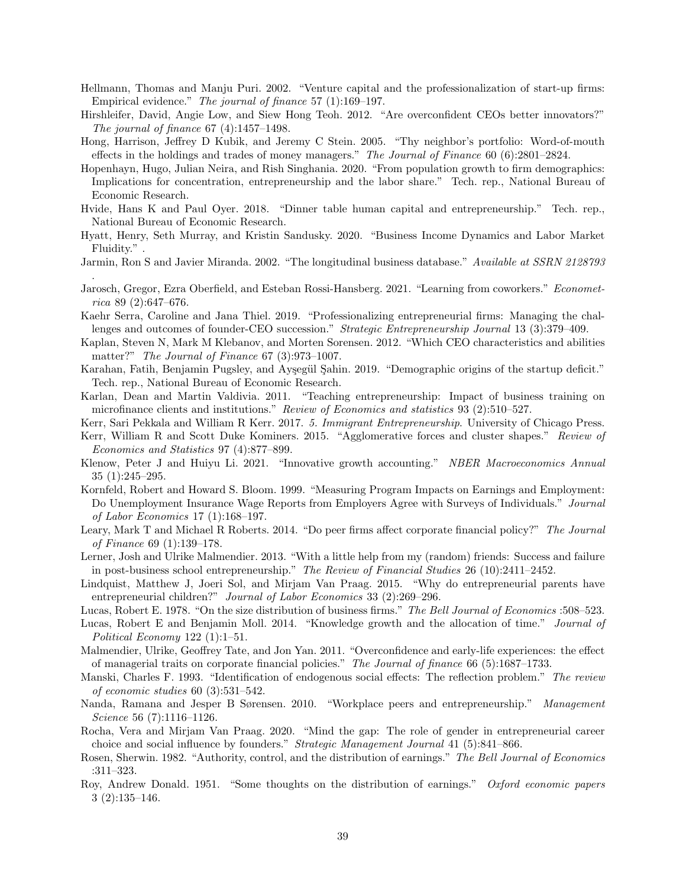Hellmann, Thomas and Manju Puri. 2002. "Venture capital and the professionalization of start-up firms: Empirical evidence." *The journal of finance* 57 (1):169–197.

Hirshleifer, David, Angie Low, and Siew Hong Teoh. 2012. "Are overconfident CEOs better innovators?" *The journal of finance* 67 (4):1457–1498.

Hong, Harrison, Jeffrey D Kubik, and Jeremy C Stein. 2005. "Thy neighbor's portfolio: Word-of-mouth effects in the holdings and trades of money managers." *The Journal of Finance* 60 (6):2801–2824.

Hopenhayn, Hugo, Julian Neira, and Rish Singhania. 2020. "From population growth to firm demographics: Implications for concentration, entrepreneurship and the labor share." Tech. rep., National Bureau of Economic Research.

Hvide, Hans K and Paul Oyer. 2018. "Dinner table human capital and entrepreneurship." Tech. rep., National Bureau of Economic Research.

Hyatt, Henry, Seth Murray, and Kristin Sandusky. 2020. "Business Income Dynamics and Labor Market Fluidity." .

Jarmin, Ron S and Javier Miranda. 2002. "The longitudinal business database." *Available at SSRN 2128793* .

Jarosch, Gregor, Ezra Oberfield, and Esteban Rossi-Hansberg. 2021. "Learning from coworkers." *Econometrica* 89 (2):647–676.

Kaehr Serra, Caroline and Jana Thiel. 2019. "Professionalizing entrepreneurial firms: Managing the challenges and outcomes of founder-CEO succession." *Strategic Entrepreneurship Journal* 13 (3):379–409.

Kaplan, Steven N, Mark M Klebanov, and Morten Sorensen. 2012. "Which CEO characteristics and abilities matter?" *The Journal of Finance* 67 (3):973–1007.

Karahan, Fatih, Benjamin Pugsley, and Ayşegül Şahin. 2019. "Demographic origins of the startup deficit." Tech. rep., National Bureau of Economic Research.

Karlan, Dean and Martin Valdivia. 2011. "Teaching entrepreneurship: Impact of business training on microfinance clients and institutions." *Review of Economics and statistics* 93 (2):510–527.

Kerr, Sari Pekkala and William R Kerr. 2017. *5. Immigrant Entrepreneurship*. University of Chicago Press.

Kerr, William R and Scott Duke Kominers. 2015. "Agglomerative forces and cluster shapes." *Review of Economics and Statistics* 97 (4):877–899.

Klenow, Peter J and Huiyu Li. 2021. "Innovative growth accounting." *NBER Macroeconomics Annual* 35 (1):245–295.

Kornfeld, Robert and Howard S. Bloom. 1999. "Measuring Program Impacts on Earnings and Employment: Do Unemployment Insurance Wage Reports from Employers Agree with Surveys of Individuals." *Journal of Labor Economics* 17 (1):168–197.

Leary, Mark T and Michael R Roberts. 2014. "Do peer firms affect corporate financial policy?" *The Journal of Finance* 69 (1):139–178.

Lerner, Josh and Ulrike Malmendier. 2013. "With a little help from my (random) friends: Success and failure in post-business school entrepreneurship." *The Review of Financial Studies* 26 (10):2411–2452.

Lindquist, Matthew J, Joeri Sol, and Mirjam Van Praag. 2015. "Why do entrepreneurial parents have entrepreneurial children?" *Journal of Labor Economics* 33 (2):269–296.

Lucas, Robert E. 1978. "On the size distribution of business firms." *The Bell Journal of Economics* :508–523.

Lucas, Robert E and Benjamin Moll. 2014. "Knowledge growth and the allocation of time." *Journal of Political Economy* 122 (1):1–51.

Malmendier, Ulrike, Geoffrey Tate, and Jon Yan. 2011. "Overconfidence and early-life experiences: the effect of managerial traits on corporate financial policies." *The Journal of finance* 66 (5):1687–1733.

Manski, Charles F. 1993. "Identification of endogenous social effects: The reflection problem." *The review of economic studies* 60 (3):531–542.

Nanda, Ramana and Jesper B Sørensen. 2010. "Workplace peers and entrepreneurship." *Management Science* 56 (7):1116–1126.

Rocha, Vera and Mirjam Van Praag. 2020. "Mind the gap: The role of gender in entrepreneurial career choice and social influence by founders." *Strategic Management Journal* 41 (5):841–866.

Rosen, Sherwin. 1982. "Authority, control, and the distribution of earnings." *The Bell Journal of Economics* :311–323.

Roy, Andrew Donald. 1951. "Some thoughts on the distribution of earnings." *Oxford economic papers* 3 (2):135–146.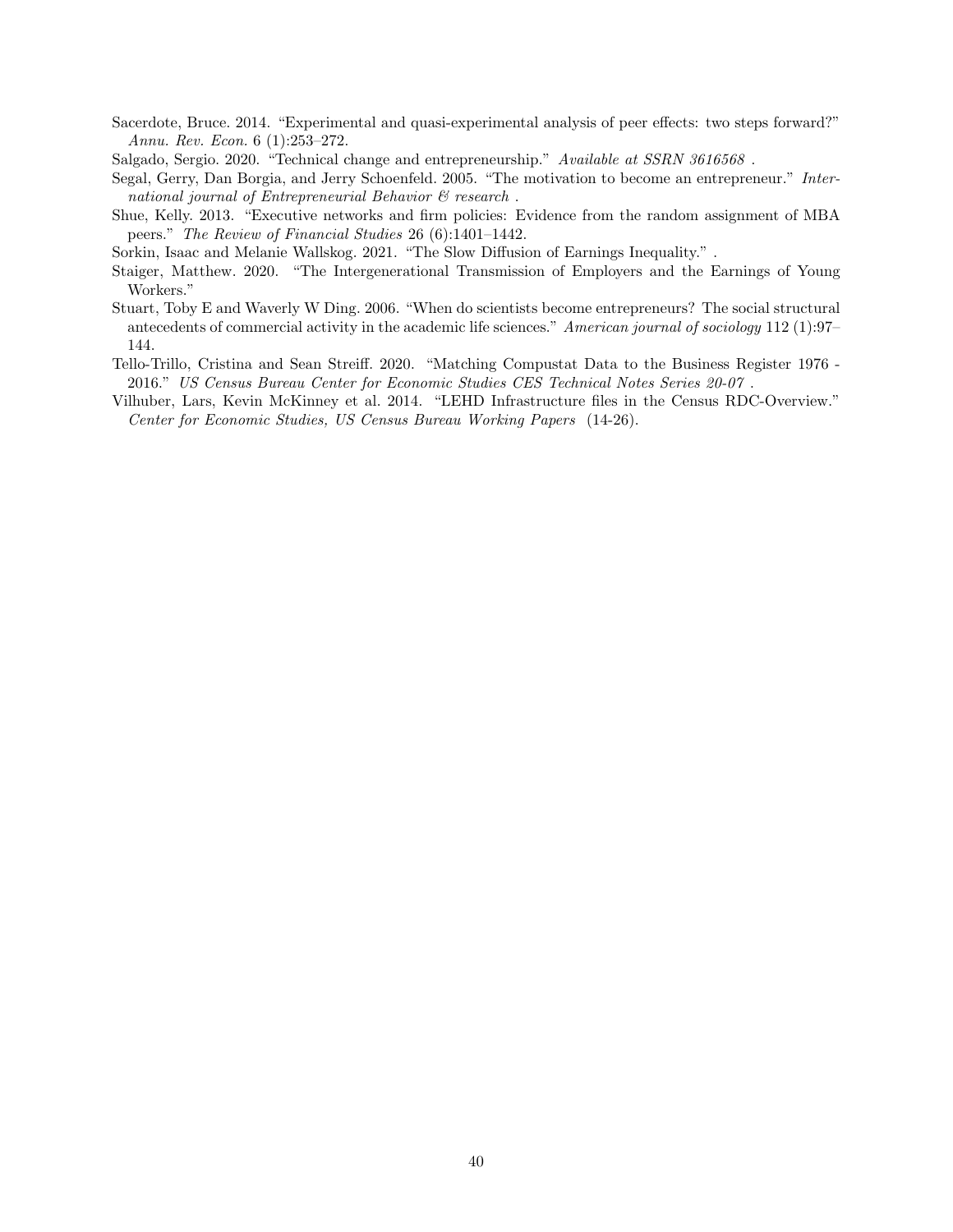Sacerdote, Bruce. 2014. "Experimental and quasi-experimental analysis of peer effects: two steps forward?" *Annu. Rev. Econ.* 6 (1):253–272.

Salgado, Sergio. 2020. "Technical change and entrepreneurship." *Available at SSRN 3616568* .

Segal, Gerry, Dan Borgia, and Jerry Schoenfeld. 2005. "The motivation to become an entrepreneur." *International journal of Entrepreneurial Behavior & research* .

Shue, Kelly. 2013. "Executive networks and firm policies: Evidence from the random assignment of MBA peers." *The Review of Financial Studies* 26 (6):1401–1442.

Sorkin, Isaac and Melanie Wallskog. 2021. "The Slow Diffusion of Earnings Inequality." .

Staiger, Matthew. 2020. "The Intergenerational Transmission of Employers and the Earnings of Young Workers."

Stuart, Toby E and Waverly W Ding. 2006. "When do scientists become entrepreneurs? The social structural antecedents of commercial activity in the academic life sciences." *American journal of sociology* 112 (1):97–144.

Tello-Trillo, Cristina and Sean Streiff. 2020. "Matching Compustat Data to the Business Register 1976 - 2016." *US Census Bureau Center for Economic Studies CES Technical Notes Series 20-07* .

Vilhuber, Lars, Kevin McKinney et al. 2014. "LEHD Infrastructure files in the Census RDC-Overview." *Center for Economic Studies, US Census Bureau Working Papers* (14-26).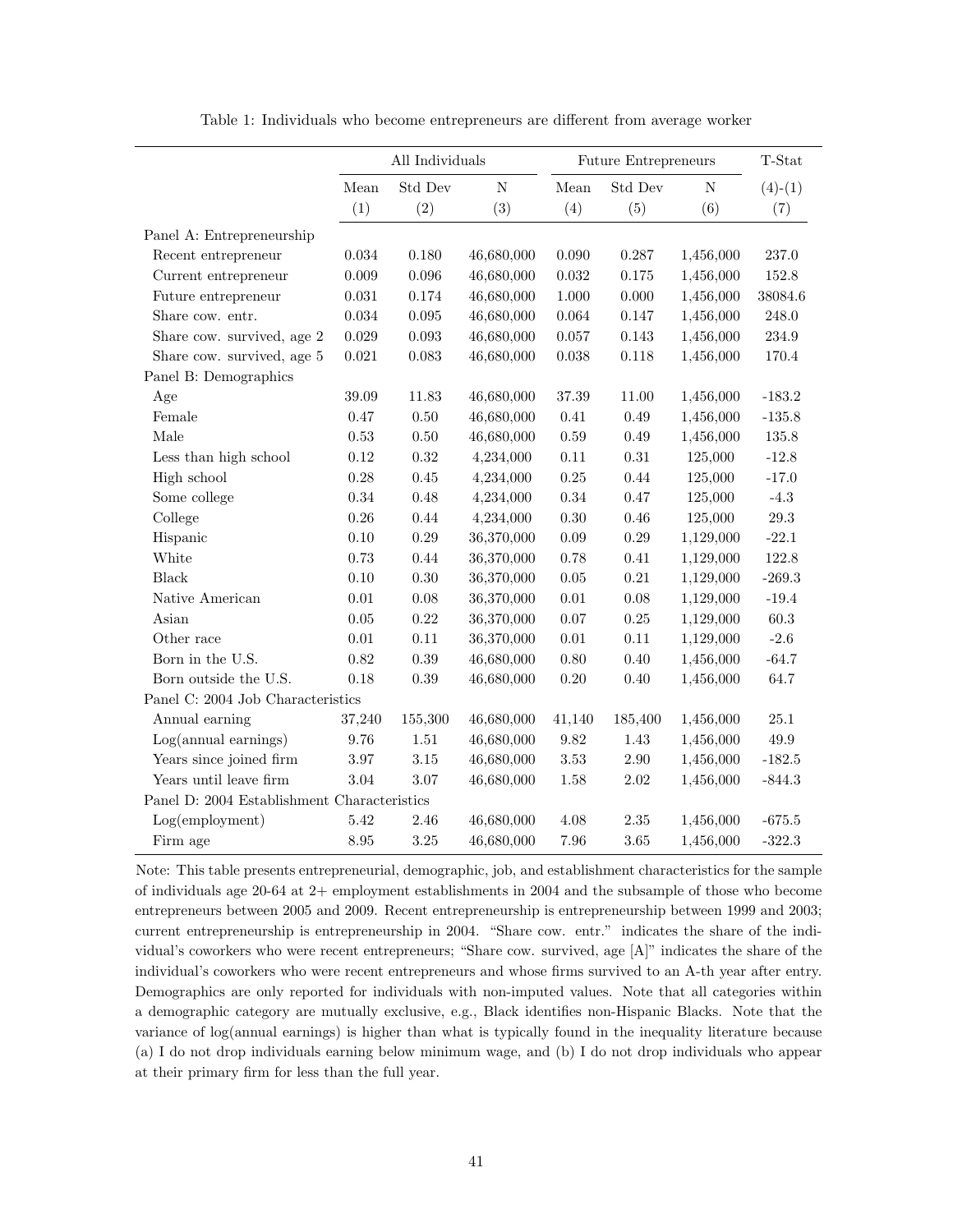Table 1: Individuals who become entrepreneurs are different from average worker

| | All Individuals | | | Future Entrepreneurs | | | T-Stat |
|---|---|---|---|---|---|---|---|
| | Mean | Std Dev | N | Mean | Std Dev | N | (4)-(1) |
| | (1) | (2) | (3) | (4) | (5) | (6) | (7) |
| Panel A: Entrepreneurship | | | | | | | |
| Recent entrepreneur | 0.034 | 0.180 | 46,680,000 | 0.090 | 0.287 | 1,456,000 | 237.0 |
| Current entrepreneur | 0.009 | 0.096 | 46,680,000 | 0.032 | 0.175 | 1,456,000 | 152.8 |
| Future entrepreneur | 0.031 | 0.174 | 46,680,000 | 1.000 | 0.000 | 1,456,000 | 38084.6 |
| Share cow. entr. | 0.034 | 0.095 | 46,680,000 | 0.064 | 0.147 | 1,456,000 | 248.0 |
| Share cow. survived, age 2 | 0.029 | 0.093 | 46,680,000 | 0.057 | 0.143 | 1,456,000 | 234.9 |
| Share cow. survived, age 5 | 0.021 | 0.083 | 46,680,000 | 0.038 | 0.118 | 1,456,000 | 170.4 |
| Panel B: Demographics | | | | | | | |
| Age | 39.09 | 11.83 | 46,680,000 | 37.39 | 11.00 | 1,456,000 | -183.2 |
| Female | 0.47 | 0.50 | 46,680,000 | 0.41 | 0.49 | 1,456,000 | -135.8 |
| Male | 0.53 | 0.50 | 46,680,000 | 0.59 | 0.49 | 1,456,000 | 135.8 |
| Less than high school | 0.12 | 0.32 | 4,234,000 | 0.11 | 0.31 | 125,000 | -12.8 |
| High school | 0.28 | 0.45 | 4,234,000 | 0.25 | 0.44 | 125,000 | -17.0 |
| Some college | 0.34 | 0.48 | 4,234,000 | 0.34 | 0.47 | 125,000 | -4.3 |
| College | 0.26 | 0.44 | 4,234,000 | 0.30 | 0.46 | 125,000 | 29.3 |
| Hispanic | 0.10 | 0.29 | 36,370,000 | 0.09 | 0.29 | 1,129,000 | -22.1 |
| White | 0.73 | 0.44 | 36,370,000 | 0.78 | 0.41 | 1,129,000 | 122.8 |
| Black | 0.10 | 0.30 | 36,370,000 | 0.05 | 0.21 | 1,129,000 | -269.3 |
| Native American | 0.01 | 0.08 | 36,370,000 | 0.01 | 0.08 | 1,129,000 | -19.4 |
| Asian | 0.05 | 0.22 | 36,370,000 | 0.07 | 0.25 | 1,129,000 | 60.3 |
| Other race | 0.01 | 0.11 | 36,370,000 | 0.01 | 0.11 | 1,129,000 | -2.6 |
| Born in the U.S. | 0.82 | 0.39 | 46,680,000 | 0.80 | 0.40 | 1,456,000 | -64.7 |
| Born outside the U.S. | 0.18 | 0.39 | 46,680,000 | 0.20 | 0.40 | 1,456,000 | 64.7 |
| Panel C: 2004 Job Characteristics | | | | | | | |
| Annual earning | 37,240 | 155,300 | 46,680,000 | 41,140 | 185,400 | 1,456,000 | 25.1 |
| Log(annual earnings) | 9.76 | 1.51 | 46,680,000 | 9.82 | 1.43 | 1,456,000 | 49.9 |
| Years since joined firm | 3.97 | 3.15 | 46,680,000 | 3.53 | 2.90 | 1,456,000 | -182.5 |
| Years until leave firm | 3.04 | 3.07 | 46,680,000 | 1.58 | 2.02 | 1,456,000 | -844.3 |
| Panel D: 2004 Establishment Characteristics | | | | | | | |
| Log(employment) | 5.42 | 2.46 | 46,680,000 | 4.08 | 2.35 | 1,456,000 | -675.5 |
| Firm age | 8.95 | 3.25 | 46,680,000 | 7.96 | 3.65 | 1,456,000 | -322.3 |

Note: This table presents entrepreneurial, demographic, job, and establishment characteristics for the sample of individuals age 20-64 at 2+ employment establishments in 2004 and the subsample of those who become entrepreneurs between 2005 and 2009. Recent entrepreneurship is entrepreneurship between 1999 and 2003; current entrepreneurship is entrepreneurship in 2004. "Share cow. entr." indicates the share of the individual's coworkers who were recent entrepreneurs; "Share cow. survived, age [A]" indicates the share of the individual's coworkers who were recent entrepreneurs and whose firms survived to an A-th year after entry. Demographics are only reported for individuals with non-imputed values. Note that all categories within a demographic category are mutually exclusive, e.g., Black identifies non-Hispanic Blacks. Note that the variance of log(annual earnings) is higher than what is typically found in the inequality literature because (a) I do not drop individuals earning below minimum wage, and (b) I do not drop individuals who appear at their primary firm for less than the full year.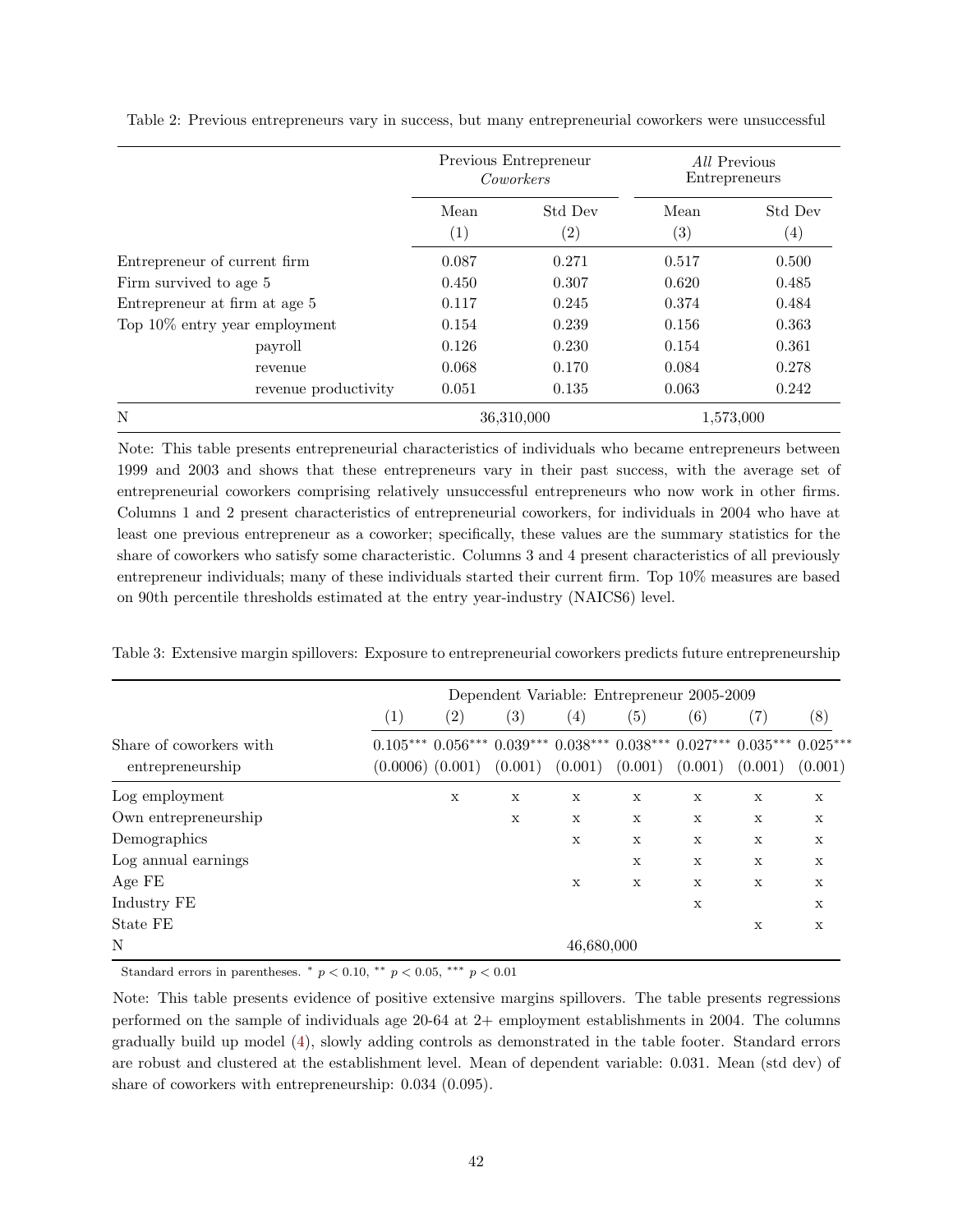Table 2: Previous entrepreneurs vary in success, but many entrepreneurial coworkers were unsuccessful

| | Previous Entrepreneur *Coworkers* | | *All* Previous Entrepreneurs | |
|---|---|---|---|---|
| | Mean (1) | Std Dev (2) | Mean (3) | Std Dev (4) |
| Entrepreneur of current firm | 0.087 | 0.271 | 0.517 | 0.500 |
| Firm survived to age 5 | 0.450 | 0.307 | 0.620 | 0.485 |
| Entrepreneur at firm at age 5 | 0.117 | 0.245 | 0.374 | 0.484 |
| Top 10% entry year employment | 0.154 | 0.239 | 0.156 | 0.363 |
| payroll | 0.126 | 0.230 | 0.154 | 0.361 |
| revenue | 0.068 | 0.170 | 0.084 | 0.278 |
| revenue productivity | 0.051 | 0.135 | 0.063 | 0.242 |
| N | 36,310,000 | | 1,573,000 | |

Note: This table presents entrepreneurial characteristics of individuals who became entrepreneurs between 1999 and 2003 and shows that these entrepreneurs vary in their past success, with the average set of entrepreneurial coworkers comprising relatively unsuccessful entrepreneurs who now work in other firms. Columns 1 and 2 present characteristics of entrepreneurial coworkers, for individuals in 2004 who have at least one previous entrepreneur as a coworker; specifically, these values are the summary statistics for the share of coworkers who satisfy some characteristic. Columns 3 and 4 present characteristics of all previously entrepreneur individuals; many of these individuals started their current firm. Top 10% measures are based on 90th percentile thresholds estimated at the entry year-industry (NAICS6) level.

Table 3: Extensive margin spillovers: Exposure to entrepreneurial coworkers predicts future entrepreneurship

| | Dependent Variable: Entrepreneur 2005-2009 | | | | | | | |
|---|---|---|---|---|---|---|---|---|
| | (1) | (2) | (3) | (4) | (5) | (6) | (7) | (8) |
| Share of coworkers with entrepreneurship | 0.105*** (0.0006) | 0.056*** (0.001) | 0.039*** (0.001) | 0.038*** (0.001) | 0.038*** (0.001) | 0.027*** (0.001) | 0.035*** (0.001) | 0.025*** (0.001) |
| Log employment | | x | x | x | x | x | x | x |
| Own entrepreneurship | | | x | x | x | x | x | x |
| Demographics | | | | x | x | x | x | x |
| Log annual earnings | | | | | x | x | x | x |
| Age FE | | | | x | x | x | x | x |
| Industry FE | | | | | | x | | x |
| State FE | | | | | | | x | x |
| N | | | | 46,680,000 | | | | |

Standard errors in parentheses. * $p < 0.10$, ** $p < 0.05$, *** $p < 0.01$

Note: This table presents evidence of positive extensive margins spillovers. The table presents regressions performed on the sample of individuals age 20-64 at 2+ employment establishments in 2004. The columns gradually build up model (4), slowly adding controls as demonstrated in the table footer. Standard errors are robust and clustered at the establishment level. Mean of dependent variable: 0.031. Mean (std dev) of share of coworkers with entrepreneurship: 0.034 (0.095).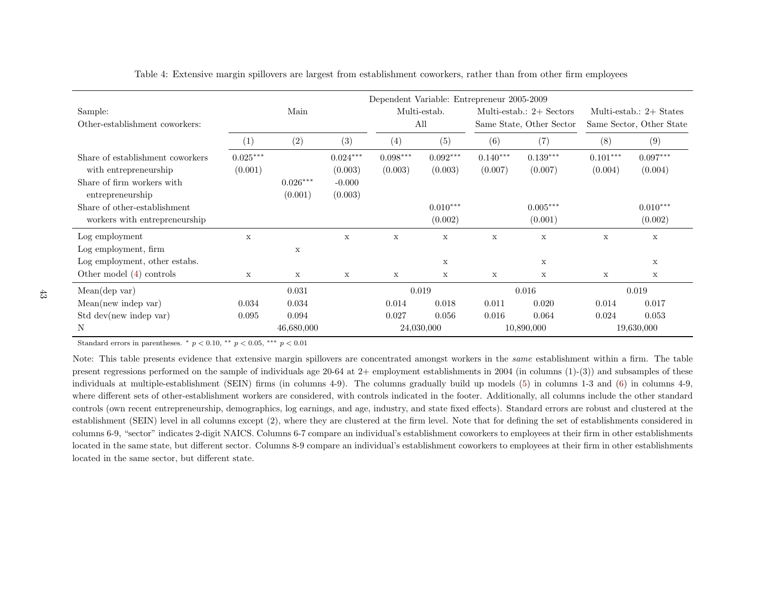Table 4: Extensive margin spillovers are largest from establishment coworkers, rather than from other firm employees

| | Dependent Variable: Entrepreneur 2005-2009 | | | | | | | | |
|---|---|---|---|---|---|---|---|---|---|
| Sample: | Main | | | Multi-estab. | | Multi-estab.: 2+ Sectors | | Multi-estab.: 2+ States | |
| Other-establishment coworkers: | | | | All | | Same State, Other Sector | | Same Sector, Other State | |
| | (1) | (2) | (3) | (4) | (5) | (6) | (7) | (8) | (9) |
| Share of establishment coworkers with entrepreneurship | 0.025*** | | 0.024*** | 0.098*** | 0.092*** | 0.140*** | 0.139*** | 0.101*** | 0.097*** |
| | (0.001) | | (0.003) | (0.003) | (0.003) | (0.007) | (0.007) | (0.004) | (0.004) |
| Share of firm workers with entrepreneurship | | 0.026*** | -0.000 | | | | | | |
| | | (0.001) | (0.003) | | | | | | |
| Share of other-establishment workers with entrepreneurship | | | | | 0.010*** | | 0.005*** | | 0.010*** |
| | | | | | (0.002) | | (0.001) | | (0.002) |
| Log employment | x | | x | x | x | x | x | x | x |
| Log employment, firm | | x | | | | | | | |
| Log employment, other estabs. | | | | | x | | x | | x |
| Other model (4) controls | x | x | x | x | x | x | x | x | x |
| Mean(dep var) | | 0.031 | | 0.019 | | 0.016 | | 0.019 | |
| Mean(new indep var) | 0.034 | 0.034 | | 0.014 | 0.018 | 0.011 | 0.020 | 0.014 | 0.017 |
| Std dev(new indep var) | 0.095 | 0.094 | | 0.027 | 0.056 | 0.016 | 0.064 | 0.024 | 0.053 |
| N | | 46,680,000 | | 24,030,000 | | 10,890,000 | | 19,630,000 | |

Standard errors in parentheses. * $p < 0.10$, ** $p < 0.05$, *** $p < 0.01$

Note: This table presents evidence that extensive margin spillovers are concentrated amongst workers in the *same* establishment within a firm. The table present regressions performed on the sample of individuals age 20-64 at 2+ employment establishments in 2004 (in columns (1)-(3)) and subsamples of these individuals at multiple-establishment (SEIN) firms (in columns 4-9). The columns gradually build up models (5) in columns 1-3 and (6) in columns 4-9, where different sets of other-establishment workers are considered, with controls indicated in the footer. Additionally, all columns include the other standard controls (own recent entrepreneurship, demographics, log earnings, and age, industry, and state fixed effects). Standard errors are robust and clustered at the establishment (SEIN) level in all columns except (2), where they are clustered at the firm level. Note that for defining the set of establishments considered in columns 6-9, "sector" indicates 2-digit NAICS. Columns 6-7 compare an individual's establishment coworkers to employees at their firm in other establishments located in the same state, but different sector. Columns 8-9 compare an individual's establishment coworkers to employees at their firm in other establishments located in the same sector, but different state.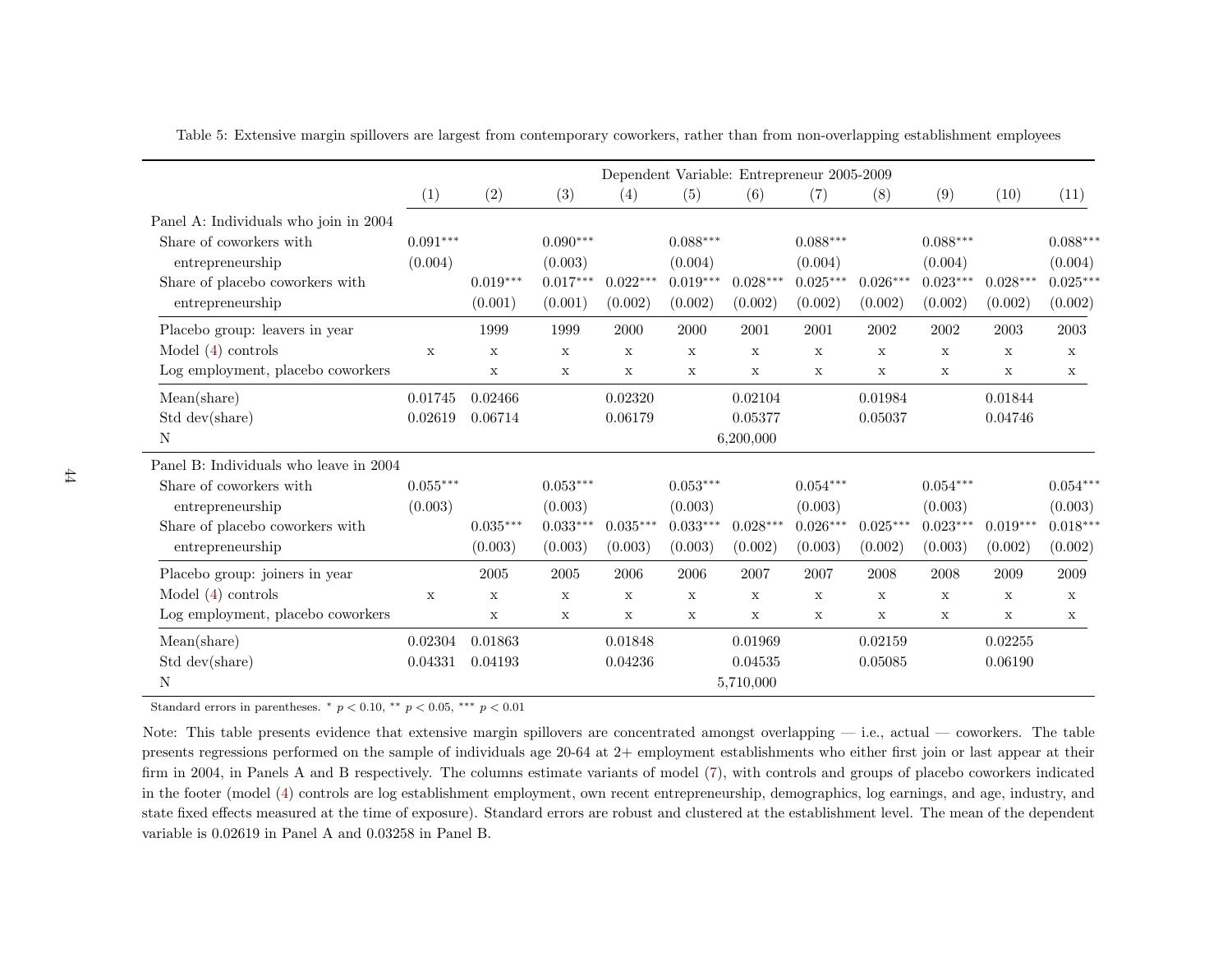Table 5: Extensive margin spillovers are largest from contemporary coworkers, rather than from non-overlapping establishment employees

| | Dependent Variable: Entrepreneur 2005-2009 | | | | | | | | | | |
|---|---|---|---|---|---|---|---|---|---|---|---|
| | (1) | (2) | (3) | (4) | (5) | (6) | (7) | (8) | (9) | (10) | (11) |
| **Panel A: Individuals who join in 2004** | | | | | | | | | | | |
| Share of coworkers with entrepreneurship | $0.091^{***}$ | | $0.090^{***}$ | | $0.088^{***}$ | | $0.088^{***}$ | | $0.088^{***}$ | | $0.088^{***}$ |
| | (0.004) | | (0.003) | | (0.004) | | (0.004) | | (0.004) | | (0.004) |
| Share of placebo coworkers with entrepreneurship | | $0.019^{***}$ | $0.017^{***}$ | $0.022^{***}$ | $0.019^{***}$ | $0.028^{***}$ | $0.025^{***}$ | $0.026^{***}$ | $0.023^{***}$ | $0.028^{***}$ | $0.025^{***}$ |
| | | (0.001) | (0.001) | (0.002) | (0.002) | (0.002) | (0.002) | (0.002) | (0.002) | (0.002) | (0.002) |
| Placebo group: leavers in year | | 1999 | 1999 | 2000 | 2000 | 2001 | 2001 | 2002 | 2002 | 2003 | 2003 |
| Model (4) controls | x | x | x | x | x | x | x | x | x | x | x |
| Log employment, placebo coworkers | | x | x | x | x | x | x | x | x | x | x |
| Mean(share) | 0.01745 | 0.02466 | | 0.02320 | | 0.02104 | | 0.01984 | | 0.01844 | |
| Std dev(share) | 0.02619 | 0.06714 | | 0.06179 | | 0.05377 | | 0.05037 | | 0.04746 | |
| N | | | | | | 6,200,000 | | | | | |
| **Panel B: Individuals who leave in 2004** | | | | | | | | | | | |
| Share of coworkers with entrepreneurship | $0.055^{***}$ | | $0.053^{***}$ | | $0.053^{***}$ | | $0.054^{***}$ | | $0.054^{***}$ | | $0.054^{***}$ |
| | (0.003) | | (0.003) | | (0.003) | | (0.003) | | (0.003) | | (0.003) |
| Share of placebo coworkers with entrepreneurship | | $0.035^{***}$ | $0.033^{***}$ | $0.035^{***}$ | $0.033^{***}$ | $0.028^{***}$ | $0.026^{***}$ | $0.025^{***}$ | $0.023^{***}$ | $0.019^{***}$ | $0.018^{***}$ |
| | | (0.003) | (0.003) | (0.003) | (0.003) | (0.002) | (0.003) | (0.002) | (0.003) | (0.002) | (0.002) |
| Placebo group: joiners in year | | 2005 | 2005 | 2006 | 2006 | 2007 | 2007 | 2008 | 2008 | 2009 | 2009 |
| Model (4) controls | x | x | x | x | x | x | x | x | x | x | x |
| Log employment, placebo coworkers | | x | x | x | x | x | x | x | x | x | x |
| Mean(share) | 0.02304 | 0.01863 | | 0.01848 | | 0.01969 | | 0.02159 | | 0.02255 | |
| Std dev(share) | 0.04331 | 0.04193 | | 0.04236 | | 0.04535 | | 0.05085 | | 0.06190 | |
| N | | | | | | 5,710,000 | | | | | |

Standard errors in parentheses. $^{*}$ $p < 0.10$, $^{**}$ $p < 0.05$, $^{***}$ $p < 0.01$

Note: This table presents evidence that extensive margin spillovers are concentrated amongst overlapping — i.e., actual — coworkers. The table presents regressions performed on the sample of individuals age 20-64 at 2+ employment establishments who either first join or last appear at their firm in 2004, in Panels A and B respectively. The columns estimate variants of model (7), with controls and groups of placebo coworkers indicated in the footer (model (4) controls are log establishment employment, own recent entrepreneurship, demographics, log earnings, and age, industry, and state fixed effects measured at the time of exposure). Standard errors are robust and clustered at the establishment level. The mean of the dependent variable is 0.02619 in Panel A and 0.03258 in Panel B.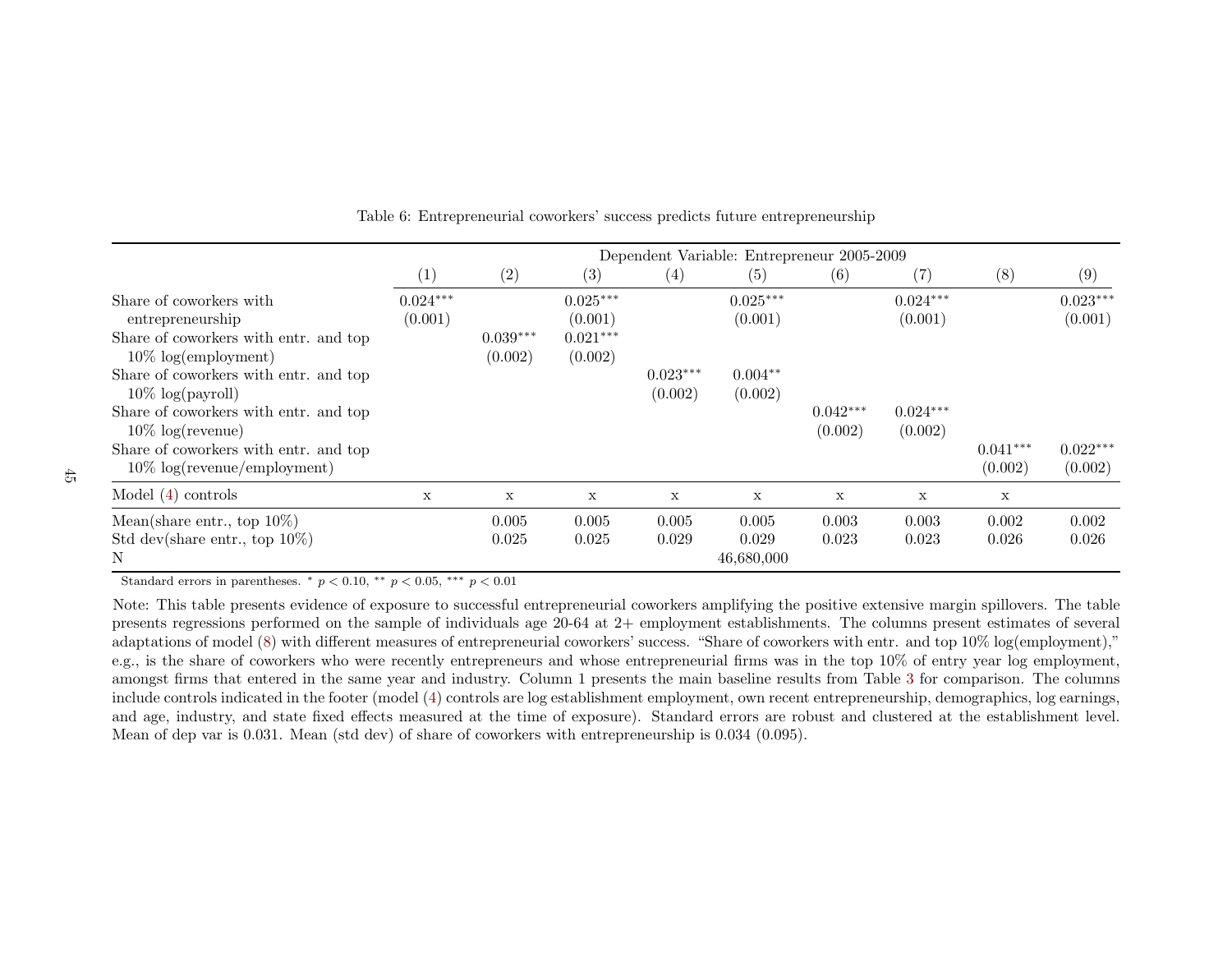Table 6: Entrepreneurial coworkers' success predicts future entrepreneurship

| | Dependent Variable: Entrepreneur 2005-2009 | | | | | | | | |
|---|---|---|---|---|---|---|---|---|---|
| | (1) | (2) | (3) | (4) | (5) | (6) | (7) | (8) | (9) |
| Share of coworkers with entrepreneurship | 0.024*** | | 0.025*** | | 0.025*** | | 0.024*** | | 0.023*** |
| | (0.001) | | (0.001) | | (0.001) | | (0.001) | | (0.001) |
| Share of coworkers with entr. and top 10% log(employment) | | 0.039*** | 0.021*** | | | | | | |
| | | (0.002) | (0.002) | | | | | | |
| Share of coworkers with entr. and top 10% log(payroll) | | | | 0.023*** | 0.004** | | | | |
| | | | | (0.002) | (0.002) | | | | |
| Share of coworkers with entr. and top 10% log(revenue) | | | | | | 0.042*** | 0.024*** | | |
| | | | | | | (0.002) | (0.002) | | |
| Share of coworkers with entr. and top 10% log(revenue/employment) | | | | | | | | 0.041*** | 0.022*** |
| | | | | | | | | (0.002) | (0.002) |
| Model (4) controls | x | x | x | x | x | x | x | x | |
| Mean(share entr., top 10%) | | 0.005 | 0.005 | 0.005 | 0.005 | 0.003 | 0.003 | 0.002 | 0.002 |
| Std dev(share entr., top 10%) | | 0.025 | 0.025 | 0.029 | 0.029 | 0.023 | 0.023 | 0.026 | 0.026 |
| N | | | | | 46,680,000 | | | | |

Standard errors in parentheses. * $p < 0.10$, ** $p < 0.05$, *** $p < 0.01$

Note: This table presents evidence of exposure to successful entrepreneurial coworkers amplifying the positive extensive margin spillovers. The table presents regressions performed on the sample of individuals age 20-64 at 2+ employment establishments. The columns present estimates of several adaptations of model (8) with different measures of entrepreneurial coworkers' success. "Share of coworkers with entr. and top 10% log(employment)," e.g., is the share of coworkers who were recently entrepreneurs and whose entrepreneurial firms was in the top 10% of entry year log employment, amongst firms that entered in the same year and industry. Column 1 presents the main baseline results from Table 3 for comparison. The columns include controls indicated in the footer (model (4) controls are log establishment employment, own recent entrepreneurship, demographics, log earnings, and age, industry, and state fixed effects measured at the time of exposure). Standard errors are robust and clustered at the establishment level. Mean of dep var is 0.031. Mean (std dev) of share of coworkers with entrepreneurship is 0.034 (0.095).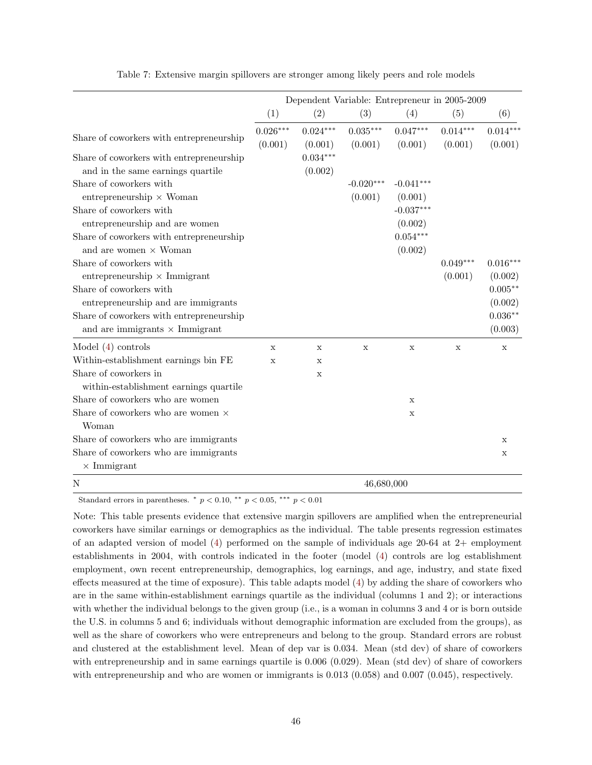Table 7: Extensive margin spillovers are stronger among likely peers and role models

| | Dependent Variable: Entrepreneur in 2005-2009 | | | | | |
|---|---|---|---|---|---|---|
| | (1) | (2) | (3) | (4) | (5) | (6) |
| Share of coworkers with entrepreneurship | 0.026*** | 0.024*** | 0.035*** | 0.047*** | 0.014*** | 0.014*** |
| | (0.001) | (0.001) | (0.001) | (0.001) | (0.001) | (0.001) |
| Share of coworkers with entrepreneurship and in the same earnings quartile | | 0.034*** | | | | |
| | | (0.002) | | | | |
| Share of coworkers with entrepreneurship × Woman | | | -0.020*** | -0.041*** | | |
| | | | (0.001) | (0.001) | | |
| Share of coworkers with entrepreneurship and are women | | | | -0.037*** | | |
| | | | | (0.002) | | |
| Share of coworkers with entrepreneurship and are women × Woman | | | | 0.054*** | | |
| | | | | (0.002) | | |
| Share of coworkers with entrepreneurship × Immigrant | | | | | 0.049*** | 0.016*** |
| | | | | | (0.001) | (0.002) |
| Share of coworkers with entrepreneurship and are immigrants | | | | | | 0.005** |
| | | | | | | (0.002) |
| Share of coworkers with entrepreneurship and are immigrants × Immigrant | | | | | | 0.036** |
| | | | | | | (0.003) |
| Model (4) controls | x | x | x | x | x | x |
| Within-establishment earnings bin FE | x | x | | | | |
| Share of coworkers in within-establishment earnings quartile | | x | | | | |
| Share of coworkers who are women | | | | x | | |
| Share of coworkers who are women × Woman | | | | x | | |
| Share of coworkers who are immigrants | | | | | | x |
| Share of coworkers who are immigrants × Immigrant | | | | | | x |
| N | 46,680,000 | | | | | |

Standard errors in parentheses. * $p < 0.10$, ** $p < 0.05$, *** $p < 0.01$

Note: This table presents evidence that extensive margin spillovers are amplified when the entrepreneurial coworkers have similar earnings or demographics as the individual. The table presents regression estimates of an adapted version of model (4) performed on the sample of individuals age 20-64 at 2+ employment establishments in 2004, with controls indicated in the footer (model (4) controls are log establishment employment, own recent entrepreneurship, demographics, log earnings, and age, industry, and state fixed effects measured at the time of exposure). This table adapts model (4) by adding the share of coworkers who are in the same within-establishment earnings quartile as the individual (columns 1 and 2); or interactions with whether the individual belongs to the given group (i.e., is a woman in columns 3 and 4 or is born outside the U.S. in columns 5 and 6; individuals without demographic information are excluded from the groups), as well as the share of coworkers who were entrepreneurs and belong to the group. Standard errors are robust and clustered at the establishment level. Mean of dep var is 0.034. Mean (std dev) of share of coworkers with entrepreneurship and in same earnings quartile is 0.006 (0.029). Mean (std dev) of share of coworkers with entrepreneurship and who are women or immigrants is 0.013 (0.058) and 0.007 (0.045), respectively.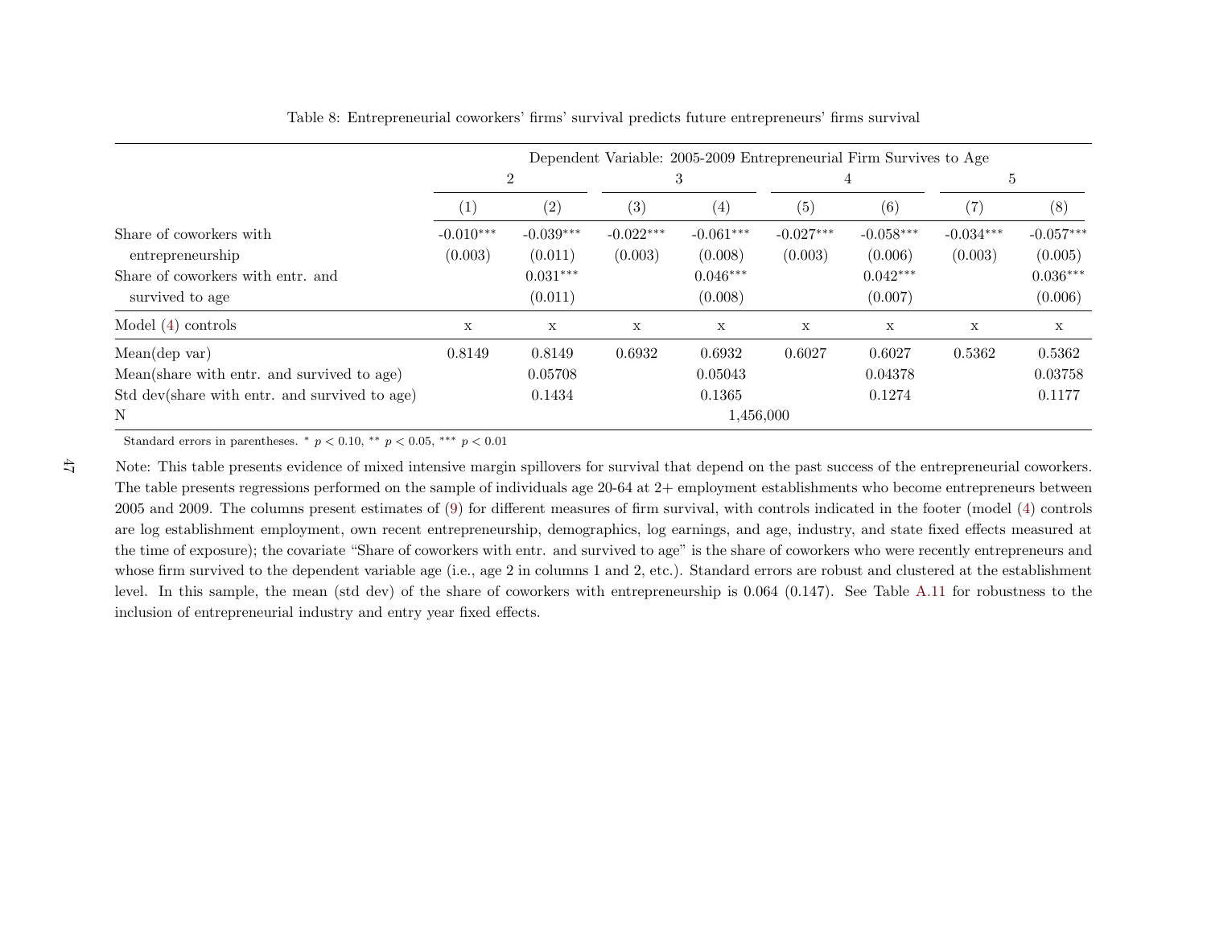Table 8: Entrepreneurial coworkers' firms' survival predicts future entrepreneurs' firms survival

| | Dependent Variable: 2005-2009 Entrepreneurial Firm Survives to Age | | | | | | | |
|---|---|---|---|---|---|---|---|---|
| | 2 | | 3 | | 4 | | 5 | |
| | (1) | (2) | (3) | (4) | (5) | (6) | (7) | (8) |
| Share of coworkers with entrepreneurship | -0.010*** | -0.039*** | -0.022*** | -0.061*** | -0.027*** | -0.058*** | -0.034*** | -0.057*** |
| | (0.003) | (0.011) | (0.003) | (0.008) | (0.003) | (0.006) | (0.003) | (0.005) |
| Share of coworkers with entr. and survived to age | | 0.031*** | | 0.046*** | | 0.042*** | | 0.036*** |
| | | (0.011) | | (0.008) | | (0.007) | | (0.006) |
| Model (4) controls | x | x | x | x | x | x | x | x |
| Mean(dep var) | 0.8149 | 0.8149 | 0.6932 | 0.6932 | 0.6027 | 0.6027 | 0.5362 | 0.5362 |
| Mean(share with entr. and survived to age) | | 0.05708 | | 0.05043 | | 0.04378 | | 0.03758 |
| Std dev(share with entr. and survived to age) | | 0.1434 | | 0.1365 | | 0.1274 | | 0.1177 |
| N | 1,456,000 | | | | | | | |

Standard errors in parentheses. * $p < 0.10$, ** $p < 0.05$, *** $p < 0.01$

Note: This table presents evidence of mixed intensive margin spillovers for survival that depend on the past success of the entrepreneurial coworkers. The table presents regressions performed on the sample of individuals age 20-64 at 2+ employment establishments who become entrepreneurs between 2005 and 2009. The columns present estimates of (9) for different measures of firm survival, with controls indicated in the footer (model (4) controls are log establishment employment, own recent entrepreneurship, demographics, log earnings, and age, industry, and state fixed effects measured at the time of exposure); the covariate "Share of coworkers with entr. and survived to age" is the share of coworkers who were recently entrepreneurs and whose firm survived to the dependent variable age (i.e., age 2 in columns 1 and 2, etc.). Standard errors are robust and clustered at the establishment level. In this sample, the mean (std dev) of the share of coworkers with entrepreneurship is 0.064 (0.147). See Table A.11 for robustness to the inclusion of entrepreneurial industry and entry year fixed effects.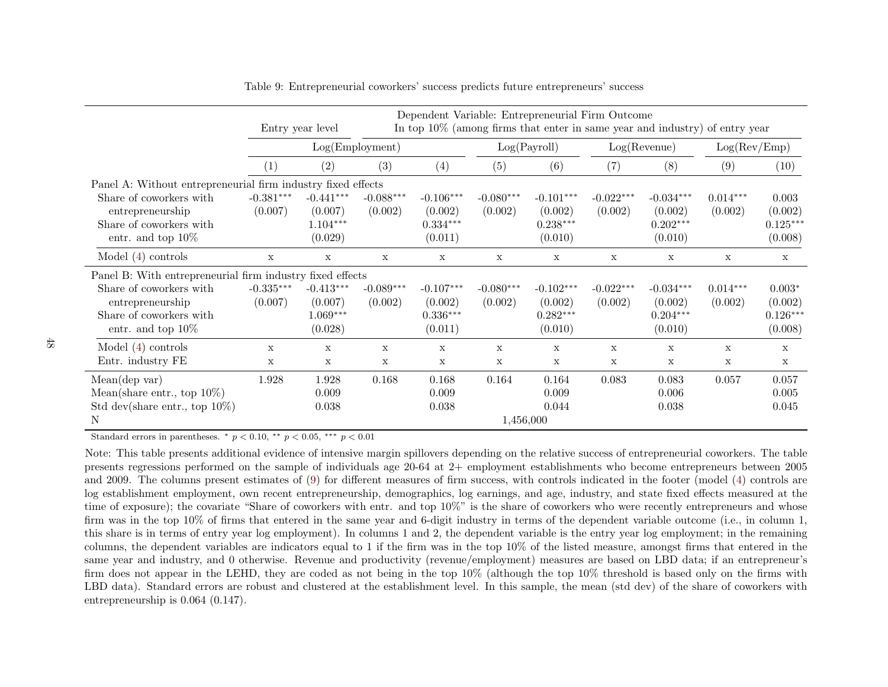Table 9: Entrepreneurial coworkers' success predicts future entrepreneurs' success

| | Dependent Variable: Entrepreneurial Firm Outcome | | | | | | | | | |
|---|---|---|---|---|---|---|---|---|---|---|
| | Entry year level | | In top 10% (among firms that enter in same year and industry) of entry year | | | | | | | |
| | Log(Employment) | | | | Log(Payroll) | | Log(Revenue) | | Log(Rev/Emp) | |
| | (1) | (2) | (3) | (4) | (5) | (6) | (7) | (8) | (9) | (10) |
| Panel A: Without entrepreneurial firm industry fixed effects | | | | | | | | | | |
| Share of coworkers with entrepreneurship | -0.381*** | -0.441*** | -0.088*** | -0.106*** | -0.080*** | -0.101*** | -0.022*** | -0.034*** | 0.014*** | 0.003 |
| | (0.007) | (0.007) | (0.002) | (0.002) | (0.002) | (0.002) | (0.002) | (0.002) | (0.002) | (0.002) |
| Share of coworkers with entr. and top 10% | | 1.104*** | | 0.334*** | | 0.238*** | | 0.202*** | | 0.125*** |
| | | (0.029) | | (0.011) | | (0.010) | | (0.010) | | (0.008) |
| Model (4) controls | x | x | x | x | x | x | x | x | x | x |
| Panel B: With entrepreneurial firm industry fixed effects | | | | | | | | | | |
| Share of coworkers with entrepreneurship | -0.335*** | -0.413*** | -0.089*** | -0.107*** | -0.080*** | -0.102*** | -0.022*** | -0.034*** | 0.014*** | 0.003* |
| | (0.007) | (0.007) | (0.002) | (0.002) | (0.002) | (0.002) | (0.002) | (0.002) | (0.002) | (0.002) |
| Share of coworkers with entr. and top 10% | | 1.069*** | | 0.336*** | | 0.282*** | | 0.204*** | | 0.126*** |
| | | (0.028) | | (0.011) | | (0.010) | | (0.010) | | (0.008) |
| Model (4) controls | x | x | x | x | x | x | x | x | x | x |
| Entr. industry FE | x | x | x | x | x | x | x | x | x | x |
| Mean(dep var) | 1.928 | 1.928 | 0.168 | 0.168 | 0.164 | 0.164 | 0.083 | 0.083 | 0.057 | 0.057 |
| Mean(share entr., top 10%) | | 0.009 | | 0.009 | | 0.009 | | 0.006 | | 0.005 |
| Std dev(share entr., top 10%) | | 0.038 | | 0.038 | | 0.044 | | 0.038 | | 0.045 |
| N | 1,456,000 | | | | | | | | | |

Standard errors in parentheses. * $p < 0.10$, ** $p < 0.05$, *** $p < 0.01$

Note: This table presents additional evidence of intensive margin spillovers depending on the relative success of entrepreneurial coworkers. The table presents regressions performed on the sample of individuals age 20-64 at 2+ employment establishments who become entrepreneurs between 2005 and 2009. The columns present estimates of (9) for different measures of firm success, with controls indicated in the footer (model (4) controls are log establishment employment, own recent entrepreneurship, demographics, log earnings, and age, industry, and state fixed effects measured at the time of exposure); the covariate "Share of coworkers with entr. and top 10%" is the share of coworkers who were recently entrepreneurs and whose firm was in the top 10% of firms that entered in the same year and 6-digit industry in terms of the dependent variable outcome (i.e., in column 1, this share is in terms of entry year log employment). In columns 1 and 2, the dependent variable is the entry year log employment; in the remaining columns, the dependent variables are indicators equal to 1 if the firm was in the top 10% of the listed measure, amongst firms that entered in the same year and industry, and 0 otherwise. Revenue and productivity (revenue/employment) measures are based on LBD data; if an entrepreneur's firm does not appear in the LEHD, they are coded as not being in the top 10% (although the top 10% threshold is based only on the firms with LBD data). Standard errors are robust and clustered at the establishment level. In this sample, the mean (std dev) of the share of coworkers with entrepreneurship is 0.064 (0.147).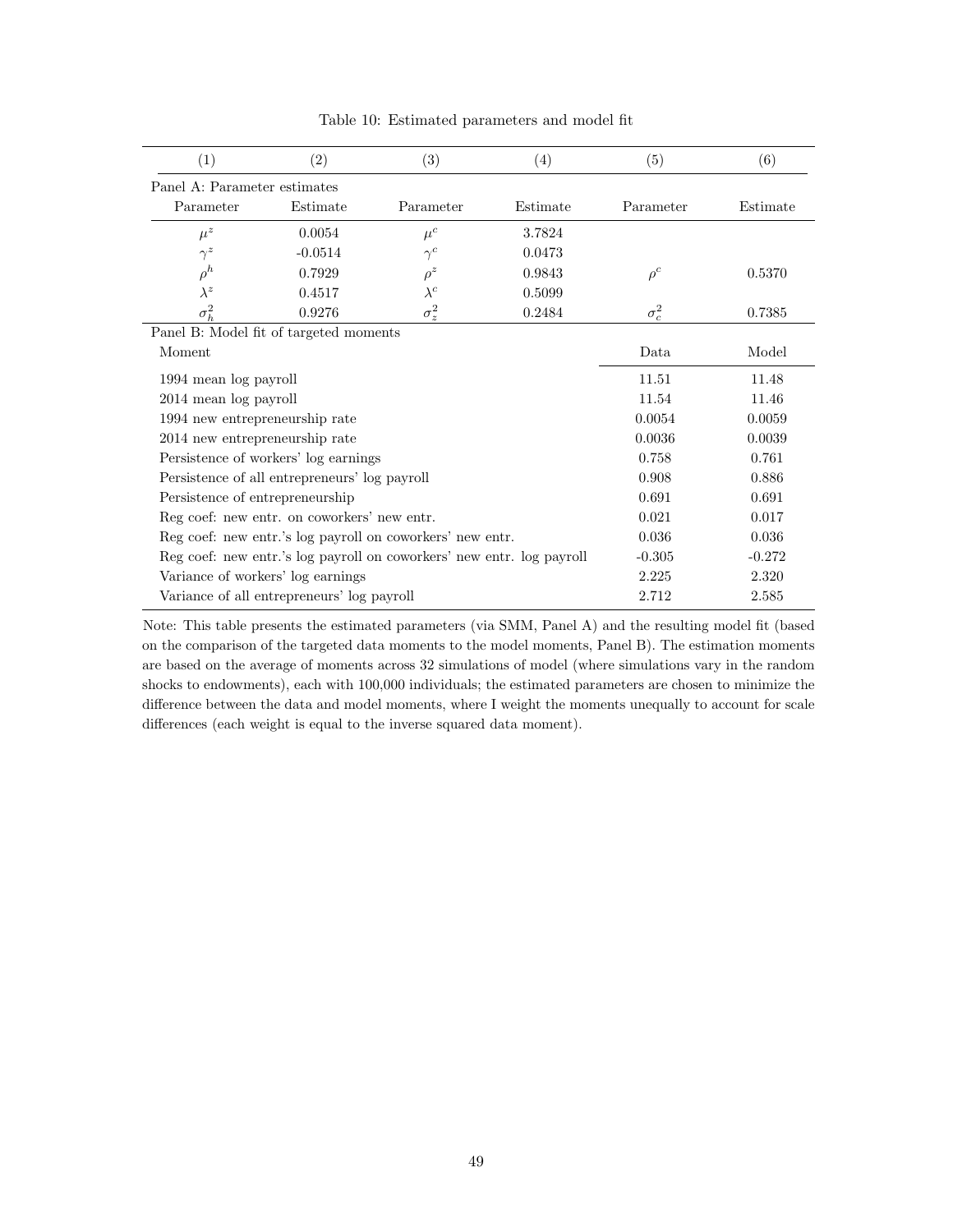Table 10: Estimated parameters and model fit

| (1) | (2) | (3) | (4) | (5) | (6) |
|---|---|---|---|---|---|
| Panel A: Parameter estimates | | | | | |
| Parameter | Estimate | Parameter | Estimate | Parameter | Estimate |
| $\mu^z$ | 0.0054 | $\mu^c$ | 3.7824 | | |
| $\gamma^z$ | -0.0514 | $\gamma^c$ | 0.0473 | | |
| $\rho^h$ | 0.7929 | $\rho^z$ | 0.9843 | $\rho^c$ | 0.5370 |
| $\lambda^z$ | 0.4517 | $\lambda^c$ | 0.5099 | | |
| $\sigma_h^2$ | 0.9276 | $\sigma_z^2$ | 0.2484 | $\sigma_c^2$ | 0.7385 |

| Panel B: Model fit of targeted moments | | |
|---|---|---|
| Moment | Data | Model |
| 1994 mean log payroll | 11.51 | 11.48 |
| 2014 mean log payroll | 11.54 | 11.46 |
| 1994 new entrepreneurship rate | 0.0054 | 0.0059 |
| 2014 new entrepreneurship rate | 0.0036 | 0.0039 |
| Persistence of workers' log earnings | 0.758 | 0.761 |
| Persistence of all entrepreneurs' log payroll | 0.908 | 0.886 |
| Persistence of entrepreneurship | 0.691 | 0.691 |
| Reg coef: new entr. on coworkers' new entr. | 0.021 | 0.017 |
| Reg coef: new entr.'s log payroll on coworkers' new entr. | 0.036 | 0.036 |
| Reg coef: new entr.'s log payroll on coworkers' new entr. log payroll | -0.305 | -0.272 |
| Variance of workers' log earnings | 2.225 | 2.320 |
| Variance of all entrepreneurs' log payroll | 2.712 | 2.585 |

Note: This table presents the estimated parameters (via SMM, Panel A) and the resulting model fit (based on the comparison of the targeted data moments to the model moments, Panel B). The estimation moments are based on the average of moments across 32 simulations of model (where simulations vary in the random shocks to endowments), each with 100,000 individuals; the estimated parameters are chosen to minimize the difference between the data and model moments, where I weight the moments unequally to account for scale differences (each weight is equal to the inverse squared data moment).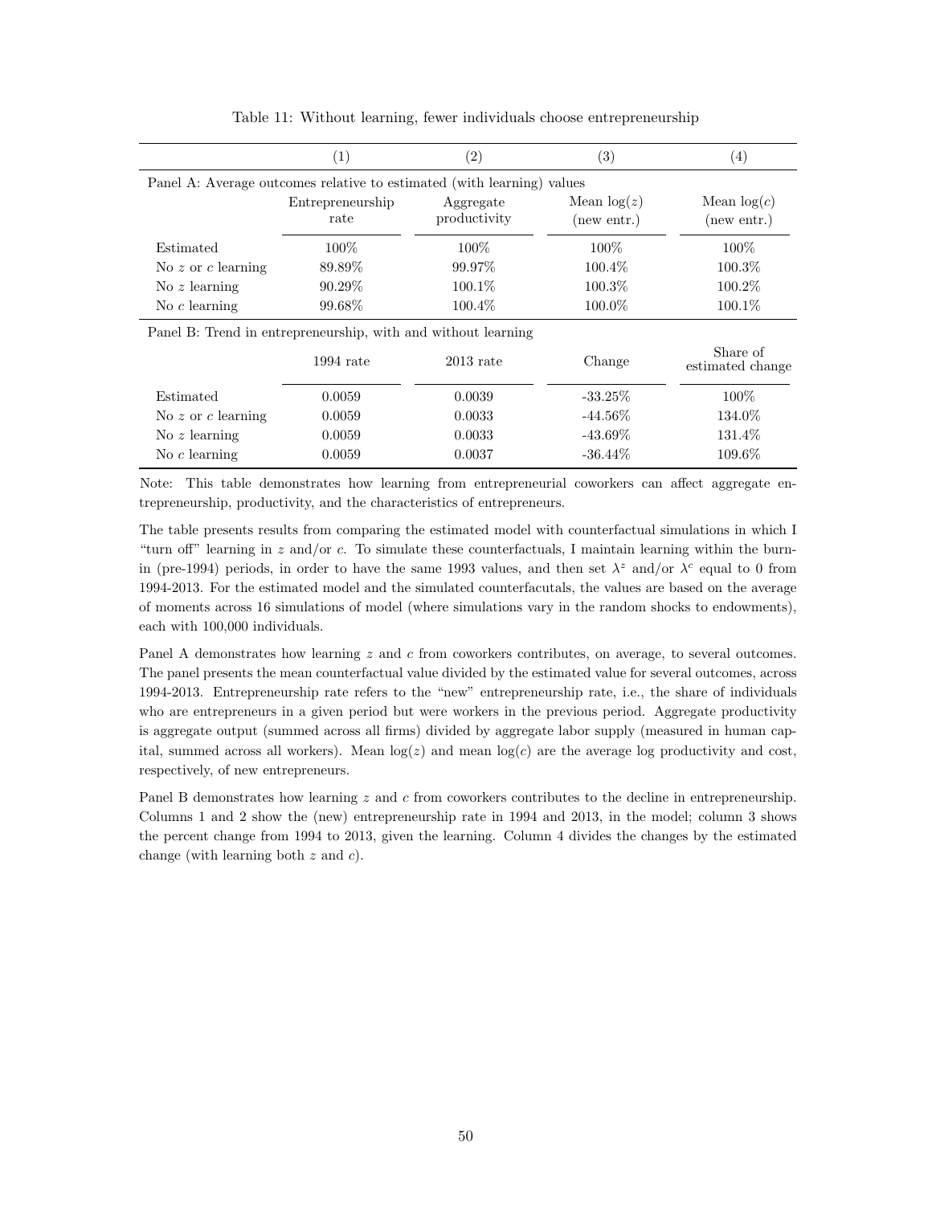Table 11: Without learning, fewer individuals choose entrepreneurship

| | (1) | (2) | (3) | (4) |
|---|---|---|---|---|
| Panel A: Average outcomes relative to estimated (with learning) values | | | | |
| | Entrepreneurship rate | Aggregate productivity | Mean $\log(z)$ (new entr.) | Mean $\log(c)$ (new entr.) |
| Estimated | 100% | 100% | 100% | 100% |
| No $z$ or $c$ learning | 89.89% | 99.97% | 100.4% | 100.3% |
| No $z$ learning | 90.29% | 100.1% | 100.3% | 100.2% |
| No $c$ learning | 99.68% | 100.4% | 100.0% | 100.1% |
| Panel B: Trend in entrepreneurship, with and without learning | | | | |
| | 1994 rate | 2013 rate | Change | Share of estimated change |
| Estimated | 0.0059 | 0.0039 | -33.25% | 100% |
| No $z$ or $c$ learning | 0.0059 | 0.0033 | -44.56% | 134.0% |
| No $z$ learning | 0.0059 | 0.0033 | -43.69% | 131.4% |
| No $c$ learning | 0.0059 | 0.0037 | -36.44% | 109.6% |

Note: This table demonstrates how learning from entrepreneurial coworkers can affect aggregate entrepreneurship, productivity, and the characteristics of entrepreneurs.

The table presents results from comparing the estimated model with counterfactual simulations in which I "turn off" learning in $z$ and/or $c$. To simulate these counterfactuals, I maintain learning within the burn-in (pre-1994) periods, in order to have the same 1993 values, and then set $\lambda^z$ and/or $\lambda^c$ equal to 0 from 1994-2013. For the estimated model and the simulated counterfacutals, the values are based on the average of moments across 16 simulations of model (where simulations vary in the random shocks to endowments), each with 100,000 individuals.

Panel A demonstrates how learning $z$ and $c$ from coworkers contributes, on average, to several outcomes. The panel presents the mean counterfactual value divided by the estimated value for several outcomes, across 1994-2013. Entrepreneurship rate refers to the "new" entrepreneurship rate, i.e., the share of individuals who are entrepreneurs in a given period but were workers in the previous period. Aggregate productivity is aggregate output (summed across all firms) divided by aggregate labor supply (measured in human capital, summed across all workers). Mean $\log(z)$ and mean $\log(c)$ are the average log productivity and cost, respectively, of new entrepreneurs.

Panel B demonstrates how learning $z$ and $c$ from coworkers contributes to the decline in entrepreneurship. Columns 1 and 2 show the (new) entrepreneurship rate in 1994 and 2013, in the model; column 3 shows the percent change from 1994 to 2013, given the learning. Column 4 divides the changes by the estimated change (with learning both $z$ and $c$).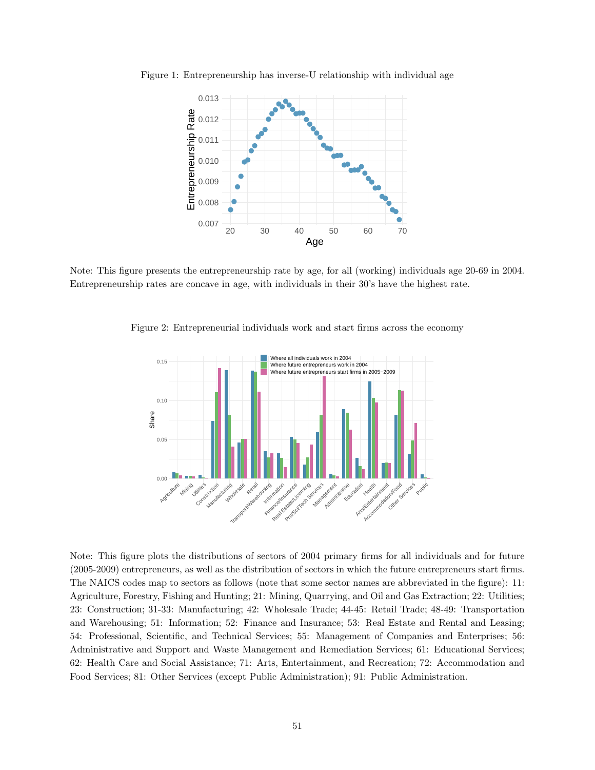Figure 1: Entrepreneurship has inverse-U relationship with individual age

Note: This figure presents the entrepreneurship rate by age, for all (working) individuals age 20-69 in 2004. Entrepreneurship rates are concave in age, with individuals in their 30's have the highest rate.

Figure 2: Entrepreneurial individuals work and start firms across the economy

Note: This figure plots the distributions of sectors of 2004 primary firms for all individuals and for future (2005-2009) entrepreneurs, as well as the distribution of sectors in which the future entrepreneurs start firms. The NAICS codes map to sectors as follows (note that some sector names are abbreviated in the figure): 11: Agriculture, Forestry, Fishing and Hunting; 21: Mining, Quarrying, and Oil and Gas Extraction; 22: Utilities; 23: Construction; 31-33: Manufacturing; 42: Wholesale Trade; 44-45: Retail Trade; 48-49: Transportation and Warehousing; 51: Information; 52: Finance and Insurance; 53: Real Estate and Rental and Leasing; 54: Professional, Scientific, and Technical Services; 55: Management of Companies and Enterprises; 56: Administrative and Support and Waste Management and Remediation Services; 61: Educational Services; 62: Health Care and Social Assistance; 71: Arts, Entertainment, and Recreation; 72: Accommodation and Food Services; 81: Other Services (except Public Administration); 91: Public Administration.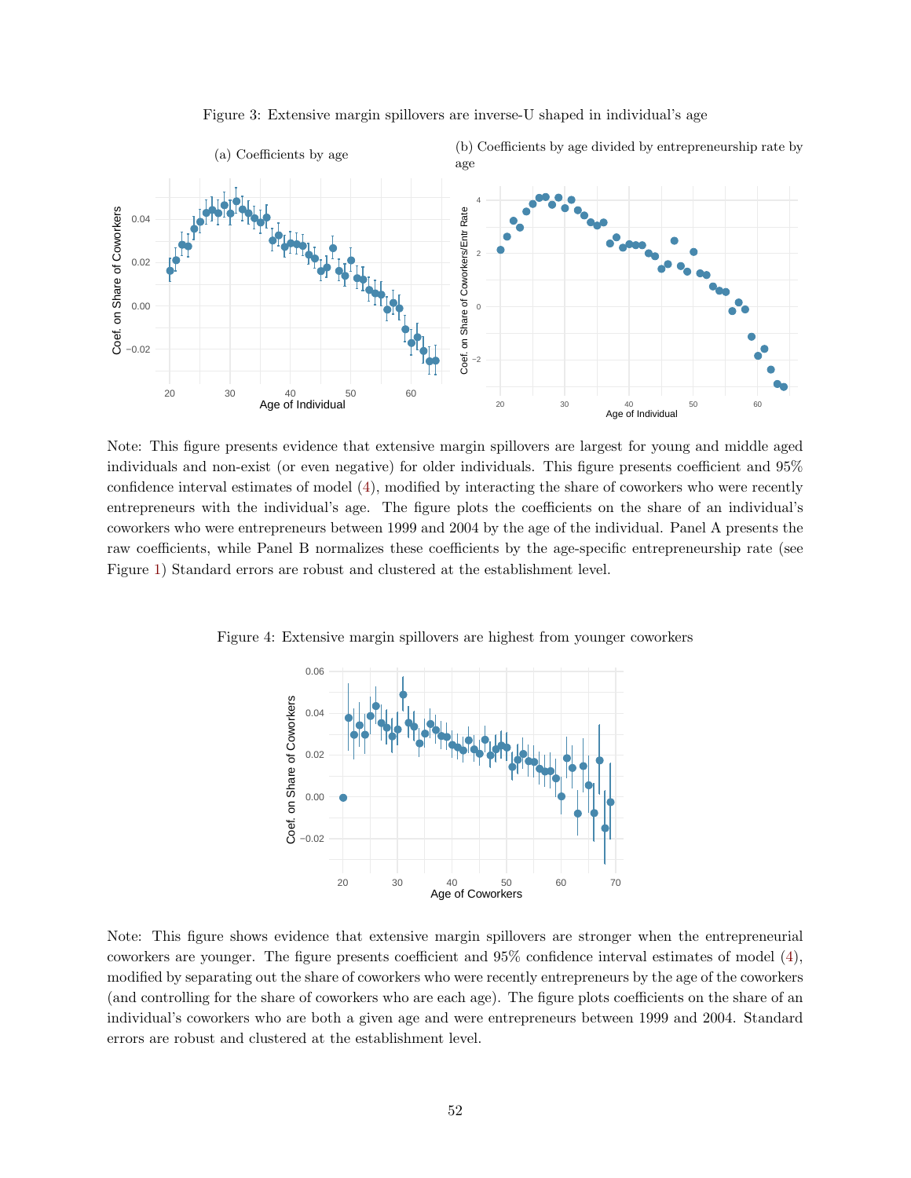Figure 3: Extensive margin spillovers are inverse-U shaped in individual's age

(a) Coefficients by age

(b) Coefficients by age divided by entrepreneurship rate by age

Note: This figure presents evidence that extensive margin spillovers are largest for young and middle aged individuals and non-exist (or even negative) for older individuals. This figure presents coefficient and 95% confidence interval estimates of model (4), modified by interacting the share of coworkers who were recently entrepreneurs with the individual's age. The figure plots the coefficients on the share of an individual's coworkers who were entrepreneurs between 1999 and 2004 by the age of the individual. Panel A presents the raw coefficients, while Panel B normalizes these coefficients by the age-specific entrepreneurship rate (see Figure 1) Standard errors are robust and clustered at the establishment level.

Figure 4: Extensive margin spillovers are highest from younger coworkers

Note: This figure shows evidence that extensive margin spillovers are stronger when the entrepreneurial coworkers are younger. The figure presents coefficient and 95% confidence interval estimates of model (4), modified by separating out the share of coworkers who were recently entrepreneurs by the age of the coworkers (and controlling for the share of coworkers who are each age). The figure plots coefficients on the share of an individual's coworkers who are both a given age and were entrepreneurs between 1999 and 2004. Standard errors are robust and clustered at the establishment level.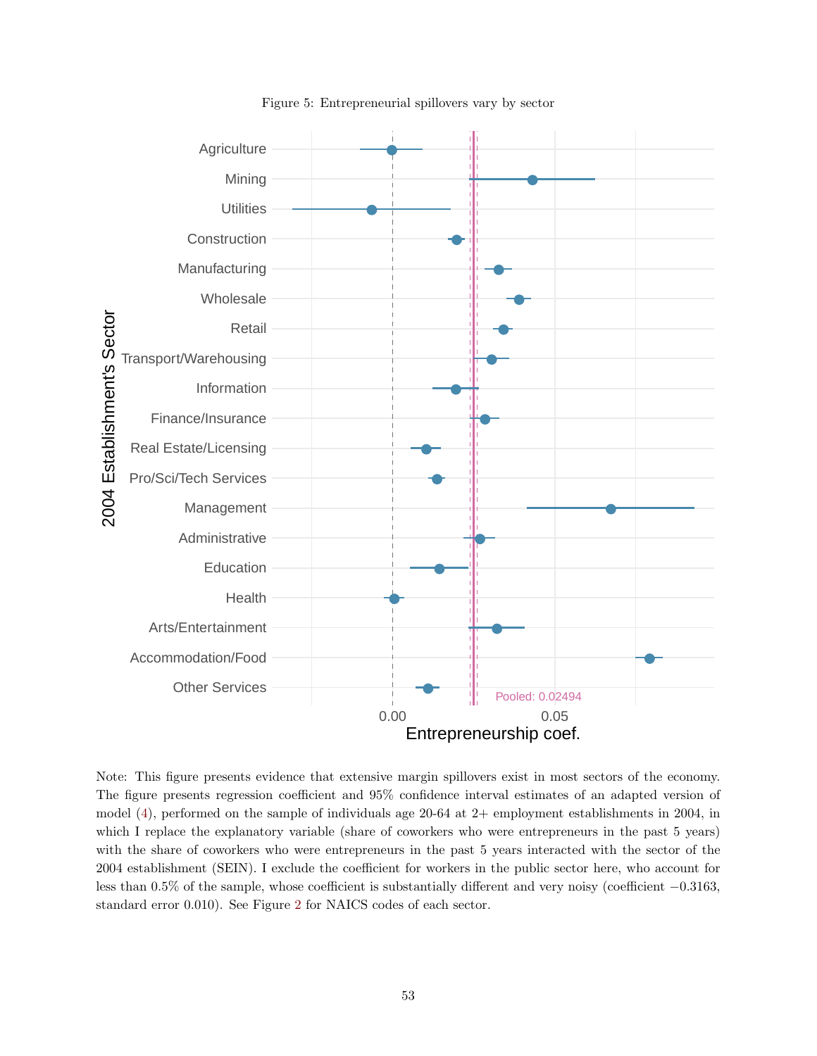Figure 5: Entrepreneurial spillovers vary by sector

Note: This figure presents evidence that extensive margin spillovers exist in most sectors of the economy. The figure presents regression coefficient and 95% confidence interval estimates of an adapted version of model (4), performed on the sample of individuals age 20-64 at 2+ employment establishments in 2004, in which I replace the explanatory variable (share of coworkers who were entrepreneurs in the past 5 years) with the share of coworkers who were entrepreneurs in the past 5 years interacted with the sector of the 2004 establishment (SEIN). I exclude the coefficient for workers in the public sector here, who account for less than 0.5% of the sample, whose coefficient is substantially different and very noisy (coefficient −0.3163, standard error 0.010). See Figure 2 for NAICS codes of each sector.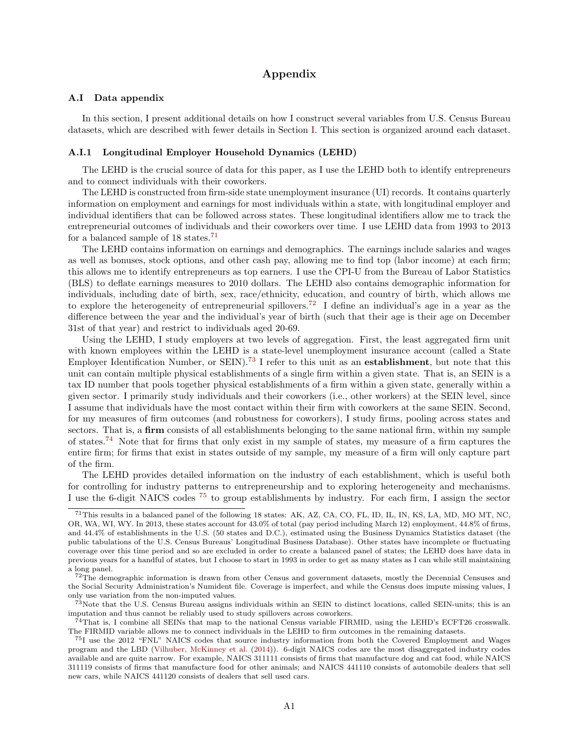# Appendix

## A.I Data appendix

In this section, I present additional details on how I construct several variables from U.S. Census Bureau datasets, which are described with fewer details in Section I. This section is organized around each dataset.

### A.I.1 Longitudinal Employer Household Dynamics (LEHD)

The LEHD is the crucial source of data for this paper, as I use the LEHD both to identify entrepreneurs and to connect individuals with their coworkers.

The LEHD is constructed from firm-side state unemployment insurance (UI) records. It contains quarterly information on employment and earnings for most individuals within a state, with longitudinal employer and individual identifiers that can be followed across states. These longitudinal identifiers allow me to track the entrepreneurial outcomes of individuals and their coworkers over time. I use LEHD data from 1993 to 2013 for a balanced sample of 18 states.[71]

The LEHD contains information on earnings and demographics. The earnings include salaries and wages as well as bonuses, stock options, and other cash pay, allowing me to find top (labor income) at each firm; this allows me to identify entrepreneurs as top earners. I use the CPI-U from the Bureau of Labor Statistics (BLS) to deflate earnings measures to 2010 dollars. The LEHD also contains demographic information for individuals, including date of birth, sex, race/ethnicity, education, and country of birth, which allows me to explore the heterogeneity of entrepreneurial spillovers.[72] I define an individual's age in a year as the difference between the year and the individual's year of birth (such that their age is their age on December 31st of that year) and restrict to individuals aged 20-69.

Using the LEHD, I study employers at two levels of aggregation. First, the least aggregated firm unit with known employees within the LEHD is a state-level unemployment insurance account (called a State Employer Identification Number, or SEIN).[73] I refer to this unit as an **establishment**, but note that this unit can contain multiple physical establishments of a single firm within a given state. That is, an SEIN is a tax ID number that pools together physical establishments of a firm within a given state, generally within a given sector. I primarily study individuals and their coworkers (i.e., other workers) at the SEIN level, since I assume that individuals have the most contact within their firm with coworkers at the same SEIN. Second, for my measures of firm outcomes (and robustness for coworkers), I study firms, pooling across states and sectors. That is, a **firm** consists of all establishments belonging to the same national firm, within my sample of states.[74] Note that for firms that only exist in my sample of states, my measure of a firm captures the entire firm; for firms that exist in states outside of my sample, my measure of a firm will only capture part of the firm.

The LEHD provides detailed information on the industry of each establishment, which is useful both for controlling for industry patterns to entrepreneurship and to exploring heterogeneity and mechanisms. I use the 6-digit NAICS codes [75] to group establishments by industry. For each firm, I assign the sector

---

[71] This results in a balanced panel of the following 18 states: AK, AZ, CA, CO, FL, ID, IL, IN, KS, LA, MD, MO MT, NC, OR, WA, WI, WY. In 2013, these states account for 43.0% of total (pay period including March 12) employment, 44.8% of firms, and 44.4% of establishments in the U.S. (50 states and D.C.), estimated using the Business Dynamics Statistics dataset (the public tabulations of the U.S. Census Bureaus' Longitudinal Business Database). Other states have incomplete or fluctuating coverage over this time period and so are excluded in order to create a balanced panel of states; the LEHD does have data in previous years for a handful of states, but I choose to start in 1993 in order to get as many states as I can while still maintaining a long panel.

[72] The demographic information is drawn from other Census and government datasets, mostly the Decennial Censuses and the Social Security Administration's Numident file. Coverage is imperfect, and while the Census does impute missing values, I only use variation from the non-imputed values.

[73] Note that the U.S. Census Bureau assigns individuals within an SEIN to distinct locations, called SEIN-units; this is an imputation and thus cannot be reliably used to study spillovers across coworkers.

[74] That is, I combine all SEINs that map to the national Census variable FIRMID, using the LEHD's ECFT26 crosswalk. The FIRMID variable allows me to connect individuals in the LEHD to firm outcomes in the remaining datasets.

[75] I use the 2012 "FNL" NAICS codes that source industry information from both the Covered Employment and Wages program and the LBD (Vilhuber, McKinney et al. (2014)). 6-digit NAICS codes are the most disaggregated industry codes available and are quite narrow. For example, NAICS 311111 consists of firms that manufacture dog and cat food, while NAICS 311119 consists of firms that manufacture food for other animals; and NAICS 441110 consists of automobile dealers that sell new cars, while NAICS 441120 consists of dealers that sell used cars.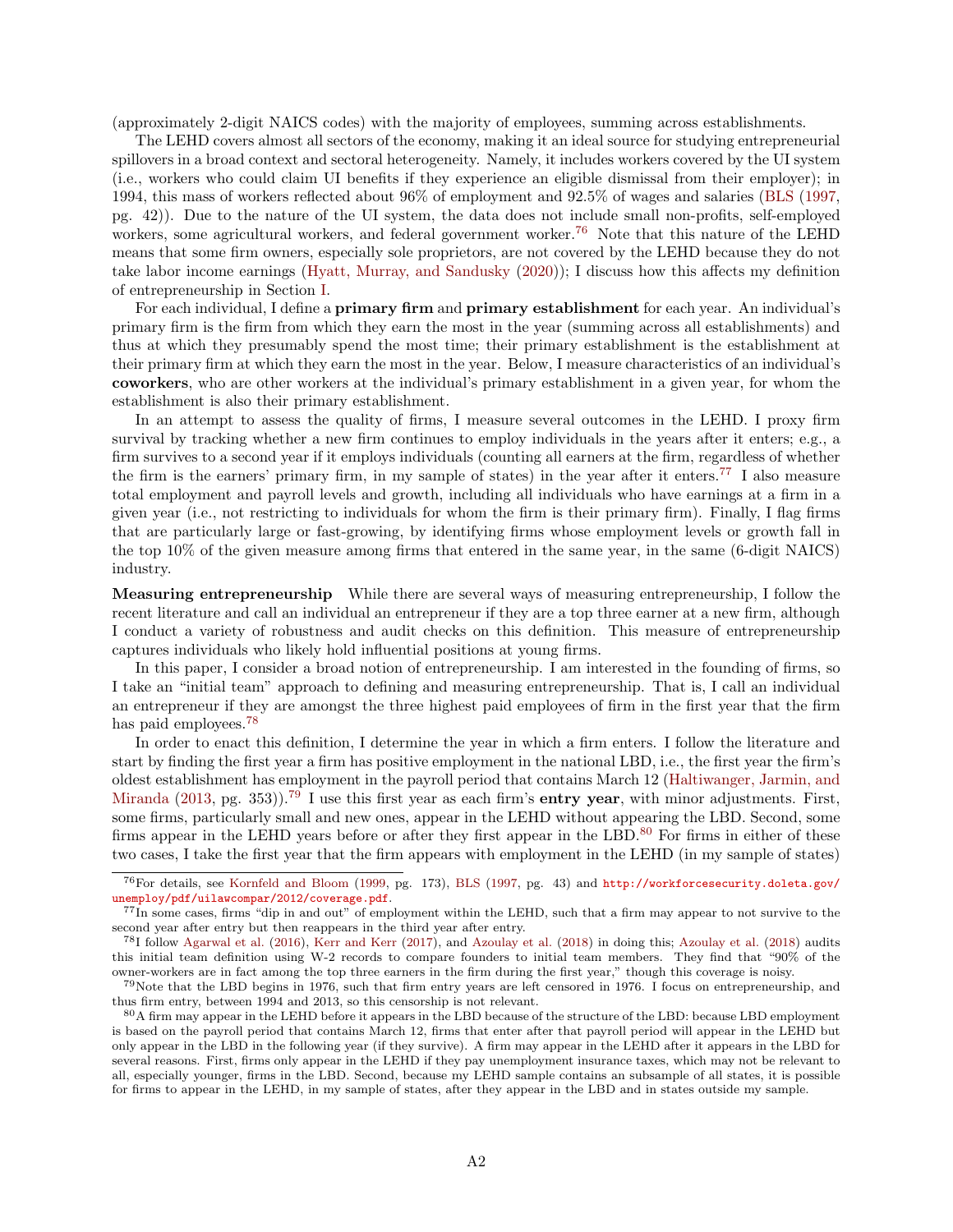(approximately 2-digit NAICS codes) with the majority of employees, summing across establishments.

The LEHD covers almost all sectors of the economy, making it an ideal source for studying entrepreneurial spillovers in a broad context and sectoral heterogeneity. Namely, it includes workers covered by the UI system (i.e., workers who could claim UI benefits if they experience an eligible dismissal from their employer); in 1994, this mass of workers reflected about 96% of employment and 92.5% of wages and salaries (BLS (1997, pg. 42)). Due to the nature of the UI system, the data does not include small non-profits, self-employed workers, some agricultural workers, and federal government worker.[76] Note that this nature of the LEHD means that some firm owners, especially sole proprietors, are not covered by the LEHD because they do not take labor income earnings (Hyatt, Murray, and Sandusky (2020)); I discuss how this affects my definition of entrepreneurship in Section I.

For each individual, I define a **primary firm** and **primary establishment** for each year. An individual's primary firm is the firm from which they earn the most in the year (summing across all establishments) and thus at which they presumably spend the most time; their primary establishment is the establishment at their primary firm at which they earn the most in the year. Below, I measure characteristics of an individual's **coworkers**, who are other workers at the individual's primary establishment in a given year, for whom the establishment is also their primary establishment.

In an attempt to assess the quality of firms, I measure several outcomes in the LEHD. I proxy firm survival by tracking whether a new firm continues to employ individuals in the years after it enters; e.g., a firm survives to a second year if it employs individuals (counting all earners at the firm, regardless of whether the firm is the earners' primary firm, in my sample of states) in the year after it enters.[77] I also measure total employment and payroll levels and growth, including all individuals who have earnings at a firm in a given year (i.e., not restricting to individuals for whom the firm is their primary firm). Finally, I flag firms that are particularly large or fast-growing, by identifying firms whose employment levels or growth fall in the top 10% of the given measure among firms that entered in the same year, in the same (6-digit NAICS) industry.

**Measuring entrepreneurship** While there are several ways of measuring entrepreneurship, I follow the recent literature and call an individual an entrepreneur if they are a top three earner at a new firm, although I conduct a variety of robustness and audit checks on this definition. This measure of entrepreneurship captures individuals who likely hold influential positions at young firms.

In this paper, I consider a broad notion of entrepreneurship. I am interested in the founding of firms, so I take an "initial team" approach to defining and measuring entrepreneurship. That is, I call an individual an entrepreneur if they are amongst the three highest paid employees of firm in the first year that the firm has paid employees.[78]

In order to enact this definition, I determine the year in which a firm enters. I follow the literature and start by finding the first year a firm has positive employment in the national LBD, i.e., the first year the firm's oldest establishment has employment in the payroll period that contains March 12 (Haltiwanger, Jarmin, and Miranda (2013, pg. 353)).[79] I use this first year as each firm's **entry year**, with minor adjustments. First, some firms, particularly small and new ones, appear in the LEHD without appearing the LBD. Second, some firms appear in the LEHD years before or after they first appear in the LBD.[80] For firms in either of these two cases, I take the first year that the firm appears with employment in the LEHD (in my sample of states)

[76] For details, see Kornfeld and Bloom (1999, pg. 173), BLS (1997, pg. 43) and http://workforcesecurity.doleta.gov/unemploy/pdf/uilawcompar/2012/coverage.pdf.

[77] In some cases, firms "dip in and out" of employment within the LEHD, such that a firm may appear to not survive to the second year after entry but then reappears in the third year after entry.

[78] I follow Agarwal et al. (2016), Kerr and Kerr (2017), and Azoulay et al. (2018) in doing this; Azoulay et al. (2018) audits this initial team definition using W-2 records to compare founders to initial team members. They find that "90% of the owner-workers are in fact among the top three earners in the firm during the first year," though this coverage is noisy.

[79] Note that the LBD begins in 1976, such that firm entry years are left censored in 1976. I focus on entrepreneurship, and thus firm entry, between 1994 and 2013, so this censorship is not relevant.

[80] A firm may appear in the LEHD before it appears in the LBD because of the structure of the LBD: because LBD employment is based on the payroll period that contains March 12, firms that enter after that payroll period will appear in the LEHD but only appear in the LBD in the following year (if they survive). A firm may appear in the LEHD after it appears in the LBD for several reasons. First, firms only appear in the LEHD if they pay unemployment insurance taxes, which may not be relevant to all, especially younger, firms in the LBD. Second, because my LEHD sample contains an subsample of all states, it is possible for firms to appear in the LEHD, in my sample of states, after they appear in the LBD and in states outside my sample.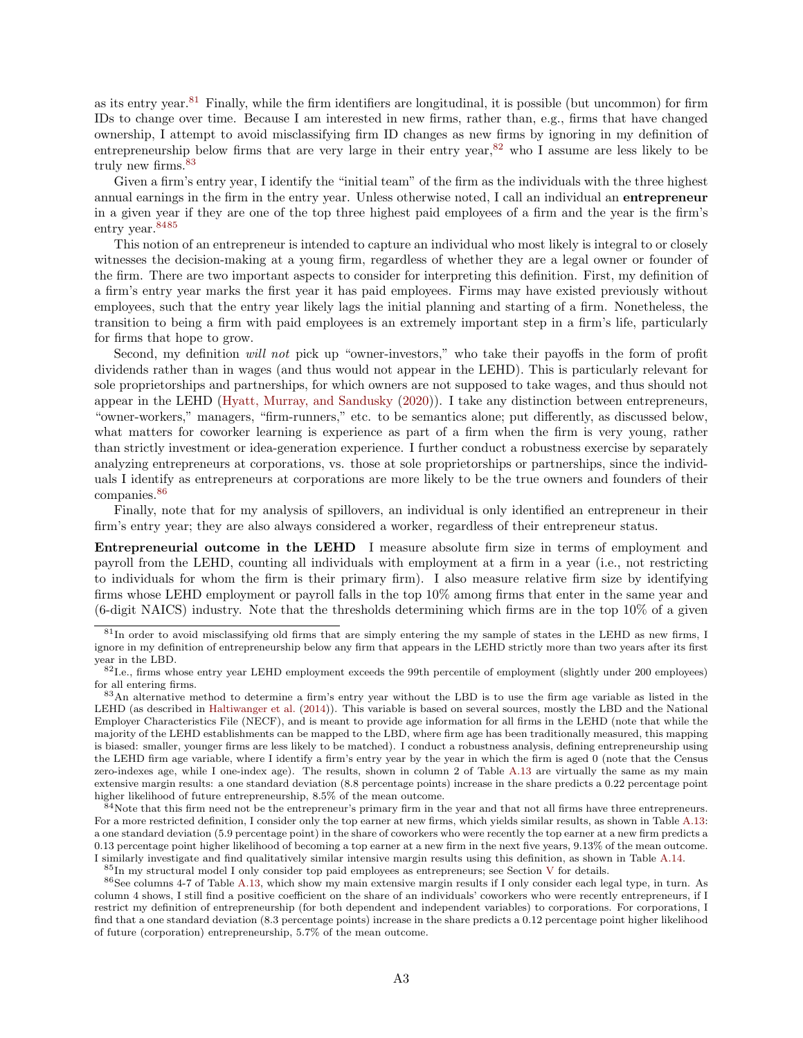as its entry year.[81] Finally, while the firm identifiers are longitudinal, it is possible (but uncommon) for firm IDs to change over time. Because I am interested in new firms, rather than, e.g., firms that have changed ownership, I attempt to avoid misclassifying firm ID changes as new firms by ignoring in my definition of entrepreneurship below firms that are very large in their entry year,[82] who I assume are less likely to be truly new firms.[83]

Given a firm's entry year, I identify the "initial team" of the firm as the individuals with the three highest annual earnings in the firm in the entry year. Unless otherwise noted, I call an individual an **entrepreneur** in a given year if they are one of the top three highest paid employees of a firm and the year is the firm's entry year.[84][85]

This notion of an entrepreneur is intended to capture an individual who most likely is integral to or closely witnesses the decision-making at a young firm, regardless of whether they are a legal owner or founder of the firm. There are two important aspects to consider for interpreting this definition. First, my definition of a firm's entry year marks the first year it has paid employees. Firms may have existed previously without employees, such that the entry year likely lags the initial planning and starting of a firm. Nonetheless, the transition to being a firm with paid employees is an extremely important step in a firm's life, particularly for firms that hope to grow.

Second, my definition *will not* pick up "owner-investors," who take their payoffs in the form of profit dividends rather than in wages (and thus would not appear in the LEHD). This is particularly relevant for sole proprietorships and partnerships, for which owners are not supposed to take wages, and thus should not appear in the LEHD (Hyatt, Murray, and Sandusky (2020)). I take any distinction between entrepreneurs, "owner-workers," managers, "firm-runners," etc. to be semantics alone; put differently, as discussed below, what matters for coworker learning is experience as part of a firm when the firm is very young, rather than strictly investment or idea-generation experience. I further conduct a robustness exercise by separately analyzing entrepreneurs at corporations, vs. those at sole proprietorships or partnerships, since the individuals I identify as entrepreneurs at corporations are more likely to be the true owners and founders of their companies.[86]

Finally, note that for my analysis of spillovers, an individual is only identified an entrepreneur in their firm's entry year; they are also always considered a worker, regardless of their entrepreneur status.

**Entrepreneurial outcome in the LEHD** I measure absolute firm size in terms of employment and payroll from the LEHD, counting all individuals with employment at a firm in a year (i.e., not restricting to individuals for whom the firm is their primary firm). I also measure relative firm size by identifying firms whose LEHD employment or payroll falls in the top 10% among firms that enter in the same year and (6-digit NAICS) industry. Note that the thresholds determining which firms are in the top 10% of a given

---

[81] In order to avoid misclassifying old firms that are simply entering the my sample of states in the LEHD as new firms, I ignore in my definition of entrepreneurship below any firm that appears in the LEHD strictly more than two years after its first year in the LBD.

[82] I.e., firms whose entry year LEHD employment exceeds the 99th percentile of employment (slightly under 200 employees) for all entering firms.

[83] An alternative method to determine a firm's entry year without the LBD is to use the firm age variable as listed in the LEHD (as described in Haltiwanger et al. (2014)). This variable is based on several sources, mostly the LBD and the National Employer Characteristics File (NECF), and is meant to provide age information for all firms in the LEHD (note that while the majority of the LEHD establishments can be mapped to the LBD, where firm age has been traditionally measured, this mapping is biased: smaller, younger firms are less likely to be matched). I conduct a robustness analysis, defining entrepreneurship using the LEHD firm age variable, where I identify a firm's entry year by the year in which the firm is aged 0 (note that the Census zero-indexes age, while I one-index age). The results, shown in column 2 of Table A.13 are virtually the same as my main extensive margin results: a one standard deviation (8.8 percentage points) increase in the share predicts a 0.22 percentage point higher likelihood of future entrepreneurship, 8.5% of the mean outcome.

[84] Note that this firm need not be the entrepreneur's primary firm in the year and that not all firms have three entrepreneurs. For a more restricted definition, I consider only the top earner at new firms, which yields similar results, as shown in Table A.13: a one standard deviation (5.9 percentage point) in the share of coworkers who were recently the top earner at a new firm predicts a 0.13 percentage point higher likelihood of becoming a top earner at a new firm in the next five years, 9.13% of the mean outcome. I similarly investigate and find qualitatively similar intensive margin results using this definition, as shown in Table A.14.

[85] In my structural model I only consider top paid employees as entrepreneurs; see Section V for details.

[86] See columns 4-7 of Table A.13, which show my main extensive margin results if I only consider each legal type, in turn. As column 4 shows, I still find a positive coefficient on the share of an individuals' coworkers who were recently entrepreneurs, if I restrict my definition of entrepreneurship (for both dependent and independent variables) to corporations. For corporations, I find that a one standard deviation (8.3 percentage points) increase in the share predicts a 0.12 percentage point higher likelihood of future (corporation) entrepreneurship, 5.7% of the mean outcome.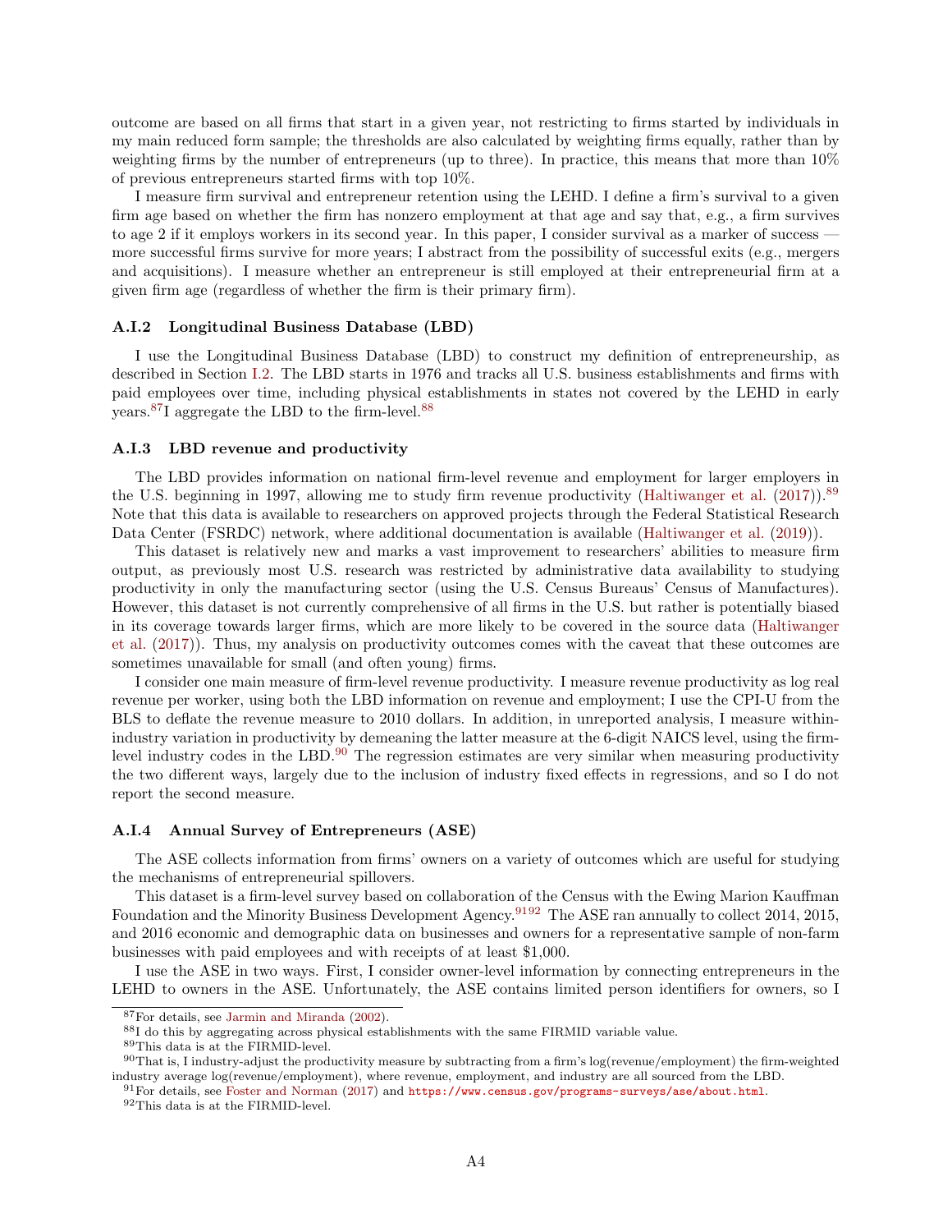outcome are based on all firms that start in a given year, not restricting to firms started by individuals in my main reduced form sample; the thresholds are also calculated by weighting firms equally, rather than by weighting firms by the number of entrepreneurs (up to three). In practice, this means that more than 10% of previous entrepreneurs started firms with top 10%.

I measure firm survival and entrepreneur retention using the LEHD. I define a firm's survival to a given firm age based on whether the firm has nonzero employment at that age and say that, e.g., a firm survives to age 2 if it employs workers in its second year. In this paper, I consider survival as a marker of success — more successful firms survive for more years; I abstract from the possibility of successful exits (e.g., mergers and acquisitions). I measure whether an entrepreneur is still employed at their entrepreneurial firm at a given firm age (regardless of whether the firm is their primary firm).

### A.I.2 Longitudinal Business Database (LBD)

I use the Longitudinal Business Database (LBD) to construct my definition of entrepreneurship, as described in Section I.2. The LBD starts in 1976 and tracks all U.S. business establishments and firms with paid employees over time, including physical establishments in states not covered by the LEHD in early years.[87] I aggregate the LBD to the firm-level.[88]

### A.I.3 LBD revenue and productivity

The LBD provides information on national firm-level revenue and employment for larger employers in the U.S. beginning in 1997, allowing me to study firm revenue productivity (Haltiwanger et al. (2017)).[89] Note that this data is available to researchers on approved projects through the Federal Statistical Research Data Center (FSRDC) network, where additional documentation is available (Haltiwanger et al. (2019)).

This dataset is relatively new and marks a vast improvement to researchers' abilities to measure firm output, as previously most U.S. research was restricted by administrative data availability to studying productivity in only the manufacturing sector (using the U.S. Census Bureaus' Census of Manufactures). However, this dataset is not currently comprehensive of all firms in the U.S. but rather is potentially biased in its coverage towards larger firms, which are more likely to be covered in the source data (Haltiwanger et al. (2017)). Thus, my analysis on productivity outcomes comes with the caveat that these outcomes are sometimes unavailable for small (and often young) firms.

I consider one main measure of firm-level revenue productivity. I measure revenue productivity as log real revenue per worker, using both the LBD information on revenue and employment; I use the CPI-U from the BLS to deflate the revenue measure to 2010 dollars. In addition, in unreported analysis, I measure within-industry variation in productivity by demeaning the latter measure at the 6-digit NAICS level, using the firm-level industry codes in the LBD.[90] The regression estimates are very similar when measuring productivity the two different ways, largely due to the inclusion of industry fixed effects in regressions, and so I do not report the second measure.

### A.I.4 Annual Survey of Entrepreneurs (ASE)

The ASE collects information from firms' owners on a variety of outcomes which are useful for studying the mechanisms of entrepreneurial spillovers.

This dataset is a firm-level survey based on collaboration of the Census with the Ewing Marion Kauffman Foundation and the Minority Business Development Agency.[91][92] The ASE ran annually to collect 2014, 2015, and 2016 economic and demographic data on businesses and owners for a representative sample of non-farm businesses with paid employees and with receipts of at least $1,000.

I use the ASE in two ways. First, I consider owner-level information by connecting entrepreneurs in the LEHD to owners in the ASE. Unfortunately, the ASE contains limited person identifiers for owners, so I

---

[87] For details, see Jarmin and Miranda (2002).

[88] I do this by aggregating across physical establishments with the same FIRMID variable value.

[89] This data is at the FIRMID-level.

[90] That is, I industry-adjust the productivity measure by subtracting from a firm's log(revenue/employment) the firm-weighted industry average log(revenue/employment), where revenue, employment, and industry are all sourced from the LBD.

[91] For details, see Foster and Norman (2017) and https://www.census.gov/programs-surveys/ase/about.html.

[92] This data is at the FIRMID-level.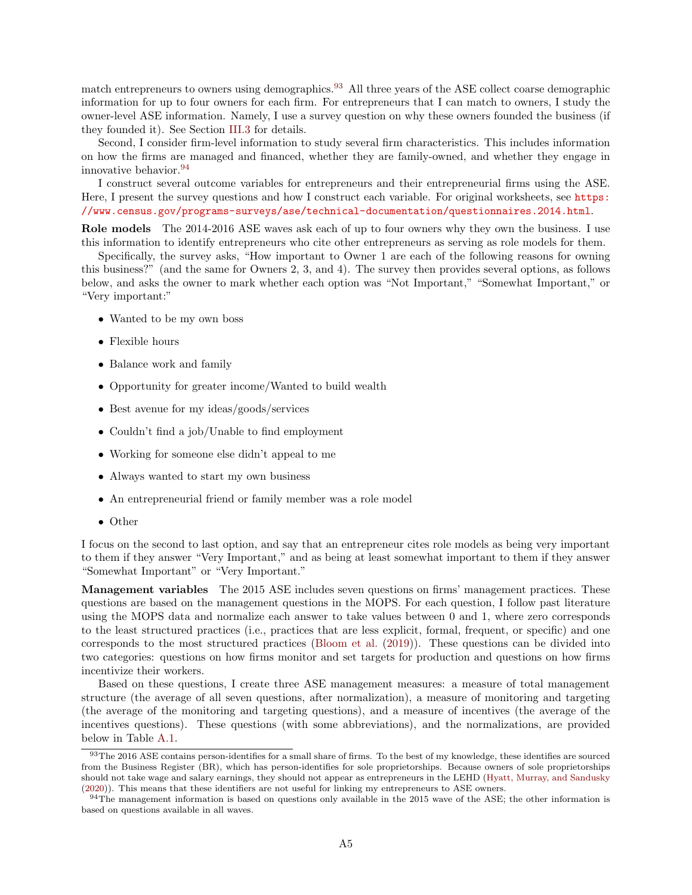match entrepreneurs to owners using demographics.[93] All three years of the ASE collect coarse demographic information for up to four owners for each firm. For entrepreneurs that I can match to owners, I study the owner-level ASE information. Namely, I use a survey question on why these owners founded the business (if they founded it). See Section III.3 for details.

Second, I consider firm-level information to study several firm characteristics. This includes information on how the firms are managed and financed, whether they are family-owned, and whether they engage in innovative behavior.[94]

I construct several outcome variables for entrepreneurs and their entrepreneurial firms using the ASE. Here, I present the survey questions and how I construct each variable. For original worksheets, see https://www.census.gov/programs-surveys/ase/technical-documentation/questionnaires.2014.html.

**Role models** The 2014-2016 ASE waves ask each of up to four owners why they own the business. I use this information to identify entrepreneurs who cite other entrepreneurs as serving as role models for them.

Specifically, the survey asks, "How important to Owner 1 are each of the following reasons for owning this business?" (and the same for Owners 2, 3, and 4). The survey then provides several options, as follows below, and asks the owner to mark whether each option was "Not Important," "Somewhat Important," or "Very important:"

- Wanted to be my own boss
- Flexible hours
- Balance work and family
- Opportunity for greater income/Wanted to build wealth
- Best avenue for my ideas/goods/services
- Couldn't find a job/Unable to find employment
- Working for someone else didn't appeal to me
- Always wanted to start my own business
- An entrepreneurial friend or family member was a role model
- Other

I focus on the second to last option, and say that an entrepreneur cites role models as being very important to them if they answer "Very Important," and as being at least somewhat important to them if they answer "Somewhat Important" or "Very Important."

**Management variables** The 2015 ASE includes seven questions on firms' management practices. These questions are based on the management questions in the MOPS. For each question, I follow past literature using the MOPS data and normalize each answer to take values between 0 and 1, where zero corresponds to the least structured practices (i.e., practices that are less explicit, formal, frequent, or specific) and one corresponds to the most structured practices (Bloom et al. (2019)). These questions can be divided into two categories: questions on how firms monitor and set targets for production and questions on how firms incentivize their workers.

Based on these questions, I create three ASE management measures: a measure of total management structure (the average of all seven questions, after normalization), a measure of monitoring and targeting (the average of the monitoring and targeting questions), and a measure of incentives (the average of the incentives questions). These questions (with some abbreviations), and the normalizations, are provided below in Table A.1.

---

[93] The 2016 ASE contains person-identifies for a small share of firms. To the best of my knowledge, these identifies are sourced from the Business Register (BR), which has person-identifies for sole proprietorships. Because owners of sole proprietorships should not take wage and salary earnings, they should not appear as entrepreneurs in the LEHD (Hyatt, Murray, and Sandusky (2020)). This means that these identifiers are not useful for linking my entrepreneurs to ASE owners.

[94] The management information is based on questions only available in the 2015 wave of the ASE; the other information is based on questions available in all waves.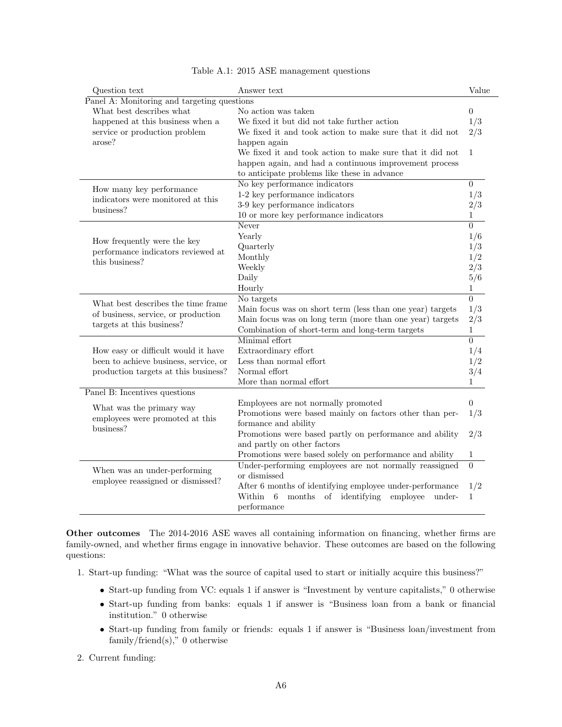Table A.1: 2015 ASE management questions

| Question text | Answer text | Value |
|---|---|---|
| **Panel A: Monitoring and targeting questions** | | |
| What best describes what happened at this business when a service or production problem arose? | No action was taken | 0 |
| | We fixed it but did not take further action | 1/3 |
| | We fixed it and took action to make sure that it did not happen again | 2/3 |
| | We fixed it and took action to make sure that it did not happen again, and had a continuous improvement process to anticipate problems like these in advance | 1 |
| How many key performance indicators were monitored at this business? | No key performance indicators | 0 |
| | 1-2 key performance indicators | 1/3 |
| | 3-9 key performance indicators | 2/3 |
| | 10 or more key performance indicators | 1 |
| How frequently were the key performance indicators reviewed at this business? | Never | 0 |
| | Yearly | 1/6 |
| | Quarterly | 1/3 |
| | Monthly | 1/2 |
| | Weekly | 2/3 |
| | Daily | 5/6 |
| | Hourly | 1 |
| What best describes the time frame of business, service, or production targets at this business? | No targets | 0 |
| | Main focus was on short term (less than one year) targets | 1/3 |
| | Main focus was on long term (more than one year) targets | 2/3 |
| | Combination of short-term and long-term targets | 1 |
| How easy or difficult would it have been to achieve business, service, or production targets at this business? | Minimal effort | 0 |
| | Extraordinary effort | 1/4 |
| | Less than normal effort | 1/2 |
| | Normal effort | 3/4 |
| | More than normal effort | 1 |
| **Panel B: Incentives questions** | | |
| What was the primary way employees were promoted at this business? | Employees are not normally promoted | 0 |
| | Promotions were based mainly on factors other than performance and ability | 1/3 |
| | Promotions were based partly on performance and ability and partly on other factors | 2/3 |
| | Promotions were based solely on performance and ability | 1 |
| When was an under-performing employee reassigned or dismissed? | Under-performing employees are not normally reassigned or dismissed | 0 |
| | After 6 months of identifying employee under-performance | 1/2 |
| | Within 6 months of identifying employee under-performance | 1 |

**Other outcomes** The 2014-2016 ASE waves all containing information on financing, whether firms are family-owned, and whether firms engage in innovative behavior. These outcomes are based on the following questions:

1. Start-up funding: "What was the source of capital used to start or initially acquire this business?"
   - Start-up funding from VC: equals 1 if answer is "Investment by venture capitalists," 0 otherwise
   - Start-up funding from banks: equals 1 if answer is "Business loan from a bank or financial institution." 0 otherwise
   - Start-up funding from family or friends: equals 1 if answer is "Business loan/investment from family/friend(s)," 0 otherwise
2. Current funding: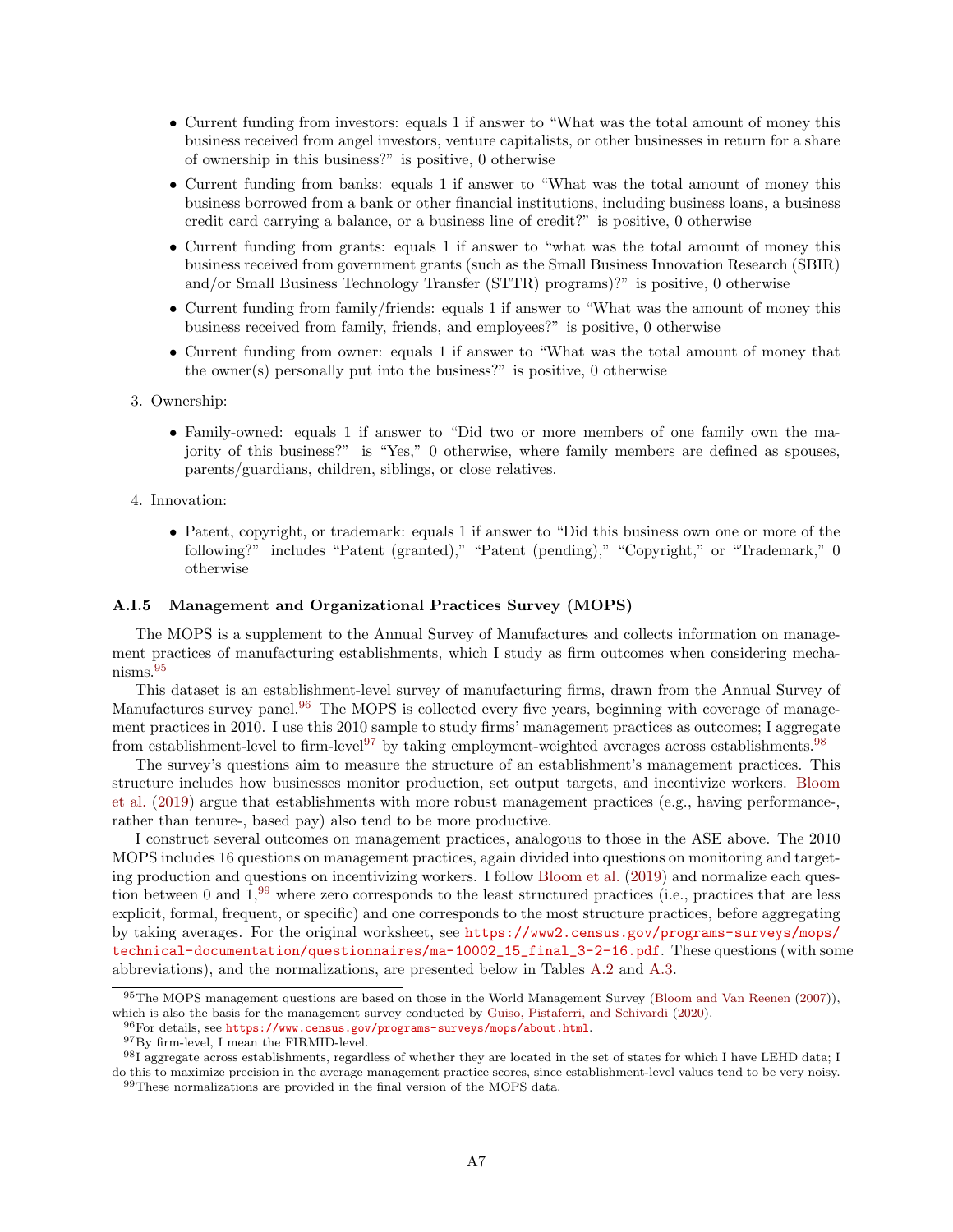- Current funding from investors: equals 1 if answer to "What was the total amount of money this business received from angel investors, venture capitalists, or other businesses in return for a share of ownership in this business?" is positive, 0 otherwise
- Current funding from banks: equals 1 if answer to "What was the total amount of money this business borrowed from a bank or other financial institutions, including business loans, a business credit card carrying a balance, or a business line of credit?" is positive, 0 otherwise
- Current funding from grants: equals 1 if answer to "what was the total amount of money this business received from government grants (such as the Small Business Innovation Research (SBIR) and/or Small Business Technology Transfer (STTR) programs)?" is positive, 0 otherwise
- Current funding from family/friends: equals 1 if answer to "What was the amount of money this business received from family, friends, and employees?" is positive, 0 otherwise
- Current funding from owner: equals 1 if answer to "What was the total amount of money that the owner(s) personally put into the business?" is positive, 0 otherwise

3. Ownership:

- Family-owned: equals 1 if answer to "Did two or more members of one family own the majority of this business?" is "Yes," 0 otherwise, where family members are defined as spouses, parents/guardians, children, siblings, or close relatives.

4. Innovation:

- Patent, copyright, or trademark: equals 1 if answer to "Did this business own one or more of the following?" includes "Patent (granted)," "Patent (pending)," "Copyright," or "Trademark," 0 otherwise

### A.I.5 Management and Organizational Practices Survey (MOPS)

The MOPS is a supplement to the Annual Survey of Manufactures and collects information on management practices of manufacturing establishments, which I study as firm outcomes when considering mechanisms.[95]

This dataset is an establishment-level survey of manufacturing firms, drawn from the Annual Survey of Manufactures survey panel.[96] The MOPS is collected every five years, beginning with coverage of management practices in 2010. I use this 2010 sample to study firms' management practices as outcomes; I aggregate from establishment-level to firm-level[97] by taking employment-weighted averages across establishments.[98]

The survey's questions aim to measure the structure of an establishment's management practices. This structure includes how businesses monitor production, set output targets, and incentivize workers. Bloom et al. (2019) argue that establishments with more robust management practices (e.g., having performance-, rather than tenure-, based pay) also tend to be more productive.

I construct several outcomes on management practices, analogous to those in the ASE above. The 2010 MOPS includes 16 questions on management practices, again divided into questions on monitoring and targeting production and questions on incentivizing workers. I follow Bloom et al. (2019) and normalize each question between 0 and 1,[99] where zero corresponds to the least structured practices (i.e., practices that are less explicit, formal, frequent, or specific) and one corresponds to the most structure practices, before aggregating by taking averages. For the original worksheet, see https://www2.census.gov/programs-surveys/mops/technical-documentation/questionnaires/ma-10002_15_final_3-2-16.pdf. These questions (with some abbreviations), and the normalizations, are presented below in Tables A.2 and A.3.

[95]The MOPS management questions are based on those in the World Management Survey (Bloom and Van Reenen (2007)), which is also the basis for the management survey conducted by Guiso, Pistaferri, and Schivardi (2020).

[96]For details, see https://www.census.gov/programs-surveys/mops/about.html.

[97]By firm-level, I mean the FIRMID-level.

[98]I aggregate across establishments, regardless of whether they are located in the set of states for which I have LEHD data; I do this to maximize precision in the average management practice scores, since establishment-level values tend to be very noisy.

[99]These normalizations are provided in the final version of the MOPS data.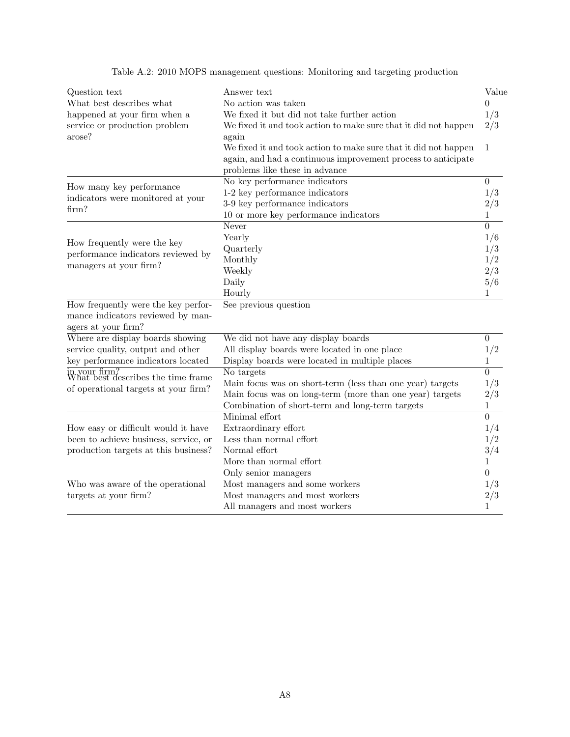Table A.2: 2010 MOPS management questions: Monitoring and targeting production

| Question text | Answer text | Value |
|---|---|---|
| What best describes what happened at your firm when a service or production problem arose? | No action was taken | 0 |
| | We fixed it but did not take further action | 1/3 |
| | We fixed it and took action to make sure that it did not happen again | 2/3 |
| | We fixed it and took action to make sure that it did not happen again, and had a continuous improvement process to anticipate problems like these in advance | 1 |
| How many key performance indicators were monitored at your firm? | No key performance indicators | 0 |
| | 1-2 key performance indicators | 1/3 |
| | 3-9 key performance indicators | 2/3 |
| | 10 or more key performance indicators | 1 |
| How frequently were the key performance indicators reviewed by managers at your firm? | Never | 0 |
| | Yearly | 1/6 |
| | Quarterly | 1/3 |
| | Monthly | 1/2 |
| | Weekly | 2/3 |
| | Daily | 5/6 |
| | Hourly | 1 |
| How frequently were the key performance indicators reviewed by managers at your firm? | See previous question | |
| Where are display boards showing service quality, output and other key performance indicators located in your firm? | We did not have any display boards | 0 |
| | All display boards were located in one place | 1/2 |
| | Display boards were located in multiple places | 1 |
| What best describes the time frame of operational targets at your firm? | No targets | 0 |
| | Main focus was on short-term (less than one year) targets | 1/3 |
| | Main focus was on long-term (more than one year) targets | 2/3 |
| | Combination of short-term and long-term targets | 1 |
| How easy or difficult would it have been to achieve business, service, or production targets at this business? | Minimal effort | 0 |
| | Extraordinary effort | 1/4 |
| | Less than normal effort | 1/2 |
| | Normal effort | 3/4 |
| | More than normal effort | 1 |
| Who was aware of the operational targets at your firm? | Only senior managers | 0 |
| | Most managers and some workers | 1/3 |
| | Most managers and most workers | 2/3 |
| | All managers and most workers | 1 |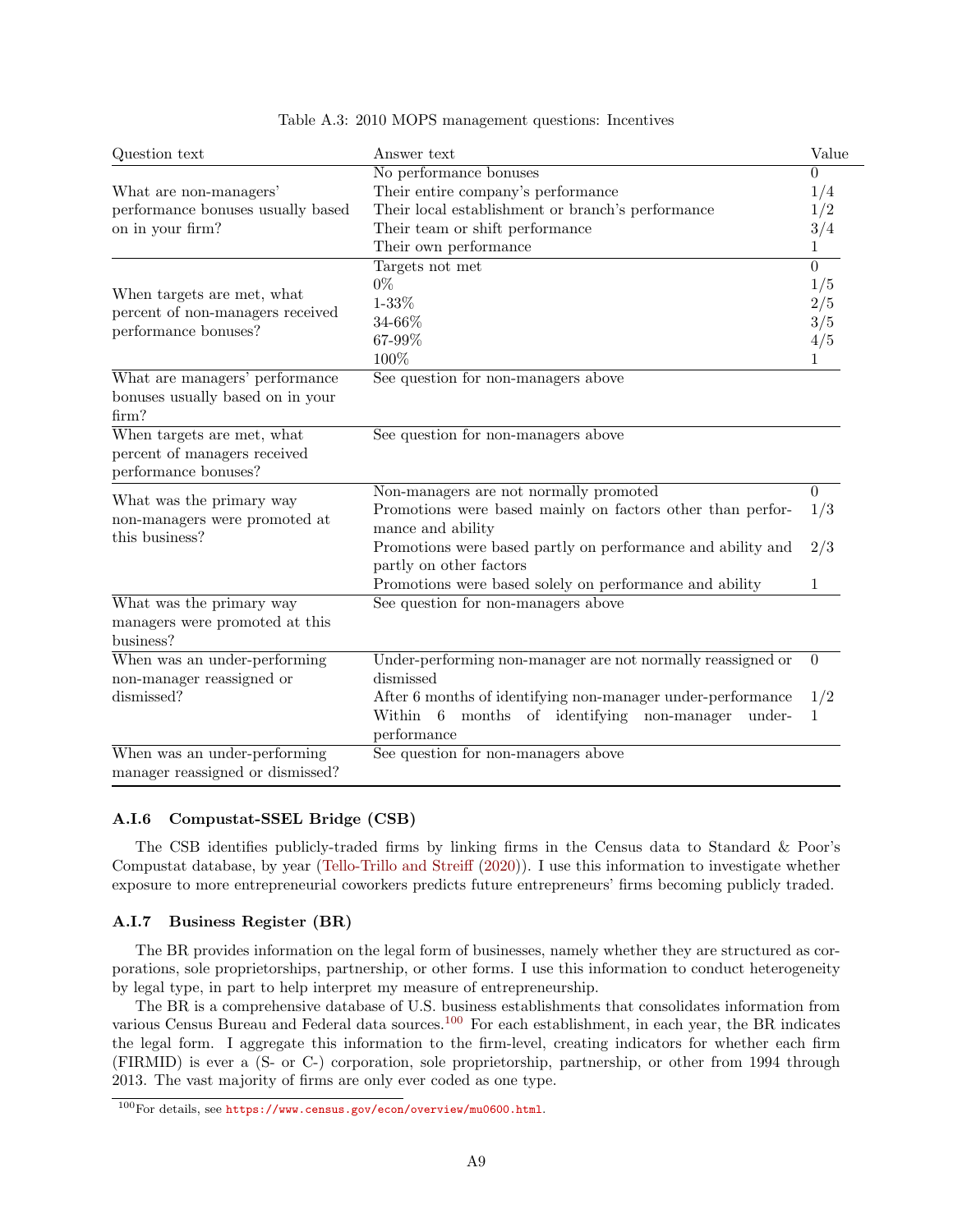Table A.3: 2010 MOPS management questions: Incentives

| Question text | Answer text | Value |
|---|---|---|
| What are non-managers' performance bonuses usually based on in your firm? | No performance bonuses | 0 |
| | Their entire company's performance | 1/4 |
| | Their local establishment or branch's performance | 1/2 |
| | Their team or shift performance | 3/4 |
| | Their own performance | 1 |
| When targets are met, what percent of non-managers received performance bonuses? | Targets not met | 0 |
| | 0% | 1/5 |
| | 1-33% | 2/5 |
| | 34-66% | 3/5 |
| | 67-99% | 4/5 |
| | 100% | 1 |
| What are managers' performance bonuses usually based on in your firm? | See question for non-managers above | |
| When targets are met, what percent of managers received performance bonuses? | See question for non-managers above | |
| What was the primary way non-managers were promoted at this business? | Non-managers are not normally promoted | 0 |
| | Promotions were based mainly on factors other than performance and ability | 1/3 |
| | Promotions were based partly on performance and ability and partly on other factors | 2/3 |
| | Promotions were based solely on performance and ability | 1 |
| What was the primary way managers were promoted at this business? | See question for non-managers above | |
| When was an under-performing non-manager reassigned or dismissed? | Under-performing non-manager are not normally reassigned or dismissed | 0 |
| | After 6 months of identifying non-manager under-performance | 1/2 |
| | Within 6 months of identifying non-manager under-performance | 1 |
| When was an under-performing manager reassigned or dismissed? | See question for non-managers above | |

### A.I.6 Compustat-SSEL Bridge (CSB)

The CSB identifies publicly-traded firms by linking firms in the Census data to Standard & Poor's Compustat database, by year (Tello-Trillo and Streiff (2020)). I use this information to investigate whether exposure to more entrepreneurial coworkers predicts future entrepreneurs' firms becoming publicly traded.

### A.I.7 Business Register (BR)

The BR provides information on the legal form of businesses, namely whether they are structured as corporations, sole proprietorships, partnership, or other forms. I use this information to conduct heterogeneity by legal type, in part to help interpret my measure of entrepreneurship.

The BR is a comprehensive database of U.S. business establishments that consolidates information from various Census Bureau and Federal data sources.[100] For each establishment, in each year, the BR indicates the legal form. I aggregate this information to the firm-level, creating indicators for whether each firm (FIRMID) is ever a (S- or C-) corporation, sole proprietorship, partnership, or other from 1994 through 2013. The vast majority of firms are only ever coded as one type.

[100] For details, see https://www.census.gov/econ/overview/mu0600.html.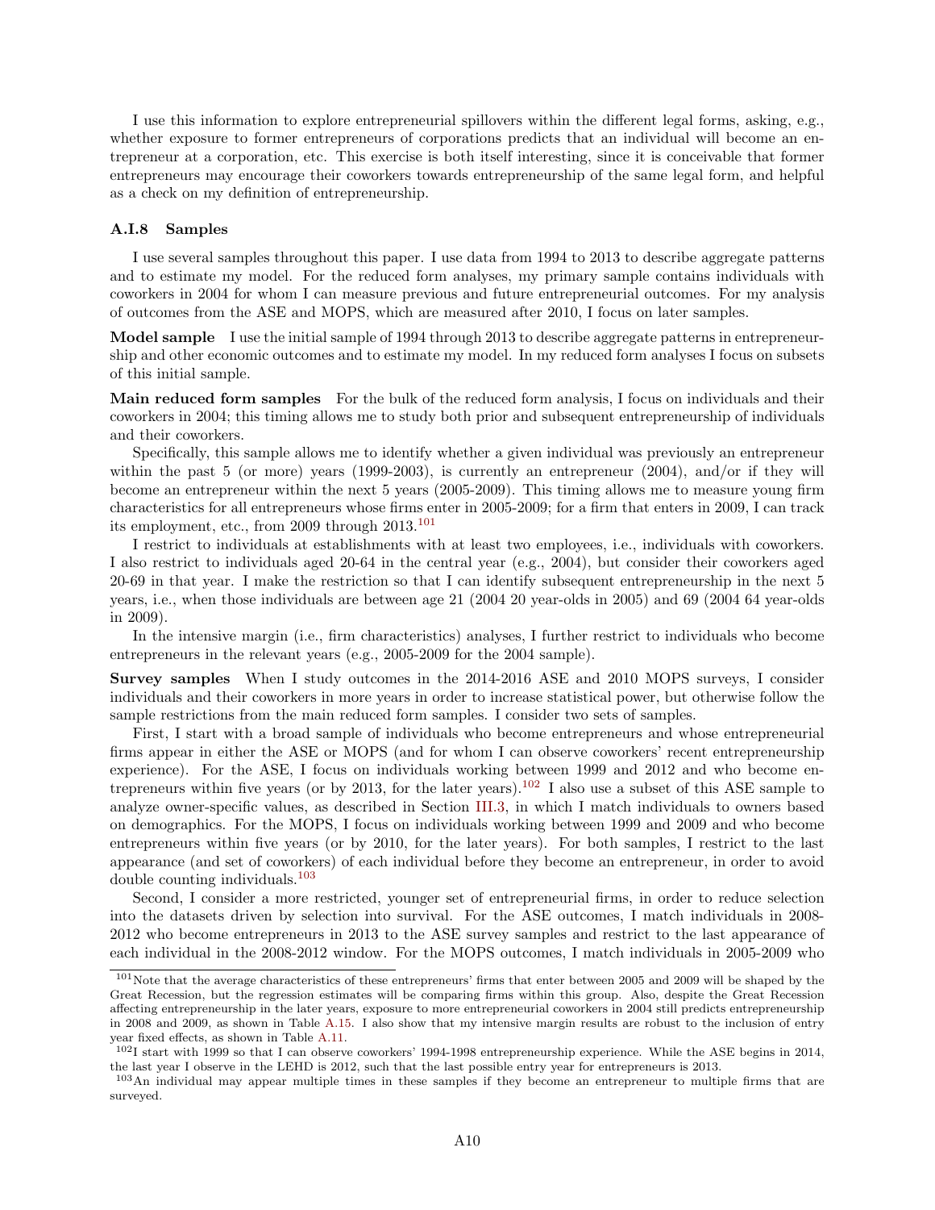I use this information to explore entrepreneurial spillovers within the different legal forms, asking, e.g., whether exposure to former entrepreneurs of corporations predicts that an individual will become an entrepreneur at a corporation, etc. This exercise is both itself interesting, since it is conceivable that former entrepreneurs may encourage their coworkers towards entrepreneurship of the same legal form, and helpful as a check on my definition of entrepreneurship.

### A.I.8 Samples

I use several samples throughout this paper. I use data from 1994 to 2013 to describe aggregate patterns and to estimate my model. For the reduced form analyses, my primary sample contains individuals with coworkers in 2004 for whom I can measure previous and future entrepreneurial outcomes. For my analysis of outcomes from the ASE and MOPS, which are measured after 2010, I focus on later samples.

**Model sample** I use the initial sample of 1994 through 2013 to describe aggregate patterns in entrepreneurship and other economic outcomes and to estimate my model. In my reduced form analyses I focus on subsets of this initial sample.

**Main reduced form samples** For the bulk of the reduced form analysis, I focus on individuals and their coworkers in 2004; this timing allows me to study both prior and subsequent entrepreneurship of individuals and their coworkers.

Specifically, this sample allows me to identify whether a given individual was previously an entrepreneur within the past 5 (or more) years (1999-2003), is currently an entrepreneur (2004), and/or if they will become an entrepreneur within the next 5 years (2005-2009). This timing allows me to measure young firm characteristics for all entrepreneurs whose firms enter in 2005-2009; for a firm that enters in 2009, I can track its employment, etc., from 2009 through 2013.[101]

I restrict to individuals at establishments with at least two employees, i.e., individuals with coworkers. I also restrict to individuals aged 20-64 in the central year (e.g., 2004), but consider their coworkers aged 20-69 in that year. I make the restriction so that I can identify subsequent entrepreneurship in the next 5 years, i.e., when those individuals are between age 21 (2004 20 year-olds in 2005) and 69 (2004 64 year-olds in 2009).

In the intensive margin (i.e., firm characteristics) analyses, I further restrict to individuals who become entrepreneurs in the relevant years (e.g., 2005-2009 for the 2004 sample).

**Survey samples** When I study outcomes in the 2014-2016 ASE and 2010 MOPS surveys, I consider individuals and their coworkers in more years in order to increase statistical power, but otherwise follow the sample restrictions from the main reduced form samples. I consider two sets of samples.

First, I start with a broad sample of individuals who become entrepreneurs and whose entrepreneurial firms appear in either the ASE or MOPS (and for whom I can observe coworkers' recent entrepreneurship experience). For the ASE, I focus on individuals working between 1999 and 2012 and who become entrepreneurs within five years (or by 2013, for the later years).[102] I also use a subset of this ASE sample to analyze owner-specific values, as described in Section III.3, in which I match individuals to owners based on demographics. For the MOPS, I focus on individuals working between 1999 and 2009 and who become entrepreneurs within five years (or by 2010, for the later years). For both samples, I restrict to the last appearance (and set of coworkers) of each individual before they become an entrepreneur, in order to avoid double counting individuals.[103]

Second, I consider a more restricted, younger set of entrepreneurial firms, in order to reduce selection into the datasets driven by selection into survival. For the ASE outcomes, I match individuals in 2008-2012 who become entrepreneurs in 2013 to the ASE survey samples and restrict to the last appearance of each individual in the 2008-2012 window. For the MOPS outcomes, I match individuals in 2005-2009 who

[101] Note that the average characteristics of these entrepreneurs' firms that enter between 2005 and 2009 will be shaped by the Great Recession, but the regression estimates will be comparing firms within this group. Also, despite the Great Recession affecting entrepreneurship in the later years, exposure to more entrepreneurial coworkers in 2004 still predicts entrepreneurship in 2008 and 2009, as shown in Table A.15. I also show that my intensive margin results are robust to the inclusion of entry year fixed effects, as shown in Table A.11.

[102] I start with 1999 so that I can observe coworkers' 1994-1998 entrepreneurship experience. While the ASE begins in 2014, the last year I observe in the LEHD is 2012, such that the last possible entry year for entrepreneurs is 2013.

[103] An individual may appear multiple times in these samples if they become an entrepreneur to multiple firms that are surveyed.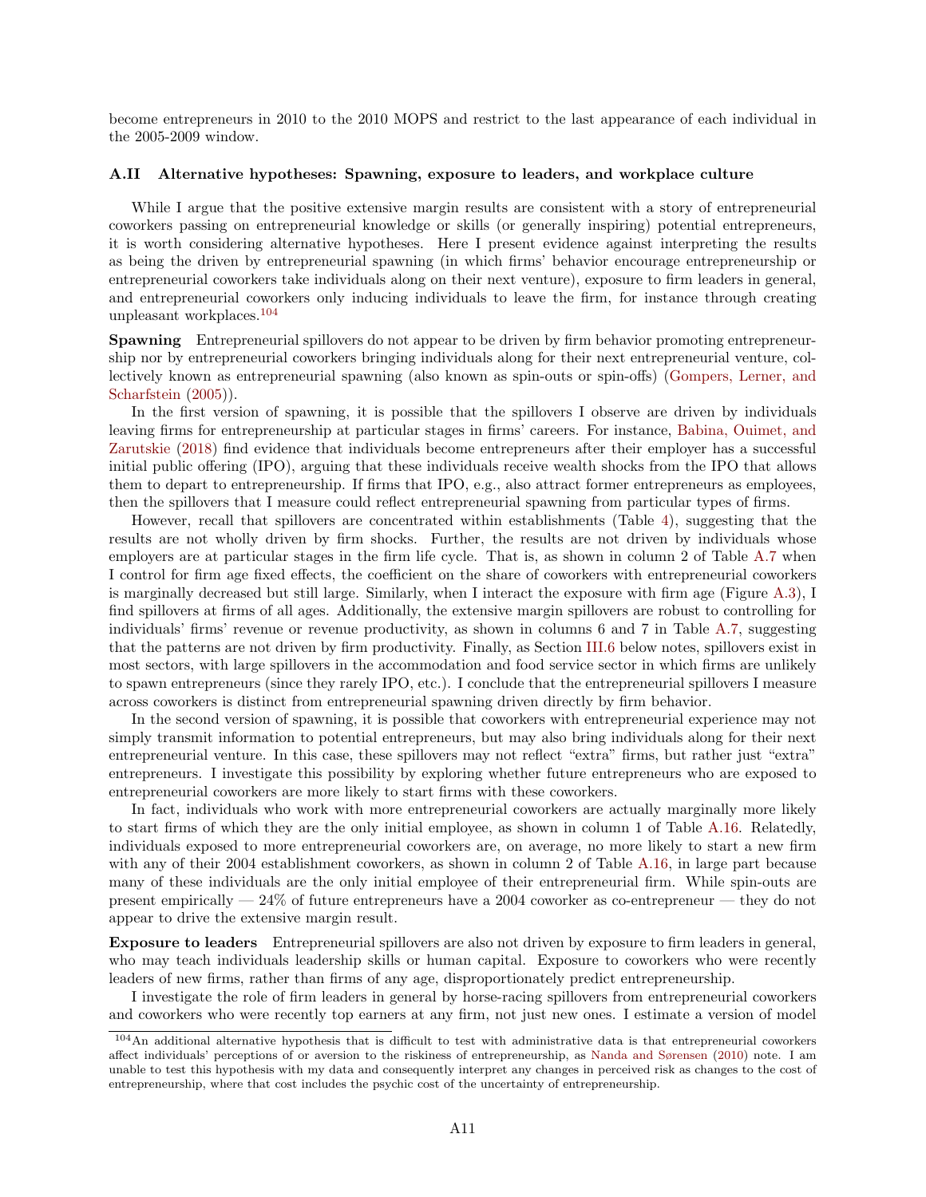become entrepreneurs in 2010 to the 2010 MOPS and restrict to the last appearance of each individual in the 2005-2009 window.

### A.II Alternative hypotheses: Spawning, exposure to leaders, and workplace culture

While I argue that the positive extensive margin results are consistent with a story of entrepreneurial coworkers passing on entrepreneurial knowledge or skills (or generally inspiring) potential entrepreneurs, it is worth considering alternative hypotheses. Here I present evidence against interpreting the results as being the driven by entrepreneurial spawning (in which firms' behavior encourage entrepreneurship or entrepreneurial coworkers take individuals along on their next venture), exposure to firm leaders in general, and entrepreneurial coworkers only inducing individuals to leave the firm, for instance through creating unpleasant workplaces.[104]

**Spawning** Entrepreneurial spillovers do not appear to be driven by firm behavior promoting entrepreneurship nor by entrepreneurial coworkers bringing individuals along for their next entrepreneurial venture, collectively known as entrepreneurial spawning (also known as spin-outs or spin-offs) (Gompers, Lerner, and Scharfstein (2005)).

In the first version of spawning, it is possible that the spillovers I observe are driven by individuals leaving firms for entrepreneurship at particular stages in firms' careers. For instance, Babina, Ouimet, and Zarutskie (2018) find evidence that individuals become entrepreneurs after their employer has a successful initial public offering (IPO), arguing that these individuals receive wealth shocks from the IPO that allows them to depart to entrepreneurship. If firms that IPO, e.g., also attract former entrepreneurs as employees, then the spillovers that I measure could reflect entrepreneurial spawning from particular types of firms.

However, recall that spillovers are concentrated within establishments (Table 4), suggesting that the results are not wholly driven by firm shocks. Further, the results are not driven by individuals whose employers are at particular stages in the firm life cycle. That is, as shown in column 2 of Table A.7 when I control for firm age fixed effects, the coefficient on the share of coworkers with entrepreneurial coworkers is marginally decreased but still large. Similarly, when I interact the exposure with firm age (Figure A.3), I find spillovers at firms of all ages. Additionally, the extensive margin spillovers are robust to controlling for individuals' firms' revenue or revenue productivity, as shown in columns 6 and 7 in Table A.7, suggesting that the patterns are not driven by firm productivity. Finally, as Section III.6 below notes, spillovers exist in most sectors, with large spillovers in the accommodation and food service sector in which firms are unlikely to spawn entrepreneurs (since they rarely IPO, etc.). I conclude that the entrepreneurial spillovers I measure across coworkers is distinct from entrepreneurial spawning driven directly by firm behavior.

In the second version of spawning, it is possible that coworkers with entrepreneurial experience may not simply transmit information to potential entrepreneurs, but may also bring individuals along for their next entrepreneurial venture. In this case, these spillovers may not reflect "extra" firms, but rather just "extra" entrepreneurs. I investigate this possibility by exploring whether future entrepreneurs who are exposed to entrepreneurial coworkers are more likely to start firms with these coworkers.

In fact, individuals who work with more entrepreneurial coworkers are actually marginally more likely to start firms of which they are the only initial employee, as shown in column 1 of Table A.16. Relatedly, individuals exposed to more entrepreneurial coworkers are, on average, no more likely to start a new firm with any of their 2004 establishment coworkers, as shown in column 2 of Table A.16, in large part because many of these individuals are the only initial employee of their entrepreneurial firm. While spin-outs are present empirically — 24% of future entrepreneurs have a 2004 coworker as co-entrepreneur — they do not appear to drive the extensive margin result.

**Exposure to leaders** Entrepreneurial spillovers are also not driven by exposure to firm leaders in general, who may teach individuals leadership skills or human capital. Exposure to coworkers who were recently leaders of new firms, rather than firms of any age, disproportionately predict entrepreneurship.

I investigate the role of firm leaders in general by horse-racing spillovers from entrepreneurial coworkers and coworkers who were recently top earners at any firm, not just new ones. I estimate a version of model

---

[104] An additional alternative hypothesis that is difficult to test with administrative data is that entrepreneurial coworkers affect individuals' perceptions of or aversion to the riskiness of entrepreneurship, as Nanda and Sørensen (2010) note. I am unable to test this hypothesis with my data and consequently interpret any changes in perceived risk as changes to the cost of entrepreneurship, where that cost includes the psychic cost of the uncertainty of entrepreneurship.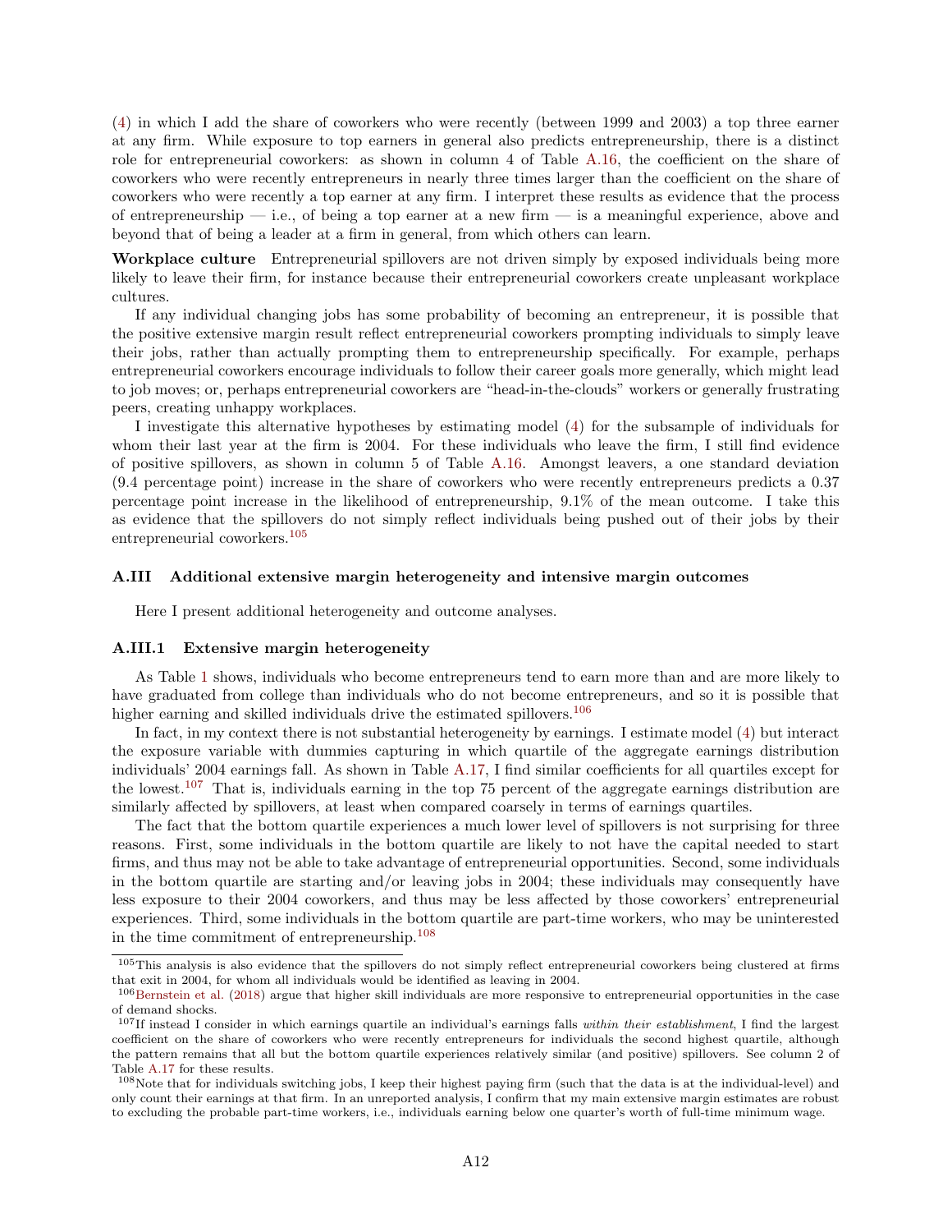(4) in which I add the share of coworkers who were recently (between 1999 and 2003) a top three earner at any firm. While exposure to top earners in general also predicts entrepreneurship, there is a distinct role for entrepreneurial coworkers: as shown in column 4 of Table A.16, the coefficient on the share of coworkers who were recently entrepreneurs in nearly three times larger than the coefficient on the share of coworkers who were recently a top earner at any firm. I interpret these results as evidence that the process of entrepreneurship — i.e., of being a top earner at a new firm — is a meaningful experience, above and beyond that of being a leader at a firm in general, from which others can learn.

**Workplace culture** Entrepreneurial spillovers are not driven simply by exposed individuals being more likely to leave their firm, for instance because their entrepreneurial coworkers create unpleasant workplace cultures.

If any individual changing jobs has some probability of becoming an entrepreneur, it is possible that the positive extensive margin result reflect entrepreneurial coworkers prompting individuals to simply leave their jobs, rather than actually prompting them to entrepreneurship specifically. For example, perhaps entrepreneurial coworkers encourage individuals to follow their career goals more generally, which might lead to job moves; or, perhaps entrepreneurial coworkers are "head-in-the-clouds" workers or generally frustrating peers, creating unhappy workplaces.

I investigate this alternative hypotheses by estimating model (4) for the subsample of individuals for whom their last year at the firm is 2004. For these individuals who leave the firm, I still find evidence of positive spillovers, as shown in column 5 of Table A.16. Amongst leavers, a one standard deviation (9.4 percentage point) increase in the share of coworkers who were recently entrepreneurs predicts a 0.37 percentage point increase in the likelihood of entrepreneurship, 9.1% of the mean outcome. I take this as evidence that the spillovers do not simply reflect individuals being pushed out of their jobs by their entrepreneurial coworkers.[105]

### A.III Additional extensive margin heterogeneity and intensive margin outcomes

Here I present additional heterogeneity and outcome analyses.

#### A.III.1 Extensive margin heterogeneity

As Table 1 shows, individuals who become entrepreneurs tend to earn more than and are more likely to have graduated from college than individuals who do not become entrepreneurs, and so it is possible that higher earning and skilled individuals drive the estimated spillovers.[106]

In fact, in my context there is not substantial heterogeneity by earnings. I estimate model (4) but interact the exposure variable with dummies capturing in which quartile of the aggregate earnings distribution individuals' 2004 earnings fall. As shown in Table A.17, I find similar coefficients for all quartiles except for the lowest.[107] That is, individuals earning in the top 75 percent of the aggregate earnings distribution are similarly affected by spillovers, at least when compared coarsely in terms of earnings quartiles.

The fact that the bottom quartile experiences a much lower level of spillovers is not surprising for three reasons. First, some individuals in the bottom quartile are likely to not have the capital needed to start firms, and thus may not be able to take advantage of entrepreneurial opportunities. Second, some individuals in the bottom quartile are starting and/or leaving jobs in 2004; these individuals may consequently have less exposure to their 2004 coworkers, and thus may be less affected by those coworkers' entrepreneurial experiences. Third, some individuals in the bottom quartile are part-time workers, who may be uninterested in the time commitment of entrepreneurship.[108]

---

[105] This analysis is also evidence that the spillovers do not simply reflect entrepreneurial coworkers being clustered at firms that exit in 2004, for whom all individuals would be identified as leaving in 2004.

[106] Bernstein et al. (2018) argue that higher skill individuals are more responsive to entrepreneurial opportunities in the case of demand shocks.

[107] If instead I consider in which earnings quartile an individual's earnings falls *within their establishment*, I find the largest coefficient on the share of coworkers who were recently entrepreneurs for individuals the second highest quartile, although the pattern remains that all but the bottom quartile experiences relatively similar (and positive) spillovers. See column 2 of Table A.17 for these results.

[108] Note that for individuals switching jobs, I keep their highest paying firm (such that the data is at the individual-level) and only count their earnings at that firm. In an unreported analysis, I confirm that my main extensive margin estimates are robust to excluding the probable part-time workers, i.e., individuals earning below one quarter's worth of full-time minimum wage.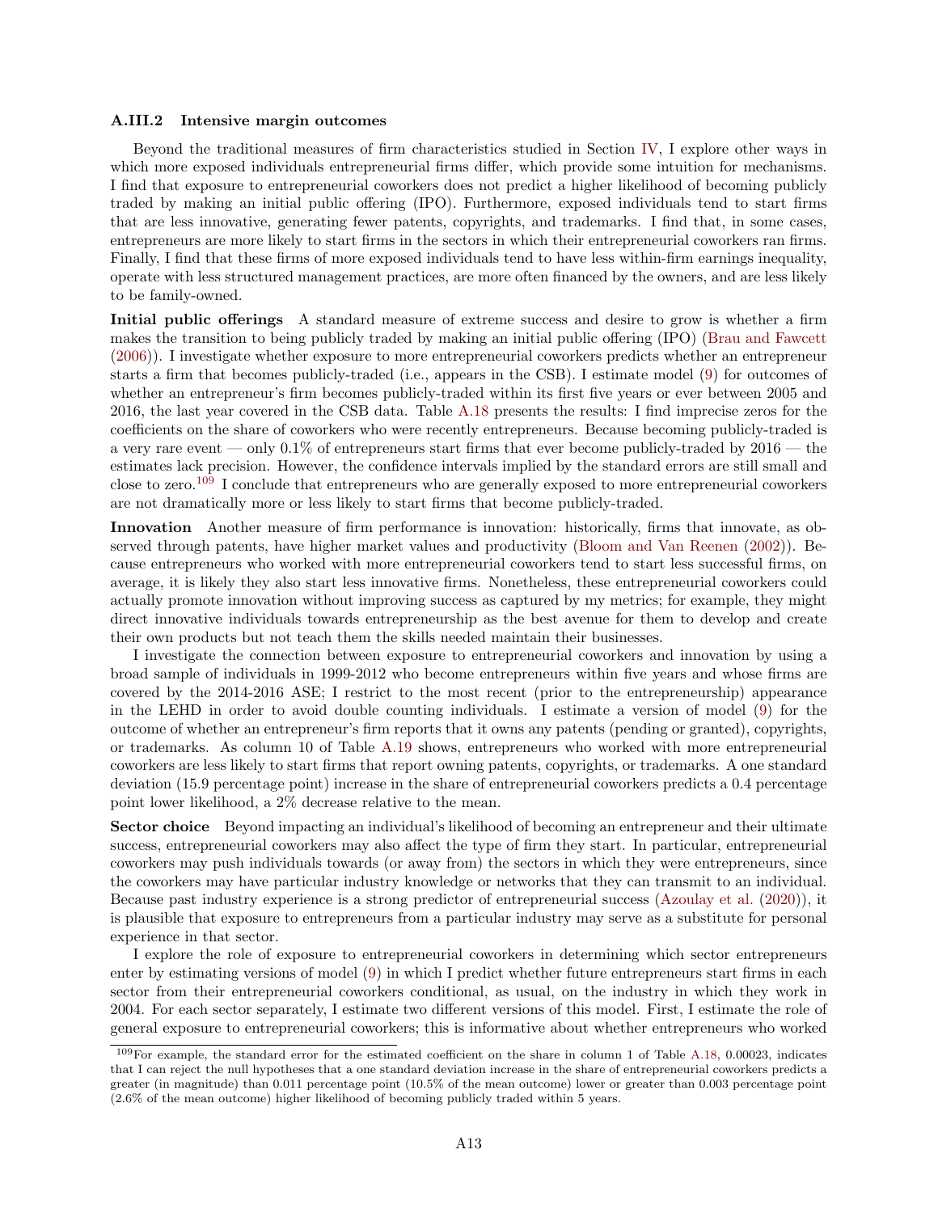### A.III.2 Intensive margin outcomes

Beyond the traditional measures of firm characteristics studied in Section IV, I explore other ways in which more exposed individuals entrepreneurial firms differ, which provide some intuition for mechanisms. I find that exposure to entrepreneurial coworkers does not predict a higher likelihood of becoming publicly traded by making an initial public offering (IPO). Furthermore, exposed individuals tend to start firms that are less innovative, generating fewer patents, copyrights, and trademarks. I find that, in some cases, entrepreneurs are more likely to start firms in the sectors in which their entrepreneurial coworkers ran firms. Finally, I find that these firms of more exposed individuals tend to have less within-firm earnings inequality, operate with less structured management practices, are more often financed by the owners, and are less likely to be family-owned.

**Initial public offerings** A standard measure of extreme success and desire to grow is whether a firm makes the transition to being publicly traded by making an initial public offering (IPO) (Brau and Fawcett (2006)). I investigate whether exposure to more entrepreneurial coworkers predicts whether an entrepreneur starts a firm that becomes publicly-traded (i.e., appears in the CSB). I estimate model (9) for outcomes of whether an entrepreneur's firm becomes publicly-traded within its first five years or ever between 2005 and 2016, the last year covered in the CSB data. Table A.18 presents the results: I find imprecise zeros for the coefficients on the share of coworkers who were recently entrepreneurs. Because becoming publicly-traded is a very rare event — only 0.1% of entrepreneurs start firms that ever become publicly-traded by 2016 — the estimates lack precision. However, the confidence intervals implied by the standard errors are still small and close to zero.[109] I conclude that entrepreneurs who are generally exposed to more entrepreneurial coworkers are not dramatically more or less likely to start firms that become publicly-traded.

**Innovation** Another measure of firm performance is innovation: historically, firms that innovate, as observed through patents, have higher market values and productivity (Bloom and Van Reenen (2002)). Because entrepreneurs who worked with more entrepreneurial coworkers tend to start less successful firms, on average, it is likely they also start less innovative firms. Nonetheless, these entrepreneurial coworkers could actually promote innovation without improving success as captured by my metrics; for example, they might direct innovative individuals towards entrepreneurship as the best avenue for them to develop and create their own products but not teach them the skills needed maintain their businesses.

I investigate the connection between exposure to entrepreneurial coworkers and innovation by using a broad sample of individuals in 1999-2012 who become entrepreneurs within five years and whose firms are covered by the 2014-2016 ASE; I restrict to the most recent (prior to the entrepreneurship) appearance in the LEHD in order to avoid double counting individuals. I estimate a version of model (9) for the outcome of whether an entrepreneur's firm reports that it owns any patents (pending or granted), copyrights, or trademarks. As column 10 of Table A.19 shows, entrepreneurs who worked with more entrepreneurial coworkers are less likely to start firms that report owning patents, copyrights, or trademarks. A one standard deviation (15.9 percentage point) increase in the share of entrepreneurial coworkers predicts a 0.4 percentage point lower likelihood, a 2% decrease relative to the mean.

**Sector choice** Beyond impacting an individual's likelihood of becoming an entrepreneur and their ultimate success, entrepreneurial coworkers may also affect the type of firm they start. In particular, entrepreneurial coworkers may push individuals towards (or away from) the sectors in which they were entrepreneurs, since the coworkers may have particular industry knowledge or networks that they can transmit to an individual. Because past industry experience is a strong predictor of entrepreneurial success (Azoulay et al. (2020)), it is plausible that exposure to entrepreneurs from a particular industry may serve as a substitute for personal experience in that sector.

I explore the role of exposure to entrepreneurial coworkers in determining which sector entrepreneurs enter by estimating versions of model (9) in which I predict whether future entrepreneurs start firms in each sector from their entrepreneurial coworkers conditional, as usual, on the industry in which they work in 2004. For each sector separately, I estimate two different versions of this model. First, I estimate the role of general exposure to entrepreneurial coworkers; this is informative about whether entrepreneurs who worked

[109] For example, the standard error for the estimated coefficient on the share in column 1 of Table A.18, 0.00023, indicates that I can reject the null hypotheses that a one standard deviation increase in the share of entrepreneurial coworkers predicts a greater (in magnitude) than 0.011 percentage point (10.5% of the mean outcome) lower or greater than 0.003 percentage point (2.6% of the mean outcome) higher likelihood of becoming publicly traded within 5 years.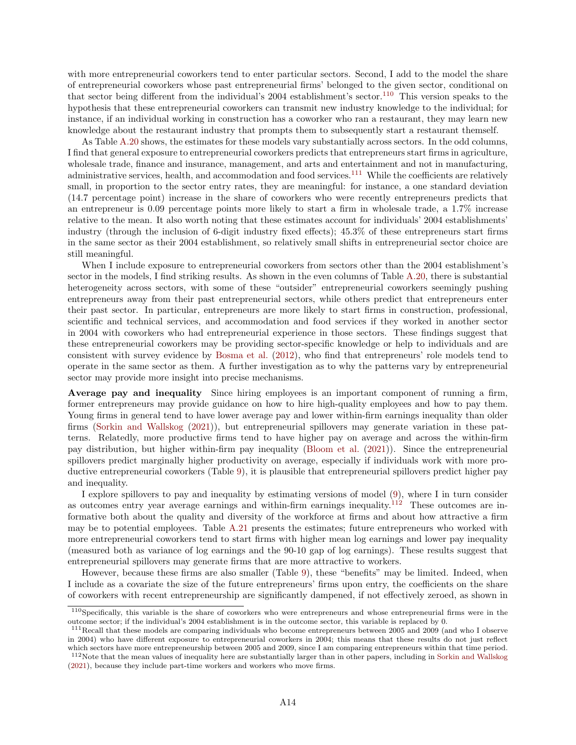with more entrepreneurial coworkers tend to enter particular sectors. Second, I add to the model the share of entrepreneurial coworkers whose past entrepreneurial firms' belonged to the given sector, conditional on that sector being different from the individual's 2004 establishment's sector.[110] This version speaks to the hypothesis that these entrepreneurial coworkers can transmit new industry knowledge to the individual; for instance, if an individual working in construction has a coworker who ran a restaurant, they may learn new knowledge about the restaurant industry that prompts them to subsequently start a restaurant themself.

As Table A.20 shows, the estimates for these models vary substantially across sectors. In the odd columns, I find that general exposure to entrepreneurial coworkers predicts that entrepreneurs start firms in agriculture, wholesale trade, finance and insurance, management, and arts and entertainment and not in manufacturing, administrative services, health, and accommodation and food services.[111] While the coefficients are relatively small, in proportion to the sector entry rates, they are meaningful: for instance, a one standard deviation (14.7 percentage point) increase in the share of coworkers who were recently entrepreneurs predicts that an entrepreneur is 0.09 percentage points more likely to start a firm in wholesale trade, a 1.7% increase relative to the mean. It also worth noting that these estimates account for individuals' 2004 establishments' industry (through the inclusion of 6-digit industry fixed effects); 45.3% of these entrepreneurs start firms in the same sector as their 2004 establishment, so relatively small shifts in entrepreneurial sector choice are still meaningful.

When I include exposure to entrepreneurial coworkers from sectors other than the 2004 establishment's sector in the models, I find striking results. As shown in the even columns of Table A.20, there is substantial heterogeneity across sectors, with some of these "outsider" entrepreneurial coworkers seemingly pushing entrepreneurs away from their past entrepreneurial sectors, while others predict that entrepreneurs enter their past sector. In particular, entrepreneurs are more likely to start firms in construction, professional, scientific and technical services, and accommodation and food services if they worked in another sector in 2004 with coworkers who had entrepreneurial experience in those sectors. These findings suggest that these entrepreneurial coworkers may be providing sector-specific knowledge or help to individuals and are consistent with survey evidence by Bosma et al. (2012), who find that entrepreneurs' role models tend to operate in the same sector as them. A further investigation as to why the patterns vary by entrepreneurial sector may provide more insight into precise mechanisms.

**Average pay and inequality** Since hiring employees is an important component of running a firm, former entrepreneurs may provide guidance on how to hire high-quality employees and how to pay them. Young firms in general tend to have lower average pay and lower within-firm earnings inequality than older firms (Sorkin and Wallskog (2021)), but entrepreneurial spillovers may generate variation in these patterns. Relatedly, more productive firms tend to have higher pay on average and across the within-firm pay distribution, but higher within-firm pay inequality (Bloom et al. (2021)). Since the entrepreneurial spillovers predict marginally higher productivity on average, especially if individuals work with more productive entrepreneurial coworkers (Table 9), it is plausible that entrepreneurial spillovers predict higher pay and inequality.

I explore spillovers to pay and inequality by estimating versions of model (9), where I in turn consider as outcomes entry year average earnings and within-firm earnings inequality.[112] These outcomes are informative both about the quality and diversity of the workforce at firms and about how attractive a firm may be to potential employees. Table A.21 presents the estimates; future entrepreneurs who worked with more entrepreneurial coworkers tend to start firms with higher mean log earnings and lower pay inequality (measured both as variance of log earnings and the 90-10 gap of log earnings). These results suggest that entrepreneurial spillovers may generate firms that are more attractive to workers.

However, because these firms are also smaller (Table 9), these "benefits" may be limited. Indeed, when I include as a covariate the size of the future entrepreneurs' firms upon entry, the coefficients on the share of coworkers with recent entrepreneurship are significantly dampened, if not effectively zeroed, as shown in

---

[110] Specifically, this variable is the share of coworkers who were entrepreneurs and whose entrepreneurial firms were in the outcome sector; if the individual's 2004 establishment is in the outcome sector, this variable is replaced by 0.

[111] Recall that these models are comparing individuals who become entrepreneurs between 2005 and 2009 (and who I observe in 2004) who have different exposure to entrepreneurial coworkers in 2004; this means that these results do not just reflect which sectors have more entrepreneurship between 2005 and 2009, since I am comparing entrepreneurs within that time period.

[112] Note that the mean values of inequality here are substantially larger than in other papers, including in Sorkin and Wallskog (2021), because they include part-time workers and workers who move firms.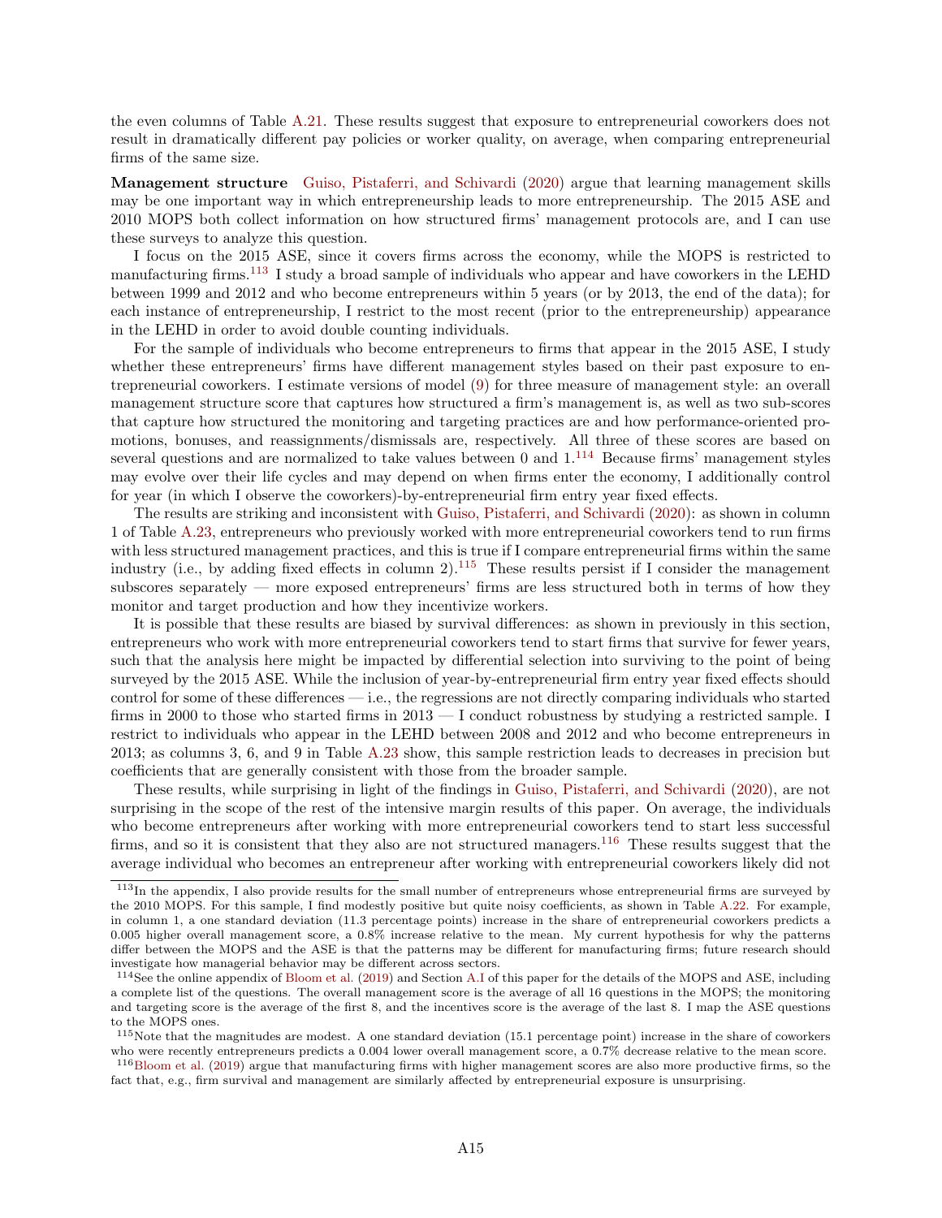the even columns of Table A.21. These results suggest that exposure to entrepreneurial coworkers does not result in dramatically different pay policies or worker quality, on average, when comparing entrepreneurial firms of the same size.

**Management structure** Guiso, Pistaferri, and Schivardi (2020) argue that learning management skills may be one important way in which entrepreneurship leads to more entrepreneurship. The 2015 ASE and 2010 MOPS both collect information on how structured firms' management protocols are, and I can use these surveys to analyze this question.

I focus on the 2015 ASE, since it covers firms across the economy, while the MOPS is restricted to manufacturing firms.[113] I study a broad sample of individuals who appear and have coworkers in the LEHD between 1999 and 2012 and who become entrepreneurs within 5 years (or by 2013, the end of the data); for each instance of entrepreneurship, I restrict to the most recent (prior to the entrepreneurship) appearance in the LEHD in order to avoid double counting individuals.

For the sample of individuals who become entrepreneurs to firms that appear in the 2015 ASE, I study whether these entrepreneurs' firms have different management styles based on their past exposure to entrepreneurial coworkers. I estimate versions of model (9) for three measure of management style: an overall management structure score that captures how structured a firm's management is, as well as two sub-scores that capture how structured the monitoring and targeting practices are and how performance-oriented promotions, bonuses, and reassignments/dismissals are, respectively. All three of these scores are based on several questions and are normalized to take values between 0 and 1.[114] Because firms' management styles may evolve over their life cycles and may depend on when firms enter the economy, I additionally control for year (in which I observe the coworkers)-by-entrepreneurial firm entry year fixed effects.

The results are striking and inconsistent with Guiso, Pistaferri, and Schivardi (2020): as shown in column 1 of Table A.23, entrepreneurs who previously worked with more entrepreneurial coworkers tend to run firms with less structured management practices, and this is true if I compare entrepreneurial firms within the same industry (i.e., by adding fixed effects in column 2).[115] These results persist if I consider the management subscores separately — more exposed entrepreneurs' firms are less structured both in terms of how they monitor and target production and how they incentivize workers.

It is possible that these results are biased by survival differences: as shown in previously in this section, entrepreneurs who work with more entrepreneurial coworkers tend to start firms that survive for fewer years, such that the analysis here might be impacted by differential selection into surviving to the point of being surveyed by the 2015 ASE. While the inclusion of year-by-entrepreneurial firm entry year fixed effects should control for some of these differences — i.e., the regressions are not directly comparing individuals who started firms in 2000 to those who started firms in 2013 — I conduct robustness by studying a restricted sample. I restrict to individuals who appear in the LEHD between 2008 and 2012 and who become entrepreneurs in 2013; as columns 3, 6, and 9 in Table A.23 show, this sample restriction leads to decreases in precision but coefficients that are generally consistent with those from the broader sample.

These results, while surprising in light of the findings in Guiso, Pistaferri, and Schivardi (2020), are not surprising in the scope of the rest of the intensive margin results of this paper. On average, the individuals who become entrepreneurs after working with more entrepreneurial coworkers tend to start less successful firms, and so it is consistent that they also are not structured managers.[116] These results suggest that the average individual who becomes an entrepreneur after working with entrepreneurial coworkers likely did not

[113] In the appendix, I also provide results for the small number of entrepreneurs whose entrepreneurial firms are surveyed by the 2010 MOPS. For this sample, I find modestly positive but quite noisy coefficients, as shown in Table A.22. For example, in column 1, a one standard deviation (11.3 percentage points) increase in the share of entrepreneurial coworkers predicts a 0.005 higher overall management score, a 0.8% increase relative to the mean. My current hypothesis for why the patterns differ between the MOPS and the ASE is that the patterns may be different for manufacturing firms; future research should investigate how managerial behavior may be different across sectors.

[114] See the online appendix of Bloom et al. (2019) and Section A.I of this paper for the details of the MOPS and ASE, including a complete list of the questions. The overall management score is the average of all 16 questions in the MOPS; the monitoring and targeting score is the average of the first 8, and the incentives score is the average of the last 8. I map the ASE questions to the MOPS ones.

[115] Note that the magnitudes are modest. A one standard deviation (15.1 percentage point) increase in the share of coworkers who were recently entrepreneurs predicts a 0.004 lower overall management score, a 0.7% decrease relative to the mean score.

[116] Bloom et al. (2019) argue that manufacturing firms with higher management scores are also more productive firms, so the fact that, e.g., firm survival and management are similarly affected by entrepreneurial exposure is unsurprising.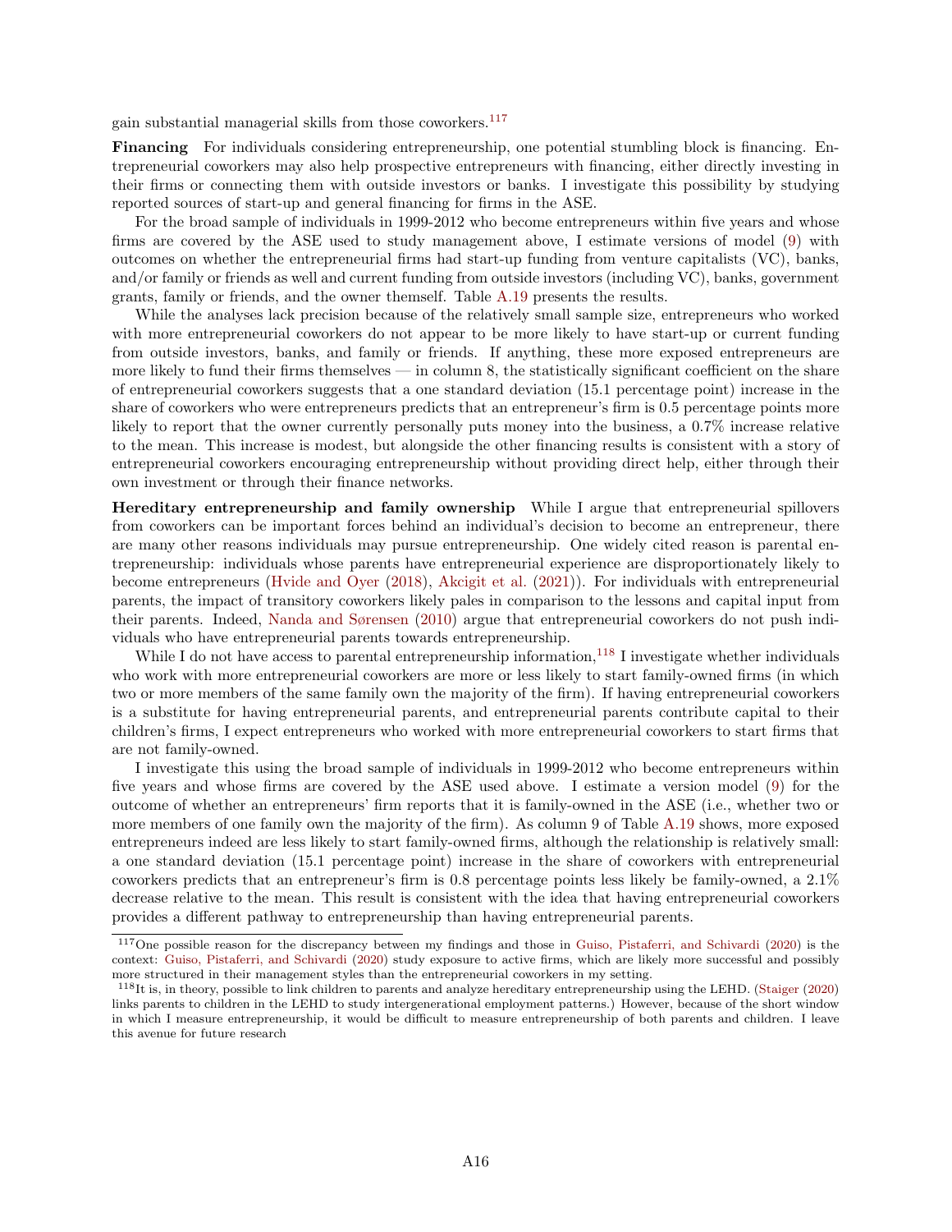gain substantial managerial skills from those coworkers.[117]

**Financing** For individuals considering entrepreneurship, one potential stumbling block is financing. Entrepreneurial coworkers may also help prospective entrepreneurs with financing, either directly investing in their firms or connecting them with outside investors or banks. I investigate this possibility by studying reported sources of start-up and general financing for firms in the ASE.

For the broad sample of individuals in 1999-2012 who become entrepreneurs within five years and whose firms are covered by the ASE used to study management above, I estimate versions of model (9) with outcomes on whether the entrepreneurial firms had start-up funding from venture capitalists (VC), banks, and/or family or friends as well and current funding from outside investors (including VC), banks, government grants, family or friends, and the owner themself. Table A.19 presents the results.

While the analyses lack precision because of the relatively small sample size, entrepreneurs who worked with more entrepreneurial coworkers do not appear to be more likely to have start-up or current funding from outside investors, banks, and family or friends. If anything, these more exposed entrepreneurs are more likely to fund their firms themselves — in column 8, the statistically significant coefficient on the share of entrepreneurial coworkers suggests that a one standard deviation (15.1 percentage point) increase in the share of coworkers who were entrepreneurs predicts that an entrepreneur's firm is 0.5 percentage points more likely to report that the owner currently personally puts money into the business, a 0.7% increase relative to the mean. This increase is modest, but alongside the other financing results is consistent with a story of entrepreneurial coworkers encouraging entrepreneurship without providing direct help, either through their own investment or through their finance networks.

**Hereditary entrepreneurship and family ownership** While I argue that entrepreneurial spillovers from coworkers can be important forces behind an individual's decision to become an entrepreneur, there are many other reasons individuals may pursue entrepreneurship. One widely cited reason is parental entrepreneurship: individuals whose parents have entrepreneurial experience are disproportionately likely to become entrepreneurs (Hvide and Oyer (2018), Akcigit et al. (2021)). For individuals with entrepreneurial parents, the impact of transitory coworkers likely pales in comparison to the lessons and capital input from their parents. Indeed, Nanda and Sørensen (2010) argue that entrepreneurial coworkers do not push individuals who have entrepreneurial parents towards entrepreneurship.

While I do not have access to parental entrepreneurship information,[118] I investigate whether individuals who work with more entrepreneurial coworkers are more or less likely to start family-owned firms (in which two or more members of the same family own the majority of the firm). If having entrepreneurial coworkers is a substitute for having entrepreneurial parents, and entrepreneurial parents contribute capital to their children's firms, I expect entrepreneurs who worked with more entrepreneurial coworkers to start firms that are not family-owned.

I investigate this using the broad sample of individuals in 1999-2012 who become entrepreneurs within five years and whose firms are covered by the ASE used above. I estimate a version model (9) for the outcome of whether an entrepreneurs' firm reports that it is family-owned in the ASE (i.e., whether two or more members of one family own the majority of the firm). As column 9 of Table A.19 shows, more exposed entrepreneurs indeed are less likely to start family-owned firms, although the relationship is relatively small: a one standard deviation (15.1 percentage point) increase in the share of coworkers with entrepreneurial coworkers predicts that an entrepreneur's firm is 0.8 percentage points less likely be family-owned, a 2.1% decrease relative to the mean. This result is consistent with the idea that having entrepreneurial coworkers provides a different pathway to entrepreneurship than having entrepreneurial parents.

[117] One possible reason for the discrepancy between my findings and those in Guiso, Pistaferri, and Schivardi (2020) is the context: Guiso, Pistaferri, and Schivardi (2020) study exposure to active firms, which are likely more successful and possibly more structured in their management styles than the entrepreneurial coworkers in my setting.

[118] It is, in theory, possible to link children to parents and analyze hereditary entrepreneurship using the LEHD. (Staiger (2020) links parents to children in the LEHD to study intergenerational employment patterns.) However, because of the short window in which I measure entrepreneurship, it would be difficult to measure entrepreneurship of both parents and children. I leave this avenue for future research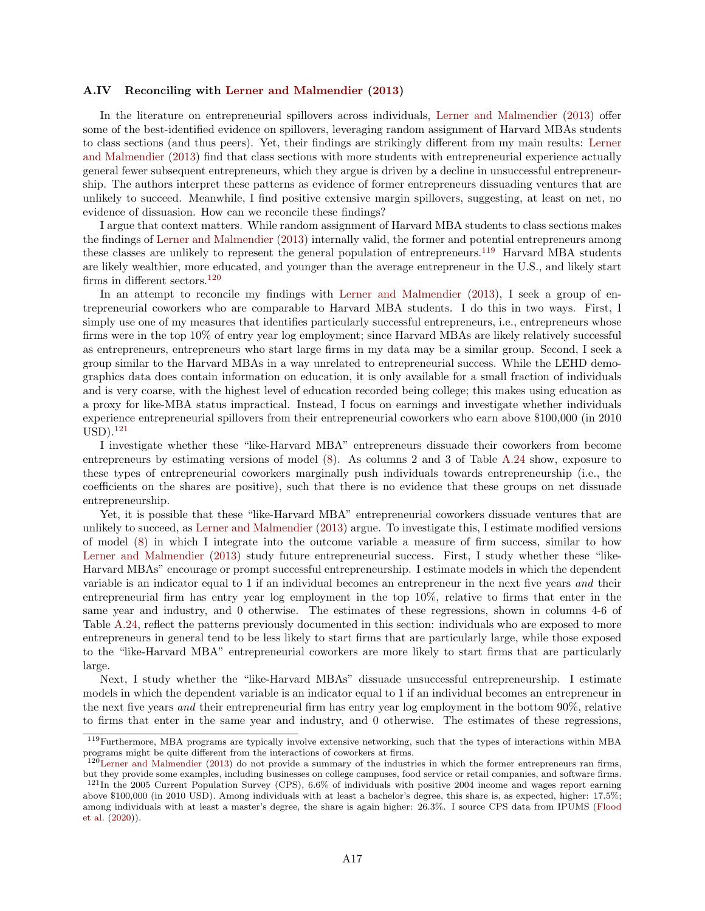### A.IV Reconciling with Lerner and Malmendier (2013)

In the literature on entrepreneurial spillovers across individuals, Lerner and Malmendier (2013) offer some of the best-identified evidence on spillovers, leveraging random assignment of Harvard MBAs students to class sections (and thus peers). Yet, their findings are strikingly different from my main results: Lerner and Malmendier (2013) find that class sections with more students with entrepreneurial experience actually general fewer subsequent entrepreneurs, which they argue is driven by a decline in unsuccessful entrepreneurship. The authors interpret these patterns as evidence of former entrepreneurs dissuading ventures that are unlikely to succeed. Meanwhile, I find positive extensive margin spillovers, suggesting, at least on net, no evidence of dissuasion. How can we reconcile these findings?

I argue that context matters. While random assignment of Harvard MBA students to class sections makes the findings of Lerner and Malmendier (2013) internally valid, the former and potential entrepreneurs among these classes are unlikely to represent the general population of entrepreneurs.[119] Harvard MBA students are likely wealthier, more educated, and younger than the average entrepreneur in the U.S., and likely start firms in different sectors.[120]

In an attempt to reconcile my findings with Lerner and Malmendier (2013), I seek a group of entrepreneurial coworkers who are comparable to Harvard MBA students. I do this in two ways. First, I simply use one of my measures that identifies particularly successful entrepreneurs, i.e., entrepreneurs whose firms were in the top 10% of entry year log employment; since Harvard MBAs are likely relatively successful as entrepreneurs, entrepreneurs who start large firms in my data may be a similar group. Second, I seek a group similar to the Harvard MBAs in a way unrelated to entrepreneurial success. While the LEHD demographics data does contain information on education, it is only available for a small fraction of individuals and is very coarse, with the highest level of education recorded being college; this makes using education as a proxy for like-MBA status impractical. Instead, I focus on earnings and investigate whether individuals experience entrepreneurial spillovers from their entrepreneurial coworkers who earn above $100,000 (in 2010 USD).[121]

I investigate whether these "like-Harvard MBA" entrepreneurs dissuade their coworkers from become entrepreneurs by estimating versions of model (8). As columns 2 and 3 of Table A.24 show, exposure to these types of entrepreneurial coworkers marginally push individuals towards entrepreneurship (i.e., the coefficients on the shares are positive), such that there is no evidence that these groups on net dissuade entrepreneurship.

Yet, it is possible that these "like-Harvard MBA" entrepreneurial coworkers dissuade ventures that are unlikely to succeed, as Lerner and Malmendier (2013) argue. To investigate this, I estimate modified versions of model (8) in which I integrate into the outcome variable a measure of firm success, similar to how Lerner and Malmendier (2013) study future entrepreneurial success. First, I study whether these "like-Harvard MBAs" encourage or prompt successful entrepreneurship. I estimate models in which the dependent variable is an indicator equal to 1 if an individual becomes an entrepreneur in the next five years *and* their entrepreneurial firm has entry year log employment in the top 10%, relative to firms that enter in the same year and industry, and 0 otherwise. The estimates of these regressions, shown in columns 4-6 of Table A.24, reflect the patterns previously documented in this section: individuals who are exposed to more entrepreneurs in general tend to be less likely to start firms that are particularly large, while those exposed to the "like-Harvard MBA" entrepreneurial coworkers are more likely to start firms that are particularly large.

Next, I study whether the "like-Harvard MBAs" dissuade unsuccessful entrepreneurship. I estimate models in which the dependent variable is an indicator equal to 1 if an individual becomes an entrepreneur in the next five years *and* their entrepreneurial firm has entry year log employment in the bottom 90%, relative to firms that enter in the same year and industry, and 0 otherwise. The estimates of these regressions,

---

[119] Furthermore, MBA programs are typically involve extensive networking, such that the types of interactions within MBA programs might be quite different from the interactions of coworkers at firms.

[120] Lerner and Malmendier (2013) do not provide a summary of the industries in which the former entrepreneurs ran firms, but they provide some examples, including businesses on college campuses, food service or retail companies, and software firms.

[121] In the 2005 Current Population Survey (CPS), 6.6% of individuals with positive 2004 income and wages report earning above $100,000 (in 2010 USD). Among individuals with at least a bachelor's degree, this share is, as expected, higher: 17.5%; among individuals with at least a master's degree, the share is again higher: 26.3%. I source CPS data from IPUMS (Flood et al. (2020)).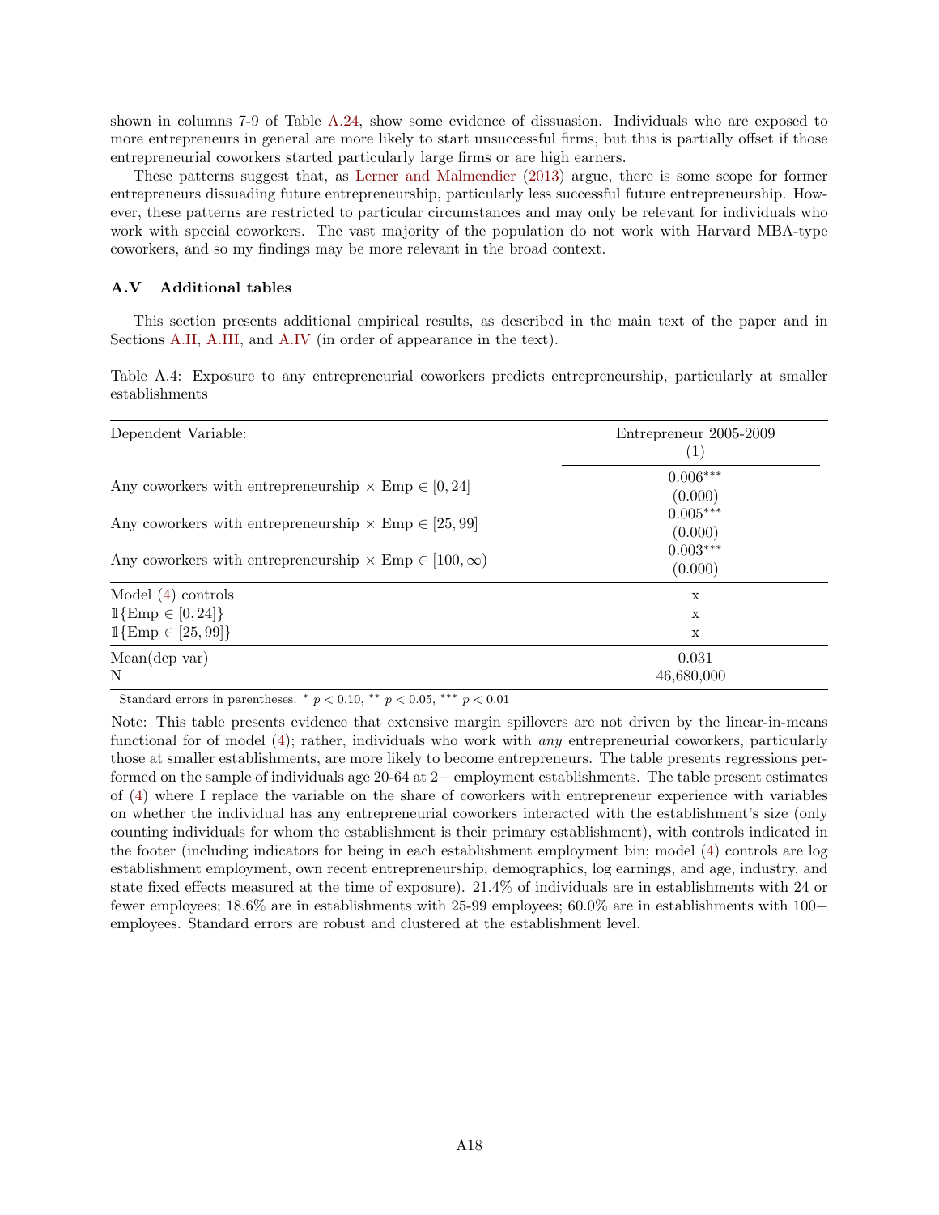shown in columns 7-9 of Table A.24, show some evidence of dissuasion. Individuals who are exposed to more entrepreneurs in general are more likely to start unsuccessful firms, but this is partially offset if those entrepreneurial coworkers started particularly large firms or are high earners.

These patterns suggest that, as Lerner and Malmendier (2013) argue, there is some scope for former entrepreneurs dissuading future entrepreneurship, particularly less successful future entrepreneurship. However, these patterns are restricted to particular circumstances and may only be relevant for individuals who work with special coworkers. The vast majority of the population do not work with Harvard MBA-type coworkers, and so my findings may be more relevant in the broad context.

### A.V Additional tables

This section presents additional empirical results, as described in the main text of the paper and in Sections A.II, A.III, and A.IV (in order of appearance in the text).

Table A.4: Exposure to any entrepreneurial coworkers predicts entrepreneurship, particularly at smaller establishments

| Dependent Variable: | Entrepreneur 2005-2009 (1) |
|---|---|
| Any coworkers with entrepreneurship × Emp $\in [0, 24]$ | $0.006^{***}$ |
| | (0.000) |
| Any coworkers with entrepreneurship × Emp $\in [25, 99]$ | $0.005^{***}$ |
| | (0.000) |
| Any coworkers with entrepreneurship × Emp $\in [100, \infty)$ | $0.003^{***}$ |
| | (0.000) |
| Model (4) controls | x |
| $\mathbb{1}\{\text{Emp} \in [0, 24]\}$ | x |
| $\mathbb{1}\{\text{Emp} \in [25, 99]\}$ | x |
| Mean(dep var) | 0.031 |
| N | 46,680,000 |

Standard errors in parentheses. $^{*}$ $p < 0.10$, $^{**}$ $p < 0.05$, $^{***}$ $p < 0.01$

Note: This table presents evidence that extensive margin spillovers are not driven by the linear-in-means functional for of model (4); rather, individuals who work with *any* entrepreneurial coworkers, particularly those at smaller establishments, are more likely to become entrepreneurs. The table presents regressions performed on the sample of individuals age 20-64 at 2+ employment establishments. The table present estimates of (4) where I replace the variable on the share of coworkers with entrepreneur experience with variables on whether the individual has any entrepreneurial coworkers interacted with the establishment's size (only counting individuals for whom the establishment is their primary establishment), with controls indicated in the footer (including indicators for being in each establishment employment bin; model (4) controls are log establishment employment, own recent entrepreneurship, demographics, log earnings, and age, industry, and state fixed effects measured at the time of exposure). 21.4% of individuals are in establishments with 24 or fewer employees; 18.6% are in establishments with 25-99 employees; 60.0% are in establishments with 100+ employees. Standard errors are robust and clustered at the establishment level.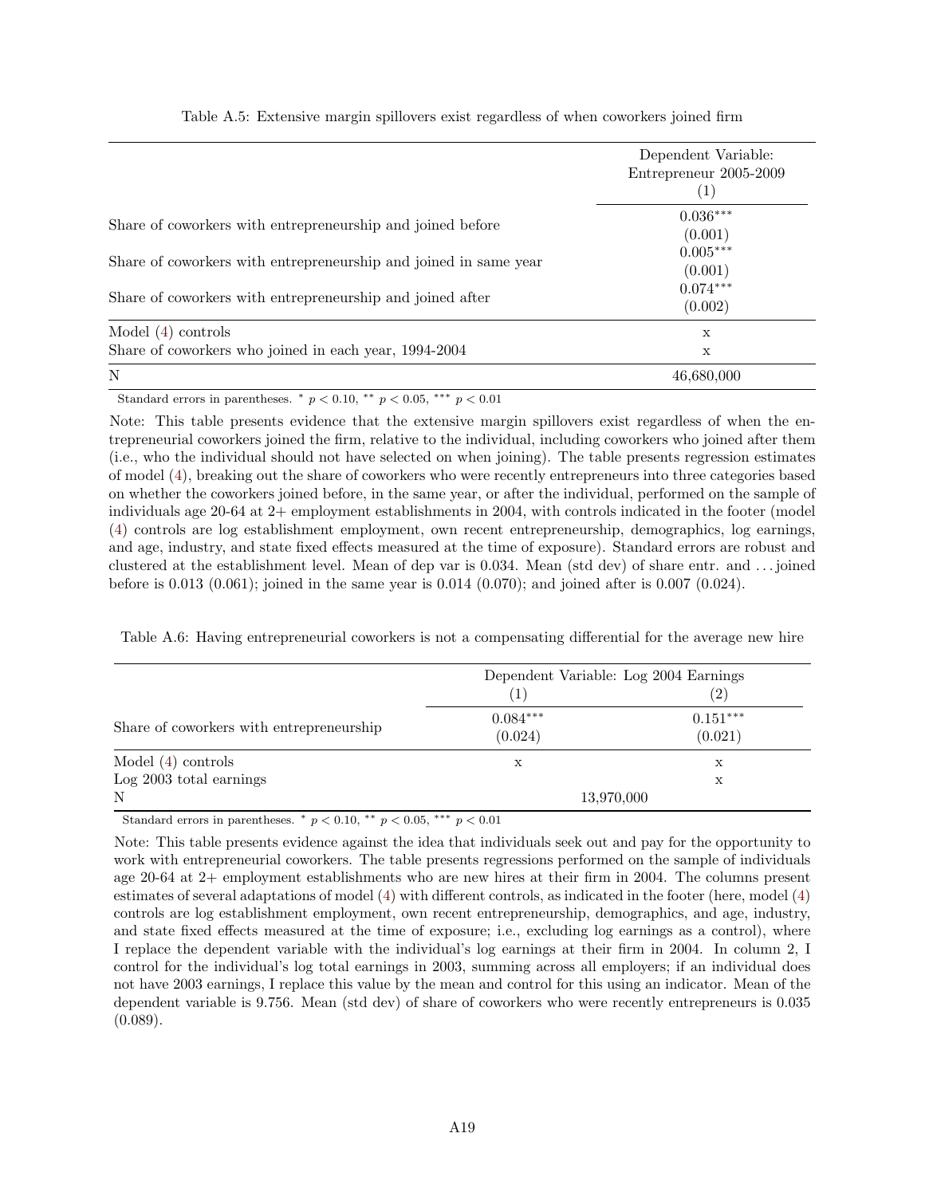Table A.5: Extensive margin spillovers exist regardless of when coworkers joined firm

| | Dependent Variable: Entrepreneur 2005-2009 (1) |
|---|---|
| Share of coworkers with entrepreneurship and joined before | $0.036^{***}$ (0.001) |
| Share of coworkers with entrepreneurship and joined in same year | $0.005^{***}$ (0.001) |
| Share of coworkers with entrepreneurship and joined after | $0.074^{***}$ (0.002) |
| Model (4) controls | x |
| Share of coworkers who joined in each year, 1994-2004 | x |
| N | 46,680,000 |

Standard errors in parentheses. $^{*}$ $p < 0.10$, $^{**}$ $p < 0.05$, $^{***}$ $p < 0.01$

Note: This table presents evidence that the extensive margin spillovers exist regardless of when the entrepreneurial coworkers joined the firm, relative to the individual, including coworkers who joined after them (i.e., who the individual should not have selected on when joining). The table presents regression estimates of model (4), breaking out the share of coworkers who were recently entrepreneurs into three categories based on whether the coworkers joined before, in the same year, or after the individual, performed on the sample of individuals age 20-64 at 2+ employment establishments in 2004, with controls indicated in the footer (model (4) controls are log establishment employment, own recent entrepreneurship, demographics, log earnings, and age, industry, and state fixed effects measured at the time of exposure). Standard errors are robust and clustered at the establishment level. Mean of dep var is 0.034. Mean (std dev) of share entr. and ... joined before is 0.013 (0.061); joined in the same year is 0.014 (0.070); and joined after is 0.007 (0.024).

Table A.6: Having entrepreneurial coworkers is not a compensating differential for the average new hire

| | Dependent Variable: Log 2004 Earnings | |
|---|---|---|
| | (1) | (2) |
| Share of coworkers with entrepreneurship | $0.084^{***}$ (0.024) | $0.151^{***}$ (0.021) |
| Model (4) controls | x | x |
| Log 2003 total earnings | | x |
| N | 13,970,000 | |

Standard errors in parentheses. $^{*}$ $p < 0.10$, $^{**}$ $p < 0.05$, $^{***}$ $p < 0.01$

Note: This table presents evidence against the idea that individuals seek out and pay for the opportunity to work with entrepreneurial coworkers. The table presents regressions performed on the sample of individuals age 20-64 at 2+ employment establishments who are new hires at their firm in 2004. The columns present estimates of several adaptations of model (4) with different controls, as indicated in the footer (here, model (4) controls are log establishment employment, own recent entrepreneurship, demographics, and age, industry, and state fixed effects measured at the time of exposure; i.e., excluding log earnings as a control), where I replace the dependent variable with the individual's log earnings at their firm in 2004. In column 2, I control for the individual's log total earnings in 2003, summing across all employers; if an individual does not have 2003 earnings, I replace this value by the mean and control for this using an indicator. Mean of the dependent variable is 9.756. Mean (std dev) of share of coworkers who were recently entrepreneurs is 0.035 (0.089).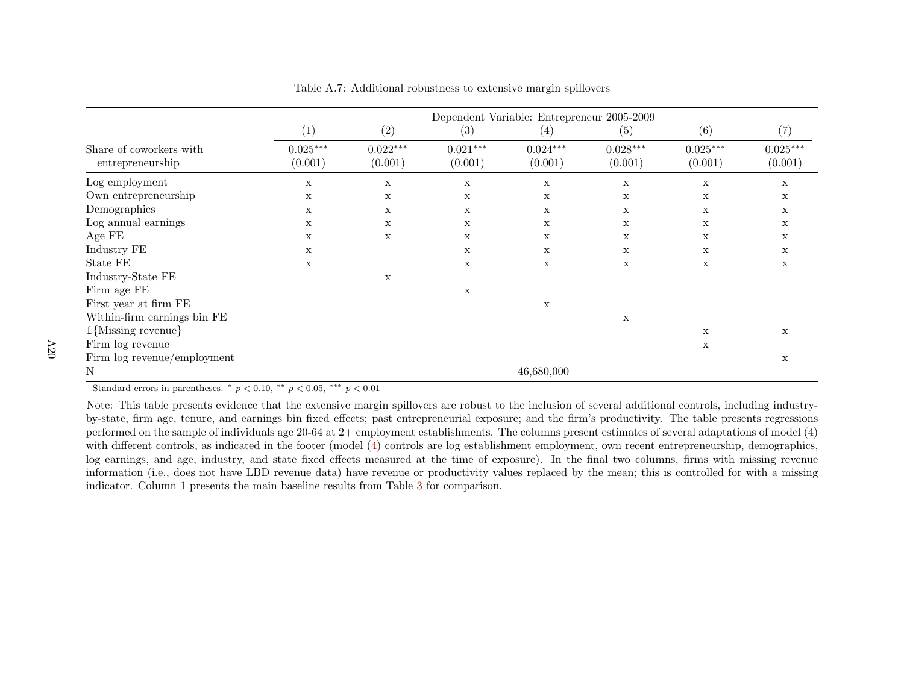Table A.7: Additional robustness to extensive margin spillovers

| | Dependent Variable: Entrepreneur 2005-2009 | | | | | | |
|---|---|---|---|---|---|---|---|
| | (1) | (2) | (3) | (4) | (5) | (6) | (7) |
| Share of coworkers with entrepreneurship | $0.025^{***}$ | $0.022^{***}$ | $0.021^{***}$ | $0.024^{***}$ | $0.028^{***}$ | $0.025^{***}$ | $0.025^{***}$ |
| | (0.001) | (0.001) | (0.001) | (0.001) | (0.001) | (0.001) | (0.001) |
| Log employment | x | x | x | x | x | x | x |
| Own entrepreneurship | x | x | x | x | x | x | x |
| Demographics | x | x | x | x | x | x | x |
| Log annual earnings | x | x | x | x | x | x | x |
| Age FE | x | x | x | x | x | x | x |
| Industry FE | x | | x | x | x | x | x |
| State FE | x | | x | x | x | x | x |
| Industry-State FE | | x | | | | | |
| Firm age FE | | | x | | | | |
| First year at firm FE | | | | x | | | |
| Within-firm earnings bin FE | | | | | x | | |
| $\mathbb{1}\{\text{Missing revenue}\}$ | | | | | | x | x |
| Firm log revenue | | | | | | x | |
| Firm log revenue/employment | | | | | | | x |
| N | | | | 46,680,000 | | | |

Standard errors in parentheses. $^{*}$ $p < 0.10$, $^{**}$ $p < 0.05$, $^{***}$ $p < 0.01$

Note: This table presents evidence that the extensive margin spillovers are robust to the inclusion of several additional controls, including industry-by-state, firm age, tenure, and earnings bin fixed effects; past entrepreneurial exposure; and the firm's productivity. The table presents regressions performed on the sample of individuals age 20-64 at 2+ employment establishments. The columns present estimates of several adaptations of model (4) with different controls, as indicated in the footer (model (4) controls are log establishment employment, own recent entrepreneurship, demographics, log earnings, and age, industry, and state fixed effects measured at the time of exposure). In the final two columns, firms with missing revenue information (i.e., does not have LBD revenue data) have revenue or productivity values replaced by the mean; this is controlled for with a missing indicator. Column 1 presents the main baseline results from Table 3 for comparison.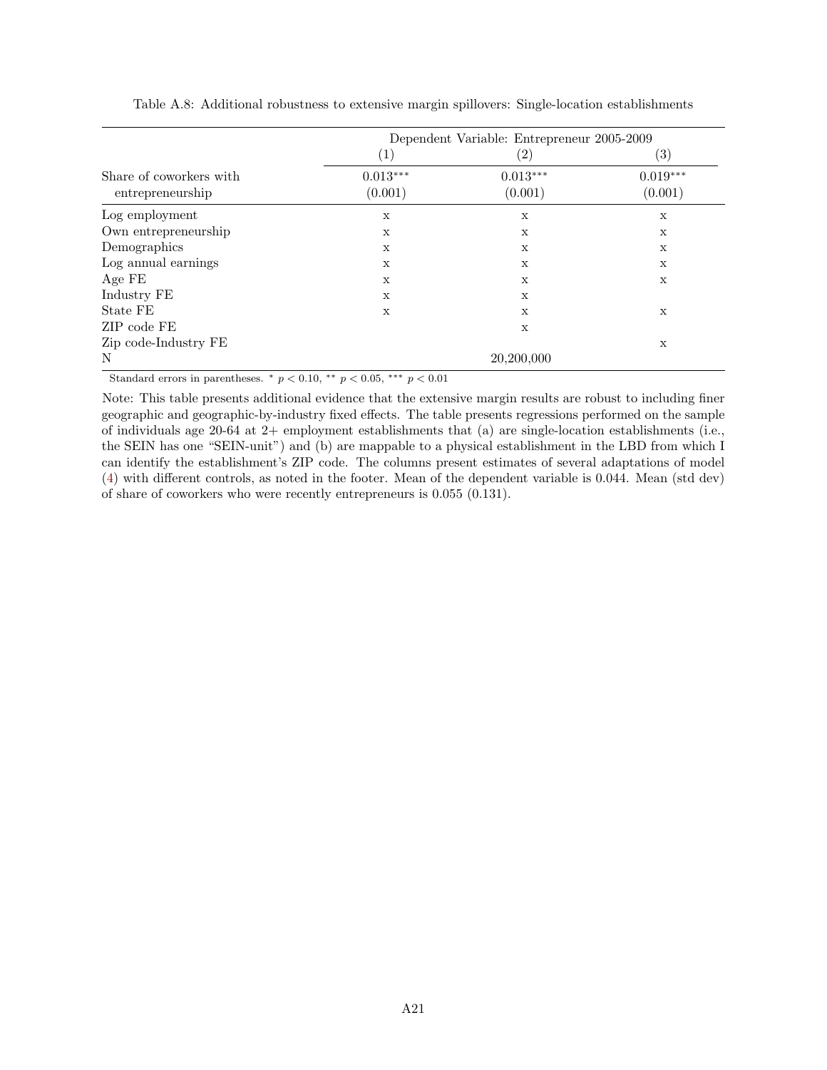Table A.8: Additional robustness to extensive margin spillovers: Single-location establishments

| | Dependent Variable: Entrepreneur 2005-2009 | | |
|---|---|---|---|
| | (1) | (2) | (3) |
| Share of coworkers with entrepreneurship | 0.013*** | 0.013*** | 0.019*** |
| | (0.001) | (0.001) | (0.001) |
| Log employment | x | x | x |
| Own entrepreneurship | x | x | x |
| Demographics | x | x | x |
| Log annual earnings | x | x | x |
| Age FE | x | x | x |
| Industry FE | x | x | |
| State FE | x | x | x |
| ZIP code FE | | x | |
| Zip code-Industry FE | | | x |
| N | | 20,200,000 | |

Standard errors in parentheses. * $p < 0.10$, ** $p < 0.05$, *** $p < 0.01$

Note: This table presents additional evidence that the extensive margin results are robust to including finer geographic and geographic-by-industry fixed effects. The table presents regressions performed on the sample of individuals age 20-64 at 2+ employment establishments that (a) are single-location establishments (i.e., the SEIN has one "SEIN-unit") and (b) are mappable to a physical establishment in the LBD from which I can identify the establishment's ZIP code. The columns present estimates of several adaptations of model (4) with different controls, as noted in the footer. Mean of the dependent variable is 0.044. Mean (std dev) of share of coworkers who were recently entrepreneurs is 0.055 (0.131).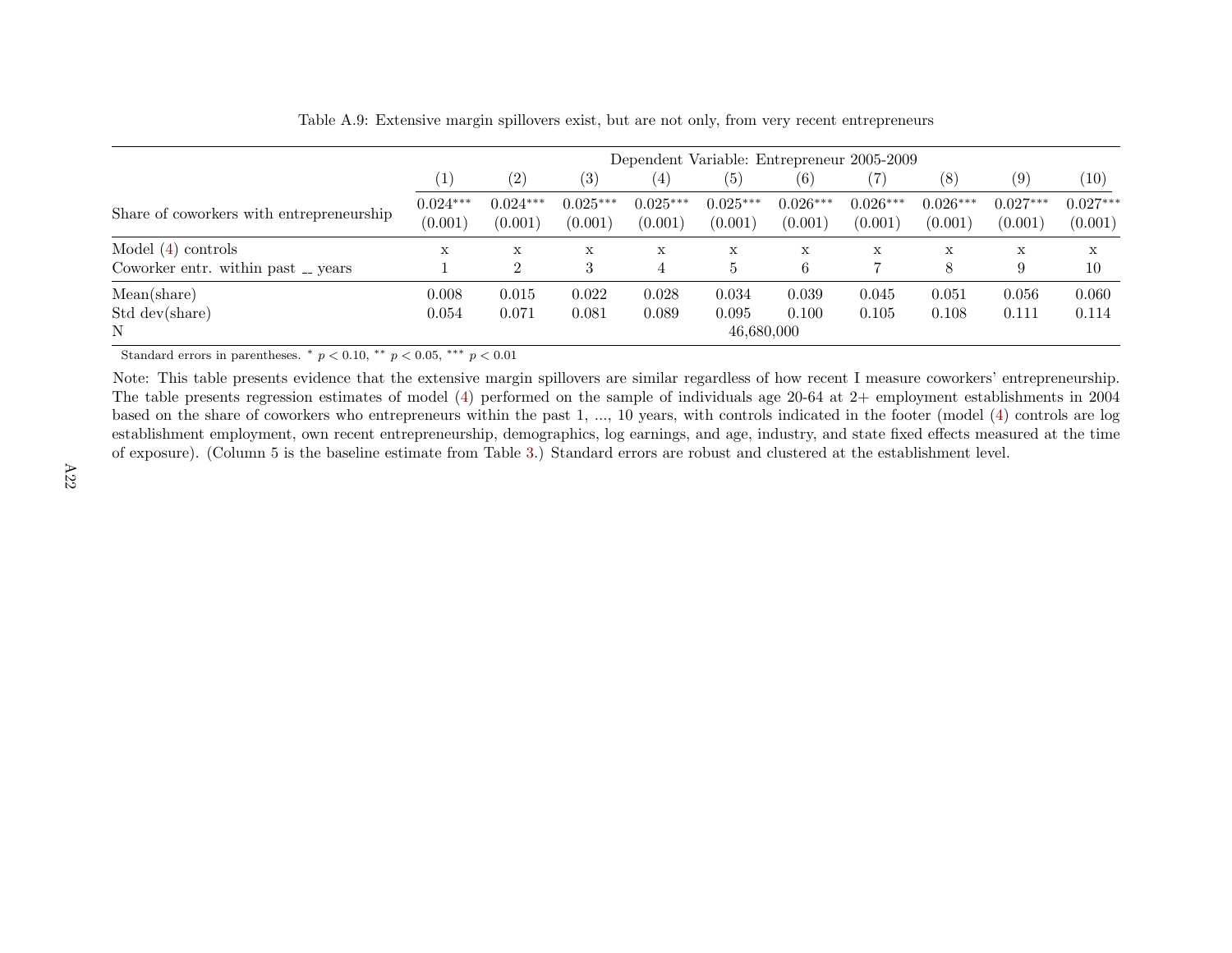Table A.9: Extensive margin spillovers exist, but are not only, from very recent entrepreneurs

| | Dependent Variable: Entrepreneur 2005-2009 | | | | | | | | | |
|---|---|---|---|---|---|---|---|---|---|---|
| | (1) | (2) | (3) | (4) | (5) | (6) | (7) | (8) | (9) | (10) |
| Share of coworkers with entrepreneurship | 0.024*** | 0.024*** | 0.025*** | 0.025*** | 0.025*** | 0.026*** | 0.026*** | 0.026*** | 0.027*** | 0.027*** |
| | (0.001) | (0.001) | (0.001) | (0.001) | (0.001) | (0.001) | (0.001) | (0.001) | (0.001) | (0.001) |
| Model (4) controls | x | x | x | x | x | x | x | x | x | x |
| Coworker entr. within past __ years | 1 | 2 | 3 | 4 | 5 | 6 | 7 | 8 | 9 | 10 |
| Mean(share) | 0.008 | 0.015 | 0.022 | 0.028 | 0.034 | 0.039 | 0.045 | 0.051 | 0.056 | 0.060 |
| Std dev(share) | 0.054 | 0.071 | 0.081 | 0.089 | 0.095 | 0.100 | 0.105 | 0.108 | 0.111 | 0.114 |
| N | 46,680,000 | | | | | | | | | |

Standard errors in parentheses. * $p < 0.10$, ** $p < 0.05$, *** $p < 0.01$

Note: This table presents evidence that the extensive margin spillovers are similar regardless of how recent I measure coworkers' entrepreneurship. The table presents regression estimates of model (4) performed on the sample of individuals age 20-64 at 2+ employment establishments in 2004 based on the share of coworkers who entrepreneurs within the past 1, ..., 10 years, with controls indicated in the footer (model (4) controls are log establishment employment, own recent entrepreneurship, demographics, log earnings, and age, industry, and state fixed effects measured at the time of exposure). (Column 5 is the baseline estimate from Table 3.) Standard errors are robust and clustered at the establishment level.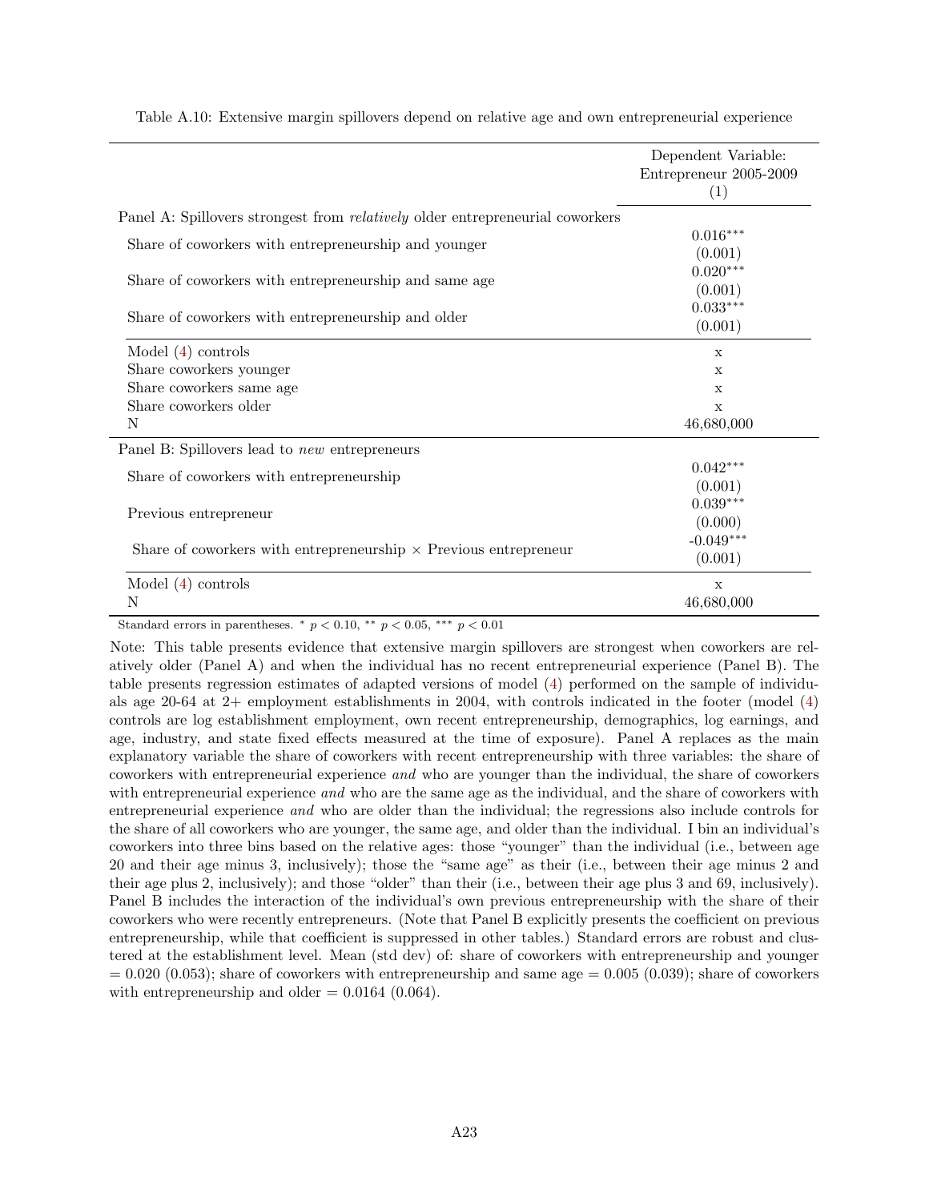Table A.10: Extensive margin spillovers depend on relative age and own entrepreneurial experience

| | Dependent Variable: Entrepreneur 2005-2009 (1) |
|---|---|
| Panel A: Spillovers strongest from *relatively* older entrepreneurial coworkers | |
| Share of coworkers with entrepreneurship and younger | 0.016*** |
| | (0.001) |
| Share of coworkers with entrepreneurship and same age | 0.020*** |
| | (0.001) |
| Share of coworkers with entrepreneurship and older | 0.033*** |
| | (0.001) |
| Model (4) controls | x |
| Share coworkers younger | x |
| Share coworkers same age | x |
| Share coworkers older | x |
| N | 46,680,000 |
| Panel B: Spillovers lead to *new* entrepreneurs | |
| Share of coworkers with entrepreneurship | 0.042*** |
| | (0.001) |
| Previous entrepreneur | 0.039*** |
| | (0.000) |
| Share of coworkers with entrepreneurship × Previous entrepreneur | -0.049*** |
| | (0.001) |
| Model (4) controls | x |
| N | 46,680,000 |

Standard errors in parentheses. * $p < 0.10$, ** $p < 0.05$, *** $p < 0.01$

Note: This table presents evidence that extensive margin spillovers are strongest when coworkers are relatively older (Panel A) and when the individual has no recent entrepreneurial experience (Panel B). The table presents regression estimates of adapted versions of model (4) performed on the sample of individuals age 20-64 at 2+ employment establishments in 2004, with controls indicated in the footer (model (4) controls are log establishment employment, own recent entrepreneurship, demographics, log earnings, and age, industry, and state fixed effects measured at the time of exposure). Panel A replaces as the main explanatory variable the share of coworkers with recent entrepreneurship with three variables: the share of coworkers with entrepreneurial experience *and* who are younger than the individual, the share of coworkers with entrepreneurial experience *and* who are the same age as the individual, and the share of coworkers with entrepreneurial experience *and* who are older than the individual; the regressions also include controls for the share of all coworkers who are younger, the same age, and older than the individual. I bin an individual's coworkers into three bins based on the relative ages: those "younger" than the individual (i.e., between age 20 and their age minus 3, inclusively); those the "same age" as their (i.e., between their age minus 2 and their age plus 2, inclusively); and those "older" than their (i.e., between their age plus 3 and 69, inclusively). Panel B includes the interaction of the individual's own previous entrepreneurship with the share of their coworkers who were recently entrepreneurs. (Note that Panel B explicitly presents the coefficient on previous entrepreneurship, while that coefficient is suppressed in other tables.) Standard errors are robust and clustered at the establishment level. Mean (std dev) of: share of coworkers with entrepreneurship and younger = 0.020 (0.053); share of coworkers with entrepreneurship and same age = 0.005 (0.039); share of coworkers with entrepreneurship and older = 0.0164 (0.064).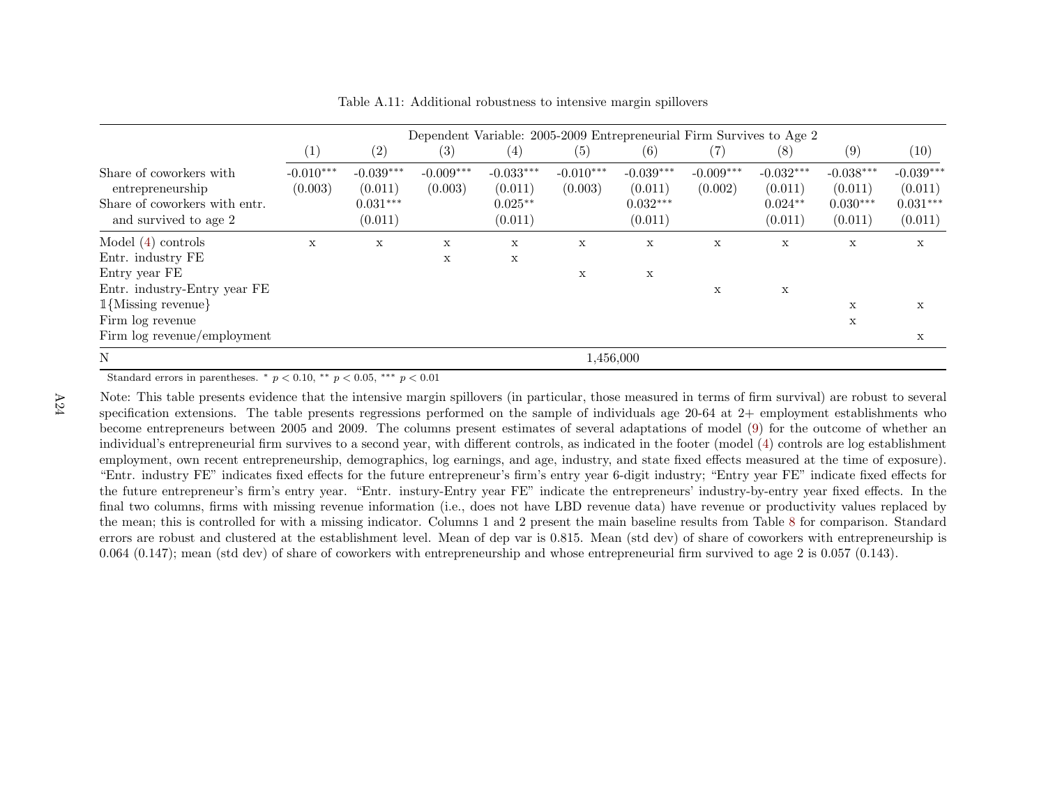Table A.11: Additional robustness to intensive margin spillovers

| | Dependent Variable: 2005-2009 Entrepreneurial Firm Survives to Age 2 | | | | | | | | | |
|---|---|---|---|---|---|---|---|---|---|---|
| | (1) | (2) | (3) | (4) | (5) | (6) | (7) | (8) | (9) | (10) |
| Share of coworkers with entrepreneurship | -0.010*** | -0.039*** | -0.009*** | -0.033*** | -0.010*** | -0.039*** | -0.009*** | -0.032*** | -0.038*** | -0.039*** |
| | (0.003) | (0.011) | (0.003) | (0.011) | (0.003) | (0.011) | (0.002) | (0.011) | (0.011) | (0.011) |
| Share of coworkers with entr. and survived to age 2 | | 0.031*** | | 0.025** | | 0.032*** | | 0.024** | 0.030*** | 0.031*** |
| | | (0.011) | | (0.011) | | (0.011) | | (0.011) | (0.011) | (0.011) |
| Model (4) controls | x | x | x | x | x | x | x | x | x | x |
| Entr. industry FE | | | x | x | | | | | | |
| Entry year FE | | | | | x | x | | | | |
| Entr. industry-Entry year FE | | | | | | | x | x | | |
| $\mathbb{1}$\{Missing revenue\} | | | | | | | | | x | x |
| Firm log revenue | | | | | | | | | x | |
| Firm log revenue/employment | | | | | | | | | | x |
| N | | | | | 1,456,000 | | | | | |

Standard errors in parentheses. * $p < 0.10$, ** $p < 0.05$, *** $p < 0.01$

Note: This table presents evidence that the intensive margin spillovers (in particular, those measured in terms of firm survival) are robust to several specification extensions. The table presents regressions performed on the sample of individuals age 20-64 at 2+ employment establishments who become entrepreneurs between 2005 and 2009. The columns present estimates of several adaptations of model (9) for the outcome of whether an individual's entrepreneurial firm survives to a second year, with different controls, as indicated in the footer (model (4) controls are log establishment employment, own recent entrepreneurship, demographics, log earnings, and age, industry, and state fixed effects measured at the time of exposure). "Entr. industry FE" indicates fixed effects for the future entrepreneur's firm's entry year 6-digit industry; "Entry year FE" indicate fixed effects for the future entrepreneur's firm's entry year. "Entr. instury-Entry year FE" indicate the entrepreneurs' industry-by-entry year fixed effects. In the final two columns, firms with missing revenue information (i.e., does not have LBD revenue data) have revenue or productivity values replaced by the mean; this is controlled for with a missing indicator. Columns 1 and 2 present the main baseline results from Table 8 for comparison. Standard errors are robust and clustered at the establishment level. Mean of dep var is 0.815. Mean (std dev) of share of coworkers with entrepreneurship is 0.064 (0.147); mean (std dev) of share of coworkers with entrepreneurship and whose entrepreneurial firm survived to age 2 is 0.057 (0.143).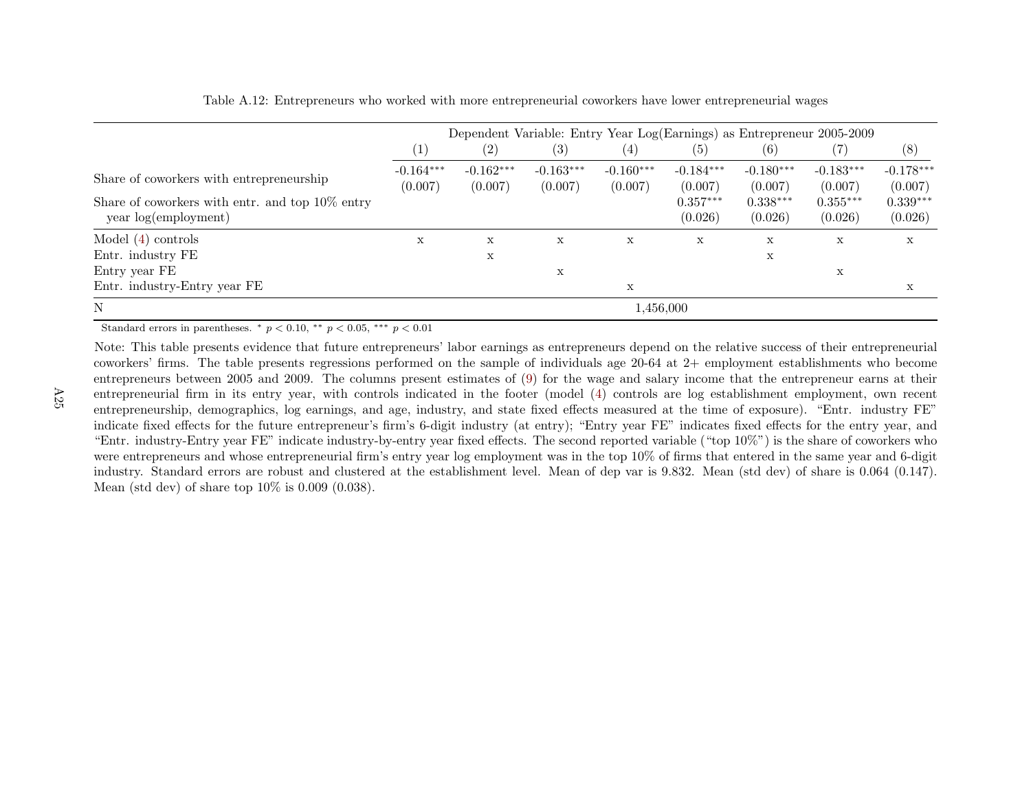Table A.12: Entrepreneurs who worked with more entrepreneurial coworkers have lower entrepreneurial wages

| | Dependent Variable: Entry Year Log(Earnings) as Entrepreneur 2005-2009 | | | | | | | |
|---|---|---|---|---|---|---|---|---|
| | (1) | (2) | (3) | (4) | (5) | (6) | (7) | (8) |
| Share of coworkers with entrepreneurship | -0.164*** | -0.162*** | -0.163*** | -0.160*** | -0.184*** | -0.180*** | -0.183*** | -0.178*** |
| | (0.007) | (0.007) | (0.007) | (0.007) | (0.007) | (0.007) | (0.007) | (0.007) |
| Share of coworkers with entr. and top 10% entry year log(employment) | | | | | 0.357*** | 0.338*** | 0.355*** | 0.339*** |
| | | | | | (0.026) | (0.026) | (0.026) | (0.026) |
| Model (4) controls | x | x | x | x | x | x | x | x |
| Entr. industry FE | | x | | | | x | | |
| Entry year FE | | | x | | | | x | |
| Entr. industry-Entry year FE | | | | x | | | | x |
| N | 1,456,000 | | | | | | | |

Standard errors in parentheses. * $p < 0.10$, ** $p < 0.05$, *** $p < 0.01$

Note: This table presents evidence that future entrepreneurs' labor earnings as entrepreneurs depend on the relative success of their entrepreneurial coworkers' firms. The table presents regressions performed on the sample of individuals age 20-64 at 2+ employment establishments who become entrepreneurs between 2005 and 2009. The columns present estimates of (9) for the wage and salary income that the entrepreneur earns at their entrepreneurial firm in its entry year, with controls indicated in the footer (model (4) controls are log establishment employment, own recent entrepreneurship, demographics, log earnings, and age, industry, and state fixed effects measured at the time of exposure). "Entr. industry FE" indicate fixed effects for the future entrepreneur's firm's 6-digit industry (at entry); "Entry year FE" indicates fixed effects for the entry year, and "Entr. industry-Entry year FE" indicate industry-by-entry year fixed effects. The second reported variable ("top 10%") is the share of coworkers who were entrepreneurs and whose entrepreneurial firm's entry year log employment was in the top 10% of firms that entered in the same year and 6-digit industry. Standard errors are robust and clustered at the establishment level. Mean of dep var is 9.832. Mean (std dev) of share is 0.064 (0.147). Mean (std dev) of share top 10% is 0.009 (0.038).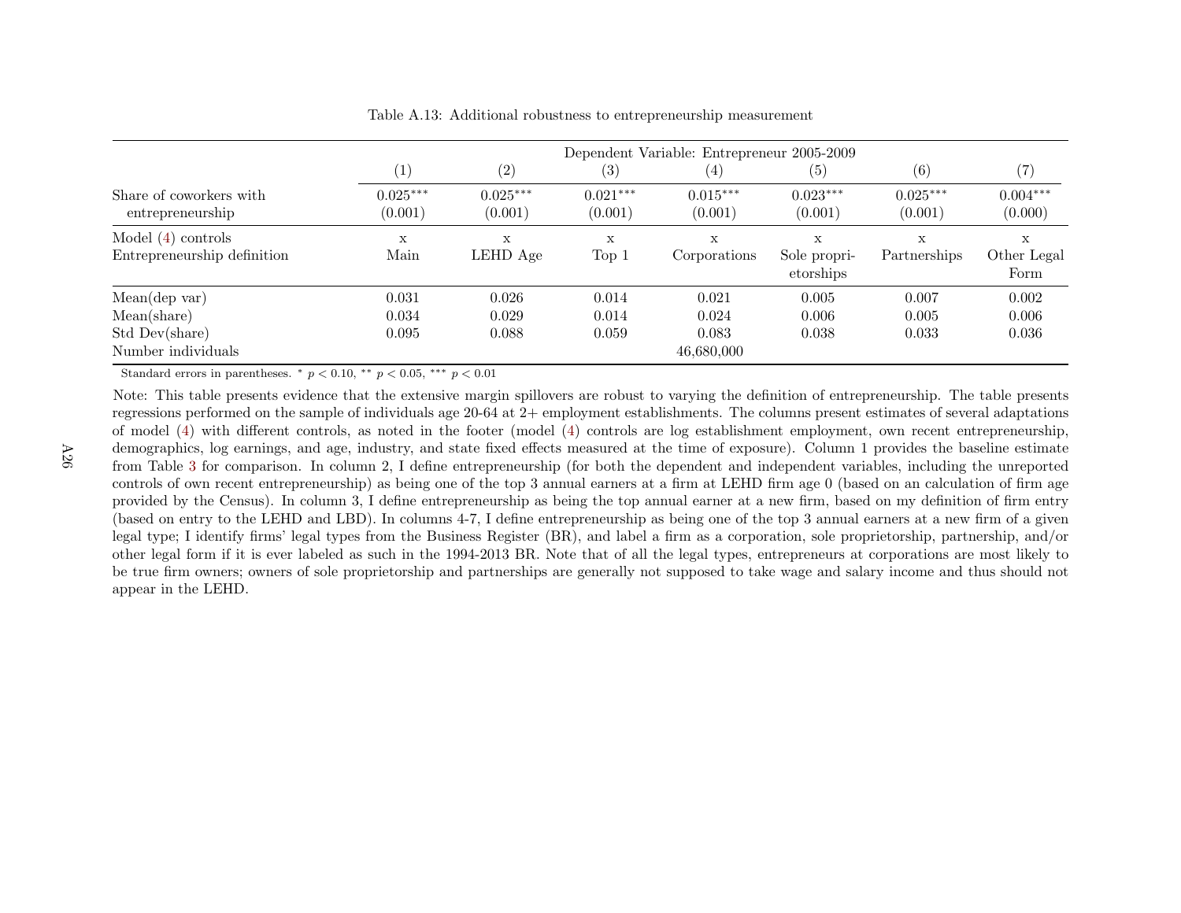Table A.13: Additional robustness to entrepreneurship measurement

| | Dependent Variable: Entrepreneur 2005-2009 | | | | | | |
|---|---|---|---|---|---|---|---|
| | (1) | (2) | (3) | (4) | (5) | (6) | (7) |
| Share of coworkers with entrepreneurship | 0.025*** | 0.025*** | 0.021*** | 0.015*** | 0.023*** | 0.025*** | 0.004*** |
| | (0.001) | (0.001) | (0.001) | (0.001) | (0.001) | (0.001) | (0.000) |
| Model (4) controls | x | x | x | x | x | x | x |
| Entrepreneurship definition | Main | LEHD Age | Top 1 | Corporations | Sole proprietorships | Partnerships | Other Legal Form |
| Mean(dep var) | 0.031 | 0.026 | 0.014 | 0.021 | 0.005 | 0.007 | 0.002 |
| Mean(share) | 0.034 | 0.029 | 0.014 | 0.024 | 0.006 | 0.005 | 0.006 |
| Std Dev(share) | 0.095 | 0.088 | 0.059 | 0.083 | 0.038 | 0.033 | 0.036 |
| Number individuals | | | | 46,680,000 | | | |

Standard errors in parentheses. * $p < 0.10$, ** $p < 0.05$, *** $p < 0.01$

Note: This table presents evidence that the extensive margin spillovers are robust to varying the definition of entrepreneurship. The table presents regressions performed on the sample of individuals age 20-64 at 2+ employment establishments. The columns present estimates of several adaptations of model (4) with different controls, as noted in the footer (model (4) controls are log establishment employment, own recent entrepreneurship, demographics, log earnings, and age, industry, and state fixed effects measured at the time of exposure). Column 1 provides the baseline estimate from Table 3 for comparison. In column 2, I define entrepreneurship (for both the dependent and independent variables, including the unreported controls of own recent entrepreneurship) as being one of the top 3 annual earners at a firm at LEHD firm age 0 (based on an calculation of firm age provided by the Census). In column 3, I define entrepreneurship as being the top annual earner at a new firm, based on my definition of firm entry (based on entry to the LEHD and LBD). In columns 4-7, I define entrepreneurship as being one of the top 3 annual earners at a new firm of a given legal type; I identify firms' legal types from the Business Register (BR), and label a firm as a corporation, sole proprietorship, partnership, and/or other legal form if it is ever labeled as such in the 1994-2013 BR. Note that of all the legal types, entrepreneurs at corporations are most likely to be true firm owners; owners of sole proprietorship and partnerships are generally not supposed to take wage and salary income and thus should not appear in the LEHD.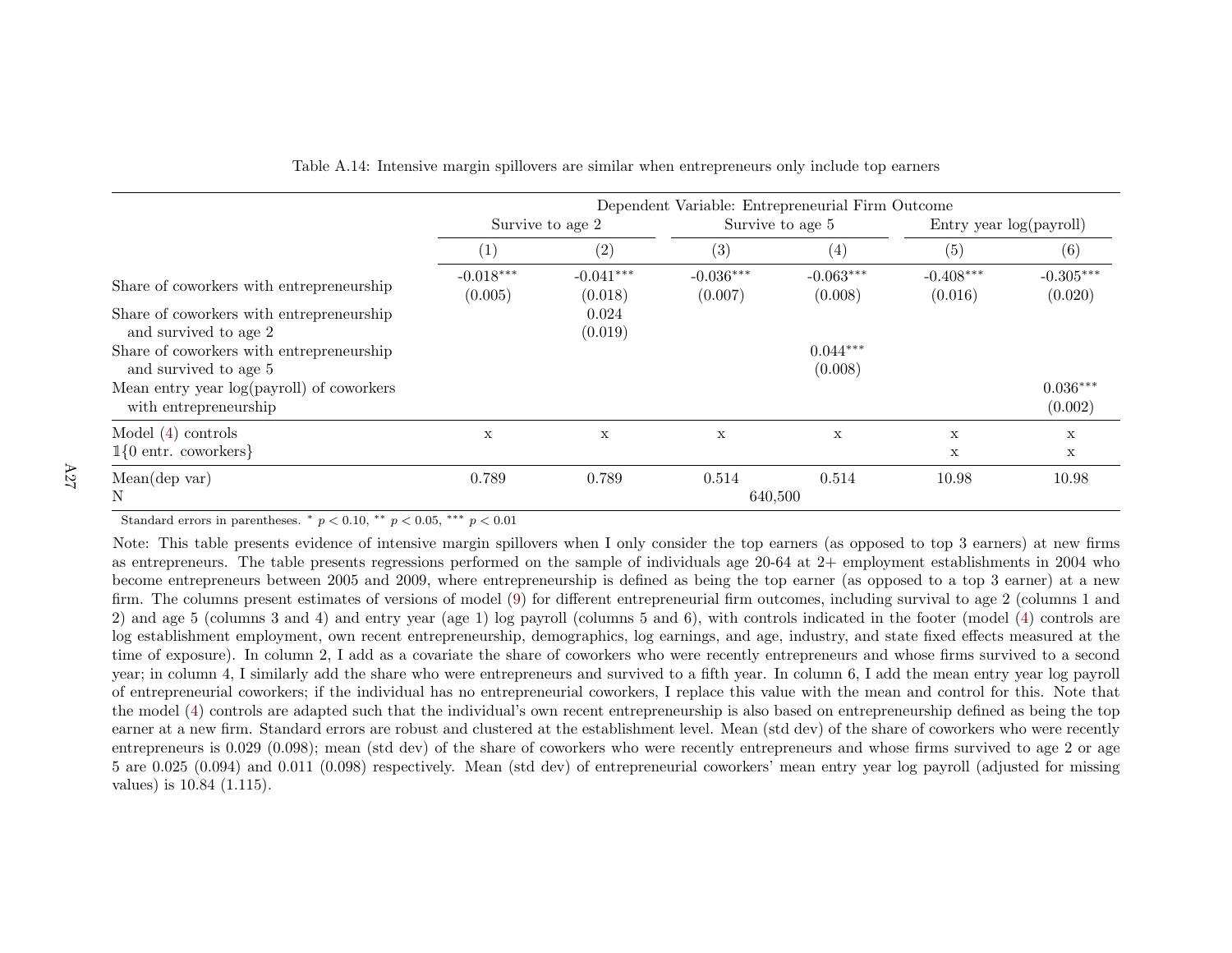Table A.14: Intensive margin spillovers are similar when entrepreneurs only include top earners

| | Dependent Variable: Entrepreneurial Firm Outcome | | | | | |
|---|---|---|---|---|---|---|
| | Survive to age 2 | | Survive to age 5 | | Entry year log(payroll) | |
| | (1) | (2) | (3) | (4) | (5) | (6) |
| Share of coworkers with entrepreneurship | -0.018*** | -0.041*** | -0.036*** | -0.063*** | -0.408*** | -0.305*** |
| | (0.005) | (0.018) | (0.007) | (0.008) | (0.016) | (0.020) |
| Share of coworkers with entrepreneurship and survived to age 2 | | 0.024 | | | | |
| | | (0.019) | | | | |
| Share of coworkers with entrepreneurship and survived to age 5 | | | | 0.044*** | | |
| | | | | (0.008) | | |
| Mean entry year log(payroll) of coworkers with entrepreneurship | | | | | | 0.036*** |
| | | | | | | (0.002) |
| Model (4) controls | x | x | x | x | x | x |
| $\mathbb{1}\{0$ entr. coworkers$\}$ | | | | | x | x |
| Mean(dep var) | 0.789 | 0.789 | 0.514 | 0.514 | 10.98 | 10.98 |
| N | | | 640,500 | | | |

Standard errors in parentheses. * $p < 0.10$, ** $p < 0.05$, *** $p < 0.01$

Note: This table presents evidence of intensive margin spillovers when I only consider the top earners (as opposed to top 3 earners) at new firms as entrepreneurs. The table presents regressions performed on the sample of individuals age 20-64 at 2+ employment establishments in 2004 who become entrepreneurs between 2005 and 2009, where entrepreneurship is defined as being the top earner (as opposed to a top 3 earner) at a new firm. The columns present estimates of versions of model (9) for different entrepreneurial firm outcomes, including survival to age 2 (columns 1 and 2) and age 5 (columns 3 and 4) and entry year (age 1) log payroll (columns 5 and 6), with controls indicated in the footer (model (4) controls are log establishment employment, own recent entrepreneurship, demographics, log earnings, and age, industry, and state fixed effects measured at the time of exposure). In column 2, I add as a covariate the share of coworkers who were recently entrepreneurs and whose firms survived to a second year; in column 4, I similarly add the share who were entrepreneurs and survived to a fifth year. In column 6, I add the mean entry year log payroll of entrepreneurial coworkers; if the individual has no entrepreneurial coworkers, I replace this value with the mean and control for this. Note that the model (4) controls are adapted such that the individual's own recent entrepreneurship is also based on entrepreneurship defined as being the top earner at a new firm. Standard errors are robust and clustered at the establishment level. Mean (std dev) of the share of coworkers who were recently entrepreneurs is 0.029 (0.098); mean (std dev) of the share of coworkers who were recently entrepreneurs and whose firms survived to age 2 or age 5 are 0.025 (0.094) and 0.011 (0.098) respectively. Mean (std dev) of entrepreneurial coworkers' mean entry year log payroll (adjusted for missing values) is 10.84 (1.115).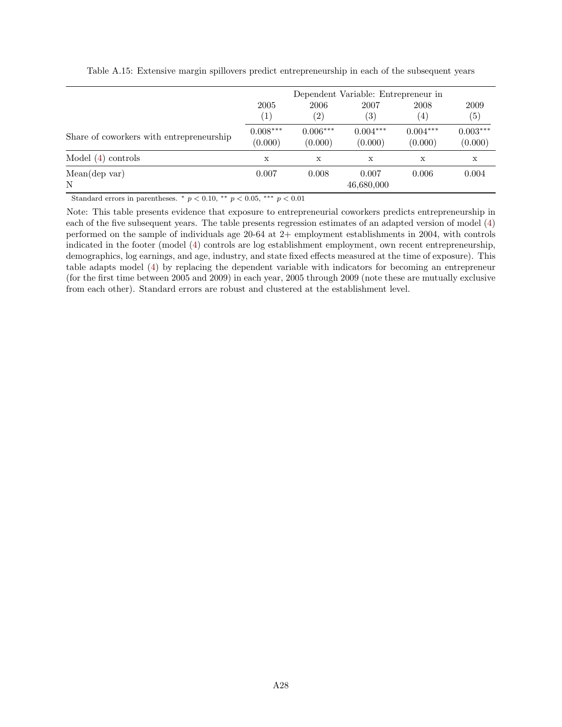Table A.15: Extensive margin spillovers predict entrepreneurship in each of the subsequent years

| | Dependent Variable: Entrepreneur in | | | | |
|---|---|---|---|---|---|
| | 2005 | 2006 | 2007 | 2008 | 2009 |
| | (1) | (2) | (3) | (4) | (5) |
| Share of coworkers with entrepreneurship | 0.008*** | 0.006*** | 0.004*** | 0.004*** | 0.003*** |
| | (0.000) | (0.000) | (0.000) | (0.000) | (0.000) |
| Model (4) controls | x | x | x | x | x |
| Mean(dep var) | 0.007 | 0.008 | 0.007 | 0.006 | 0.004 |
| N | | | 46,680,000 | | |

Standard errors in parentheses. * $p < 0.10$, ** $p < 0.05$, *** $p < 0.01$

Note: This table presents evidence that exposure to entrepreneurial coworkers predicts entrepreneurship in each of the five subsequent years. The table presents regression estimates of an adapted version of model (4) performed on the sample of individuals age 20-64 at 2+ employment establishments in 2004, with controls indicated in the footer (model (4) controls are log establishment employment, own recent entrepreneurship, demographics, log earnings, and age, industry, and state fixed effects measured at the time of exposure). This table adapts model (4) by replacing the dependent variable with indicators for becoming an entrepreneur (for the first time between 2005 and 2009) in each year, 2005 through 2009 (note these are mutually exclusive from each other). Standard errors are robust and clustered at the establishment level.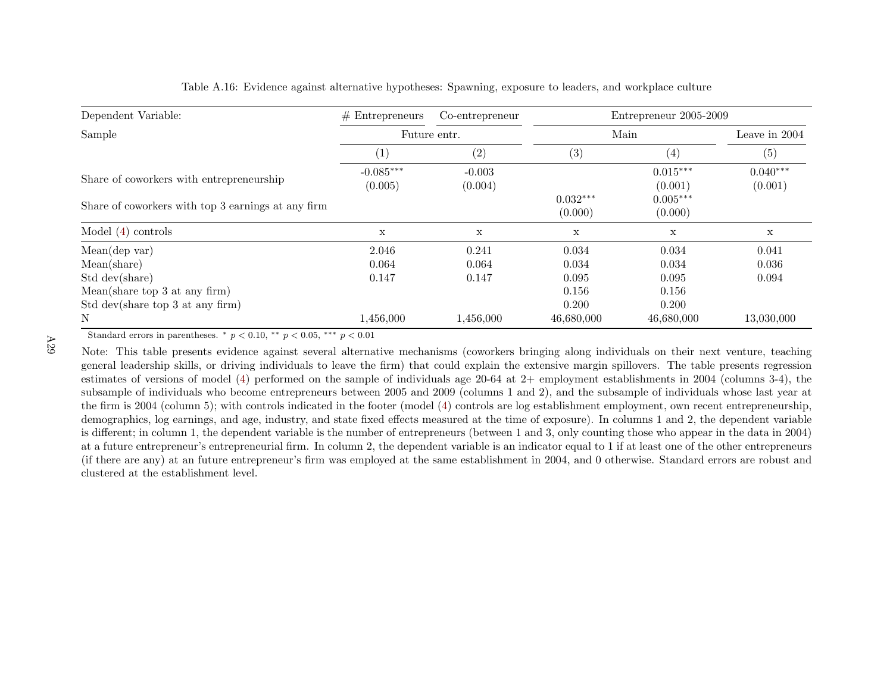Table A.16: Evidence against alternative hypotheses: Spawning, exposure to leaders, and workplace culture

| Dependent Variable: | # Entrepreneurs | Co-entrepreneur | Entrepreneur 2005-2009 | | |
|---|---|---|---|---|---|
| Sample | Future entr. | | Main | | Leave in 2004 |
| | (1) | (2) | (3) | (4) | (5) |
| Share of coworkers with entrepreneurship | -0.085*** | -0.003 | | 0.015*** | 0.040*** |
| | (0.005) | (0.004) | | (0.001) | (0.001) |
| Share of coworkers with top 3 earnings at any firm | | | 0.032*** | 0.005*** | |
| | | | (0.000) | (0.000) | |
| Model (4) controls | x | x | x | x | x |
| Mean(dep var) | 2.046 | 0.241 | 0.034 | 0.034 | 0.041 |
| Mean(share) | 0.064 | 0.064 | 0.034 | 0.034 | 0.036 |
| Std dev(share) | 0.147 | 0.147 | 0.095 | 0.095 | 0.094 |
| Mean(share top 3 at any firm) | | | 0.156 | 0.156 | |
| Std dev(share top 3 at any firm) | | | 0.200 | 0.200 | |
| N | 1,456,000 | 1,456,000 | 46,680,000 | 46,680,000 | 13,030,000 |

Standard errors in parentheses. * $p < 0.10$, ** $p < 0.05$, *** $p < 0.01$

Note: This table presents evidence against several alternative mechanisms (coworkers bringing along individuals on their next venture, teaching general leadership skills, or driving individuals to leave the firm) that could explain the extensive margin spillovers. The table presents regression estimates of versions of model (4) performed on the sample of individuals age 20-64 at 2+ employment establishments in 2004 (columns 3-4), the subsample of individuals who become entrepreneurs between 2005 and 2009 (columns 1 and 2), and the subsample of individuals whose last year at the firm is 2004 (column 5); with controls indicated in the footer (model (4) controls are log establishment employment, own recent entrepreneurship, demographics, log earnings, and age, industry, and state fixed effects measured at the time of exposure). In columns 1 and 2, the dependent variable is different; in column 1, the dependent variable is the number of entrepreneurs (between 1 and 3, only counting those who appear in the data in 2004) at a future entrepreneur's entrepreneurial firm. In column 2, the dependent variable is an indicator equal to 1 if at least one of the other entrepreneurs (if there are any) at an future entrepreneur's firm was employed at the same establishment in 2004, and 0 otherwise. Standard errors are robust and clustered at the establishment level.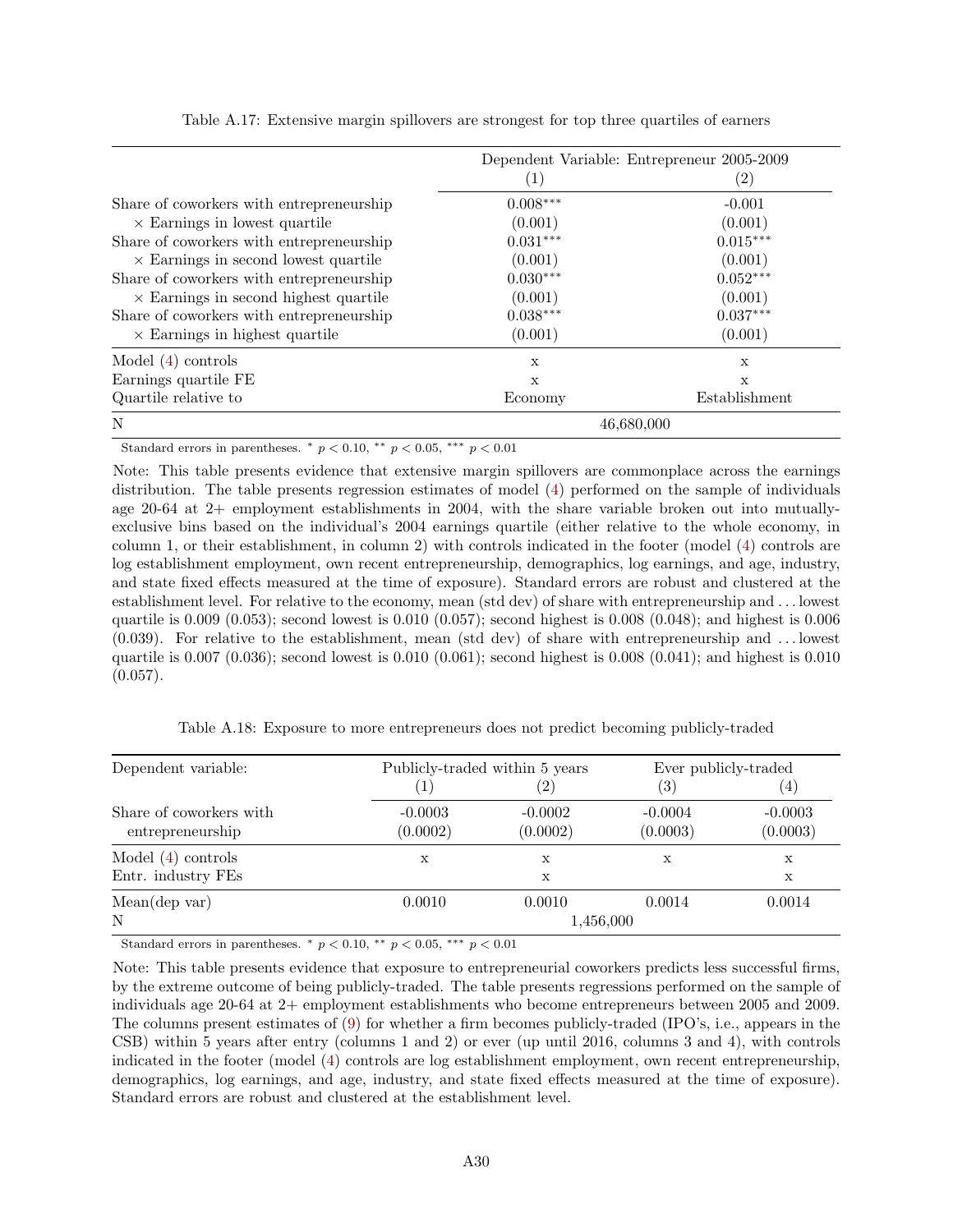Table A.17: Extensive margin spillovers are strongest for top three quartiles of earners

| | Dependent Variable: Entrepreneur 2005-2009 | |
|---|---|---|
| | (1) | (2) |
| Share of coworkers with entrepreneurship × Earnings in lowest quartile | 0.008*** | -0.001 |
| | (0.001) | (0.001) |
| Share of coworkers with entrepreneurship × Earnings in second lowest quartile | 0.031*** | 0.015*** |
| | (0.001) | (0.001) |
| Share of coworkers with entrepreneurship × Earnings in second highest quartile | 0.030*** | 0.052*** |
| | (0.001) | (0.001) |
| Share of coworkers with entrepreneurship × Earnings in highest quartile | 0.038*** | 0.037*** |
| | (0.001) | (0.001) |
| Model (4) controls | x | x |
| Earnings quartile FE | x | x |
| Quartile relative to | Economy | Establishment |
| N | 46,680,000 | |

Standard errors in parentheses. * $p < 0.10$, ** $p < 0.05$, *** $p < 0.01$

Note: This table presents evidence that extensive margin spillovers are commonplace across the earnings distribution. The table presents regression estimates of model (4) performed on the sample of individuals age 20-64 at 2+ employment establishments in 2004, with the share variable broken out into mutually-exclusive bins based on the individual's 2004 earnings quartile (either relative to the whole economy, in column 1, or their establishment, in column 2) with controls indicated in the footer (model (4) controls are log establishment employment, own recent entrepreneurship, demographics, log earnings, and age, industry, and state fixed effects measured at the time of exposure). Standard errors are robust and clustered at the establishment level. For relative to the economy, mean (std dev) of share with entrepreneurship and ... lowest quartile is 0.009 (0.053); second lowest is 0.010 (0.057); second highest is 0.008 (0.048); and highest is 0.006 (0.039). For relative to the establishment, mean (std dev) of share with entrepreneurship and ... lowest quartile is 0.007 (0.036); second lowest is 0.010 (0.061); second highest is 0.008 (0.041); and highest is 0.010 (0.057).

Table A.18: Exposure to more entrepreneurs does not predict becoming publicly-traded

| Dependent variable: | Publicly-traded within 5 years | | Ever publicly-traded | |
|---|---|---|---|---|
| | (1) | (2) | (3) | (4) |
| Share of coworkers with entrepreneurship | -0.0003 | -0.0002 | -0.0004 | -0.0003 |
| | (0.0002) | (0.0002) | (0.0003) | (0.0003) |
| Model (4) controls | x | x | x | x |
| Entr. industry FEs | | x | | x |
| Mean(dep var) | 0.0010 | 0.0010 | 0.0014 | 0.0014 |
| N | 1,456,000 | | | |

Standard errors in parentheses. * $p < 0.10$, ** $p < 0.05$, *** $p < 0.01$

Note: This table presents evidence that exposure to entrepreneurial coworkers predicts less successful firms, by the extreme outcome of being publicly-traded. The table presents regressions performed on the sample of individuals age 20-64 at 2+ employment establishments who become entrepreneurs between 2005 and 2009. The columns present estimates of (9) for whether a firm becomes publicly-traded (IPO's, i.e., appears in the CSB) within 5 years after entry (columns 1 and 2) or ever (up until 2016, columns 3 and 4), with controls indicated in the footer (model (4) controls are log establishment employment, own recent entrepreneurship, demographics, log earnings, and age, industry, and state fixed effects measured at the time of exposure). Standard errors are robust and clustered at the establishment level.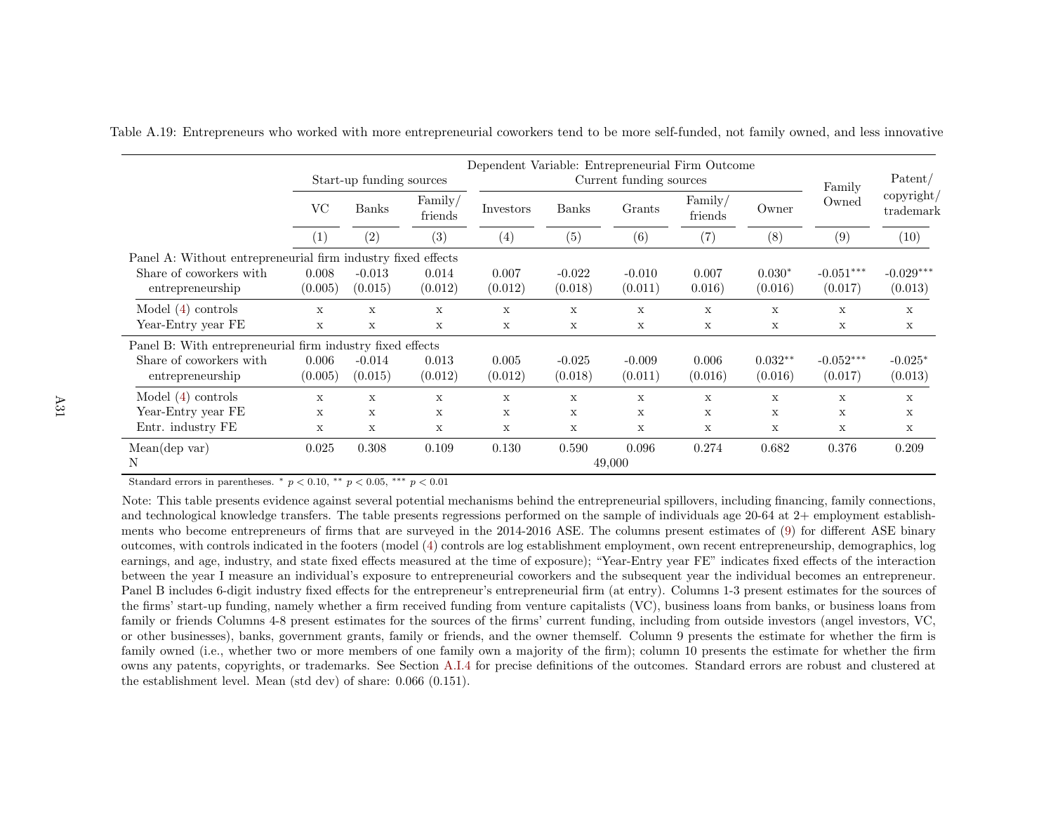Table A.19: Entrepreneurs who worked with more entrepreneurial coworkers tend to be more self-funded, not family owned, and less innovative

| | Dependent Variable: Entrepreneurial Firm Outcome | | | | | | | | | |
|---|---|---|---|---|---|---|---|---|---|---|
| | Start-up funding sources | | | Current funding sources | | | | | Family Owned | Patent/ copyright/ trademark |
| | VC | Banks | Family/ friends | Investors | Banks | Grants | Family/ friends | Owner | | |
| | (1) | (2) | (3) | (4) | (5) | (6) | (7) | (8) | (9) | (10) |
| Panel A: Without entrepreneurial firm industry fixed effects | | | | | | | | | | |
| Share of coworkers with entrepreneurship | 0.008 | -0.013 | 0.014 | 0.007 | -0.022 | -0.010 | 0.007 | $0.030^{*}$ | $-0.051^{***}$ | $-0.029^{***}$ |
| | (0.005) | (0.015) | (0.012) | (0.012) | (0.018) | (0.011) | 0.016) | (0.016) | (0.017) | (0.013) |
| Model (4) controls | x | x | x | x | x | x | x | x | x | x |
| Year-Entry year FE | x | x | x | x | x | x | x | x | x | x |
| Panel B: With entrepreneurial firm industry fixed effects | | | | | | | | | | |
| Share of coworkers with entrepreneurship | 0.006 | -0.014 | 0.013 | 0.005 | -0.025 | -0.009 | 0.006 | $0.032^{**}$ | $-0.052^{***}$ | $-0.025^{*}$ |
| | (0.005) | (0.015) | (0.012) | (0.012) | (0.018) | (0.011) | (0.016) | (0.016) | (0.017) | (0.013) |
| Model (4) controls | x | x | x | x | x | x | x | x | x | x |
| Year-Entry year FE | x | x | x | x | x | x | x | x | x | x |
| Entr. industry FE | x | x | x | x | x | x | x | x | x | x |
| Mean(dep var) | 0.025 | 0.308 | 0.109 | 0.130 | 0.590 | 0.096 | 0.274 | 0.682 | 0.376 | 0.209 |
| N | 49,000 | | | | | | | | | |

Standard errors in parentheses. $^{*}$ $p < 0.10$, $^{**}$ $p < 0.05$, $^{***}$ $p < 0.01$

Note: This table presents evidence against several potential mechanisms behind the entrepreneurial spillovers, including financing, family connections, and technological knowledge transfers. The table presents regressions performed on the sample of individuals age 20-64 at 2+ employment establishments who become entrepreneurs of firms that are surveyed in the 2014-2016 ASE. The columns present estimates of (9) for different ASE binary outcomes, with controls indicated in the footers (model (4) controls are log establishment employment, own recent entrepreneurship, demographics, log earnings, and age, industry, and state fixed effects measured at the time of exposure); "Year-Entry year FE" indicates fixed effects of the interaction between the year I measure an individual's exposure to entrepreneurial coworkers and the subsequent year the individual becomes an entrepreneur. Panel B includes 6-digit industry fixed effects for the entrepreneur's entrepreneurial firm (at entry). Columns 1-3 present estimates for the sources of the firms' start-up funding, namely whether a firm received funding from venture capitalists (VC), business loans from banks, or business loans from family or friends Columns 4-8 present estimates for the sources of the firms' current funding, including from outside investors (angel investors, VC, or other businesses), banks, government grants, family or friends, and the owner themself. Column 9 presents the estimate for whether the firm is family owned (i.e., whether two or more members of one family own a majority of the firm); column 10 presents the estimate for whether the firm owns any patents, copyrights, or trademarks. See Section A.I.4 for precise definitions of the outcomes. Standard errors are robust and clustered at the establishment level. Mean (std dev) of share: 0.066 (0.151).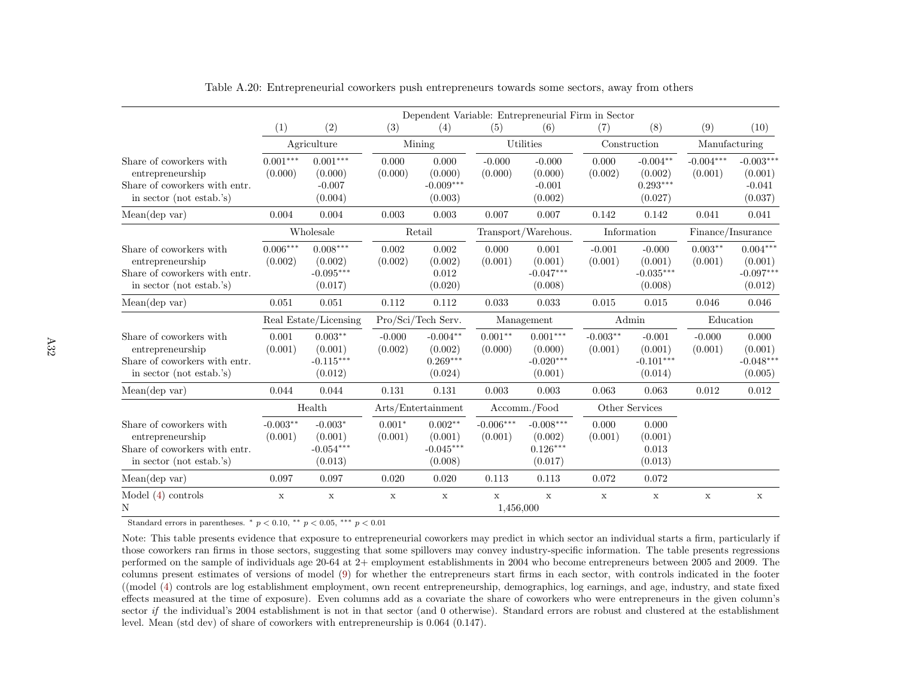Table A.20: Entrepreneurial coworkers push entrepreneurs towards some sectors, away from others

| | (1) | (2) | (3) | (4) | (5) | (6) | (7) | (8) | (9) | (10) |
|---|---|---|---|---|---|---|---|---|---|---|
| | Dependent Variable: Entrepreneurial Firm in Sector | | | | | | | | | |
| | Agriculture | | Mining | | Utilities | | Construction | | Manufacturing | |
| Share of coworkers with entrepreneurship | 0.001*** | 0.001*** | 0.000 | 0.000 | -0.000 | -0.000 | 0.000 | -0.004** | -0.004*** | -0.003*** |
| | (0.000) | (0.000) | (0.000) | (0.000) | (0.000) | (0.000) | (0.002) | (0.002) | (0.001) | (0.001) |
| Share of coworkers with entr. in sector (not estab.'s) | | -0.007 | | -0.009*** | | -0.001 | | 0.293*** | | -0.041 |
| | | (0.004) | | (0.003) | | (0.002) | | (0.027) | | (0.037) |
| Mean(dep var) | 0.004 | 0.004 | 0.003 | 0.003 | 0.007 | 0.007 | 0.142 | 0.142 | 0.041 | 0.041 |
| | Wholesale | | Retail | | Transport/Warehous. | | Information | | Finance/Insurance | |
| Share of coworkers with entrepreneurship | 0.006*** | 0.008*** | 0.002 | 0.002 | 0.000 | 0.001 | -0.001 | -0.000 | 0.003** | 0.004*** |
| | (0.002) | (0.002) | (0.002) | (0.002) | (0.001) | (0.001) | (0.001) | (0.001) | (0.001) | (0.001) |
| Share of coworkers with entr. in sector (not estab.'s) | | -0.095*** | | 0.012 | | -0.047*** | | -0.035*** | | -0.097*** |
| | | (0.017) | | (0.020) | | (0.008) | | (0.008) | | (0.012) |
| Mean(dep var) | 0.051 | 0.051 | 0.112 | 0.112 | 0.033 | 0.033 | 0.015 | 0.015 | 0.046 | 0.046 |
| | Real Estate/Licensing | | Pro/Sci/Tech Serv. | | Management | | Admin | | Education | |
| Share of coworkers with entrepreneurship | 0.001 | 0.003** | -0.000 | -0.004** | 0.001** | 0.001*** | -0.003** | -0.001 | -0.000 | 0.000 |
| | (0.001) | (0.001) | (0.002) | (0.002) | (0.000) | (0.000) | (0.001) | (0.001) | (0.001) | (0.001) |
| Share of coworkers with entr. in sector (not estab.'s) | | -0.115*** | | 0.269*** | | -0.020*** | | -0.101*** | | -0.048*** |
| | | (0.012) | | (0.024) | | (0.001) | | (0.014) | | (0.005) |
| Mean(dep var) | 0.044 | 0.044 | 0.131 | 0.131 | 0.003 | 0.003 | 0.063 | 0.063 | 0.012 | 0.012 |
| | Health | | Arts/Entertainment | | Accomm./Food | | Other Services | | | |
| Share of coworkers with entrepreneurship | -0.003** | -0.003* | 0.001* | 0.002** | -0.006*** | -0.008*** | 0.000 | 0.000 | | |
| | (0.001) | (0.001) | (0.001) | (0.001) | (0.001) | (0.002) | (0.001) | (0.001) | | |
| Share of coworkers with entr. in sector (not estab.'s) | | -0.054*** | | -0.045*** | | 0.126*** | | 0.013 | | |
| | | (0.013) | | (0.008) | | (0.017) | | (0.013) | | |
| Mean(dep var) | 0.097 | 0.097 | 0.020 | 0.020 | 0.113 | 0.113 | 0.072 | 0.072 | | |
| Model (4) controls | x | x | x | x | x | x | x | x | x | x |
| N | | | | | 1,456,000 | | | | | |

Standard errors in parentheses. * $p < 0.10$, ** $p < 0.05$, *** $p < 0.01$

Note: This table presents evidence that exposure to entrepreneurial coworkers may predict in which sector an individual starts a firm, particularly if those coworkers ran firms in those sectors, suggesting that some spillovers may convey industry-specific information. The table presents regressions performed on the sample of individuals age 20-64 at 2+ employment establishments in 2004 who become entrepreneurs between 2005 and 2009. The columns present estimates of versions of model (9) for whether the entrepreneurs start firms in each sector, with controls indicated in the footer ((model (4) controls are log establishment employment, own recent entrepreneurship, demographics, log earnings, and age, industry, and state fixed effects measured at the time of exposure). Even columns add as a covariate the share of coworkers who were entrepreneurs in the given column's sector *if* the individual's 2004 establishment is not in that sector (and 0 otherwise). Standard errors are robust and clustered at the establishment level. Mean (std dev) of share of coworkers with entrepreneurship is 0.064 (0.147).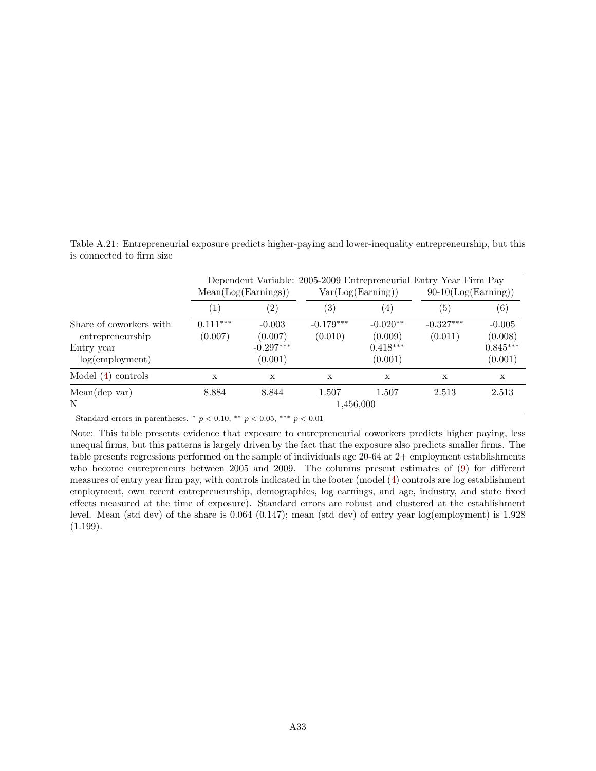Table A.21: Entrepreneurial exposure predicts higher-paying and lower-inequality entrepreneurship, but this is connected to firm size

| | Dependent Variable: 2005-2009 Entrepreneurial Entry Year Firm Pay | | | | | |
|---|---|---|---|---|---|---|
| | Mean(Log(Earnings)) | | Var(Log(Earning)) | | 90-10(Log(Earning)) | |
| | (1) | (2) | (3) | (4) | (5) | (6) |
| Share of coworkers with entrepreneurship | 0.111*** (0.007) | -0.003 (0.007) | -0.179*** (0.010) | -0.020** (0.009) | -0.327*** (0.011) | -0.005 (0.008) |
| Entry year log(employment) | | -0.297*** (0.001) | | 0.418*** (0.001) | | 0.845*** (0.001) |
| Model (4) controls | x | x | x | x | x | x |
| Mean(dep var) | 8.884 | 8.844 | 1.507 | 1.507 | 2.513 | 2.513 |
| N | 1,456,000 | | | | | |

Standard errors in parentheses. * $p < 0.10$, ** $p < 0.05$, *** $p < 0.01$

Note: This table presents evidence that exposure to entrepreneurial coworkers predicts higher paying, less unequal firms, but this patterns is largely driven by the fact that the exposure also predicts smaller firms. The table presents regressions performed on the sample of individuals age 20-64 at 2+ employment establishments who become entrepreneurs between 2005 and 2009. The columns present estimates of (9) for different measures of entry year firm pay, with controls indicated in the footer (model (4) controls are log establishment employment, own recent entrepreneurship, demographics, log earnings, and age, industry, and state fixed effects measured at the time of exposure). Standard errors are robust and clustered at the establishment level. Mean (std dev) of the share is 0.064 (0.147); mean (std dev) of entry year log(employment) is 1.928 (1.199).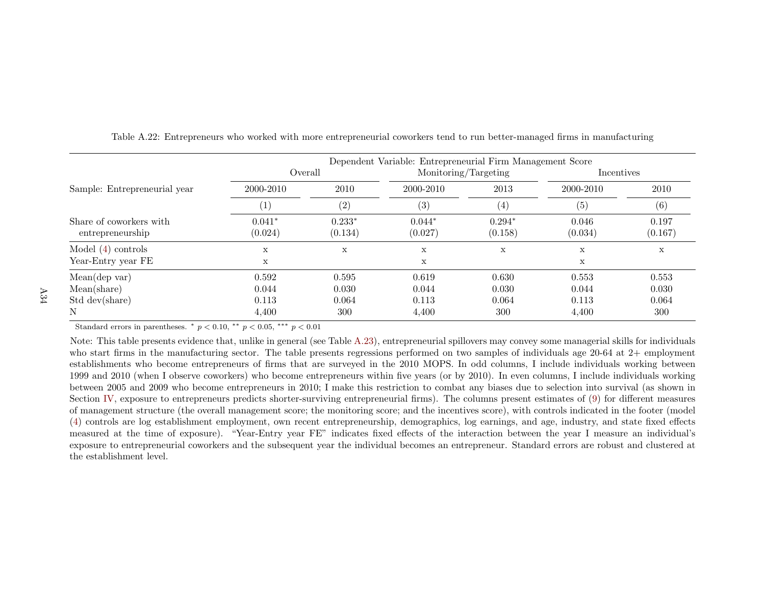Table A.22: Entrepreneurs who worked with more entrepreneurial coworkers tend to run better-managed firms in manufacturing

| | Dependent Variable: Entrepreneurial Firm Management Score | | | | | |
|---|---|---|---|---|---|---|
| | Overall | | Monitoring/Targeting | | Incentives | |
| Sample: Entrepreneurial year | 2000-2010 | 2010 | 2000-2010 | 2013 | 2000-2010 | 2010 |
| | (1) | (2) | (3) | (4) | (5) | (6) |
| Share of coworkers with entrepreneurship | 0.041* (0.024) | 0.233* (0.134) | 0.044* (0.027) | 0.294* (0.158) | 0.046 (0.034) | 0.197 (0.167) |
| Model (4) controls | x | x | x | x | x | x |
| Year-Entry year FE | x | | x | | x | |
| Mean(dep var) | 0.592 | 0.595 | 0.619 | 0.630 | 0.553 | 0.553 |
| Mean(share) | 0.044 | 0.030 | 0.044 | 0.030 | 0.044 | 0.030 |
| Std dev(share) | 0.113 | 0.064 | 0.113 | 0.064 | 0.113 | 0.064 |
| N | 4,400 | 300 | 4,400 | 300 | 4,400 | 300 |

Standard errors in parentheses. * $p < 0.10$, ** $p < 0.05$, *** $p < 0.01$

Note: This table presents evidence that, unlike in general (see Table A.23), entrepreneurial spillovers may convey some managerial skills for individuals who start firms in the manufacturing sector. The table presents regressions performed on two samples of individuals age 20-64 at 2+ employment establishments who become entrepreneurs of firms that are surveyed in the 2010 MOPS. In odd columns, I include individuals working between 1999 and 2010 (when I observe coworkers) who become entrepreneurs within five years (or by 2010). In even columns, I include individuals working between 2005 and 2009 who become entrepreneurs in 2010; I make this restriction to combat any biases due to selection into survival (as shown in Section IV, exposure to entrepreneurs predicts shorter-surviving entrepreneurial firms). The columns present estimates of (9) for different measures of management structure (the overall management score; the monitoring score; and the incentives score), with controls indicated in the footer (model (4) controls are log establishment employment, own recent entrepreneurship, demographics, log earnings, and age, industry, and state fixed effects measured at the time of exposure). "Year-Entry year FE" indicates fixed effects of the interaction between the year I measure an individual's exposure to entrepreneurial coworkers and the subsequent year the individual becomes an entrepreneur. Standard errors are robust and clustered at the establishment level.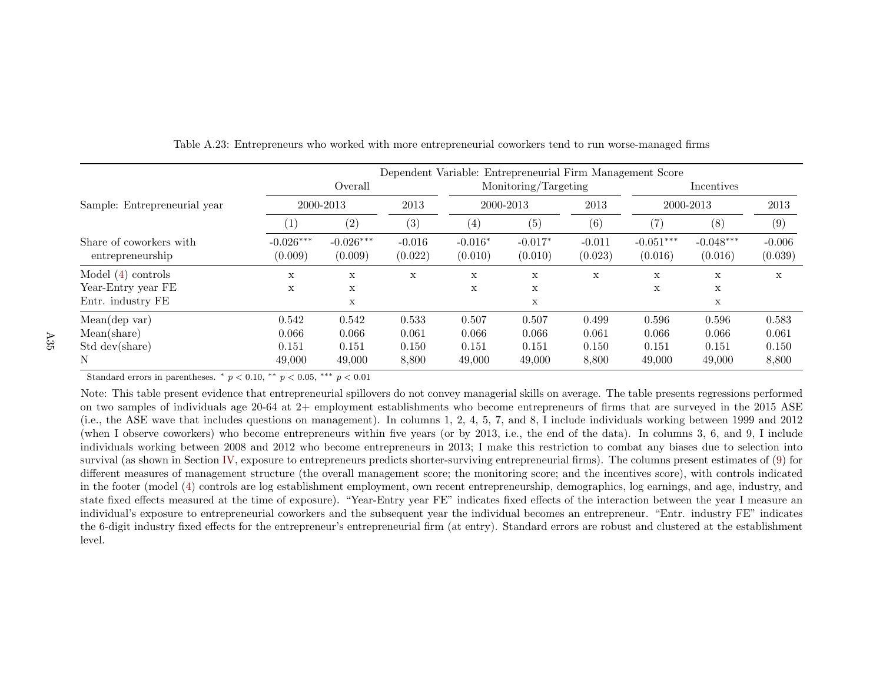Table A.23: Entrepreneurs who worked with more entrepreneurial coworkers tend to run worse-managed firms

| | Dependent Variable: Entrepreneurial Firm Management Score | | | | | | | | |
|---|---|---|---|---|---|---|---|---|---|
| | Overall | | | Monitoring/Targeting | | | Incentives | | |
| Sample: Entrepreneurial year | 2000-2013 | | 2013 | 2000-2013 | | 2013 | 2000-2013 | | 2013 |
| | (1) | (2) | (3) | (4) | (5) | (6) | (7) | (8) | (9) |
| Share of coworkers with entrepreneurship | -0.026*** | -0.026*** | -0.016 | -0.016* | -0.017* | -0.011 | -0.051*** | -0.048*** | -0.006 |
| | (0.009) | (0.009) | (0.022) | (0.010) | (0.010) | (0.023) | (0.016) | (0.016) | (0.039) |
| Model (4) controls | x | x | x | x | x | x | x | x | x |
| Year-Entry year FE | x | x | | x | x | | x | x | |
| Entr. industry FE | | x | | | x | | | x | |
| Mean(dep var) | 0.542 | 0.542 | 0.533 | 0.507 | 0.507 | 0.499 | 0.596 | 0.596 | 0.583 |
| Mean(share) | 0.066 | 0.066 | 0.061 | 0.066 | 0.066 | 0.061 | 0.066 | 0.066 | 0.061 |
| Std dev(share) | 0.151 | 0.151 | 0.150 | 0.151 | 0.151 | 0.150 | 0.151 | 0.151 | 0.150 |
| N | 49,000 | 49,000 | 8,800 | 49,000 | 49,000 | 8,800 | 49,000 | 49,000 | 8,800 |

Standard errors in parentheses. * $p < 0.10$, ** $p < 0.05$, *** $p < 0.01$

Note: This table present evidence that entrepreneurial spillovers do not convey managerial skills on average. The table presents regressions performed on two samples of individuals age 20-64 at 2+ employment establishments who become entrepreneurs of firms that are surveyed in the 2015 ASE (i.e., the ASE wave that includes questions on management). In columns 1, 2, 4, 5, 7, and 8, I include individuals working between 1999 and 2012 (when I observe coworkers) who become entrepreneurs within five years (or by 2013, i.e., the end of the data). In columns 3, 6, and 9, I include individuals working between 2008 and 2012 who become entrepreneurs in 2013; I make this restriction to combat any biases due to selection into survival (as shown in Section IV, exposure to entrepreneurs predicts shorter-surviving entrepreneurial firms). The columns present estimates of (9) for different measures of management structure (the overall management score; the monitoring score; and the incentives score), with controls indicated in the footer (model (4) controls are log establishment employment, own recent entrepreneurship, demographics, log earnings, and age, industry, and state fixed effects measured at the time of exposure). "Year-Entry year FE" indicates fixed effects of the interaction between the year I measure an individual's exposure to entrepreneurial coworkers and the subsequent year the individual becomes an entrepreneur. "Entr. industry FE" indicates the 6-digit industry fixed effects for the entrepreneur's entrepreneurial firm (at entry). Standard errors are robust and clustered at the establishment level.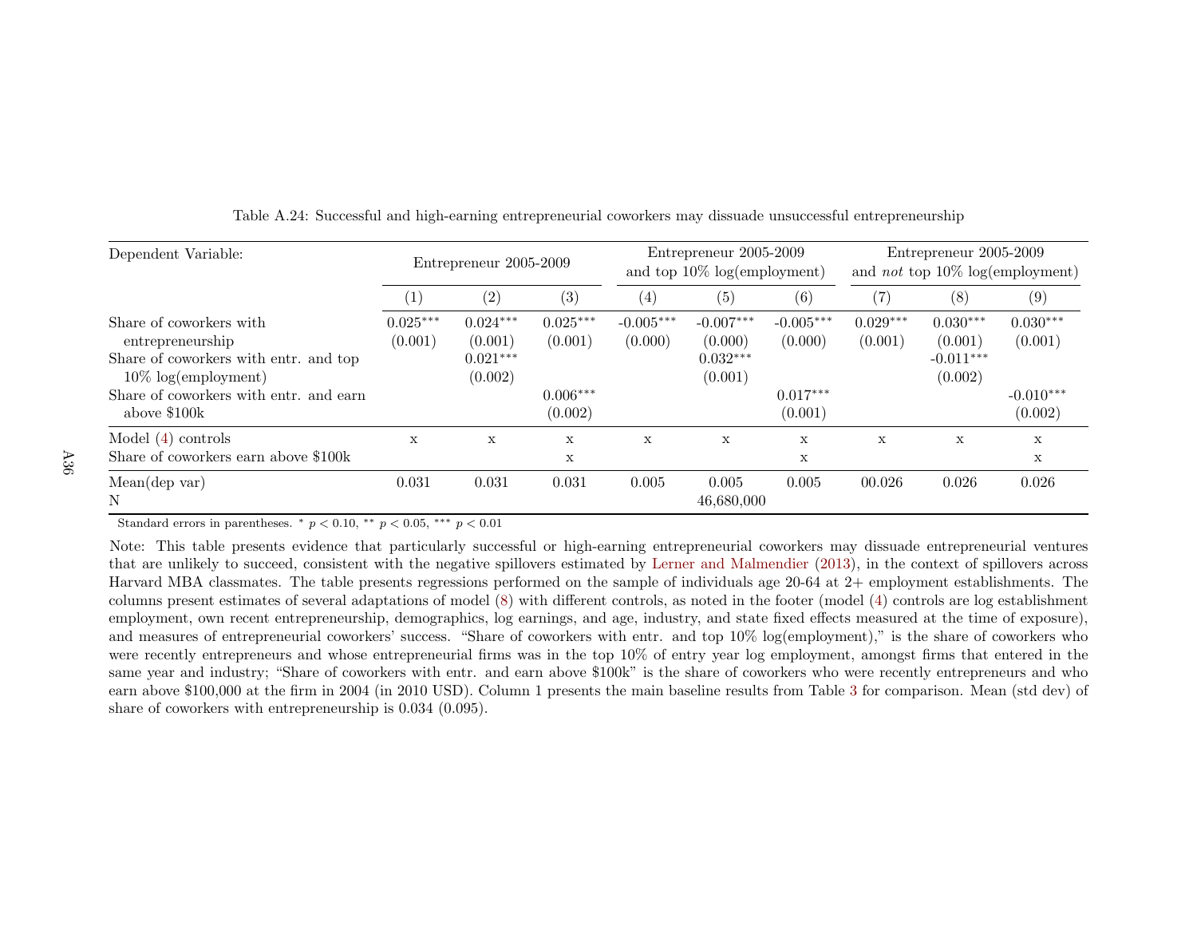Table A.24: Successful and high-earning entrepreneurial coworkers may dissuade unsuccessful entrepreneurship

| Dependent Variable: | Entrepreneur 2005-2009 | | | Entrepreneur 2005-2009 and top 10% log(employment) | | | Entrepreneur 2005-2009 and *not* top 10% log(employment) | | |
|---|---|---|---|---|---|---|---|---|---|
| | (1) | (2) | (3) | (4) | (5) | (6) | (7) | (8) | (9) |
| Share of coworkers with entrepreneurship | 0.025*** | 0.024*** | 0.025*** | -0.005*** | -0.007*** | -0.005*** | 0.029*** | 0.030*** | 0.030*** |
| | (0.001) | (0.001) | (0.001) | (0.000) | (0.000) | (0.000) | (0.001) | (0.001) | (0.001) |
| Share of coworkers with entr. and top 10% log(employment) | | 0.021*** | | | 0.032*** | | | -0.011*** | |
| | | (0.002) | | | (0.001) | | | (0.002) | |
| Share of coworkers with entr. and earn above $100k | | | 0.006*** | | | 0.017*** | | | -0.010*** |
| | | | (0.002) | | | (0.001) | | | (0.002) |
| Model (4) controls | x | x | x | x | x | x | x | x | x |
| Share of coworkers earn above $100k | | | x | | | x | | | x |
| Mean(dep var) | 0.031 | 0.031 | 0.031 | 0.005 | 0.005 | 0.005 | 00.026 | 0.026 | 0.026 |
| N | | | | | 46,680,000 | | | | |

Standard errors in parentheses. * $p < 0.10$, ** $p < 0.05$, *** $p < 0.01$

Note: This table presents evidence that particularly successful or high-earning entrepreneurial coworkers may dissuade entrepreneurial ventures that are unlikely to succeed, consistent with the negative spillovers estimated by Lerner and Malmendier (2013), in the context of spillovers across Harvard MBA classmates. The table presents regressions performed on the sample of individuals age 20-64 at 2+ employment establishments. The columns present estimates of several adaptations of model (8) with different controls, as noted in the footer (model (4) controls are log establishment employment, own recent entrepreneurship, demographics, log earnings, and age, industry, and state fixed effects measured at the time of exposure), and measures of entrepreneurial coworkers' success. "Share of coworkers with entr. and top 10% log(employment)," is the share of coworkers who were recently entrepreneurs and whose entrepreneurial firms was in the top 10% of entry year log employment, amongst firms that entered in the same year and industry; "Share of coworkers with entr. and earn above $100k" is the share of coworkers who were recently entrepreneurs and who earn above $100,000 at the firm in 2004 (in 2010 USD). Column 1 presents the main baseline results from Table 3 for comparison. Mean (std dev) of share of coworkers with entrepreneurship is 0.034 (0.095).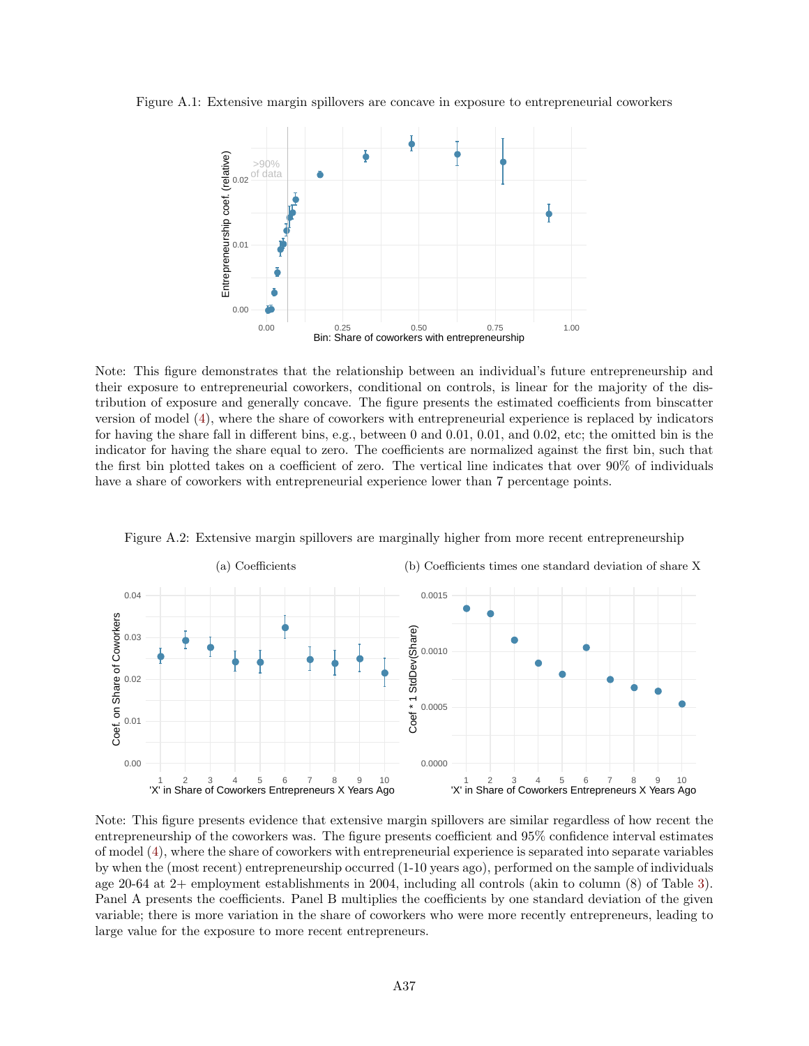Figure A.1: Extensive margin spillovers are concave in exposure to entrepreneurial coworkers

Note: This figure demonstrates that the relationship between an individual's future entrepreneurship and their exposure to entrepreneurial coworkers, conditional on controls, is linear for the majority of the distribution of exposure and generally concave. The figure presents the estimated coefficients from binscatter version of model (4), where the share of coworkers with entrepreneurial experience is replaced by indicators for having the share fall in different bins, e.g., between 0 and 0.01, 0.01, and 0.02, etc; the omitted bin is the indicator for having the share equal to zero. The coefficients are normalized against the first bin, such that the first bin plotted takes on a coefficient of zero. The vertical line indicates that over 90% of individuals have a share of coworkers with entrepreneurial experience lower than 7 percentage points.

Figure A.2: Extensive margin spillovers are marginally higher from more recent entrepreneurship

(a) Coefficients

(b) Coefficients times one standard deviation of share X

Note: This figure presents evidence that extensive margin spillovers are similar regardless of how recent the entrepreneurship of the coworkers was. The figure presents coefficient and 95% confidence interval estimates of model (4), where the share of coworkers with entrepreneurial experience is separated into separate variables by when the (most recent) entrepreneurship occurred (1-10 years ago), performed on the sample of individuals age 20-64 at 2+ employment establishments in 2004, including all controls (akin to column (8) of Table 3). Panel A presents the coefficients. Panel B multiplies the coefficients by one standard deviation of the given variable; there is more variation in the share of coworkers who were more recently entrepreneurs, leading to large value for the exposure to more recent entrepreneurs.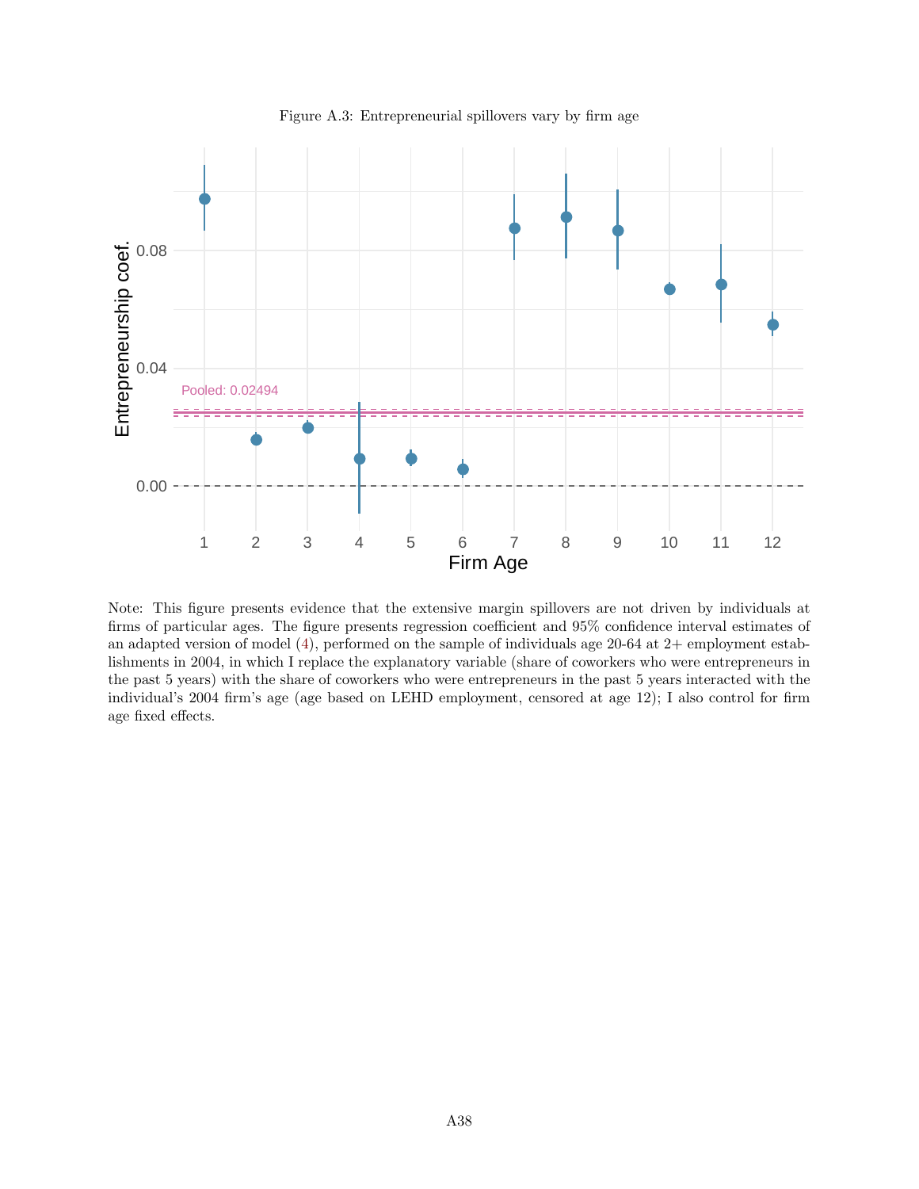Figure A.3: Entrepreneurial spillovers vary by firm age

Entrepreneurship coef.

0.08

0.04

0.00

Pooled: 0.02494

1 2 3 4 5 6 7 8 9 10 11 12

Firm Age

Note: This figure presents evidence that the extensive margin spillovers are not driven by individuals at firms of particular ages. The figure presents regression coefficient and 95% confidence interval estimates of an adapted version of model (4), performed on the sample of individuals age 20-64 at 2+ employment establishments in 2004, in which I replace the explanatory variable (share of coworkers who were entrepreneurs in the past 5 years) with the share of coworkers who were entrepreneurs in the past 5 years interacted with the individual's 2004 firm's age (age based on LEHD employment, censored at age 12); I also control for firm age fixed effects.